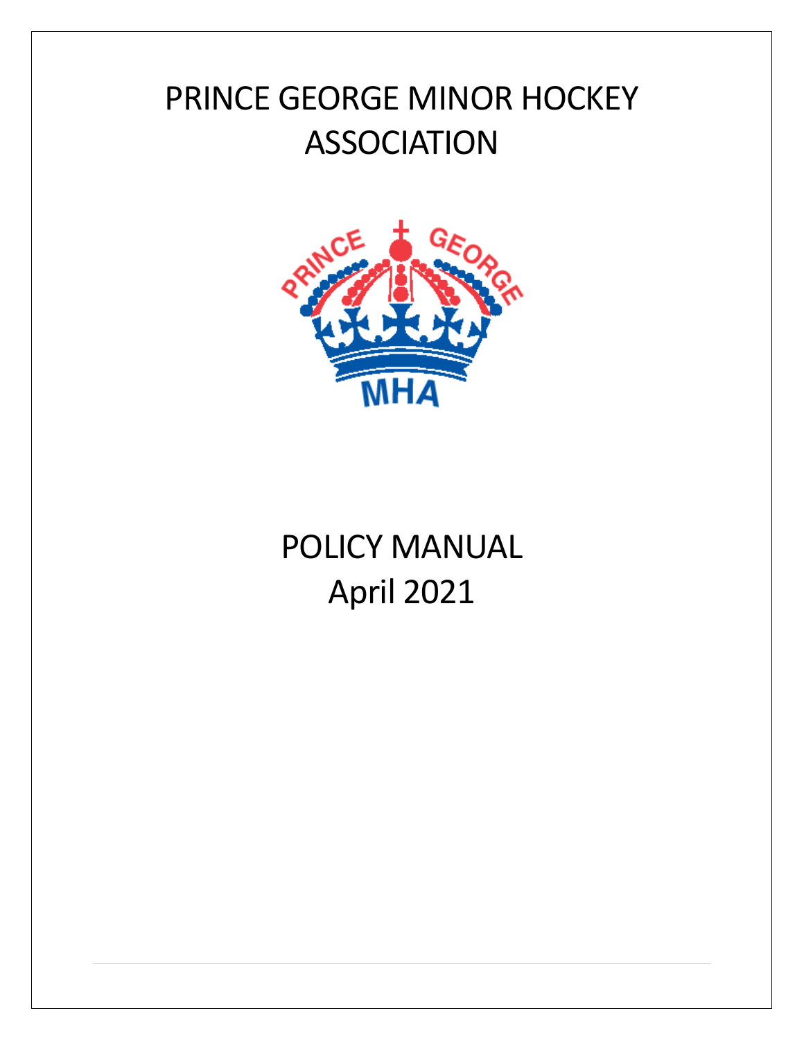# PRINCE GEORGE MINOR HOCKEY ASSOCIATION

# POLICY MANUAL
April 2021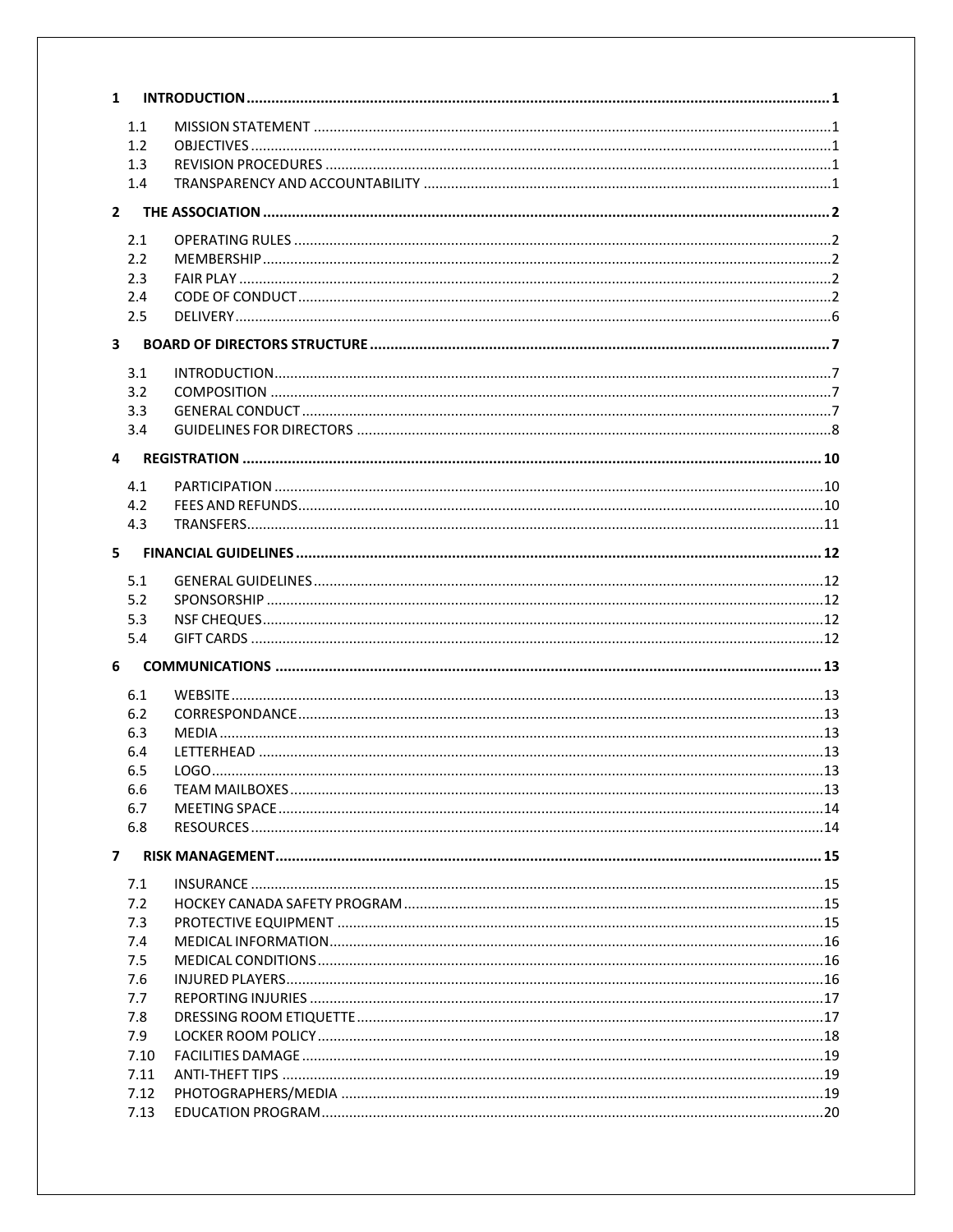1 INTRODUCTION ........ 1

- 1.1 MISSION STATEMENT ........ 1
- 1.2 OBJECTIVES ........ 1
- 1.3 REVISION PROCEDURES ........ 1
- 1.4 TRANSPARENCY AND ACCOUNTABILITY ........ 1

2 THE ASSOCIATION ........ 2

- 2.1 OPERATING RULES ........ 2
- 2.2 MEMBERSHIP ........ 2
- 2.3 FAIR PLAY ........ 2
- 2.4 CODE OF CONDUCT ........ 2
- 2.5 DELIVERY ........ 6

3 BOARD OF DIRECTORS STRUCTURE ........ 7

- 3.1 INTRODUCTION ........ 7
- 3.2 COMPOSITION ........ 7
- 3.3 GENERAL CONDUCT ........ 7
- 3.4 GUIDELINES FOR DIRECTORS ........ 8

4 REGISTRATION ........ 10

- 4.1 PARTICIPATION ........ 10
- 4.2 FEES AND REFUNDS ........ 10
- 4.3 TRANSFERS ........ 11

5 FINANCIAL GUIDELINES ........ 12

- 5.1 GENERAL GUIDELINES ........ 12
- 5.2 SPONSORSHIP ........ 12
- 5.3 NSF CHEQUES ........ 12
- 5.4 GIFT CARDS ........ 12

6 COMMUNICATIONS ........ 13

- 6.1 WEBSITE ........ 13
- 6.2 CORRESPONDANCE ........ 13
- 6.3 MEDIA ........ 13
- 6.4 LETTERHEAD ........ 13
- 6.5 LOGO ........ 13
- 6.6 TEAM MAILBOXES ........ 13
- 6.7 MEETING SPACE ........ 14
- 6.8 RESOURCES ........ 14

7 RISK MANAGEMENT ........ 15

- 7.1 INSURANCE ........ 15
- 7.2 HOCKEY CANADA SAFETY PROGRAM ........ 15
- 7.3 PROTECTIVE EQUIPMENT ........ 15
- 7.4 MEDICAL INFORMATION ........ 16
- 7.5 MEDICAL CONDITIONS ........ 16
- 7.6 INJURED PLAYERS ........ 16
- 7.7 REPORTING INJURIES ........ 17
- 7.8 DRESSING ROOM ETIQUETTE ........ 17
- 7.9 LOCKER ROOM POLICY ........ 18
- 7.10 FACILITIES DAMAGE ........ 19
- 7.11 ANTI-THEFT TIPS ........ 19
- 7.12 PHOTOGRAPHERS/MEDIA ........ 19
- 7.13 EDUCATION PROGRAM ........ 20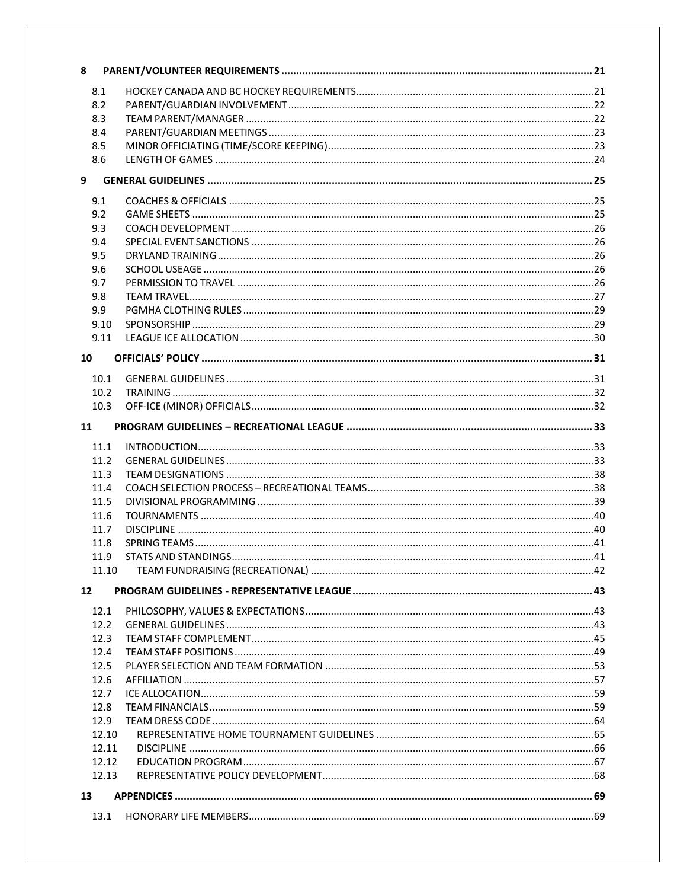**8 PARENT/VOLUNTEER REQUIREMENTS ........................................ 21**

- 8.1 HOCKEY CANADA AND BC HOCKEY REQUIREMENTS ........................................ 21
- 8.2 PARENT/GUARDIAN INVOLVEMENT ........................................ 22
- 8.3 TEAM PARENT/MANAGER ........................................ 22
- 8.4 PARENT/GUARDIAN MEETINGS ........................................ 23
- 8.5 MINOR OFFICIATING (TIME/SCORE KEEPING) ........................................ 23
- 8.6 LENGTH OF GAMES ........................................ 24

**9 GENERAL GUIDELINES ........................................ 25**

- 9.1 COACHES & OFFICIALS ........................................ 25
- 9.2 GAME SHEETS ........................................ 25
- 9.3 COACH DEVELOPMENT ........................................ 26
- 9.4 SPECIAL EVENT SANCTIONS ........................................ 26
- 9.5 DRYLAND TRAINING ........................................ 26
- 9.6 SCHOOL USEAGE ........................................ 26
- 9.7 PERMISSION TO TRAVEL ........................................ 26
- 9.8 TEAM TRAVEL ........................................ 27
- 9.9 PGMHA CLOTHING RULES ........................................ 29
- 9.10 SPONSORSHIP ........................................ 29
- 9.11 LEAGUE ICE ALLOCATION ........................................ 30

**10 OFFICIALS' POLICY ........................................ 31**

- 10.1 GENERAL GUIDELINES ........................................ 31
- 10.2 TRAINING ........................................ 32
- 10.3 OFF-ICE (MINOR) OFFICIALS ........................................ 32

**11 PROGRAM GUIDELINES – RECREATIONAL LEAGUE ........................................ 33**

- 11.1 INTRODUCTION ........................................ 33
- 11.2 GENERAL GUIDELINES ........................................ 33
- 11.3 TEAM DESIGNATIONS ........................................ 38
- 11.4 COACH SELECTION PROCESS – RECREATIONAL TEAMS ........................................ 38
- 11.5 DIVISIONAL PROGRAMMING ........................................ 39
- 11.6 TOURNAMENTS ........................................ 40
- 11.7 DISCIPLINE ........................................ 40
- 11.8 SPRING TEAMS ........................................ 41
- 11.9 STATS AND STANDINGS ........................................ 41
- 11.10 TEAM FUNDRAISING (RECREATIONAL) ........................................ 42

**12 PROGRAM GUIDELINES - REPRESENTATIVE LEAGUE ........................................ 43**

- 12.1 PHILOSOPHY, VALUES & EXPECTATIONS ........................................ 43
- 12.2 GENERAL GUIDELINES ........................................ 43
- 12.3 TEAM STAFF COMPLEMENT ........................................ 45
- 12.4 TEAM STAFF POSITIONS ........................................ 49
- 12.5 PLAYER SELECTION AND TEAM FORMATION ........................................ 53
- 12.6 AFFILIATION ........................................ 57
- 12.7 ICE ALLOCATION ........................................ 59
- 12.8 TEAM FINANCIALS ........................................ 59
- 12.9 TEAM DRESS CODE ........................................ 64
- 12.10 REPRESENTATIVE HOME TOURNAMENT GUIDELINES ........................................ 65
- 12.11 DISCIPLINE ........................................ 66
- 12.12 EDUCATION PROGRAM ........................................ 67
- 12.13 REPRESENTATIVE POLICY DEVELOPMENT ........................................ 68

**13 APPENDICES ........................................ 69**

- 13.1 HONORARY LIFE MEMBERS ........................................ 69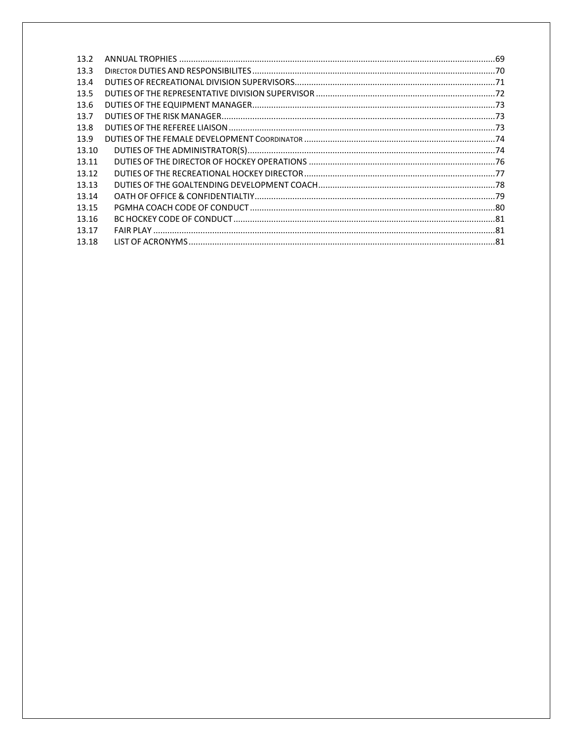| | | |
|---|---|---|
| 13.2 | ANNUAL TROPHIES | 69 |
| 13.3 | DIRECTOR DUTIES AND RESPONSIBILITES | 70 |
| 13.4 | DUTIES OF RECREATIONAL DIVISION SUPERVISORS | 71 |
| 13.5 | DUTIES OF THE REPRESENTATIVE DIVISION SUPERVISOR | 72 |
| 13.6 | DUTIES OF THE EQUIPMENT MANAGER | 73 |
| 13.7 | DUTIES OF THE RISK MANAGER | 73 |
| 13.8 | DUTIES OF THE REFEREE LIAISON | 73 |
| 13.9 | DUTIES OF THE FEMALE DEVELOPMENT COORDINATOR | 74 |
| 13.10 | DUTIES OF THE ADMINISTRATOR(S) | 74 |
| 13.11 | DUTIES OF THE DIRECTOR OF HOCKEY OPERATIONS | 76 |
| 13.12 | DUTIES OF THE RECREATIONAL HOCKEY DIRECTOR | 77 |
| 13.13 | DUTIES OF THE GOALTENDING DEVELOPMENT COACH | 78 |
| 13.14 | OATH OF OFFICE & CONFIDENTIALTIY | 79 |
| 13.15 | PGMHA COACH CODE OF CONDUCT | 80 |
| 13.16 | BC HOCKEY CODE OF CONDUCT | 81 |
| 13.17 | FAIR PLAY | 81 |
| 13.18 | LIST OF ACRONYMS | 81 |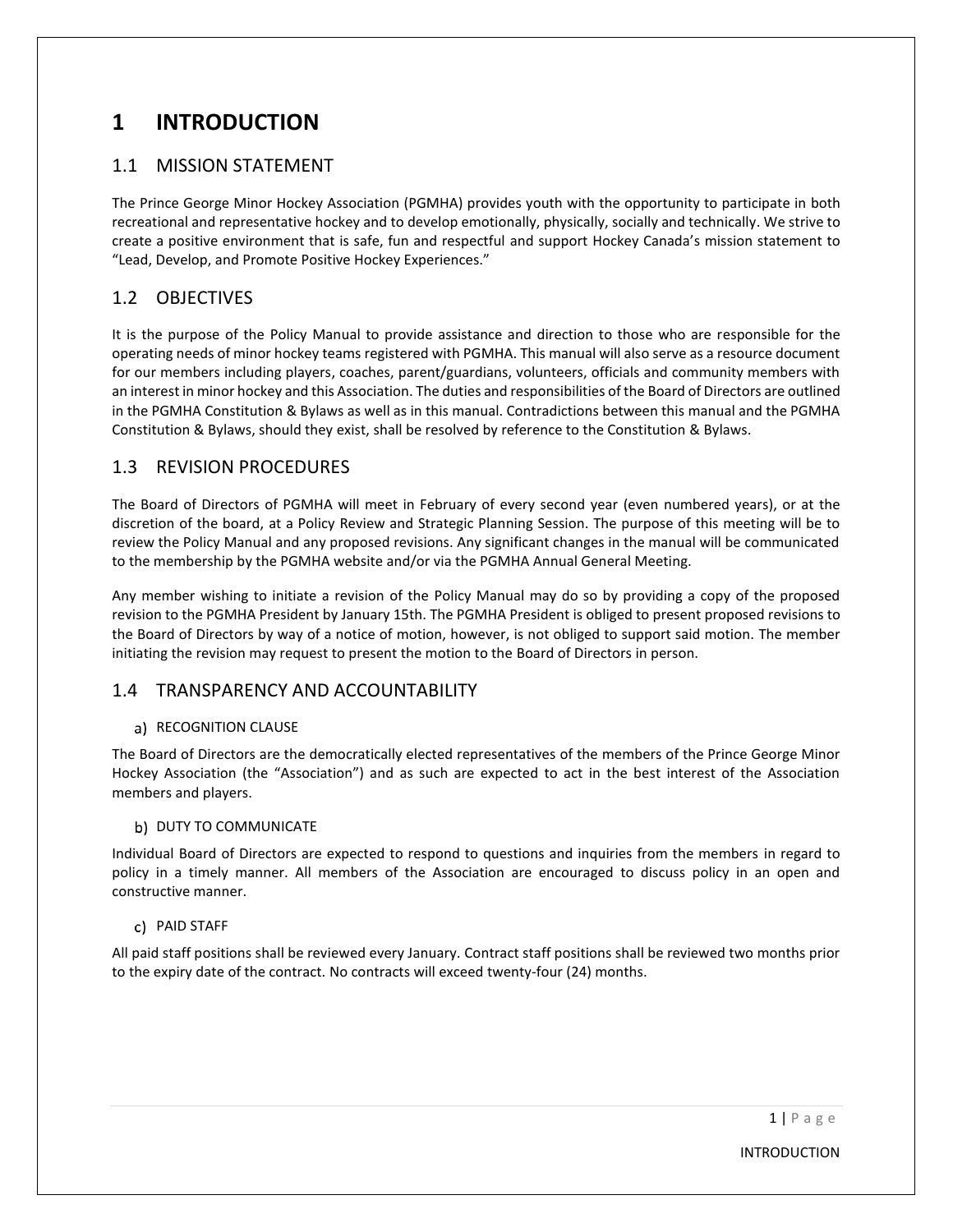# 1 INTRODUCTION

## 1.1 MISSION STATEMENT

The Prince George Minor Hockey Association (PGMHA) provides youth with the opportunity to participate in both recreational and representative hockey and to develop emotionally, physically, socially and technically. We strive to create a positive environment that is safe, fun and respectful and support Hockey Canada's mission statement to "Lead, Develop, and Promote Positive Hockey Experiences."

## 1.2 OBJECTIVES

It is the purpose of the Policy Manual to provide assistance and direction to those who are responsible for the operating needs of minor hockey teams registered with PGMHA. This manual will also serve as a resource document for our members including players, coaches, parent/guardians, volunteers, officials and community members with an interest in minor hockey and this Association. The duties and responsibilities of the Board of Directors are outlined in the PGMHA Constitution & Bylaws as well as in this manual. Contradictions between this manual and the PGMHA Constitution & Bylaws, should they exist, shall be resolved by reference to the Constitution & Bylaws.

## 1.3 REVISION PROCEDURES

The Board of Directors of PGMHA will meet in February of every second year (even numbered years), or at the discretion of the board, at a Policy Review and Strategic Planning Session. The purpose of this meeting will be to review the Policy Manual and any proposed revisions. Any significant changes in the manual will be communicated to the membership by the PGMHA website and/or via the PGMHA Annual General Meeting.

Any member wishing to initiate a revision of the Policy Manual may do so by providing a copy of the proposed revision to the PGMHA President by January 15th. The PGMHA President is obliged to present proposed revisions to the Board of Directors by way of a notice of motion, however, is not obliged to support said motion. The member initiating the revision may request to present the motion to the Board of Directors in person.

## 1.4 TRANSPARENCY AND ACCOUNTABILITY

### a) RECOGNITION CLAUSE

The Board of Directors are the democratically elected representatives of the members of the Prince George Minor Hockey Association (the "Association") and as such are expected to act in the best interest of the Association members and players.

### b) DUTY TO COMMUNICATE

Individual Board of Directors are expected to respond to questions and inquiries from the members in regard to policy in a timely manner. All members of the Association are encouraged to discuss policy in an open and constructive manner.

### c) PAID STAFF

All paid staff positions shall be reviewed every January. Contract staff positions shall be reviewed two months prior to the expiry date of the contract. No contracts will exceed twenty-four (24) months.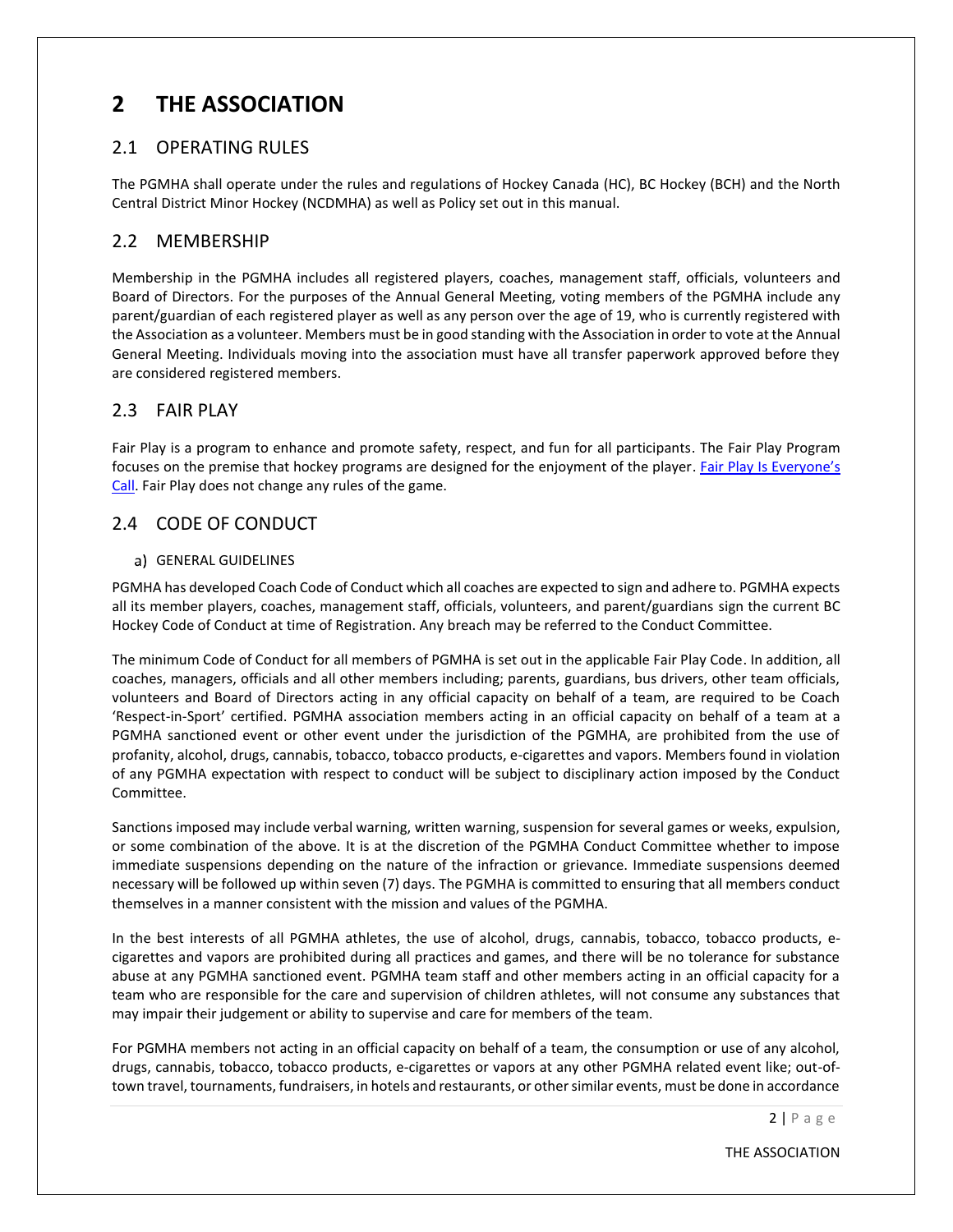# 2 THE ASSOCIATION

## 2.1 OPERATING RULES

The PGMHA shall operate under the rules and regulations of Hockey Canada (HC), BC Hockey (BCH) and the North Central District Minor Hockey (NCDMHA) as well as Policy set out in this manual.

## 2.2 MEMBERSHIP

Membership in the PGMHA includes all registered players, coaches, management staff, officials, volunteers and Board of Directors. For the purposes of the Annual General Meeting, voting members of the PGMHA include any parent/guardian of each registered player as well as any person over the age of 19, who is currently registered with the Association as a volunteer. Members must be in good standing with the Association in order to vote at the Annual General Meeting. Individuals moving into the association must have all transfer paperwork approved before they are considered registered members.

## 2.3 FAIR PLAY

Fair Play is a program to enhance and promote safety, respect, and fun for all participants. The Fair Play Program focuses on the premise that hockey programs are designed for the enjoyment of the player. Fair Play Is Everyone's Call. Fair Play does not change any rules of the game.

## 2.4 CODE OF CONDUCT

### a) GENERAL GUIDELINES

PGMHA has developed Coach Code of Conduct which all coaches are expected to sign and adhere to. PGMHA expects all its member players, coaches, management staff, officials, volunteers, and parent/guardians sign the current BC Hockey Code of Conduct at time of Registration. Any breach may be referred to the Conduct Committee.

The minimum Code of Conduct for all members of PGMHA is set out in the applicable Fair Play Code. In addition, all coaches, managers, officials and all other members including; parents, guardians, bus drivers, other team officials, volunteers and Board of Directors acting in any official capacity on behalf of a team, are required to be Coach 'Respect-in-Sport' certified. PGMHA association members acting in an official capacity on behalf of a team at a PGMHA sanctioned event or other event under the jurisdiction of the PGMHA, are prohibited from the use of profanity, alcohol, drugs, cannabis, tobacco, tobacco products, e-cigarettes and vapors. Members found in violation of any PGMHA expectation with respect to conduct will be subject to disciplinary action imposed by the Conduct Committee.

Sanctions imposed may include verbal warning, written warning, suspension for several games or weeks, expulsion, or some combination of the above. It is at the discretion of the PGMHA Conduct Committee whether to impose immediate suspensions depending on the nature of the infraction or grievance. Immediate suspensions deemed necessary will be followed up within seven (7) days. The PGMHA is committed to ensuring that all members conduct themselves in a manner consistent with the mission and values of the PGMHA.

In the best interests of all PGMHA athletes, the use of alcohol, drugs, cannabis, tobacco, tobacco products, e-cigarettes and vapors are prohibited during all practices and games, and there will be no tolerance for substance abuse at any PGMHA sanctioned event. PGMHA team staff and other members acting in an official capacity for a team who are responsible for the care and supervision of children athletes, will not consume any substances that may impair their judgement or ability to supervise and care for members of the team.

For PGMHA members not acting in an official capacity on behalf of a team, the consumption or use of any alcohol, drugs, cannabis, tobacco, tobacco products, e-cigarettes or vapors at any other PGMHA related event like; out-of-town travel, tournaments, fundraisers, in hotels and restaurants, or other similar events, must be done in accordance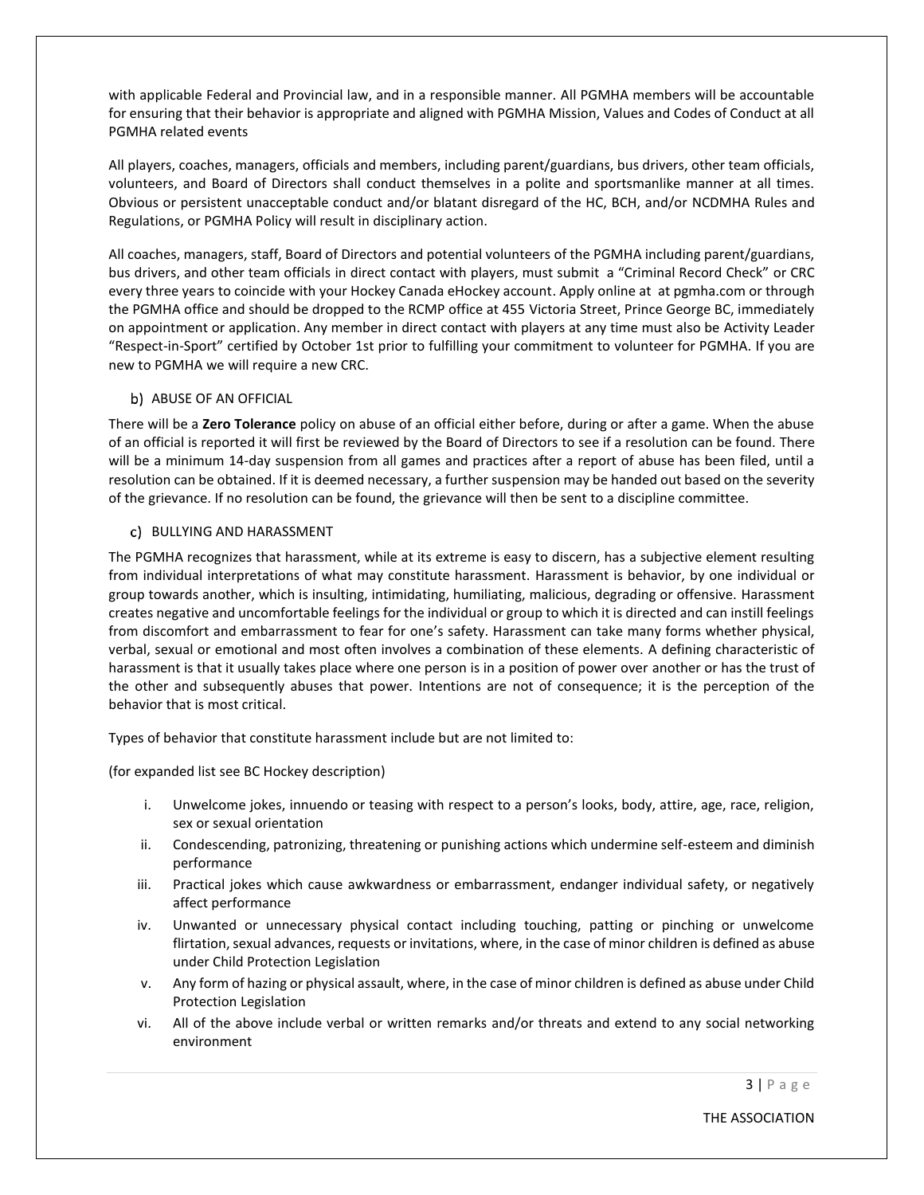with applicable Federal and Provincial law, and in a responsible manner. All PGMHA members will be accountable for ensuring that their behavior is appropriate and aligned with PGMHA Mission, Values and Codes of Conduct at all PGMHA related events

All players, coaches, managers, officials and members, including parent/guardians, bus drivers, other team officials, volunteers, and Board of Directors shall conduct themselves in a polite and sportsmanlike manner at all times. Obvious or persistent unacceptable conduct and/or blatant disregard of the HC, BCH, and/or NCDMHA Rules and Regulations, or PGMHA Policy will result in disciplinary action.

All coaches, managers, staff, Board of Directors and potential volunteers of the PGMHA including parent/guardians, bus drivers, and other team officials in direct contact with players, must submit a "Criminal Record Check" or CRC every three years to coincide with your Hockey Canada eHockey account. Apply online at at pgmha.com or through the PGMHA office and should be dropped to the RCMP office at 455 Victoria Street, Prince George BC, immediately on appointment or application. Any member in direct contact with players at any time must also be Activity Leader "Respect-in-Sport" certified by October 1st prior to fulfilling your commitment to volunteer for PGMHA. If you are new to PGMHA we will require a new CRC.

### b) ABUSE OF AN OFFICIAL

There will be a **Zero Tolerance** policy on abuse of an official either before, during or after a game. When the abuse of an official is reported it will first be reviewed by the Board of Directors to see if a resolution can be found. There will be a minimum 14-day suspension from all games and practices after a report of abuse has been filed, until a resolution can be obtained. If it is deemed necessary, a further suspension may be handed out based on the severity of the grievance. If no resolution can be found, the grievance will then be sent to a discipline committee.

### c) BULLYING AND HARASSMENT

The PGMHA recognizes that harassment, while at its extreme is easy to discern, has a subjective element resulting from individual interpretations of what may constitute harassment. Harassment is behavior, by one individual or group towards another, which is insulting, intimidating, humiliating, malicious, degrading or offensive. Harassment creates negative and uncomfortable feelings for the individual or group to which it is directed and can instill feelings from discomfort and embarrassment to fear for one's safety. Harassment can take many forms whether physical, verbal, sexual or emotional and most often involves a combination of these elements. A defining characteristic of harassment is that it usually takes place where one person is in a position of power over another or has the trust of the other and subsequently abuses that power. Intentions are not of consequence; it is the perception of the behavior that is most critical.

Types of behavior that constitute harassment include but are not limited to:

(for expanded list see BC Hockey description)

i. Unwelcome jokes, innuendo or teasing with respect to a person's looks, body, attire, age, race, religion, sex or sexual orientation
ii. Condescending, patronizing, threatening or punishing actions which undermine self-esteem and diminish performance
iii. Practical jokes which cause awkwardness or embarrassment, endanger individual safety, or negatively affect performance
iv. Unwanted or unnecessary physical contact including touching, patting or pinching or unwelcome flirtation, sexual advances, requests or invitations, where, in the case of minor children is defined as abuse under Child Protection Legislation
v. Any form of hazing or physical assault, where, in the case of minor children is defined as abuse under Child Protection Legislation
vi. All of the above include verbal or written remarks and/or threats and extend to any social networking environment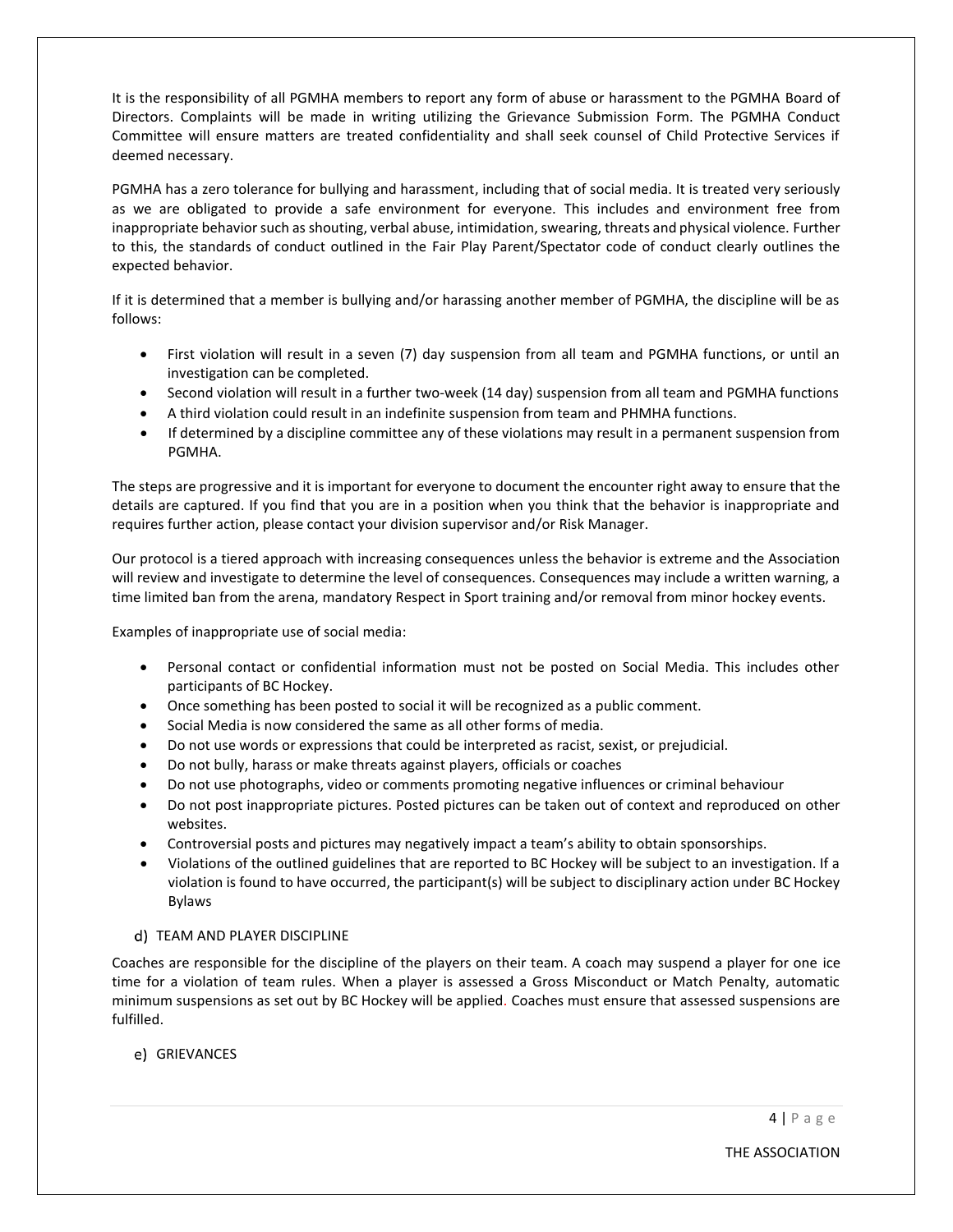It is the responsibility of all PGMHA members to report any form of abuse or harassment to the PGMHA Board of Directors. Complaints will be made in writing utilizing the Grievance Submission Form. The PGMHA Conduct Committee will ensure matters are treated confidentiality and shall seek counsel of Child Protective Services if deemed necessary.

PGMHA has a zero tolerance for bullying and harassment, including that of social media. It is treated very seriously as we are obligated to provide a safe environment for everyone. This includes and environment free from inappropriate behavior such as shouting, verbal abuse, intimidation, swearing, threats and physical violence. Further to this, the standards of conduct outlined in the Fair Play Parent/Spectator code of conduct clearly outlines the expected behavior.

If it is determined that a member is bullying and/or harassing another member of PGMHA, the discipline will be as follows:

- First violation will result in a seven (7) day suspension from all team and PGMHA functions, or until an investigation can be completed.
- Second violation will result in a further two-week (14 day) suspension from all team and PGMHA functions
- A third violation could result in an indefinite suspension from team and PHMHA functions.
- If determined by a discipline committee any of these violations may result in a permanent suspension from PGMHA.

The steps are progressive and it is important for everyone to document the encounter right away to ensure that the details are captured. If you find that you are in a position when you think that the behavior is inappropriate and requires further action, please contact your division supervisor and/or Risk Manager.

Our protocol is a tiered approach with increasing consequences unless the behavior is extreme and the Association will review and investigate to determine the level of consequences. Consequences may include a written warning, a time limited ban from the arena, mandatory Respect in Sport training and/or removal from minor hockey events.

Examples of inappropriate use of social media:

- Personal contact or confidential information must not be posted on Social Media. This includes other participants of BC Hockey.
- Once something has been posted to social it will be recognized as a public comment.
- Social Media is now considered the same as all other forms of media.
- Do not use words or expressions that could be interpreted as racist, sexist, or prejudicial.
- Do not bully, harass or make threats against players, officials or coaches
- Do not use photographs, video or comments promoting negative influences or criminal behaviour
- Do not post inappropriate pictures. Posted pictures can be taken out of context and reproduced on other websites.
- Controversial posts and pictures may negatively impact a team's ability to obtain sponsorships.
- Violations of the outlined guidelines that are reported to BC Hockey will be subject to an investigation. If a violation is found to have occurred, the participant(s) will be subject to disciplinary action under BC Hockey Bylaws

### d) TEAM AND PLAYER DISCIPLINE

Coaches are responsible for the discipline of the players on their team. A coach may suspend a player for one ice time for a violation of team rules. When a player is assessed a Gross Misconduct or Match Penalty, automatic minimum suspensions as set out by BC Hockey will be applied. Coaches must ensure that assessed suspensions are fulfilled.

### e) GRIEVANCES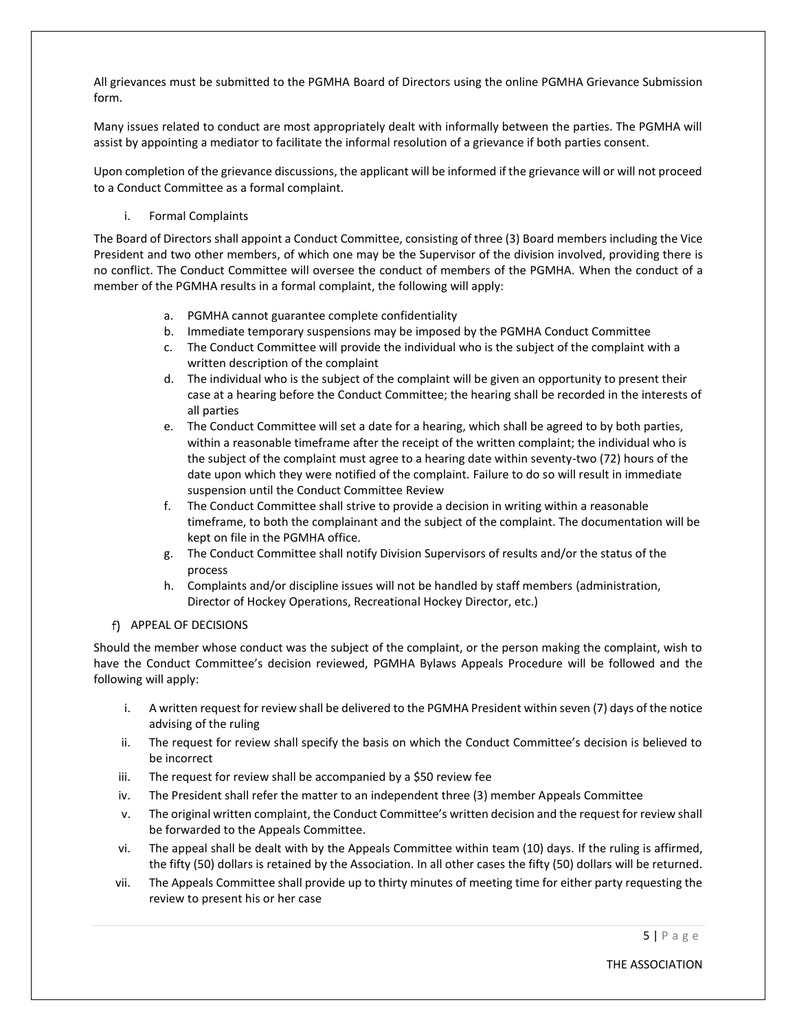All grievances must be submitted to the PGMHA Board of Directors using the online PGMHA Grievance Submission form.

Many issues related to conduct are most appropriately dealt with informally between the parties. The PGMHA will assist by appointing a mediator to facilitate the informal resolution of a grievance if both parties consent.

Upon completion of the grievance discussions, the applicant will be informed if the grievance will or will not proceed to a Conduct Committee as a formal complaint.

i. Formal Complaints

The Board of Directors shall appoint a Conduct Committee, consisting of three (3) Board members including the Vice President and two other members, of which one may be the Supervisor of the division involved, providing there is no conflict. The Conduct Committee will oversee the conduct of members of the PGMHA. When the conduct of a member of the PGMHA results in a formal complaint, the following will apply:

a. PGMHA cannot guarantee complete confidentiality
b. Immediate temporary suspensions may be imposed by the PGMHA Conduct Committee
c. The Conduct Committee will provide the individual who is the subject of the complaint with a written description of the complaint
d. The individual who is the subject of the complaint will be given an opportunity to present their case at a hearing before the Conduct Committee; the hearing shall be recorded in the interests of all parties
e. The Conduct Committee will set a date for a hearing, which shall be agreed to by both parties, within a reasonable timeframe after the receipt of the written complaint; the individual who is the subject of the complaint must agree to a hearing date within seventy-two (72) hours of the date upon which they were notified of the complaint. Failure to do so will result in immediate suspension until the Conduct Committee Review
f. The Conduct Committee shall strive to provide a decision in writing within a reasonable timeframe, to both the complainant and the subject of the complaint. The documentation will be kept on file in the PGMHA office.
g. The Conduct Committee shall notify Division Supervisors of results and/or the status of the process
h. Complaints and/or discipline issues will not be handled by staff members (administration, Director of Hockey Operations, Recreational Hockey Director, etc.)

f) APPEAL OF DECISIONS

Should the member whose conduct was the subject of the complaint, or the person making the complaint, wish to have the Conduct Committee's decision reviewed, PGMHA Bylaws Appeals Procedure will be followed and the following will apply:

i. A written request for review shall be delivered to the PGMHA President within seven (7) days of the notice advising of the ruling
ii. The request for review shall specify the basis on which the Conduct Committee's decision is believed to be incorrect
iii. The request for review shall be accompanied by a $50 review fee
iv. The President shall refer the matter to an independent three (3) member Appeals Committee
v. The original written complaint, the Conduct Committee's written decision and the request for review shall be forwarded to the Appeals Committee.
vi. The appeal shall be dealt with by the Appeals Committee within team (10) days. If the ruling is affirmed, the fifty (50) dollars is retained by the Association. In all other cases the fifty (50) dollars will be returned.
vii. The Appeals Committee shall provide up to thirty minutes of meeting time for either party requesting the review to present his or her case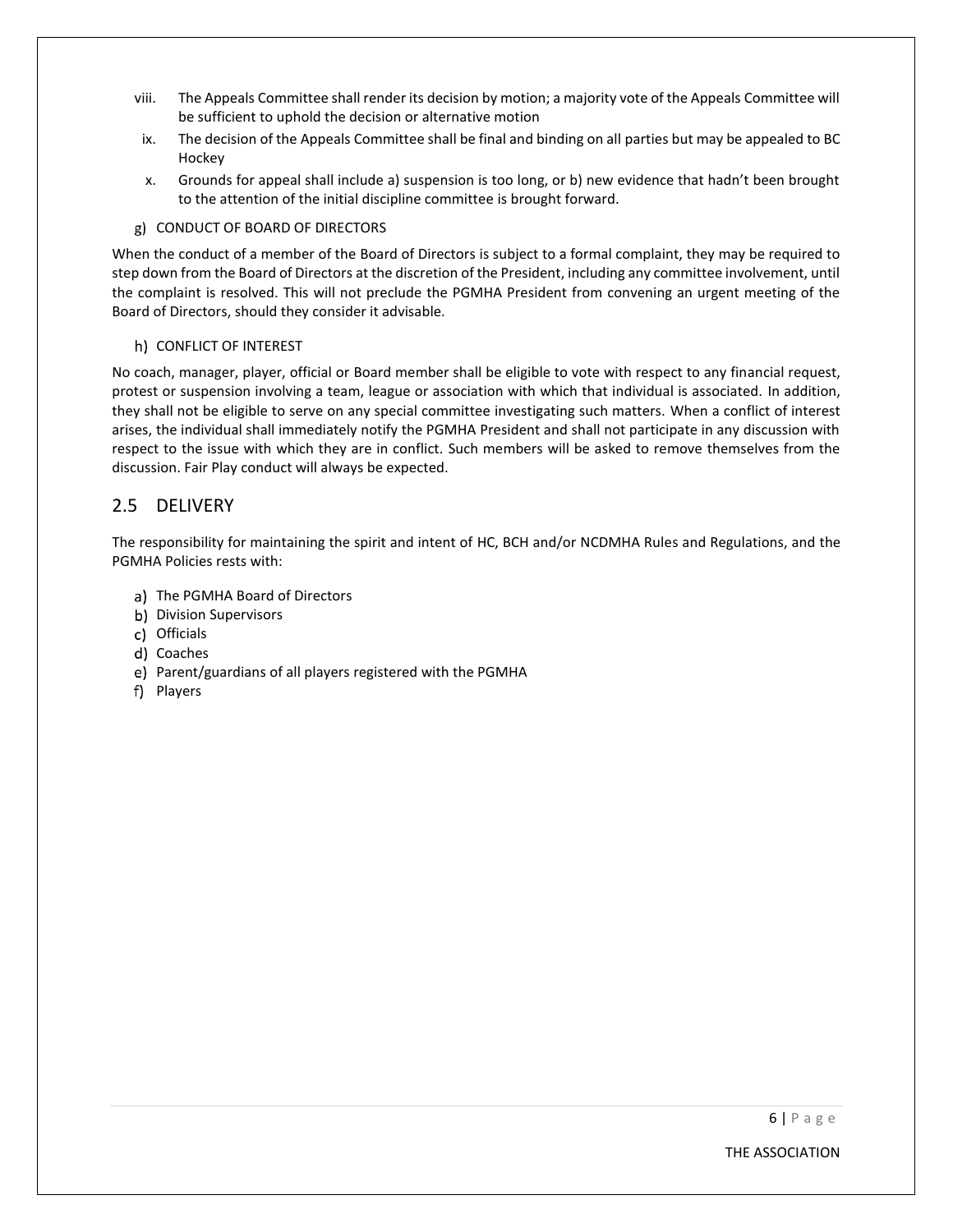viii. The Appeals Committee shall render its decision by motion; a majority vote of the Appeals Committee will be sufficient to uphold the decision or alternative motion

ix. The decision of the Appeals Committee shall be final and binding on all parties but may be appealed to BC Hockey

x. Grounds for appeal shall include a) suspension is too long, or b) new evidence that hadn't been brought to the attention of the initial discipline committee is brought forward.

g) CONDUCT OF BOARD OF DIRECTORS

When the conduct of a member of the Board of Directors is subject to a formal complaint, they may be required to step down from the Board of Directors at the discretion of the President, including any committee involvement, until the complaint is resolved. This will not preclude the PGMHA President from convening an urgent meeting of the Board of Directors, should they consider it advisable.

h) CONFLICT OF INTEREST

No coach, manager, player, official or Board member shall be eligible to vote with respect to any financial request, protest or suspension involving a team, league or association with which that individual is associated. In addition, they shall not be eligible to serve on any special committee investigating such matters. When a conflict of interest arises, the individual shall immediately notify the PGMHA President and shall not participate in any discussion with respect to the issue with which they are in conflict. Such members will be asked to remove themselves from the discussion. Fair Play conduct will always be expected.

## 2.5 DELIVERY

The responsibility for maintaining the spirit and intent of HC, BCH and/or NCDMHA Rules and Regulations, and the PGMHA Policies rests with:

a) The PGMHA Board of Directors
b) Division Supervisors
c) Officials
d) Coaches
e) Parent/guardians of all players registered with the PGMHA
f) Players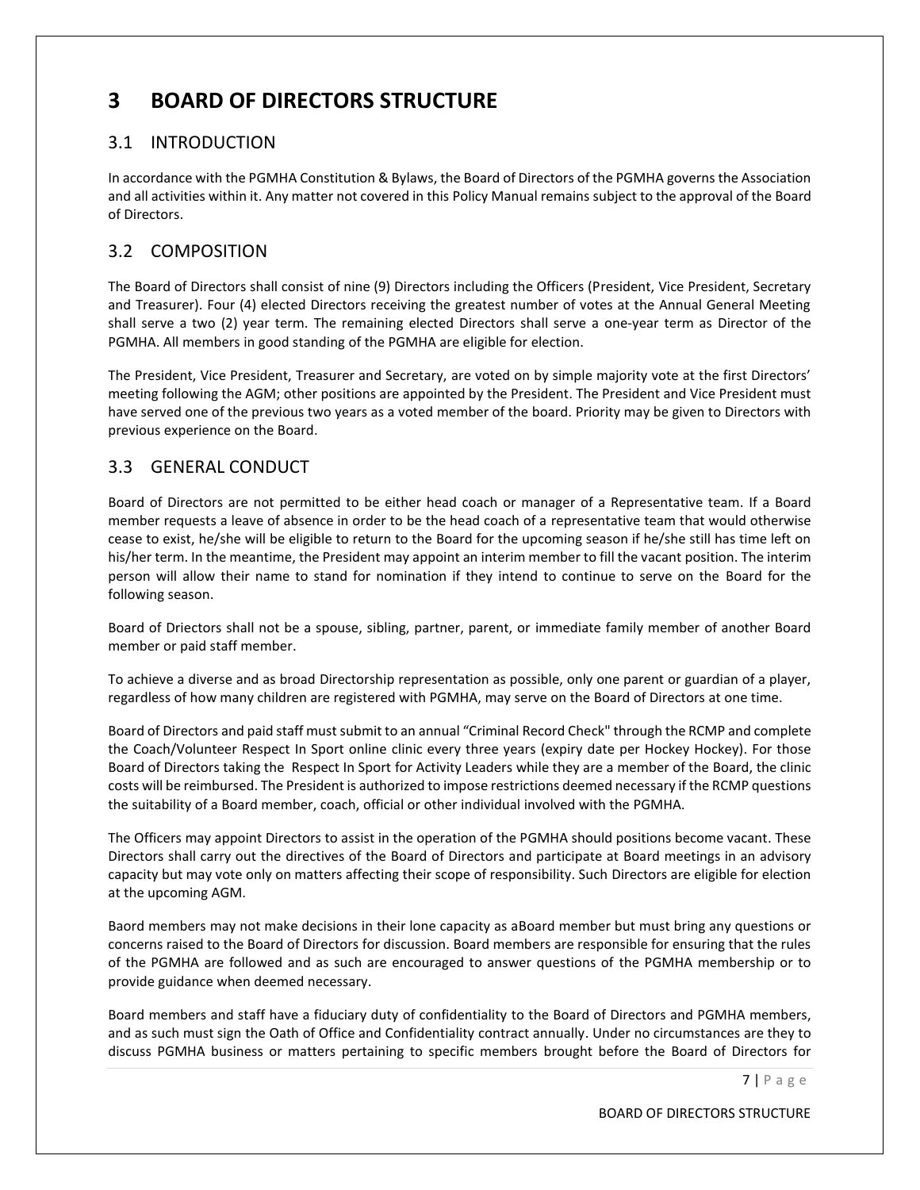# 3 BOARD OF DIRECTORS STRUCTURE

## 3.1 INTRODUCTION

In accordance with the PGMHA Constitution & Bylaws, the Board of Directors of the PGMHA governs the Association and all activities within it. Any matter not covered in this Policy Manual remains subject to the approval of the Board of Directors.

## 3.2 COMPOSITION

The Board of Directors shall consist of nine (9) Directors including the Officers (President, Vice President, Secretary and Treasurer). Four (4) elected Directors receiving the greatest number of votes at the Annual General Meeting shall serve a two (2) year term. The remaining elected Directors shall serve a one-year term as Director of the PGMHA. All members in good standing of the PGMHA are eligible for election.

The President, Vice President, Treasurer and Secretary, are voted on by simple majority vote at the first Directors' meeting following the AGM; other positions are appointed by the President. The President and Vice President must have served one of the previous two years as a voted member of the board. Priority may be given to Directors with previous experience on the Board.

## 3.3 GENERAL CONDUCT

Board of Directors are not permitted to be either head coach or manager of a Representative team. If a Board member requests a leave of absence in order to be the head coach of a representative team that would otherwise cease to exist, he/she will be eligible to return to the Board for the upcoming season if he/she still has time left on his/her term. In the meantime, the President may appoint an interim member to fill the vacant position. The interim person will allow their name to stand for nomination if they intend to continue to serve on the Board for the following season.

Board of Driectors shall not be a spouse, sibling, partner, parent, or immediate family member of another Board member or paid staff member.

To achieve a diverse and as broad Directorship representation as possible, only one parent or guardian of a player, regardless of how many children are registered with PGMHA, may serve on the Board of Directors at one time.

Board of Directors and paid staff must submit to an annual "Criminal Record Check" through the RCMP and complete the Coach/Volunteer Respect In Sport online clinic every three years (expiry date per Hockey Hockey). For those Board of Directors taking the Respect In Sport for Activity Leaders while they are a member of the Board, the clinic costs will be reimbursed. The President is authorized to impose restrictions deemed necessary if the RCMP questions the suitability of a Board member, coach, official or other individual involved with the PGMHA.

The Officers may appoint Directors to assist in the operation of the PGMHA should positions become vacant. These Directors shall carry out the directives of the Board of Directors and participate at Board meetings in an advisory capacity but may vote only on matters affecting their scope of responsibility. Such Directors are eligible for election at the upcoming AGM.

Baord members may not make decisions in their lone capacity as aBoard member but must bring any questions or concerns raised to the Board of Directors for discussion. Board members are responsible for ensuring that the rules of the PGMHA are followed and as such are encouraged to answer questions of the PGMHA membership or to provide guidance when deemed necessary.

Board members and staff have a fiduciary duty of confidentiality to the Board of Directors and PGMHA members, and as such must sign the Oath of Office and Confidentiality contract annually. Under no circumstances are they to discuss PGMHA business or matters pertaining to specific members brought before the Board of Directors for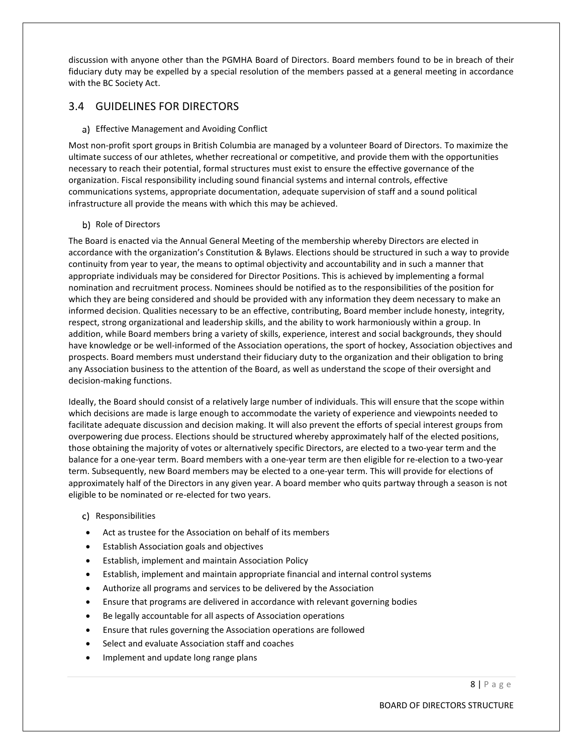discussion with anyone other than the PGMHA Board of Directors. Board members found to be in breach of their fiduciary duty may be expelled by a special resolution of the members passed at a general meeting in accordance with the BC Society Act.

## 3.4 GUIDELINES FOR DIRECTORS

### a) Effective Management and Avoiding Conflict

Most non-profit sport groups in British Columbia are managed by a volunteer Board of Directors. To maximize the ultimate success of our athletes, whether recreational or competitive, and provide them with the opportunities necessary to reach their potential, formal structures must exist to ensure the effective governance of the organization. Fiscal responsibility including sound financial systems and internal controls, effective communications systems, appropriate documentation, adequate supervision of staff and a sound political infrastructure all provide the means with which this may be achieved.

### b) Role of Directors

The Board is enacted via the Annual General Meeting of the membership whereby Directors are elected in accordance with the organization's Constitution & Bylaws. Elections should be structured in such a way to provide continuity from year to year, the means to optimal objectivity and accountability and in such a manner that appropriate individuals may be considered for Director Positions. This is achieved by implementing a formal nomination and recruitment process. Nominees should be notified as to the responsibilities of the position for which they are being considered and should be provided with any information they deem necessary to make an informed decision. Qualities necessary to be an effective, contributing, Board member include honesty, integrity, respect, strong organizational and leadership skills, and the ability to work harmoniously within a group. In addition, while Board members bring a variety of skills, experience, interest and social backgrounds, they should have knowledge or be well-informed of the Association operations, the sport of hockey, Association objectives and prospects. Board members must understand their fiduciary duty to the organization and their obligation to bring any Association business to the attention of the Board, as well as understand the scope of their oversight and decision-making functions.

Ideally, the Board should consist of a relatively large number of individuals. This will ensure that the scope within which decisions are made is large enough to accommodate the variety of experience and viewpoints needed to facilitate adequate discussion and decision making. It will also prevent the efforts of special interest groups from overpowering due process. Elections should be structured whereby approximately half of the elected positions, those obtaining the majority of votes or alternatively specific Directors, are elected to a two-year term and the balance for a one-year term. Board members with a one-year term are then eligible for re-election to a two-year term. Subsequently, new Board members may be elected to a one-year term. This will provide for elections of approximately half of the Directors in any given year. A board member who quits partway through a season is not eligible to be nominated or re-elected for two years.

### c) Responsibilities

- Act as trustee for the Association on behalf of its members
- Establish Association goals and objectives
- Establish, implement and maintain Association Policy
- Establish, implement and maintain appropriate financial and internal control systems
- Authorize all programs and services to be delivered by the Association
- Ensure that programs are delivered in accordance with relevant governing bodies
- Be legally accountable for all aspects of Association operations
- Ensure that rules governing the Association operations are followed
- Select and evaluate Association staff and coaches
- Implement and update long range plans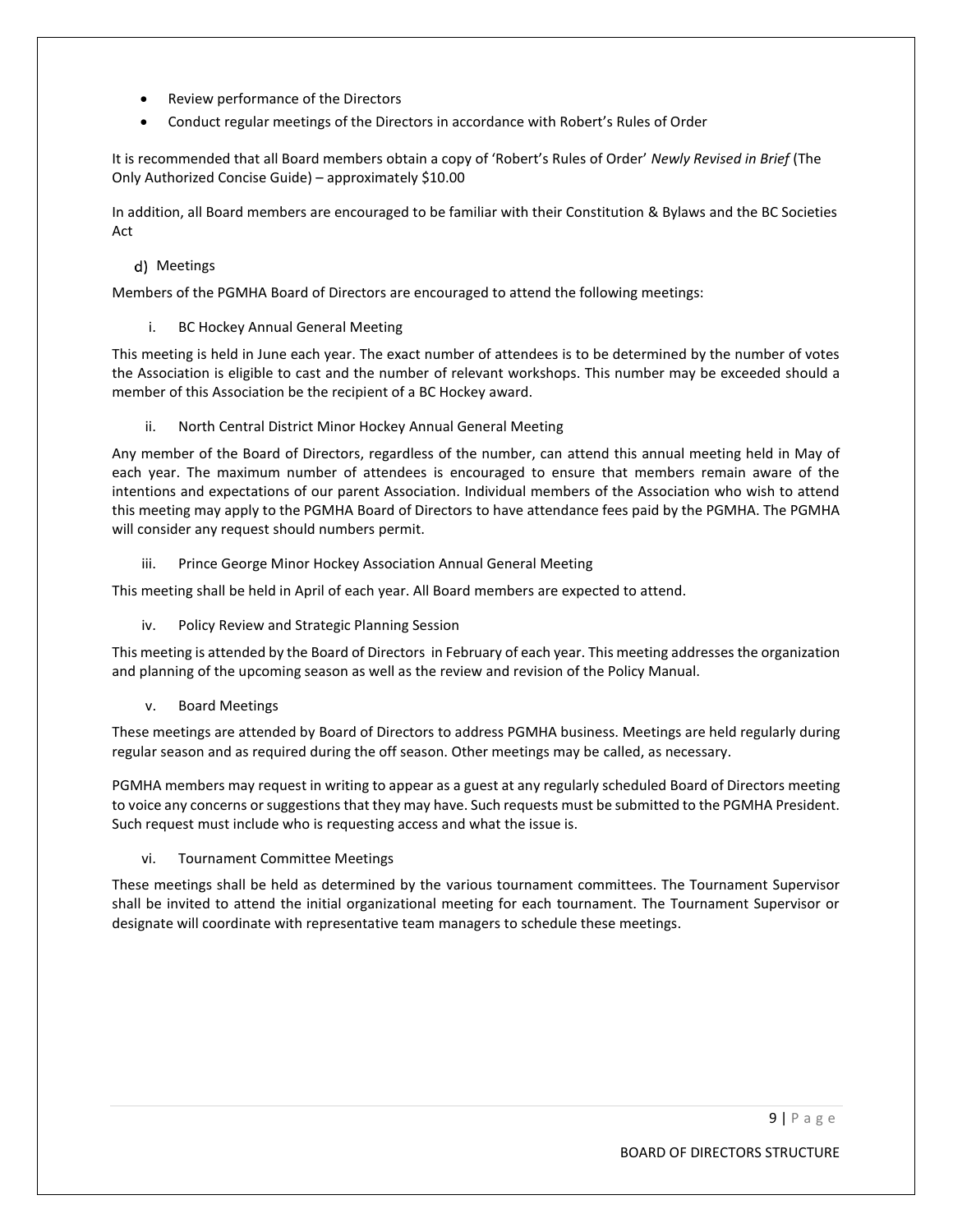- Review performance of the Directors
- Conduct regular meetings of the Directors in accordance with Robert's Rules of Order

It is recommended that all Board members obtain a copy of 'Robert's Rules of Order' *Newly Revised in Brief* (The Only Authorized Concise Guide) – approximately $10.00

In addition, all Board members are encouraged to be familiar with their Constitution & Bylaws and the BC Societies Act

d) Meetings

Members of the PGMHA Board of Directors are encouraged to attend the following meetings:

i. BC Hockey Annual General Meeting

This meeting is held in June each year. The exact number of attendees is to be determined by the number of votes the Association is eligible to cast and the number of relevant workshops. This number may be exceeded should a member of this Association be the recipient of a BC Hockey award.

ii. North Central District Minor Hockey Annual General Meeting

Any member of the Board of Directors, regardless of the number, can attend this annual meeting held in May of each year. The maximum number of attendees is encouraged to ensure that members remain aware of the intentions and expectations of our parent Association. Individual members of the Association who wish to attend this meeting may apply to the PGMHA Board of Directors to have attendance fees paid by the PGMHA. The PGMHA will consider any request should numbers permit.

iii. Prince George Minor Hockey Association Annual General Meeting

This meeting shall be held in April of each year. All Board members are expected to attend.

iv. Policy Review and Strategic Planning Session

This meeting is attended by the Board of Directors in February of each year. This meeting addresses the organization and planning of the upcoming season as well as the review and revision of the Policy Manual.

v. Board Meetings

These meetings are attended by Board of Directors to address PGMHA business. Meetings are held regularly during regular season and as required during the off season. Other meetings may be called, as necessary.

PGMHA members may request in writing to appear as a guest at any regularly scheduled Board of Directors meeting to voice any concerns or suggestions that they may have. Such requests must be submitted to the PGMHA President. Such request must include who is requesting access and what the issue is.

vi. Tournament Committee Meetings

These meetings shall be held as determined by the various tournament committees. The Tournament Supervisor shall be invited to attend the initial organizational meeting for each tournament. The Tournament Supervisor or designate will coordinate with representative team managers to schedule these meetings.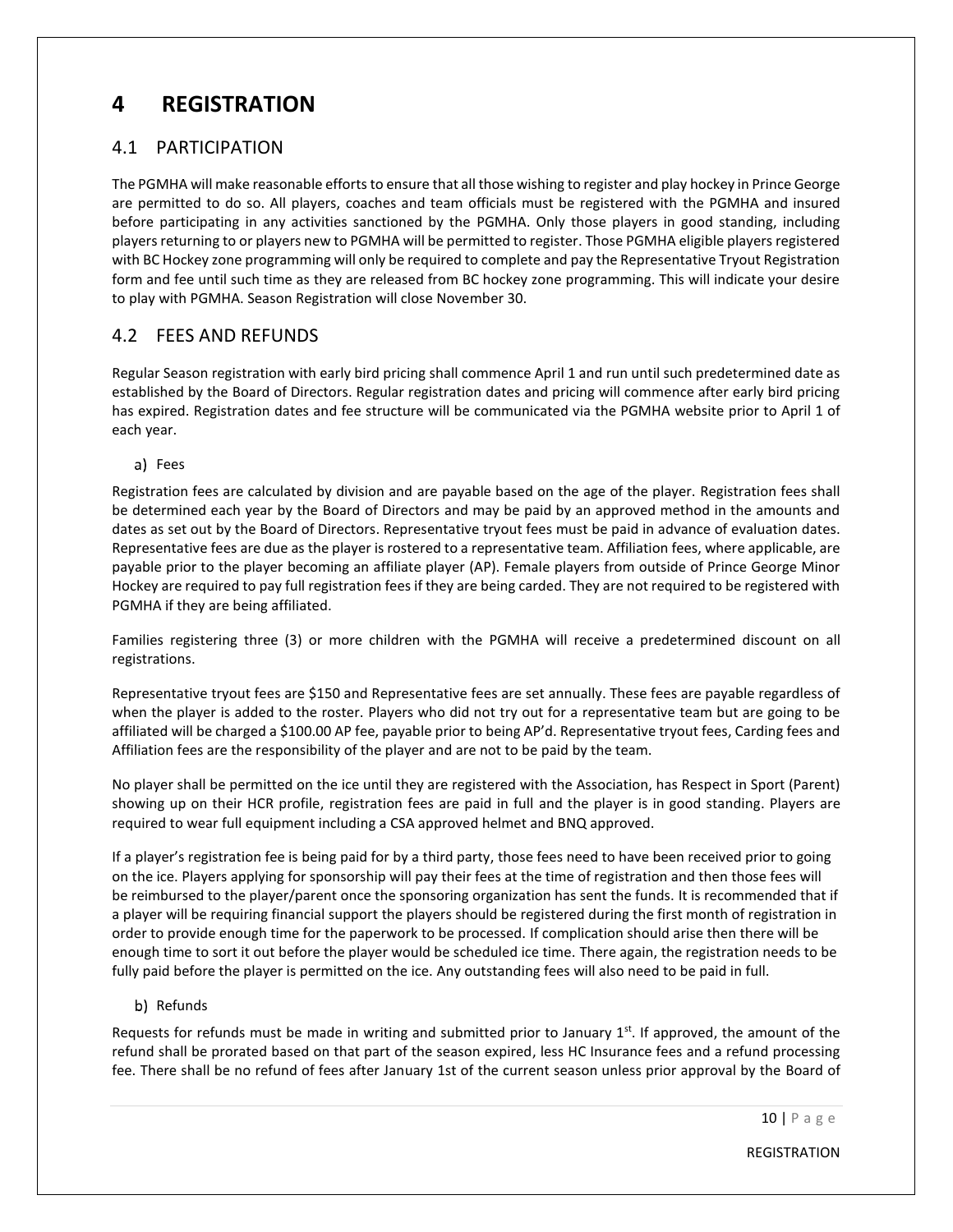# 4 REGISTRATION

## 4.1 PARTICIPATION

The PGMHA will make reasonable efforts to ensure that all those wishing to register and play hockey in Prince George are permitted to do so. All players, coaches and team officials must be registered with the PGMHA and insured before participating in any activities sanctioned by the PGMHA. Only those players in good standing, including players returning to or players new to PGMHA will be permitted to register. Those PGMHA eligible players registered with BC Hockey zone programming will only be required to complete and pay the Representative Tryout Registration form and fee until such time as they are released from BC hockey zone programming. This will indicate your desire to play with PGMHA. Season Registration will close November 30.

## 4.2 FEES AND REFUNDS

Regular Season registration with early bird pricing shall commence April 1 and run until such predetermined date as established by the Board of Directors. Regular registration dates and pricing will commence after early bird pricing has expired. Registration dates and fee structure will be communicated via the PGMHA website prior to April 1 of each year.

a) Fees

Registration fees are calculated by division and are payable based on the age of the player. Registration fees shall be determined each year by the Board of Directors and may be paid by an approved method in the amounts and dates as set out by the Board of Directors. Representative tryout fees must be paid in advance of evaluation dates. Representative fees are due as the player is rostered to a representative team. Affiliation fees, where applicable, are payable prior to the player becoming an affiliate player (AP). Female players from outside of Prince George Minor Hockey are required to pay full registration fees if they are being carded. They are not required to be registered with PGMHA if they are being affiliated.

Families registering three (3) or more children with the PGMHA will receive a predetermined discount on all registrations.

Representative tryout fees are $150 and Representative fees are set annually. These fees are payable regardless of when the player is added to the roster. Players who did not try out for a representative team but are going to be affiliated will be charged a $100.00 AP fee, payable prior to being AP'd. Representative tryout fees, Carding fees and Affiliation fees are the responsibility of the player and are not to be paid by the team.

No player shall be permitted on the ice until they are registered with the Association, has Respect in Sport (Parent) showing up on their HCR profile, registration fees are paid in full and the player is in good standing. Players are required to wear full equipment including a CSA approved helmet and BNQ approved.

If a player's registration fee is being paid for by a third party, those fees need to have been received prior to going on the ice. Players applying for sponsorship will pay their fees at the time of registration and then those fees will be reimbursed to the player/parent once the sponsoring organization has sent the funds. It is recommended that if a player will be requiring financial support the players should be registered during the first month of registration in order to provide enough time for the paperwork to be processed. If complication should arise then there will be enough time to sort it out before the player would be scheduled ice time. There again, the registration needs to be fully paid before the player is permitted on the ice. Any outstanding fees will also need to be paid in full.

b) Refunds

Requests for refunds must be made in writing and submitted prior to January 1st. If approved, the amount of the refund shall be prorated based on that part of the season expired, less HC Insurance fees and a refund processing fee. There shall be no refund of fees after January 1st of the current season unless prior approval by the Board of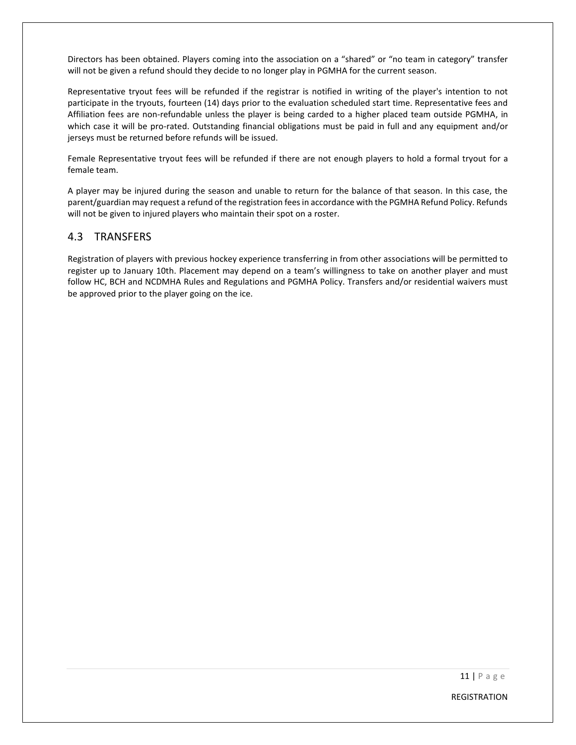Directors has been obtained. Players coming into the association on a "shared" or "no team in category" transfer will not be given a refund should they decide to no longer play in PGMHA for the current season.

Representative tryout fees will be refunded if the registrar is notified in writing of the player's intention to not participate in the tryouts, fourteen (14) days prior to the evaluation scheduled start time. Representative fees and Affiliation fees are non-refundable unless the player is being carded to a higher placed team outside PGMHA, in which case it will be pro-rated. Outstanding financial obligations must be paid in full and any equipment and/or jerseys must be returned before refunds will be issued.

Female Representative tryout fees will be refunded if there are not enough players to hold a formal tryout for a female team.

A player may be injured during the season and unable to return for the balance of that season. In this case, the parent/guardian may request a refund of the registration fees in accordance with the PGMHA Refund Policy. Refunds will not be given to injured players who maintain their spot on a roster.

## 4.3 TRANSFERS

Registration of players with previous hockey experience transferring in from other associations will be permitted to register up to January 10th. Placement may depend on a team's willingness to take on another player and must follow HC, BCH and NCDMHA Rules and Regulations and PGMHA Policy. Transfers and/or residential waivers must be approved prior to the player going on the ice.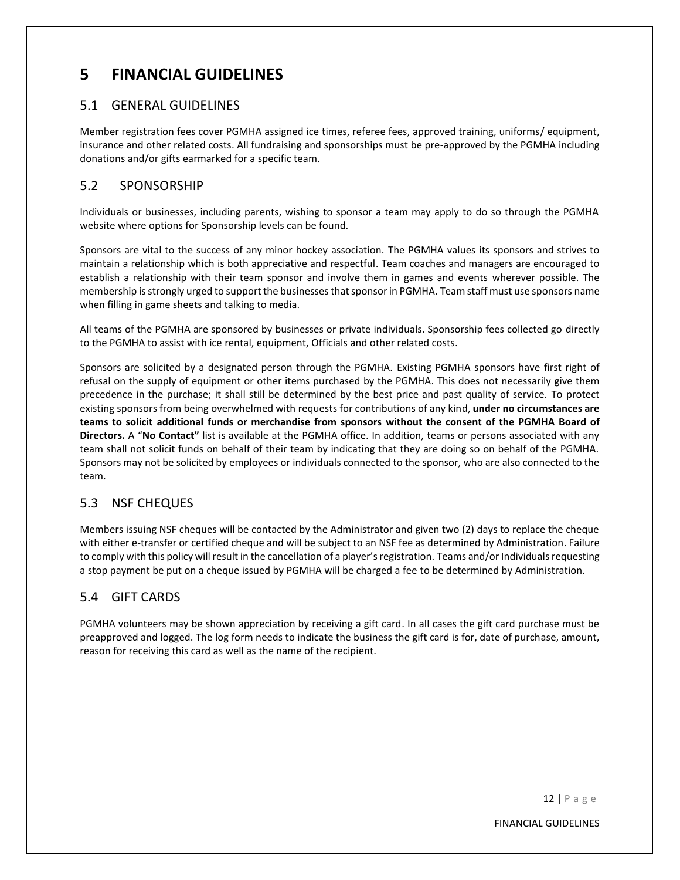# 5 FINANCIAL GUIDELINES

## 5.1 GENERAL GUIDELINES

Member registration fees cover PGMHA assigned ice times, referee fees, approved training, uniforms/ equipment, insurance and other related costs. All fundraising and sponsorships must be pre-approved by the PGMHA including donations and/or gifts earmarked for a specific team.

## 5.2 SPONSORSHIP

Individuals or businesses, including parents, wishing to sponsor a team may apply to do so through the PGMHA website where options for Sponsorship levels can be found.

Sponsors are vital to the success of any minor hockey association. The PGMHA values its sponsors and strives to maintain a relationship which is both appreciative and respectful. Team coaches and managers are encouraged to establish a relationship with their team sponsor and involve them in games and events wherever possible. The membership is strongly urged to support the businesses that sponsor in PGMHA. Team staff must use sponsors name when filling in game sheets and talking to media.

All teams of the PGMHA are sponsored by businesses or private individuals. Sponsorship fees collected go directly to the PGMHA to assist with ice rental, equipment, Officials and other related costs.

Sponsors are solicited by a designated person through the PGMHA. Existing PGMHA sponsors have first right of refusal on the supply of equipment or other items purchased by the PGMHA. This does not necessarily give them precedence in the purchase; it shall still be determined by the best price and past quality of service. To protect existing sponsors from being overwhelmed with requests for contributions of any kind, **under no circumstances are teams to solicit additional funds or merchandise from sponsors without the consent of the PGMHA Board of Directors.** A "**No Contact"** list is available at the PGMHA office. In addition, teams or persons associated with any team shall not solicit funds on behalf of their team by indicating that they are doing so on behalf of the PGMHA. Sponsors may not be solicited by employees or individuals connected to the sponsor, who are also connected to the team.

## 5.3 NSF CHEQUES

Members issuing NSF cheques will be contacted by the Administrator and given two (2) days to replace the cheque with either e-transfer or certified cheque and will be subject to an NSF fee as determined by Administration. Failure to comply with this policy will result in the cancellation of a player's registration. Teams and/or Individuals requesting a stop payment be put on a cheque issued by PGMHA will be charged a fee to be determined by Administration.

## 5.4 GIFT CARDS

PGMHA volunteers may be shown appreciation by receiving a gift card. In all cases the gift card purchase must be preapproved and logged. The log form needs to indicate the business the gift card is for, date of purchase, amount, reason for receiving this card as well as the name of the recipient.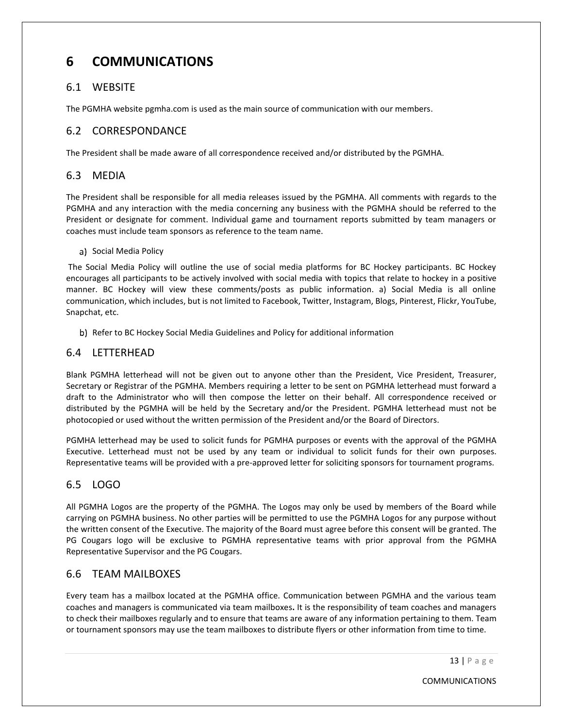# 6 COMMUNICATIONS

## 6.1 WEBSITE

The PGMHA website pgmha.com is used as the main source of communication with our members.

## 6.2 CORRESPONDANCE

The President shall be made aware of all correspondence received and/or distributed by the PGMHA.

## 6.3 MEDIA

The President shall be responsible for all media releases issued by the PGMHA. All comments with regards to the PGMHA and any interaction with the media concerning any business with the PGMHA should be referred to the President or designate for comment. Individual game and tournament reports submitted by team managers or coaches must include team sponsors as reference to the team name.

a) Social Media Policy

The Social Media Policy will outline the use of social media platforms for BC Hockey participants. BC Hockey encourages all participants to be actively involved with social media with topics that relate to hockey in a positive manner. BC Hockey will view these comments/posts as public information. a) Social Media is all online communication, which includes, but is not limited to Facebook, Twitter, Instagram, Blogs, Pinterest, Flickr, YouTube, Snapchat, etc.

b) Refer to BC Hockey Social Media Guidelines and Policy for additional information

## 6.4 LETTERHEAD

Blank PGMHA letterhead will not be given out to anyone other than the President, Vice President, Treasurer, Secretary or Registrar of the PGMHA. Members requiring a letter to be sent on PGMHA letterhead must forward a draft to the Administrator who will then compose the letter on their behalf. All correspondence received or distributed by the PGMHA will be held by the Secretary and/or the President. PGMHA letterhead must not be photocopied or used without the written permission of the President and/or the Board of Directors.

PGMHA letterhead may be used to solicit funds for PGMHA purposes or events with the approval of the PGMHA Executive. Letterhead must not be used by any team or individual to solicit funds for their own purposes. Representative teams will be provided with a pre-approved letter for soliciting sponsors for tournament programs.

## 6.5 LOGO

All PGMHA Logos are the property of the PGMHA. The Logos may only be used by members of the Board while carrying on PGMHA business. No other parties will be permitted to use the PGMHA Logos for any purpose without the written consent of the Executive. The majority of the Board must agree before this consent will be granted. The PG Cougars logo will be exclusive to PGMHA representative teams with prior approval from the PGMHA Representative Supervisor and the PG Cougars.

## 6.6 TEAM MAILBOXES

Every team has a mailbox located at the PGMHA office. Communication between PGMHA and the various team coaches and managers is communicated via team mailboxes**.** It is the responsibility of team coaches and managers to check their mailboxes regularly and to ensure that teams are aware of any information pertaining to them. Team or tournament sponsors may use the team mailboxes to distribute flyers or other information from time to time.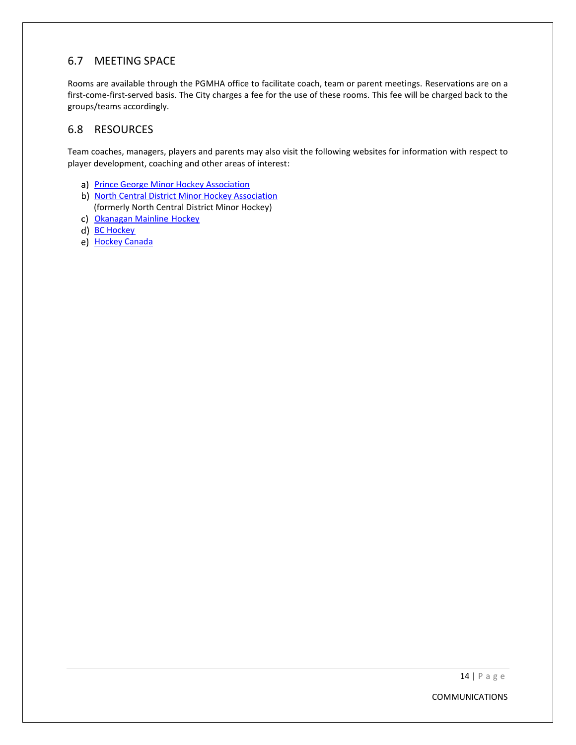## 6.7 MEETING SPACE

Rooms are available through the PGMHA office to facilitate coach, team or parent meetings. Reservations are on a first-come-first-served basis. The City charges a fee for the use of these rooms. This fee will be charged back to the groups/teams accordingly.

## 6.8 RESOURCES

Team coaches, managers, players and parents may also visit the following websites for information with respect to player development, coaching and other areas of interest:

a) Prince George Minor Hockey Association
b) North Central District Minor Hockey Association
(formerly North Central District Minor Hockey)
c) Okanagan Mainline Hockey
d) BC Hockey
e) Hockey Canada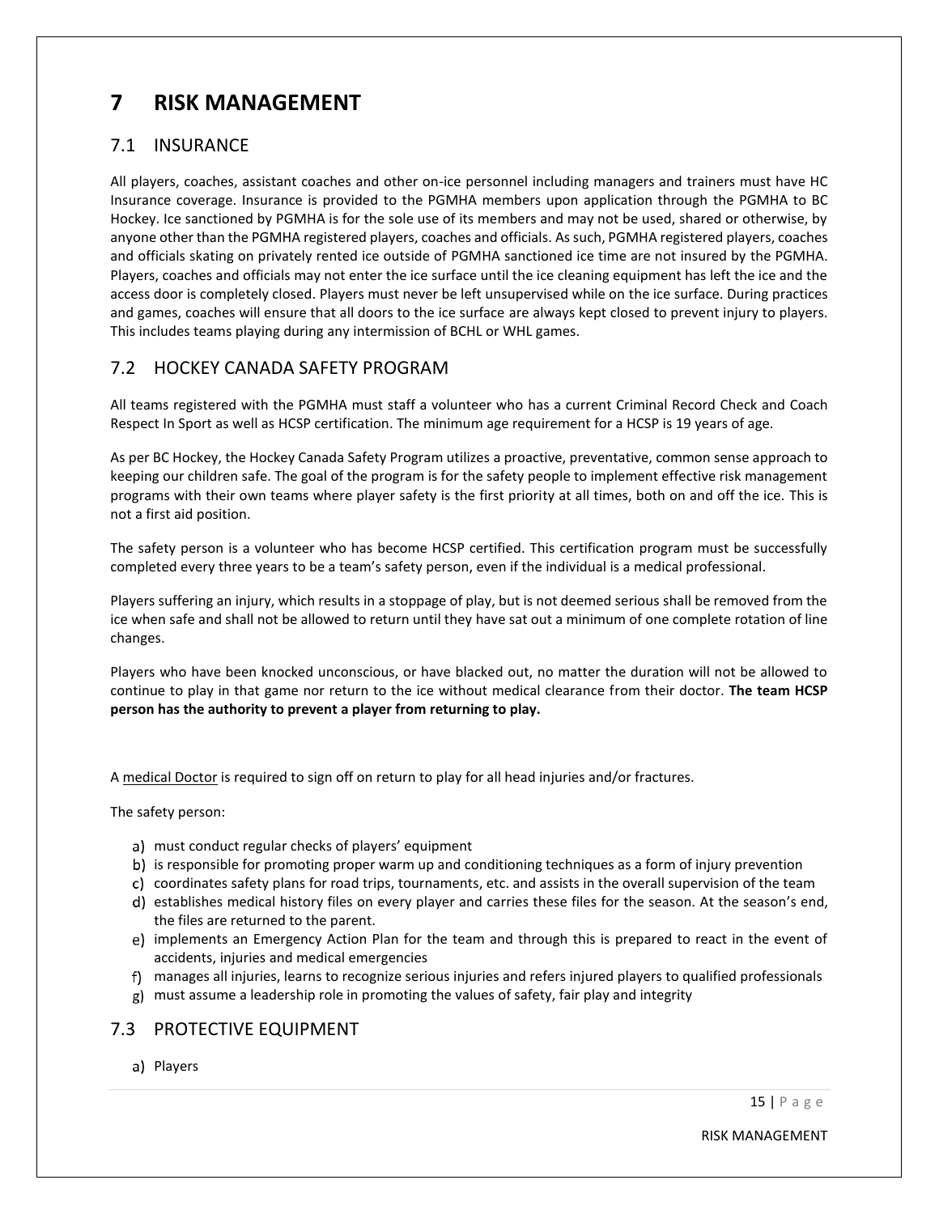# 7 RISK MANAGEMENT

## 7.1 INSURANCE

All players, coaches, assistant coaches and other on-ice personnel including managers and trainers must have HC Insurance coverage. Insurance is provided to the PGMHA members upon application through the PGMHA to BC Hockey. Ice sanctioned by PGMHA is for the sole use of its members and may not be used, shared or otherwise, by anyone other than the PGMHA registered players, coaches and officials. As such, PGMHA registered players, coaches and officials skating on privately rented ice outside of PGMHA sanctioned ice time are not insured by the PGMHA. Players, coaches and officials may not enter the ice surface until the ice cleaning equipment has left the ice and the access door is completely closed. Players must never be left unsupervised while on the ice surface. During practices and games, coaches will ensure that all doors to the ice surface are always kept closed to prevent injury to players. This includes teams playing during any intermission of BCHL or WHL games.

## 7.2 HOCKEY CANADA SAFETY PROGRAM

All teams registered with the PGMHA must staff a volunteer who has a current Criminal Record Check and Coach Respect In Sport as well as HCSP certification. The minimum age requirement for a HCSP is 19 years of age.

As per BC Hockey, the Hockey Canada Safety Program utilizes a proactive, preventative, common sense approach to keeping our children safe. The goal of the program is for the safety people to implement effective risk management programs with their own teams where player safety is the first priority at all times, both on and off the ice. This is not a first aid position.

The safety person is a volunteer who has become HCSP certified. This certification program must be successfully completed every three years to be a team's safety person, even if the individual is a medical professional.

Players suffering an injury, which results in a stoppage of play, but is not deemed serious shall be removed from the ice when safe and shall not be allowed to return until they have sat out a minimum of one complete rotation of line changes.

Players who have been knocked unconscious, or have blacked out, no matter the duration will not be allowed to continue to play in that game nor return to the ice without medical clearance from their doctor. **The team HCSP person has the authority to prevent a player from returning to play.**

A medical Doctor is required to sign off on return to play for all head injuries and/or fractures.

The safety person:

a) must conduct regular checks of players' equipment
b) is responsible for promoting proper warm up and conditioning techniques as a form of injury prevention
c) coordinates safety plans for road trips, tournaments, etc. and assists in the overall supervision of the team
d) establishes medical history files on every player and carries these files for the season. At the season's end, the files are returned to the parent.
e) implements an Emergency Action Plan for the team and through this is prepared to react in the event of accidents, injuries and medical emergencies
f) manages all injuries, learns to recognize serious injuries and refers injured players to qualified professionals
g) must assume a leadership role in promoting the values of safety, fair play and integrity

## 7.3 PROTECTIVE EQUIPMENT

a) Players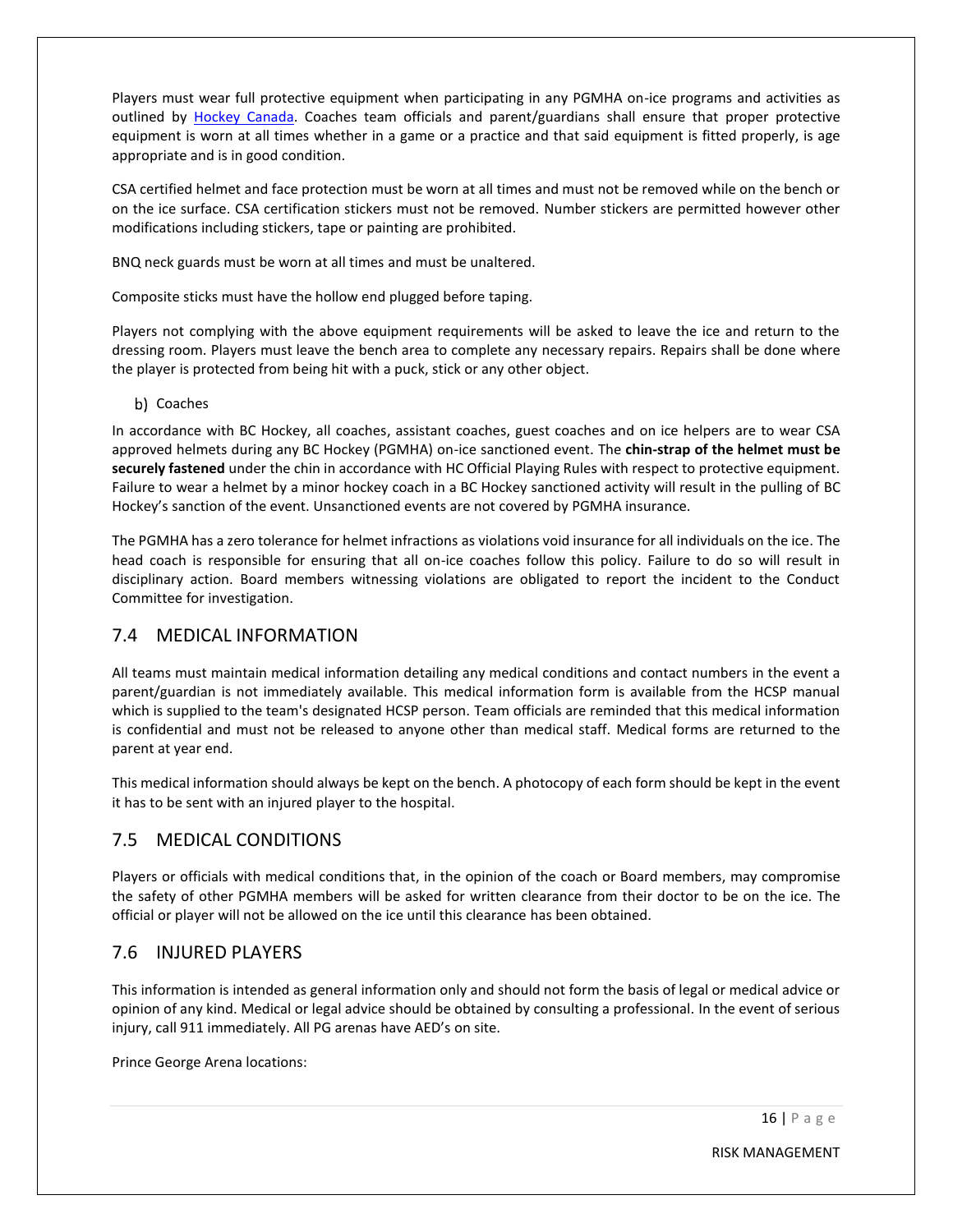Players must wear full protective equipment when participating in any PGMHA on-ice programs and activities as outlined by [Hockey Canada](). Coaches team officials and parent/guardians shall ensure that proper protective equipment is worn at all times whether in a game or a practice and that said equipment is fitted properly, is age appropriate and is in good condition.

CSA certified helmet and face protection must be worn at all times and must not be removed while on the bench or on the ice surface. CSA certification stickers must not be removed. Number stickers are permitted however other modifications including stickers, tape or painting are prohibited.

BNQ neck guards must be worn at all times and must be unaltered.

Composite sticks must have the hollow end plugged before taping.

Players not complying with the above equipment requirements will be asked to leave the ice and return to the dressing room. Players must leave the bench area to complete any necessary repairs. Repairs shall be done where the player is protected from being hit with a puck, stick or any other object.

b) Coaches

In accordance with BC Hockey, all coaches, assistant coaches, guest coaches and on ice helpers are to wear CSA approved helmets during any BC Hockey (PGMHA) on-ice sanctioned event. The **chin-strap of the helmet must be securely fastened** under the chin in accordance with HC Official Playing Rules with respect to protective equipment. Failure to wear a helmet by a minor hockey coach in a BC Hockey sanctioned activity will result in the pulling of BC Hockey's sanction of the event. Unsanctioned events are not covered by PGMHA insurance.

The PGMHA has a zero tolerance for helmet infractions as violations void insurance for all individuals on the ice. The head coach is responsible for ensuring that all on-ice coaches follow this policy. Failure to do so will result in disciplinary action. Board members witnessing violations are obligated to report the incident to the Conduct Committee for investigation.

## 7.4 MEDICAL INFORMATION

All teams must maintain medical information detailing any medical conditions and contact numbers in the event a parent/guardian is not immediately available. This medical information form is available from the HCSP manual which is supplied to the team's designated HCSP person. Team officials are reminded that this medical information is confidential and must not be released to anyone other than medical staff. Medical forms are returned to the parent at year end.

This medical information should always be kept on the bench. A photocopy of each form should be kept in the event it has to be sent with an injured player to the hospital.

## 7.5 MEDICAL CONDITIONS

Players or officials with medical conditions that, in the opinion of the coach or Board members, may compromise the safety of other PGMHA members will be asked for written clearance from their doctor to be on the ice. The official or player will not be allowed on the ice until this clearance has been obtained.

## 7.6 INJURED PLAYERS

This information is intended as general information only and should not form the basis of legal or medical advice or opinion of any kind. Medical or legal advice should be obtained by consulting a professional. In the event of serious injury, call 911 immediately. All PG arenas have AED's on site.

Prince George Arena locations: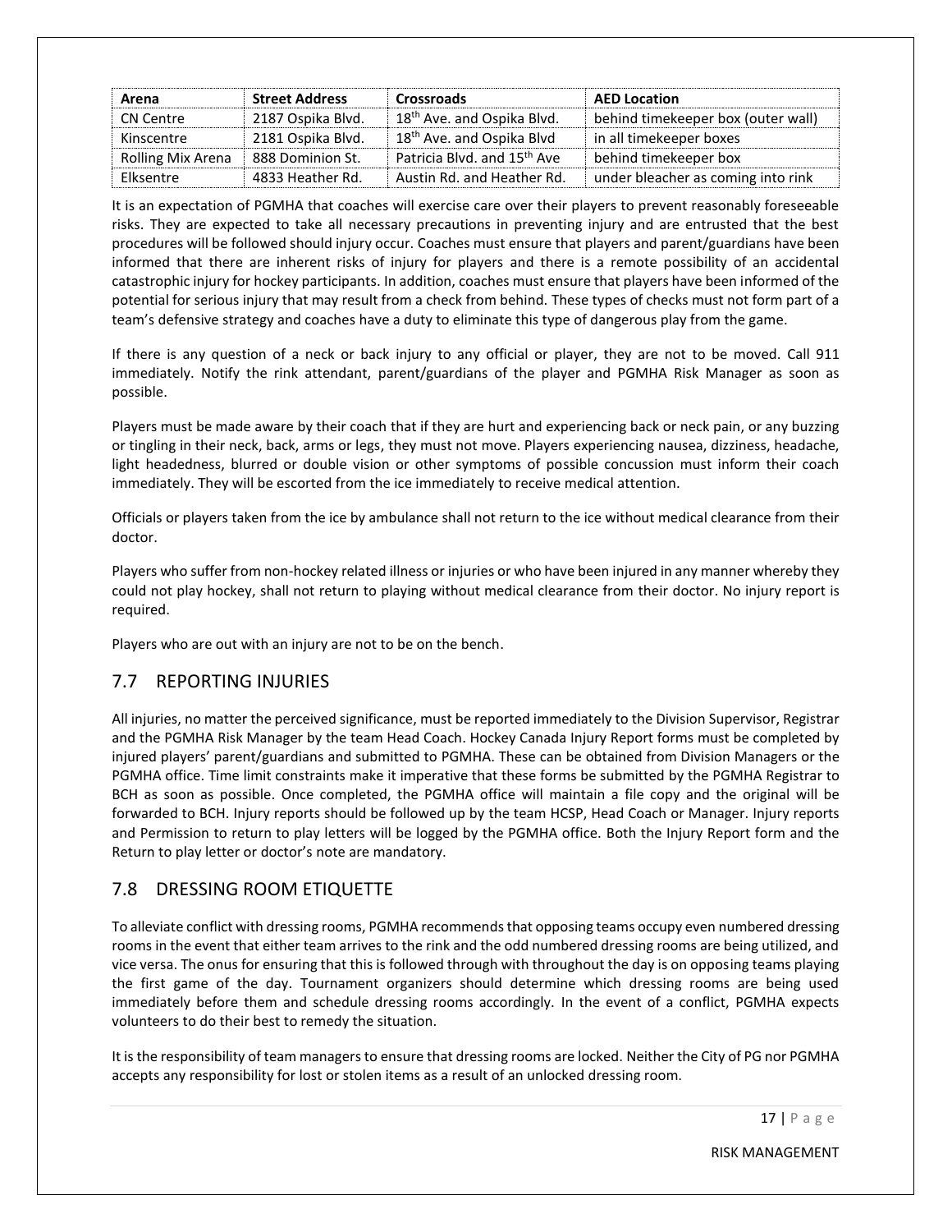| Arena | Street Address | Crossroads | AED Location |
| --- | --- | --- | --- |
| CN Centre | 2187 Ospika Blvd. | 18th Ave. and Ospika Blvd. | behind timekeeper box (outer wall) |
| Kinscentre | 2181 Ospika Blvd. | 18th Ave. and Ospika Blvd | in all timekeeper boxes |
| Rolling Mix Arena | 888 Dominion St. | Patricia Blvd. and 15th Ave | behind timekeeper box |
| Elksentre | 4833 Heather Rd. | Austin Rd. and Heather Rd. | under bleacher as coming into rink |

It is an expectation of PGMHA that coaches will exercise care over their players to prevent reasonably foreseeable risks. They are expected to take all necessary precautions in preventing injury and are entrusted that the best procedures will be followed should injury occur. Coaches must ensure that players and parent/guardians have been informed that there are inherent risks of injury for players and there is a remote possibility of an accidental catastrophic injury for hockey participants. In addition, coaches must ensure that players have been informed of the potential for serious injury that may result from a check from behind. These types of checks must not form part of a team's defensive strategy and coaches have a duty to eliminate this type of dangerous play from the game.

If there is any question of a neck or back injury to any official or player, they are not to be moved. Call 911 immediately. Notify the rink attendant, parent/guardians of the player and PGMHA Risk Manager as soon as possible.

Players must be made aware by their coach that if they are hurt and experiencing back or neck pain, or any buzzing or tingling in their neck, back, arms or legs, they must not move. Players experiencing nausea, dizziness, headache, light headedness, blurred or double vision or other symptoms of possible concussion must inform their coach immediately. They will be escorted from the ice immediately to receive medical attention.

Officials or players taken from the ice by ambulance shall not return to the ice without medical clearance from their doctor.

Players who suffer from non-hockey related illness or injuries or who have been injured in any manner whereby they could not play hockey, shall not return to playing without medical clearance from their doctor. No injury report is required.

Players who are out with an injury are not to be on the bench.

## 7.7 REPORTING INJURIES

All injuries, no matter the perceived significance, must be reported immediately to the Division Supervisor, Registrar and the PGMHA Risk Manager by the team Head Coach. Hockey Canada Injury Report forms must be completed by injured players' parent/guardians and submitted to PGMHA. These can be obtained from Division Managers or the PGMHA office. Time limit constraints make it imperative that these forms be submitted by the PGMHA Registrar to BCH as soon as possible. Once completed, the PGMHA office will maintain a file copy and the original will be forwarded to BCH. Injury reports should be followed up by the team HCSP, Head Coach or Manager. Injury reports and Permission to return to play letters will be logged by the PGMHA office. Both the Injury Report form and the Return to play letter or doctor's note are mandatory.

## 7.8 DRESSING ROOM ETIQUETTE

To alleviate conflict with dressing rooms, PGMHA recommends that opposing teams occupy even numbered dressing rooms in the event that either team arrives to the rink and the odd numbered dressing rooms are being utilized, and vice versa. The onus for ensuring that this is followed through with throughout the day is on opposing teams playing the first game of the day. Tournament organizers should determine which dressing rooms are being used immediately before them and schedule dressing rooms accordingly. In the event of a conflict, PGMHA expects volunteers to do their best to remedy the situation.

It is the responsibility of team managers to ensure that dressing rooms are locked. Neither the City of PG nor PGMHA accepts any responsibility for lost or stolen items as a result of an unlocked dressing room.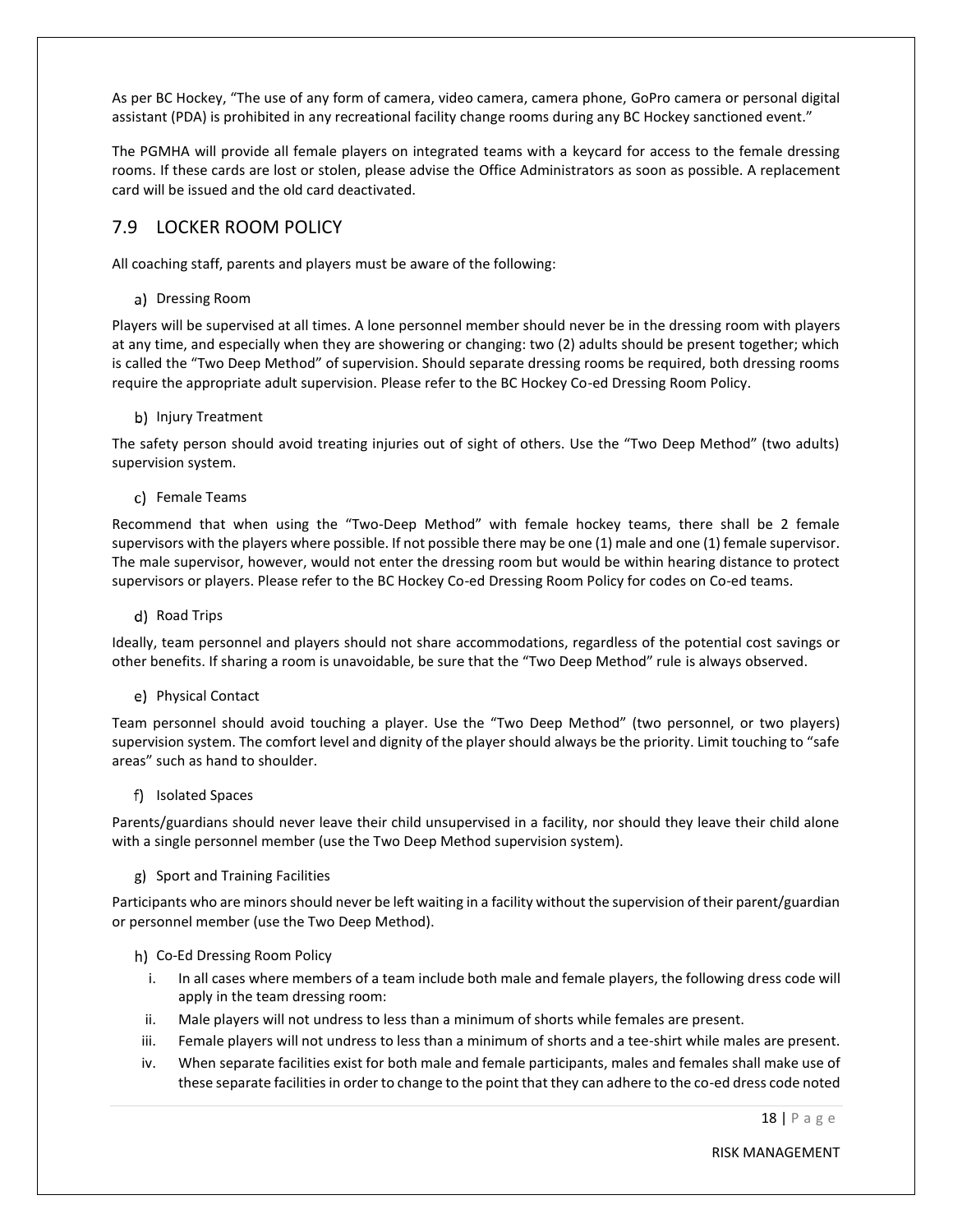As per BC Hockey, "The use of any form of camera, video camera, camera phone, GoPro camera or personal digital assistant (PDA) is prohibited in any recreational facility change rooms during any BC Hockey sanctioned event."

The PGMHA will provide all female players on integrated teams with a keycard for access to the female dressing rooms. If these cards are lost or stolen, please advise the Office Administrators as soon as possible. A replacement card will be issued and the old card deactivated.

## 7.9 LOCKER ROOM POLICY

All coaching staff, parents and players must be aware of the following:

a) Dressing Room

Players will be supervised at all times. A lone personnel member should never be in the dressing room with players at any time, and especially when they are showering or changing: two (2) adults should be present together; which is called the "Two Deep Method" of supervision. Should separate dressing rooms be required, both dressing rooms require the appropriate adult supervision. Please refer to the BC Hockey Co-ed Dressing Room Policy.

b) Injury Treatment

The safety person should avoid treating injuries out of sight of others. Use the "Two Deep Method" (two adults) supervision system.

c) Female Teams

Recommend that when using the "Two-Deep Method" with female hockey teams, there shall be 2 female supervisors with the players where possible. If not possible there may be one (1) male and one (1) female supervisor. The male supervisor, however, would not enter the dressing room but would be within hearing distance to protect supervisors or players. Please refer to the BC Hockey Co-ed Dressing Room Policy for codes on Co-ed teams.

d) Road Trips

Ideally, team personnel and players should not share accommodations, regardless of the potential cost savings or other benefits. If sharing a room is unavoidable, be sure that the "Two Deep Method" rule is always observed.

e) Physical Contact

Team personnel should avoid touching a player. Use the "Two Deep Method" (two personnel, or two players) supervision system. The comfort level and dignity of the player should always be the priority. Limit touching to "safe areas" such as hand to shoulder.

f) Isolated Spaces

Parents/guardians should never leave their child unsupervised in a facility, nor should they leave their child alone with a single personnel member (use the Two Deep Method supervision system).

g) Sport and Training Facilities

Participants who are minors should never be left waiting in a facility without the supervision of their parent/guardian or personnel member (use the Two Deep Method).

h) Co-Ed Dressing Room Policy

i. In all cases where members of a team include both male and female players, the following dress code will apply in the team dressing room:

ii. Male players will not undress to less than a minimum of shorts while females are present.

iii. Female players will not undress to less than a minimum of shorts and a tee-shirt while males are present.

iv. When separate facilities exist for both male and female participants, males and females shall make use of these separate facilities in order to change to the point that they can adhere to the co-ed dress code noted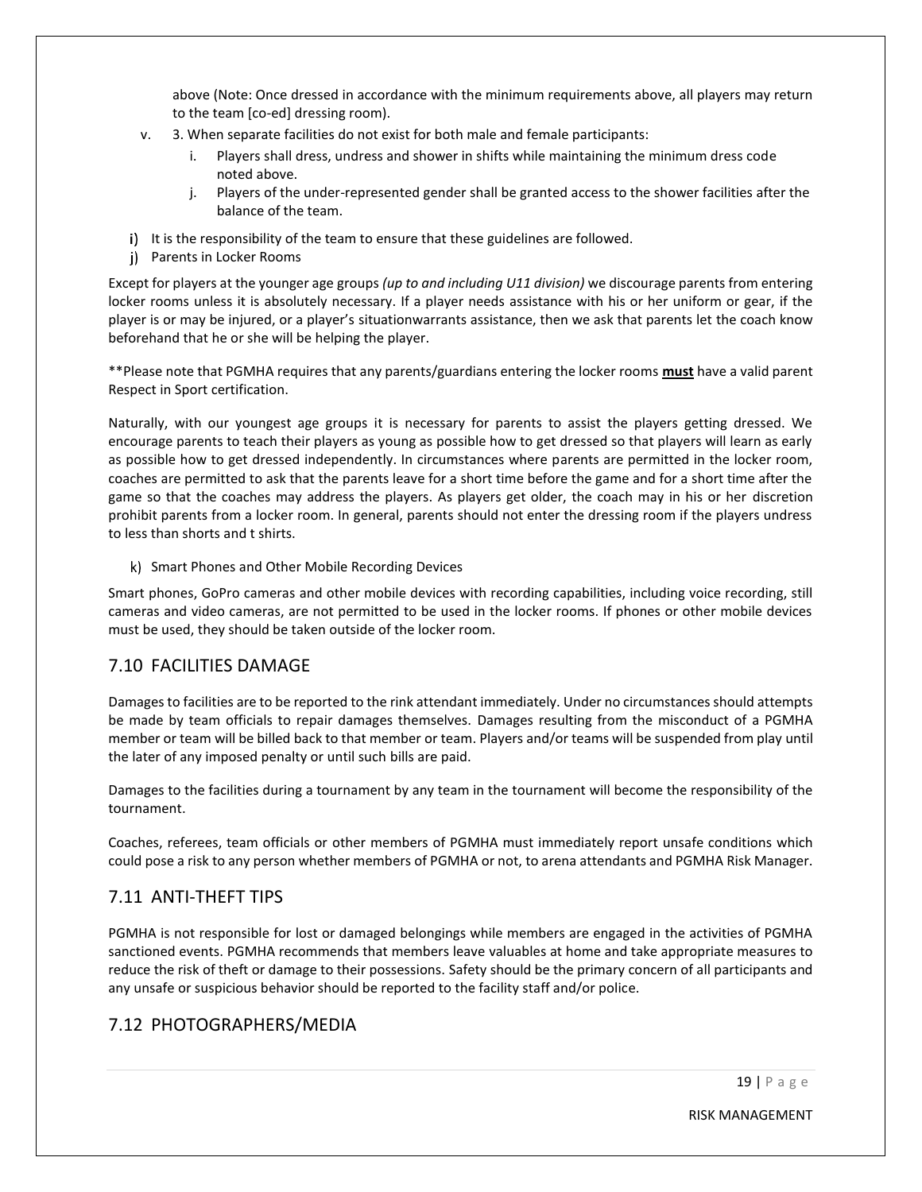above (Note: Once dressed in accordance with the minimum requirements above, all players may return to the team [co-ed] dressing room).

v. 3. When separate facilities do not exist for both male and female participants:

   i. Players shall dress, undress and shower in shifts while maintaining the minimum dress code noted above.

   j. Players of the under-represented gender shall be granted access to the shower facilities after the balance of the team.

i) It is the responsibility of the team to ensure that these guidelines are followed.

j) Parents in Locker Rooms

Except for players at the younger age groups *(up to and including U11 division)* we discourage parents from entering locker rooms unless it is absolutely necessary. If a player needs assistance with his or her uniform or gear, if the player is or may be injured, or a player's situationwarrants assistance, then we ask that parents let the coach know beforehand that he or she will be helping the player.

**Please note that PGMHA requires that any parents/guardians entering the locker rooms **<u>must</u>** have a valid parent Respect in Sport certification.

Naturally, with our youngest age groups it is necessary for parents to assist the players getting dressed. We encourage parents to teach their players as young as possible how to get dressed so that players will learn as early as possible how to get dressed independently. In circumstances where parents are permitted in the locker room, coaches are permitted to ask that the parents leave for a short time before the game and for a short time after the game so that the coaches may address the players. As players get older, the coach may in his or her discretion prohibit parents from a locker room. In general, parents should not enter the dressing room if the players undress to less than shorts and t shirts.

k) Smart Phones and Other Mobile Recording Devices

Smart phones, GoPro cameras and other mobile devices with recording capabilities, including voice recording, still cameras and video cameras, are not permitted to be used in the locker rooms. If phones or other mobile devices must be used, they should be taken outside of the locker room.

## 7.10 FACILITIES DAMAGE

Damages to facilities are to be reported to the rink attendant immediately. Under no circumstances should attempts be made by team officials to repair damages themselves. Damages resulting from the misconduct of a PGMHA member or team will be billed back to that member or team. Players and/or teams will be suspended from play until the later of any imposed penalty or until such bills are paid.

Damages to the facilities during a tournament by any team in the tournament will become the responsibility of the tournament.

Coaches, referees, team officials or other members of PGMHA must immediately report unsafe conditions which could pose a risk to any person whether members of PGMHA or not, to arena attendants and PGMHA Risk Manager.

## 7.11 ANTI-THEFT TIPS

PGMHA is not responsible for lost or damaged belongings while members are engaged in the activities of PGMHA sanctioned events. PGMHA recommends that members leave valuables at home and take appropriate measures to reduce the risk of theft or damage to their possessions. Safety should be the primary concern of all participants and any unsafe or suspicious behavior should be reported to the facility staff and/or police.

## 7.12 PHOTOGRAPHERS/MEDIA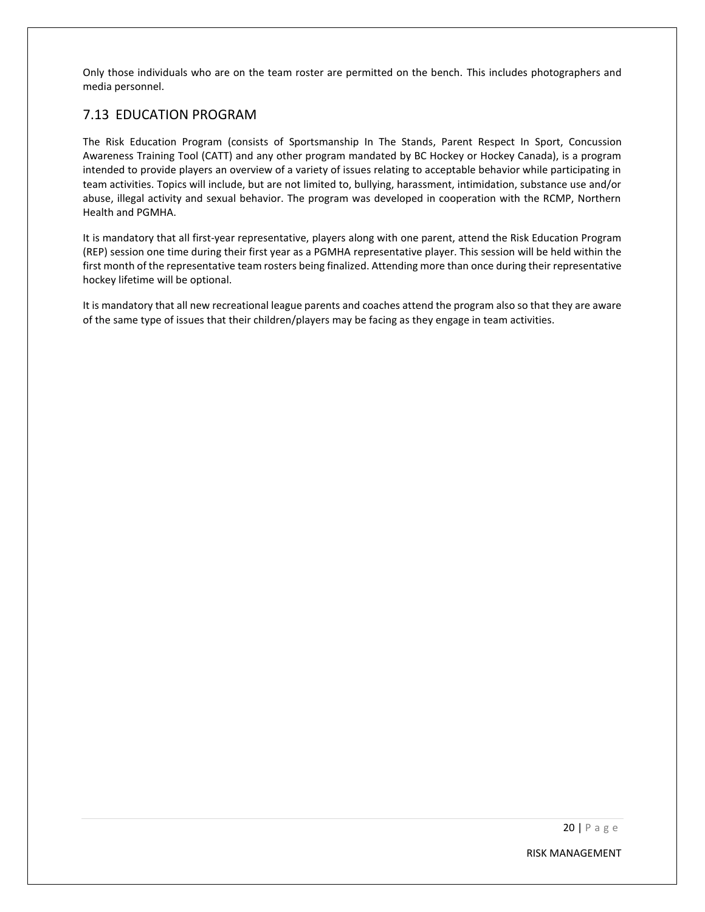Only those individuals who are on the team roster are permitted on the bench. This includes photographers and media personnel.

## 7.13 EDUCATION PROGRAM

The Risk Education Program (consists of Sportsmanship In The Stands, Parent Respect In Sport, Concussion Awareness Training Tool (CATT) and any other program mandated by BC Hockey or Hockey Canada), is a program intended to provide players an overview of a variety of issues relating to acceptable behavior while participating in team activities. Topics will include, but are not limited to, bullying, harassment, intimidation, substance use and/or abuse, illegal activity and sexual behavior. The program was developed in cooperation with the RCMP, Northern Health and PGMHA.

It is mandatory that all first-year representative, players along with one parent, attend the Risk Education Program (REP) session one time during their first year as a PGMHA representative player. This session will be held within the first month of the representative team rosters being finalized. Attending more than once during their representative hockey lifetime will be optional.

It is mandatory that all new recreational league parents and coaches attend the program also so that they are aware of the same type of issues that their children/players may be facing as they engage in team activities.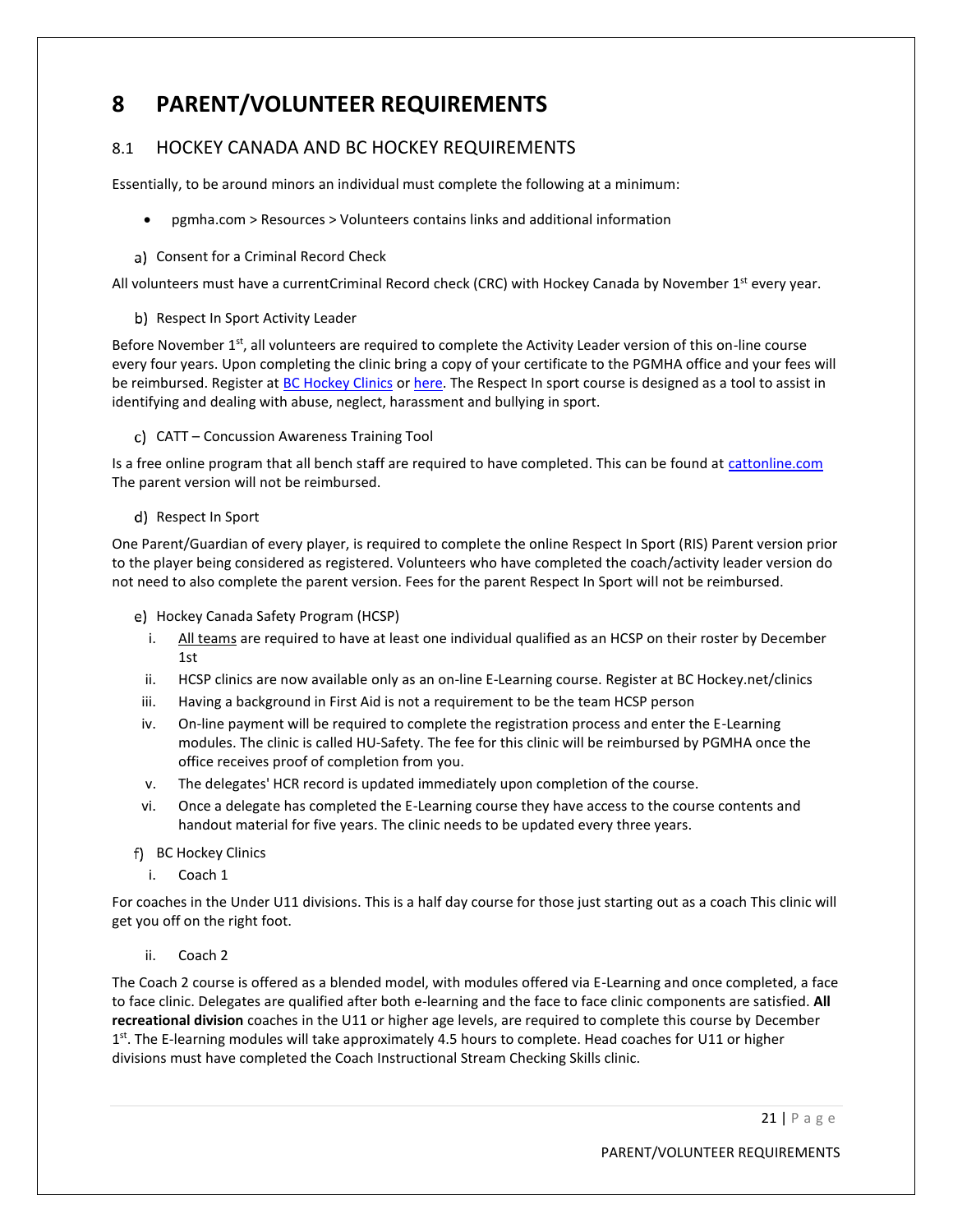# 8 PARENT/VOLUNTEER REQUIREMENTS

## 8.1 HOCKEY CANADA AND BC HOCKEY REQUIREMENTS

Essentially, to be around minors an individual must complete the following at a minimum:

- pgmha.com > Resources > Volunteers contains links and additional information

a) Consent for a Criminal Record Check

All volunteers must have a currentCriminal Record check (CRC) with Hockey Canada by November 1st every year.

b) Respect In Sport Activity Leader

Before November 1st, all volunteers are required to complete the Activity Leader version of this on-line course every four years. Upon completing the clinic bring a copy of your certificate to the PGMHA office and your fees will be reimbursed. Register at BC Hockey Clinics or here. The Respect In sport course is designed as a tool to assist in identifying and dealing with abuse, neglect, harassment and bullying in sport.

c) CATT – Concussion Awareness Training Tool

Is a free online program that all bench staff are required to have completed. This can be found at cattonline.com The parent version will not be reimbursed.

d) Respect In Sport

One Parent/Guardian of every player, is required to complete the online Respect In Sport (RIS) Parent version prior to the player being considered as registered. Volunteers who have completed the coach/activity leader version do not need to also complete the parent version. Fees for the parent Respect In Sport will not be reimbursed.

e) Hockey Canada Safety Program (HCSP)

i. All teams are required to have at least one individual qualified as an HCSP on their roster by December 1st
ii. HCSP clinics are now available only as an on-line E-Learning course. Register at BC Hockey.net/clinics
iii. Having a background in First Aid is not a requirement to be the team HCSP person
iv. On-line payment will be required to complete the registration process and enter the E-Learning modules. The clinic is called HU-Safety. The fee for this clinic will be reimbursed by PGMHA once the office receives proof of completion from you.
v. The delegates' HCR record is updated immediately upon completion of the course.
vi. Once a delegate has completed the E-Learning course they have access to the course contents and handout material for five years. The clinic needs to be updated every three years.

f) BC Hockey Clinics

i. Coach 1

For coaches in the Under U11 divisions. This is a half day course for those just starting out as a coach This clinic will get you off on the right foot.

ii. Coach 2

The Coach 2 course is offered as a blended model, with modules offered via E-Learning and once completed, a face to face clinic. Delegates are qualified after both e-learning and the face to face clinic components are satisfied. **All recreational division** coaches in the U11 or higher age levels, are required to complete this course by December 1st. The E-learning modules will take approximately 4.5 hours to complete. Head coaches for U11 or higher divisions must have completed the Coach Instructional Stream Checking Skills clinic.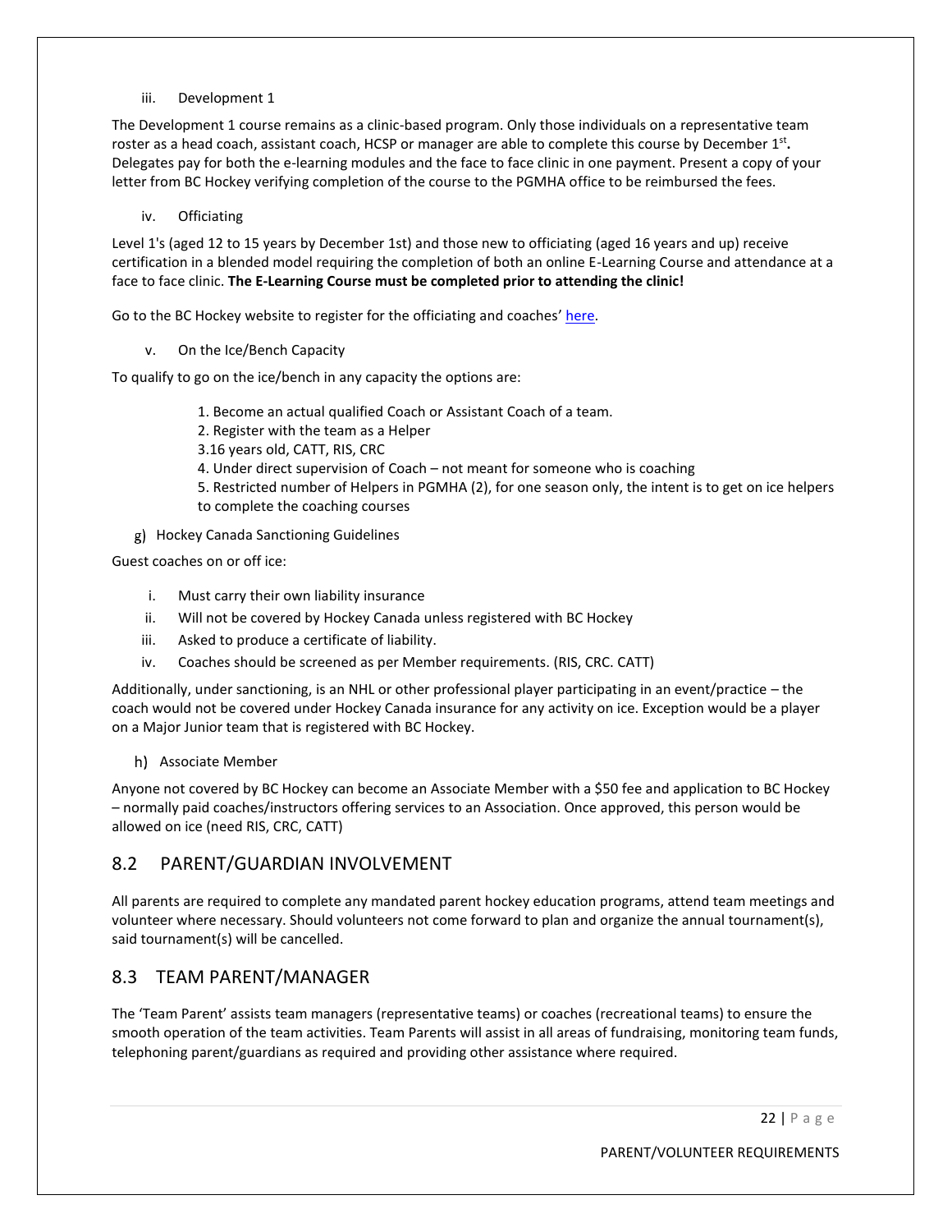iii. Development 1

The Development 1 course remains as a clinic-based program. Only those individuals on a representative team roster as a head coach, assistant coach, HCSP or manager are able to complete this course by December 1st**.** Delegates pay for both the e-learning modules and the face to face clinic in one payment. Present a copy of your letter from BC Hockey verifying completion of the course to the PGMHA office to be reimbursed the fees.

iv. Officiating

Level 1's (aged 12 to 15 years by December 1st) and those new to officiating (aged 16 years and up) receive certification in a blended model requiring the completion of both an online E-Learning Course and attendance at a face to face clinic. **The E-Learning Course must be completed prior to attending the clinic!**

Go to the BC Hockey website to register for the officiating and coaches' here.

v. On the Ice/Bench Capacity

To qualify to go on the ice/bench in any capacity the options are:

1. Become an actual qualified Coach or Assistant Coach of a team.
2. Register with the team as a Helper
3. 16 years old, CATT, RIS, CRC
4. Under direct supervision of Coach – not meant for someone who is coaching
5. Restricted number of Helpers in PGMHA (2), for one season only, the intent is to get on ice helpers to complete the coaching courses

g) Hockey Canada Sanctioning Guidelines

Guest coaches on or off ice:

i. Must carry their own liability insurance
ii. Will not be covered by Hockey Canada unless registered with BC Hockey
iii. Asked to produce a certificate of liability.
iv. Coaches should be screened as per Member requirements. (RIS, CRC. CATT)

Additionally, under sanctioning, is an NHL or other professional player participating in an event/practice – the coach would not be covered under Hockey Canada insurance for any activity on ice. Exception would be a player on a Major Junior team that is registered with BC Hockey.

h) Associate Member

Anyone not covered by BC Hockey can become an Associate Member with a $50 fee and application to BC Hockey – normally paid coaches/instructors offering services to an Association. Once approved, this person would be allowed on ice (need RIS, CRC, CATT)

## 8.2 PARENT/GUARDIAN INVOLVEMENT

All parents are required to complete any mandated parent hockey education programs, attend team meetings and volunteer where necessary. Should volunteers not come forward to plan and organize the annual tournament(s), said tournament(s) will be cancelled.

## 8.3 TEAM PARENT/MANAGER

The 'Team Parent' assists team managers (representative teams) or coaches (recreational teams) to ensure the smooth operation of the team activities. Team Parents will assist in all areas of fundraising, monitoring team funds, telephoning parent/guardians as required and providing other assistance where required.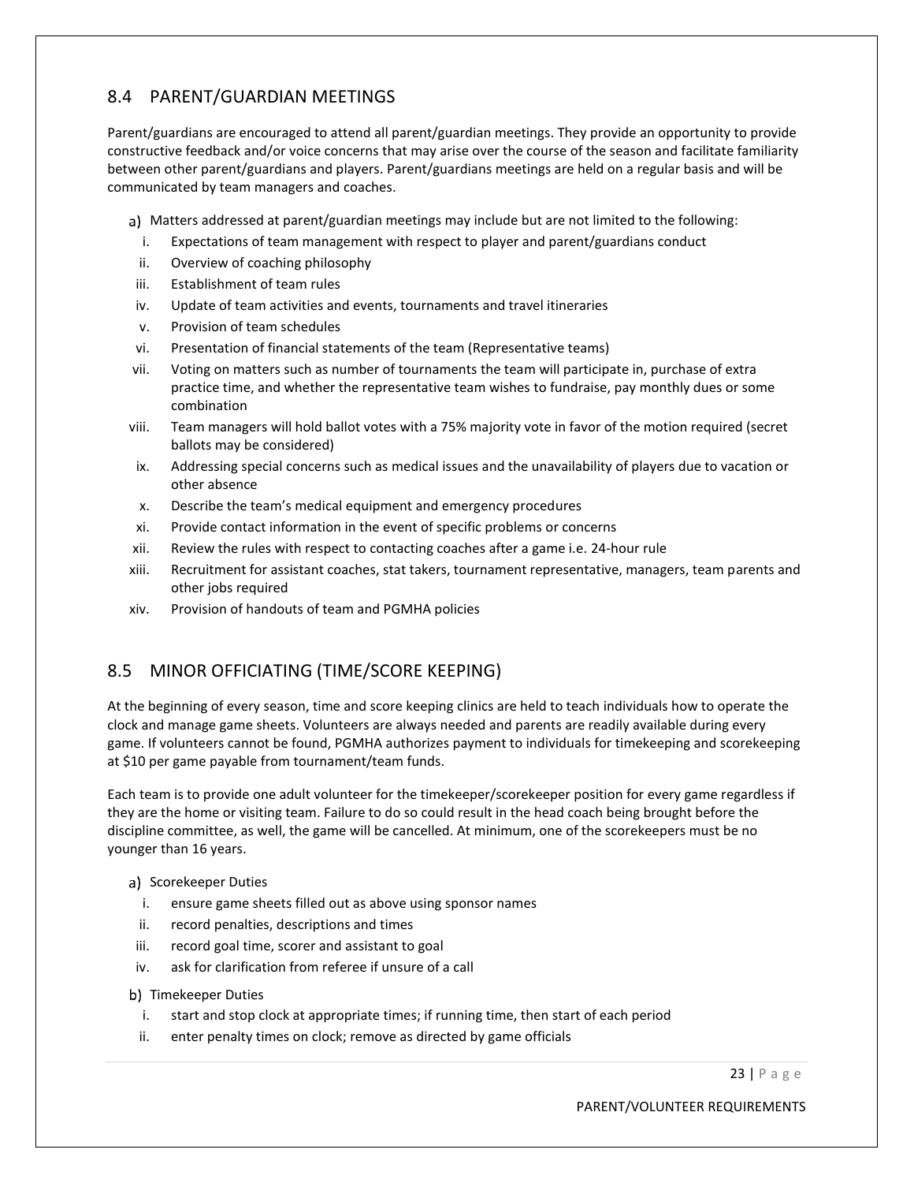## 8.4 PARENT/GUARDIAN MEETINGS

Parent/guardians are encouraged to attend all parent/guardian meetings. They provide an opportunity to provide constructive feedback and/or voice concerns that may arise over the course of the season and facilitate familiarity between other parent/guardians and players. Parent/guardians meetings are held on a regular basis and will be communicated by team managers and coaches.

a) Matters addressed at parent/guardian meetings may include but are not limited to the following:
   i. Expectations of team management with respect to player and parent/guardians conduct
   ii. Overview of coaching philosophy
   iii. Establishment of team rules
   iv. Update of team activities and events, tournaments and travel itineraries
   v. Provision of team schedules
   vi. Presentation of financial statements of the team (Representative teams)
   vii. Voting on matters such as number of tournaments the team will participate in, purchase of extra practice time, and whether the representative team wishes to fundraise, pay monthly dues or some combination
   viii. Team managers will hold ballot votes with a 75% majority vote in favor of the motion required (secret ballots may be considered)
   ix. Addressing special concerns such as medical issues and the unavailability of players due to vacation or other absence
   x. Describe the team's medical equipment and emergency procedures
   xi. Provide contact information in the event of specific problems or concerns
   xii. Review the rules with respect to contacting coaches after a game i.e. 24-hour rule
   xiii. Recruitment for assistant coaches, stat takers, tournament representative, managers, team parents and other jobs required
   xiv. Provision of handouts of team and PGMHA policies

## 8.5 MINOR OFFICIATING (TIME/SCORE KEEPING)

At the beginning of every season, time and score keeping clinics are held to teach individuals how to operate the clock and manage game sheets. Volunteers are always needed and parents are readily available during every game. If volunteers cannot be found, PGMHA authorizes payment to individuals for timekeeping and scorekeeping at $10 per game payable from tournament/team funds.

Each team is to provide one adult volunteer for the timekeeper/scorekeeper position for every game regardless if they are the home or visiting team. Failure to do so could result in the head coach being brought before the discipline committee, as well, the game will be cancelled. At minimum, one of the scorekeepers must be no younger than 16 years.

a) Scorekeeper Duties
   i. ensure game sheets filled out as above using sponsor names
   ii. record penalties, descriptions and times
   iii. record goal time, scorer and assistant to goal
   iv. ask for clarification from referee if unsure of a call

b) Timekeeper Duties
   i. start and stop clock at appropriate times; if running time, then start of each period
   ii. enter penalty times on clock; remove as directed by game officials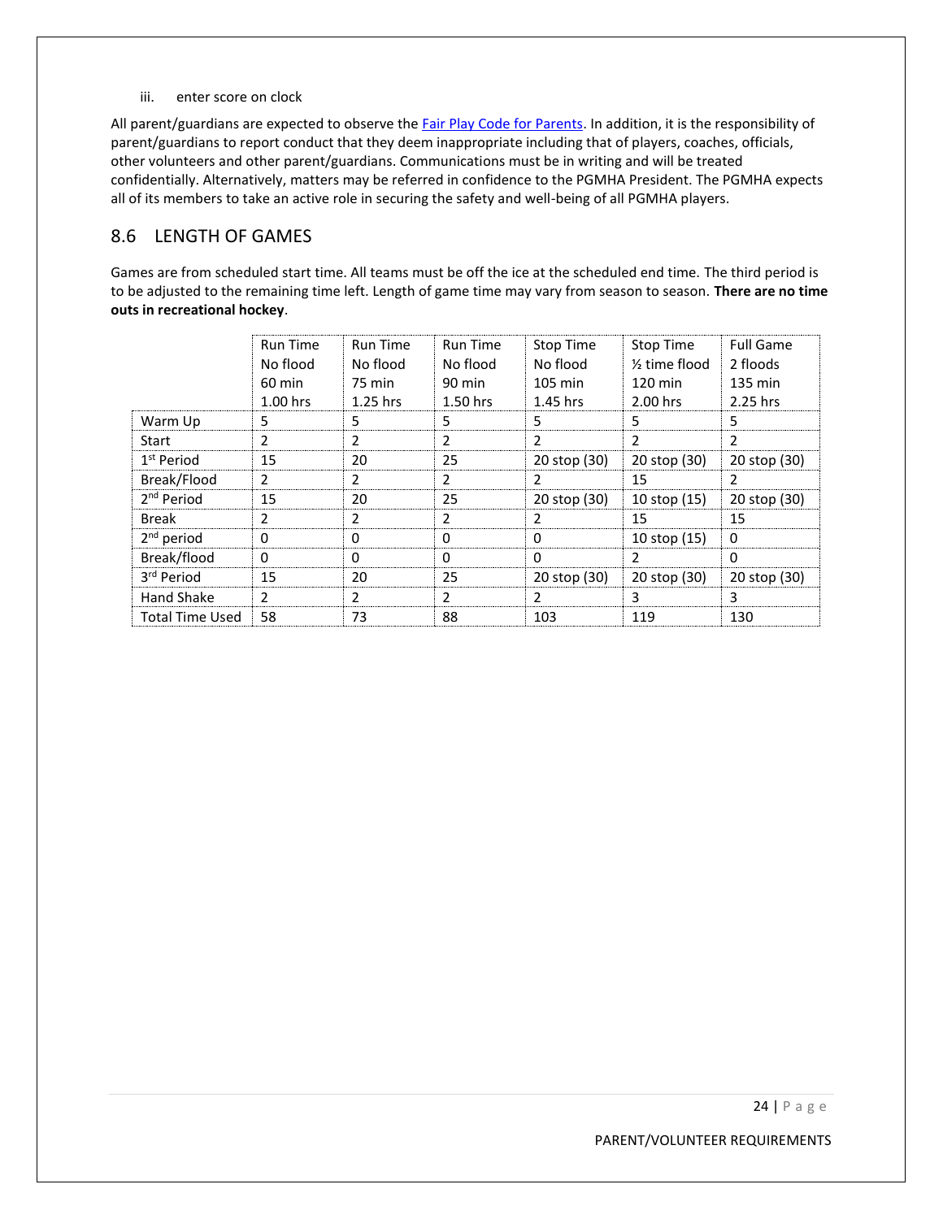iii. enter score on clock

All parent/guardians are expected to observe the [Fair Play Code for Parents](). In addition, it is the responsibility of parent/guardians to report conduct that they deem inappropriate including that of players, coaches, officials, other volunteers and other parent/guardians. Communications must be in writing and will be treated confidentially. Alternatively, matters may be referred in confidence to the PGMHA President. The PGMHA expects all of its members to take an active role in securing the safety and well-being of all PGMHA players.

## 8.6 LENGTH OF GAMES

Games are from scheduled start time. All teams must be off the ice at the scheduled end time. The third period is to be adjusted to the remaining time left. Length of game time may vary from season to season. **There are no time outs in recreational hockey**.

| | Run Time<br>No flood<br>60 min<br>1.00 hrs | Run Time<br>No flood<br>75 min<br>1.25 hrs | Run Time<br>No flood<br>90 min<br>1.50 hrs | Stop Time<br>No flood<br>105 min<br>1.45 hrs | Stop Time<br>½ time flood<br>120 min<br>2.00 hrs | Full Game<br>2 floods<br>135 min<br>2.25 hrs |
|---|---|---|---|---|---|---|
| Warm Up | 5 | 5 | 5 | 5 | 5 | 5 |
| Start | 2 | 2 | 2 | 2 | 2 | 2 |
| 1st Period | 15 | 20 | 25 | 20 stop (30) | 20 stop (30) | 20 stop (30) |
| Break/Flood | 2 | 2 | 2 | 2 | 15 | 2 |
| 2nd Period | 15 | 20 | 25 | 20 stop (30) | 10 stop (15) | 20 stop (30) |
| Break | 2 | 2 | 2 | 2 | 15 | 15 |
| 2nd period | 0 | 0 | 0 | 0 | 10 stop (15) | 0 |
| Break/flood | 0 | 0 | 0 | 0 | 2 | 0 |
| 3rd Period | 15 | 20 | 25 | 20 stop (30) | 20 stop (30) | 20 stop (30) |
| Hand Shake | 2 | 2 | 2 | 2 | 3 | 3 |
| Total Time Used | 58 | 73 | 88 | 103 | 119 | 130 |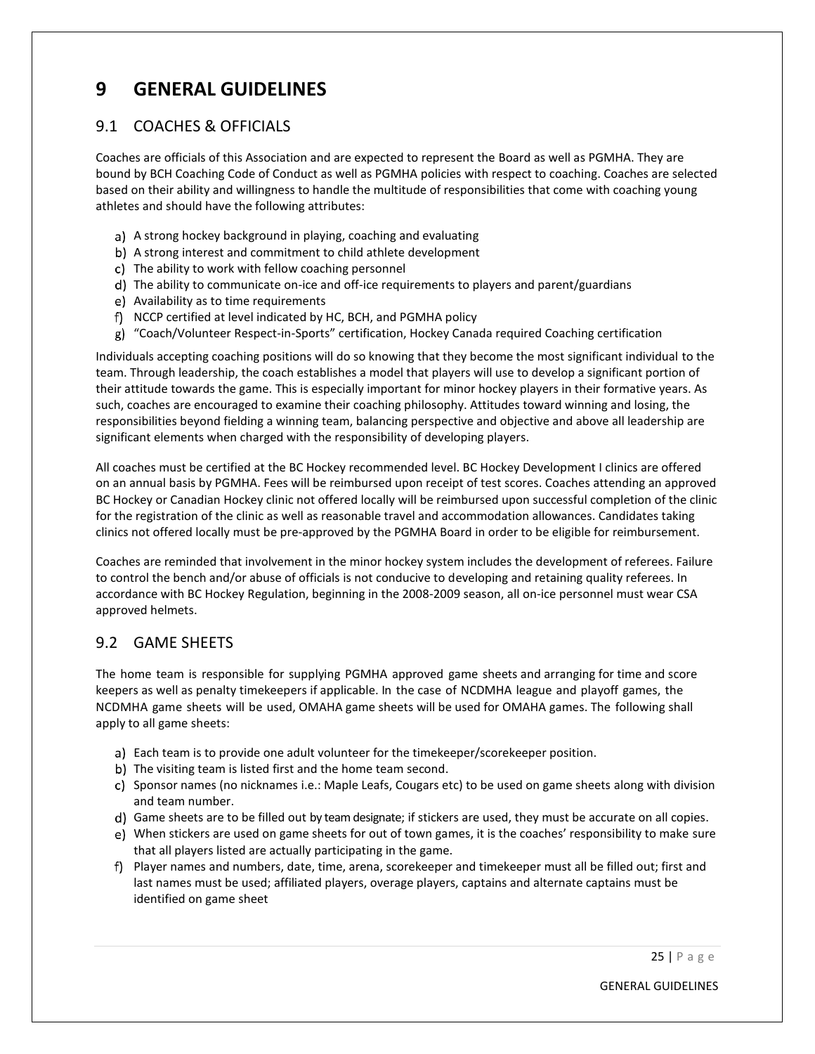# 9 GENERAL GUIDELINES

## 9.1 COACHES & OFFICIALS

Coaches are officials of this Association and are expected to represent the Board as well as PGMHA. They are bound by BCH Coaching Code of Conduct as well as PGMHA policies with respect to coaching. Coaches are selected based on their ability and willingness to handle the multitude of responsibilities that come with coaching young athletes and should have the following attributes:

a) A strong hockey background in playing, coaching and evaluating
b) A strong interest and commitment to child athlete development
c) The ability to work with fellow coaching personnel
d) The ability to communicate on-ice and off-ice requirements to players and parent/guardians
e) Availability as to time requirements
f) NCCP certified at level indicated by HC, BCH, and PGMHA policy
g) "Coach/Volunteer Respect-in-Sports" certification, Hockey Canada required Coaching certification

Individuals accepting coaching positions will do so knowing that they become the most significant individual to the team. Through leadership, the coach establishes a model that players will use to develop a significant portion of their attitude towards the game. This is especially important for minor hockey players in their formative years. As such, coaches are encouraged to examine their coaching philosophy. Attitudes toward winning and losing, the responsibilities beyond fielding a winning team, balancing perspective and objective and above all leadership are significant elements when charged with the responsibility of developing players.

All coaches must be certified at the BC Hockey recommended level. BC Hockey Development I clinics are offered on an annual basis by PGMHA. Fees will be reimbursed upon receipt of test scores. Coaches attending an approved BC Hockey or Canadian Hockey clinic not offered locally will be reimbursed upon successful completion of the clinic for the registration of the clinic as well as reasonable travel and accommodation allowances. Candidates taking clinics not offered locally must be pre-approved by the PGMHA Board in order to be eligible for reimbursement.

Coaches are reminded that involvement in the minor hockey system includes the development of referees. Failure to control the bench and/or abuse of officials is not conducive to developing and retaining quality referees. In accordance with BC Hockey Regulation, beginning in the 2008-2009 season, all on-ice personnel must wear CSA approved helmets.

## 9.2 GAME SHEETS

The home team is responsible for supplying PGMHA approved game sheets and arranging for time and score keepers as well as penalty timekeepers if applicable. In the case of NCDMHA league and playoff games, the NCDMHA game sheets will be used, OMAHA game sheets will be used for OMAHA games. The following shall apply to all game sheets:

a) Each team is to provide one adult volunteer for the timekeeper/scorekeeper position.
b) The visiting team is listed first and the home team second.
c) Sponsor names (no nicknames i.e.: Maple Leafs, Cougars etc) to be used on game sheets along with division and team number.
d) Game sheets are to be filled out by team designate; if stickers are used, they must be accurate on all copies.
e) When stickers are used on game sheets for out of town games, it is the coaches' responsibility to make sure that all players listed are actually participating in the game.
f) Player names and numbers, date, time, arena, scorekeeper and timekeeper must all be filled out; first and last names must be used; affiliated players, overage players, captains and alternate captains must be identified on game sheet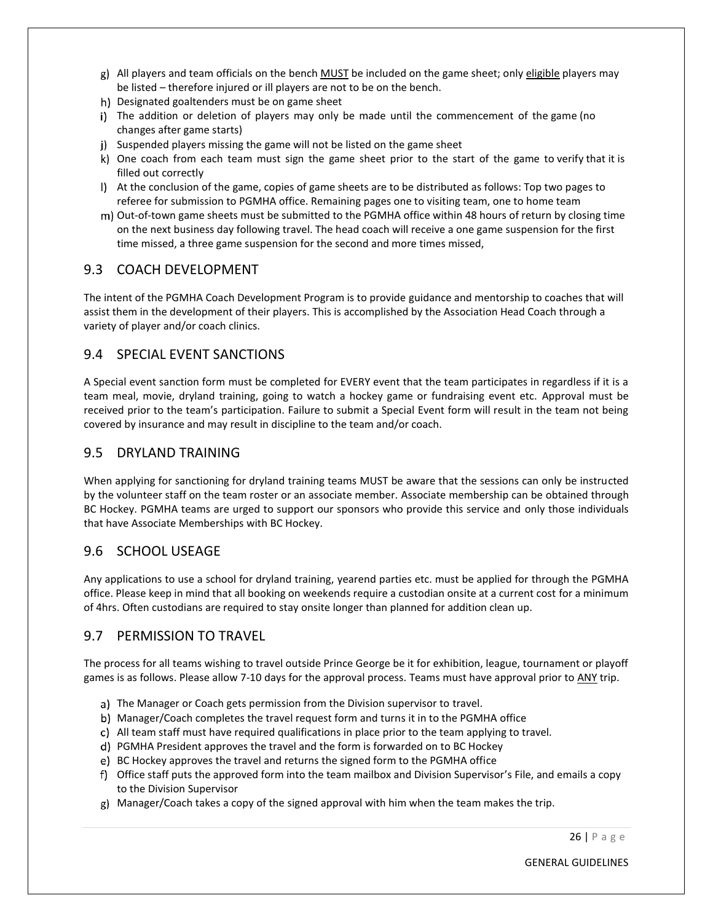g) All players and team officials on the bench MUST be included on the game sheet; only eligible players may be listed – therefore injured or ill players are not to be on the bench.
h) Designated goaltenders must be on game sheet
i) The addition or deletion of players may only be made until the commencement of the game (no changes after game starts)
j) Suspended players missing the game will not be listed on the game sheet
k) One coach from each team must sign the game sheet prior to the start of the game to verify that it is filled out correctly
l) At the conclusion of the game, copies of game sheets are to be distributed as follows: Top two pages to referee for submission to PGMHA office. Remaining pages one to visiting team, one to home team
m) Out-of-town game sheets must be submitted to the PGMHA office within 48 hours of return by closing time on the next business day following travel. The head coach will receive a one game suspension for the first time missed, a three game suspension for the second and more times missed,

## 9.3 COACH DEVELOPMENT

The intent of the PGMHA Coach Development Program is to provide guidance and mentorship to coaches that will assist them in the development of their players. This is accomplished by the Association Head Coach through a variety of player and/or coach clinics.

## 9.4 SPECIAL EVENT SANCTIONS

A Special event sanction form must be completed for EVERY event that the team participates in regardless if it is a team meal, movie, dryland training, going to watch a hockey game or fundraising event etc. Approval must be received prior to the team's participation. Failure to submit a Special Event form will result in the team not being covered by insurance and may result in discipline to the team and/or coach.

## 9.5 DRYLAND TRAINING

When applying for sanctioning for dryland training teams MUST be aware that the sessions can only be instructed by the volunteer staff on the team roster or an associate member. Associate membership can be obtained through BC Hockey. PGMHA teams are urged to support our sponsors who provide this service and only those individuals that have Associate Memberships with BC Hockey.

## 9.6 SCHOOL USEAGE

Any applications to use a school for dryland training, yearend parties etc. must be applied for through the PGMHA office. Please keep in mind that all booking on weekends require a custodian onsite at a current cost for a minimum of 4hrs. Often custodians are required to stay onsite longer than planned for addition clean up.

## 9.7 PERMISSION TO TRAVEL

The process for all teams wishing to travel outside Prince George be it for exhibition, league, tournament or playoff games is as follows. Please allow 7-10 days for the approval process. Teams must have approval prior to ANY trip.

a) The Manager or Coach gets permission from the Division supervisor to travel.
b) Manager/Coach completes the travel request form and turns it in to the PGMHA office
c) All team staff must have required qualifications in place prior to the team applying to travel.
d) PGMHA President approves the travel and the form is forwarded on to BC Hockey
e) BC Hockey approves the travel and returns the signed form to the PGMHA office
f) Office staff puts the approved form into the team mailbox and Division Supervisor's File, and emails a copy to the Division Supervisor
g) Manager/Coach takes a copy of the signed approval with him when the team makes the trip.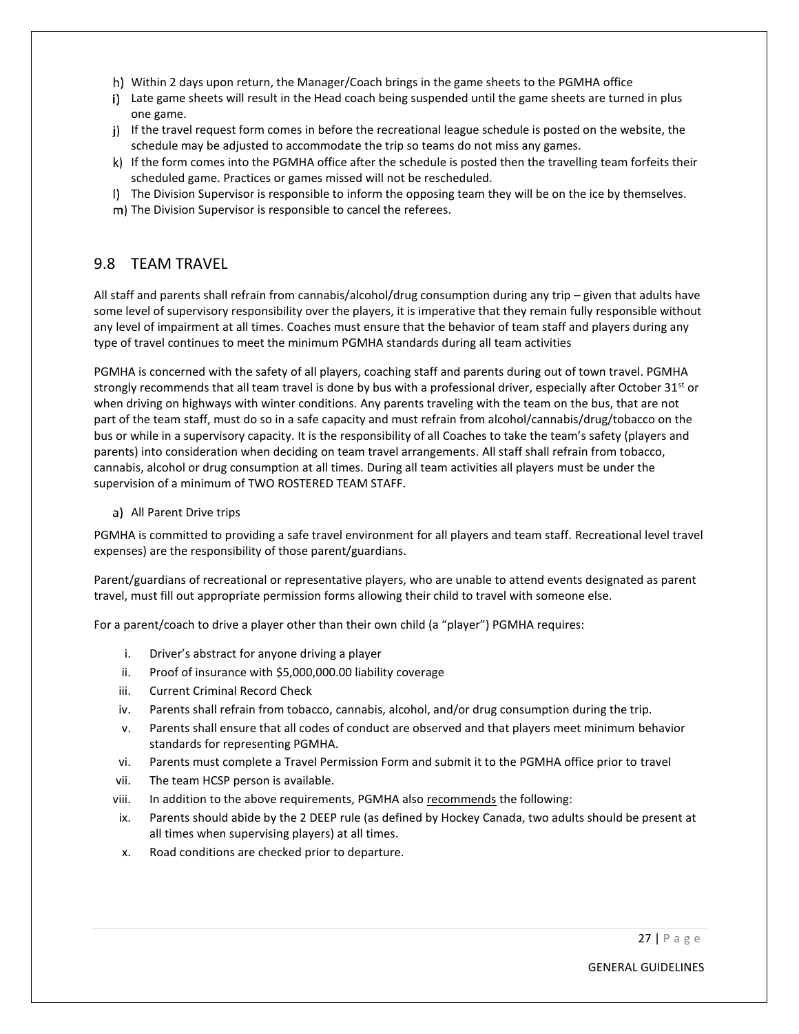h) Within 2 days upon return, the Manager/Coach brings in the game sheets to the PGMHA office
i) Late game sheets will result in the Head coach being suspended until the game sheets are turned in plus one game.
j) If the travel request form comes in before the recreational league schedule is posted on the website, the schedule may be adjusted to accommodate the trip so teams do not miss any games.
k) If the form comes into the PGMHA office after the schedule is posted then the travelling team forfeits their scheduled game. Practices or games missed will not be rescheduled.
l) The Division Supervisor is responsible to inform the opposing team they will be on the ice by themselves.
m) The Division Supervisor is responsible to cancel the referees.

## 9.8 TEAM TRAVEL

All staff and parents shall refrain from cannabis/alcohol/drug consumption during any trip – given that adults have some level of supervisory responsibility over the players, it is imperative that they remain fully responsible without any level of impairment at all times. Coaches must ensure that the behavior of team staff and players during any type of travel continues to meet the minimum PGMHA standards during all team activities

PGMHA is concerned with the safety of all players, coaching staff and parents during out of town travel. PGMHA strongly recommends that all team travel is done by bus with a professional driver, especially after October 31st or when driving on highways with winter conditions. Any parents traveling with the team on the bus, that are not part of the team staff, must do so in a safe capacity and must refrain from alcohol/cannabis/drug/tobacco on the bus or while in a supervisory capacity. It is the responsibility of all Coaches to take the team's safety (players and parents) into consideration when deciding on team travel arrangements. All staff shall refrain from tobacco, cannabis, alcohol or drug consumption at all times. During all team activities all players must be under the supervision of a minimum of TWO ROSTERED TEAM STAFF.

a) All Parent Drive trips

PGMHA is committed to providing a safe travel environment for all players and team staff. Recreational level travel expenses) are the responsibility of those parent/guardians.

Parent/guardians of recreational or representative players, who are unable to attend events designated as parent travel, must fill out appropriate permission forms allowing their child to travel with someone else.

For a parent/coach to drive a player other than their own child (a "player") PGMHA requires:

i. Driver's abstract for anyone driving a player
ii. Proof of insurance with $5,000,000.00 liability coverage
iii. Current Criminal Record Check
iv. Parents shall refrain from tobacco, cannabis, alcohol, and/or drug consumption during the trip.
v. Parents shall ensure that all codes of conduct are observed and that players meet minimum behavior standards for representing PGMHA.
vi. Parents must complete a Travel Permission Form and submit it to the PGMHA office prior to travel
vii. The team HCSP person is available.
viii. In addition to the above requirements, PGMHA also <u>recommends</u> the following:
ix. Parents should abide by the 2 DEEP rule (as defined by Hockey Canada, two adults should be present at all times when supervising players) at all times.
x. Road conditions are checked prior to departure.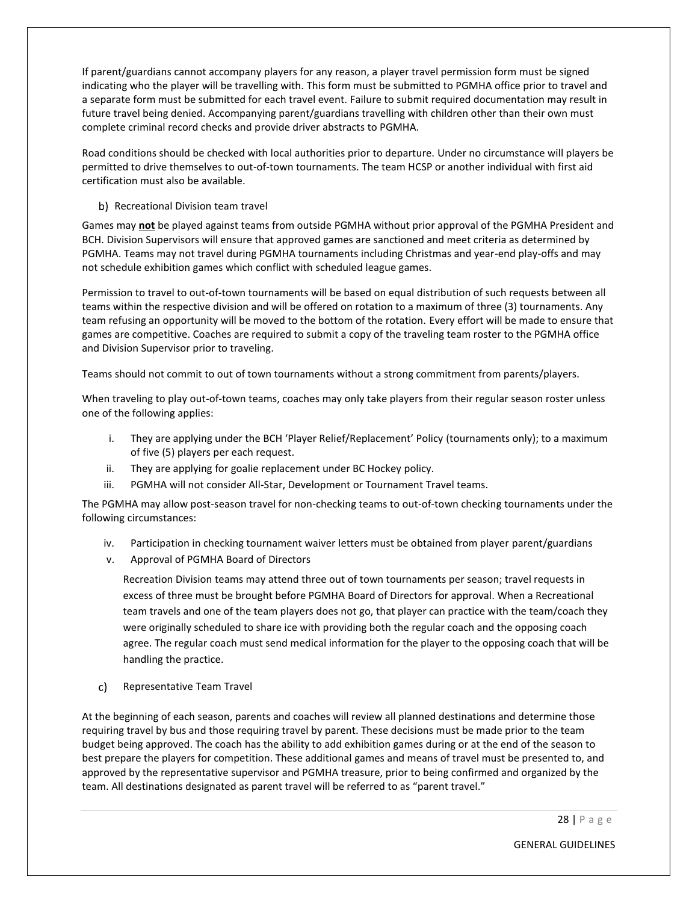If parent/guardians cannot accompany players for any reason, a player travel permission form must be signed indicating who the player will be travelling with. This form must be submitted to PGMHA office prior to travel and a separate form must be submitted for each travel event. Failure to submit required documentation may result in future travel being denied. Accompanying parent/guardians travelling with children other than their own must complete criminal record checks and provide driver abstracts to PGMHA.

Road conditions should be checked with local authorities prior to departure. Under no circumstance will players be permitted to drive themselves to out-of-town tournaments. The team HCSP or another individual with first aid certification must also be available.

b) Recreational Division team travel

Games may **not** be played against teams from outside PGMHA without prior approval of the PGMHA President and BCH. Division Supervisors will ensure that approved games are sanctioned and meet criteria as determined by PGMHA. Teams may not travel during PGMHA tournaments including Christmas and year-end play-offs and may not schedule exhibition games which conflict with scheduled league games.

Permission to travel to out-of-town tournaments will be based on equal distribution of such requests between all teams within the respective division and will be offered on rotation to a maximum of three (3) tournaments. Any team refusing an opportunity will be moved to the bottom of the rotation. Every effort will be made to ensure that games are competitive. Coaches are required to submit a copy of the traveling team roster to the PGMHA office and Division Supervisor prior to traveling.

Teams should not commit to out of town tournaments without a strong commitment from parents/players.

When traveling to play out-of-town teams, coaches may only take players from their regular season roster unless one of the following applies:

i. They are applying under the BCH 'Player Relief/Replacement' Policy (tournaments only); to a maximum of five (5) players per each request.
ii. They are applying for goalie replacement under BC Hockey policy.
iii. PGMHA will not consider All-Star, Development or Tournament Travel teams.

The PGMHA may allow post-season travel for non-checking teams to out-of-town checking tournaments under the following circumstances:

iv. Participation in checking tournament waiver letters must be obtained from player parent/guardians
v. Approval of PGMHA Board of Directors

Recreation Division teams may attend three out of town tournaments per season; travel requests in excess of three must be brought before PGMHA Board of Directors for approval. When a Recreational team travels and one of the team players does not go, that player can practice with the team/coach they were originally scheduled to share ice with providing both the regular coach and the opposing coach agree. The regular coach must send medical information for the player to the opposing coach that will be handling the practice.

c) Representative Team Travel

At the beginning of each season, parents and coaches will review all planned destinations and determine those requiring travel by bus and those requiring travel by parent. These decisions must be made prior to the team budget being approved. The coach has the ability to add exhibition games during or at the end of the season to best prepare the players for competition. These additional games and means of travel must be presented to, and approved by the representative supervisor and PGMHA treasure, prior to being confirmed and organized by the team. All destinations designated as parent travel will be referred to as "parent travel."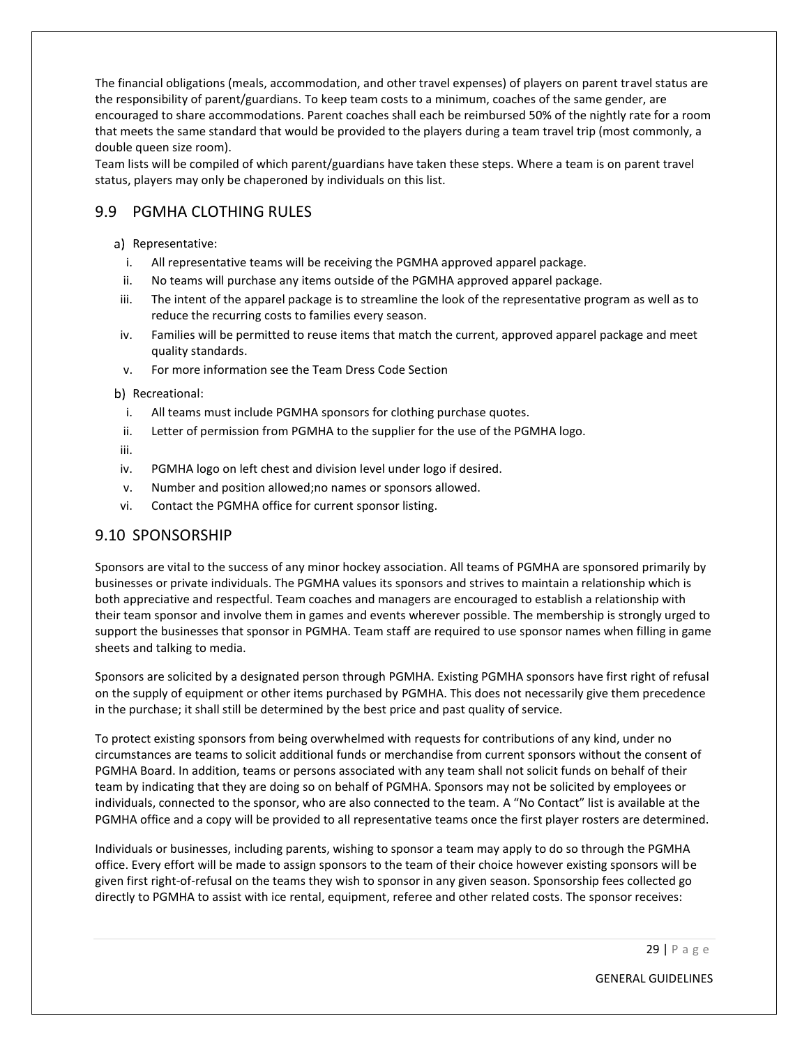The financial obligations (meals, accommodation, and other travel expenses) of players on parent travel status are the responsibility of parent/guardians. To keep team costs to a minimum, coaches of the same gender, are encouraged to share accommodations. Parent coaches shall each be reimbursed 50% of the nightly rate for a room that meets the same standard that would be provided to the players during a team travel trip (most commonly, a double queen size room).
Team lists will be compiled of which parent/guardians have taken these steps. Where a team is on parent travel status, players may only be chaperoned by individuals on this list.

## 9.9 PGMHA CLOTHING RULES

a) Representative:

   i. All representative teams will be receiving the PGMHA approved apparel package.
   ii. No teams will purchase any items outside of the PGMHA approved apparel package.
   iii. The intent of the apparel package is to streamline the look of the representative program as well as to reduce the recurring costs to families every season.
   iv. Families will be permitted to reuse items that match the current, approved apparel package and meet quality standards.
   v. For more information see the Team Dress Code Section

b) Recreational:

   i. All teams must include PGMHA sponsors for clothing purchase quotes.
   ii. Letter of permission from PGMHA to the supplier for the use of the PGMHA logo.
   iii.
   iv. PGMHA logo on left chest and division level under logo if desired.
   v. Number and position allowed;no names or sponsors allowed.
   vi. Contact the PGMHA office for current sponsor listing.

## 9.10 SPONSORSHIP

Sponsors are vital to the success of any minor hockey association. All teams of PGMHA are sponsored primarily by businesses or private individuals. The PGMHA values its sponsors and strives to maintain a relationship which is both appreciative and respectful. Team coaches and managers are encouraged to establish a relationship with their team sponsor and involve them in games and events wherever possible. The membership is strongly urged to support the businesses that sponsor in PGMHA. Team staff are required to use sponsor names when filling in game sheets and talking to media.

Sponsors are solicited by a designated person through PGMHA. Existing PGMHA sponsors have first right of refusal on the supply of equipment or other items purchased by PGMHA. This does not necessarily give them precedence in the purchase; it shall still be determined by the best price and past quality of service.

To protect existing sponsors from being overwhelmed with requests for contributions of any kind, under no circumstances are teams to solicit additional funds or merchandise from current sponsors without the consent of PGMHA Board. In addition, teams or persons associated with any team shall not solicit funds on behalf of their team by indicating that they are doing so on behalf of PGMHA. Sponsors may not be solicited by employees or individuals, connected to the sponsor, who are also connected to the team. A "No Contact" list is available at the PGMHA office and a copy will be provided to all representative teams once the first player rosters are determined.

Individuals or businesses, including parents, wishing to sponsor a team may apply to do so through the PGMHA office. Every effort will be made to assign sponsors to the team of their choice however existing sponsors will be given first right-of-refusal on the teams they wish to sponsor in any given season. Sponsorship fees collected go directly to PGMHA to assist with ice rental, equipment, referee and other related costs. The sponsor receives: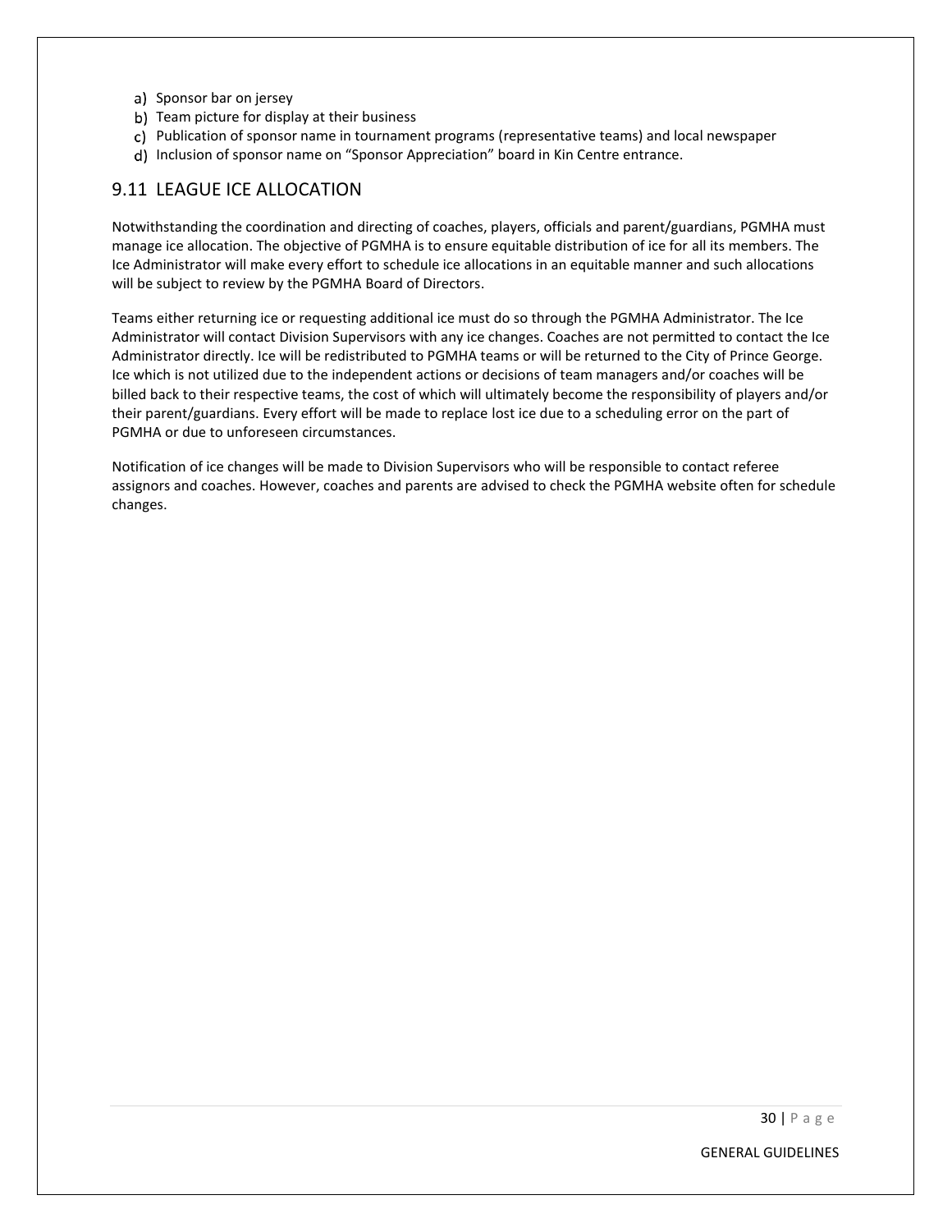a) Sponsor bar on jersey
b) Team picture for display at their business
c) Publication of sponsor name in tournament programs (representative teams) and local newspaper
d) Inclusion of sponsor name on "Sponsor Appreciation" board in Kin Centre entrance.

## 9.11 LEAGUE ICE ALLOCATION

Notwithstanding the coordination and directing of coaches, players, officials and parent/guardians, PGMHA must manage ice allocation. The objective of PGMHA is to ensure equitable distribution of ice for all its members. The Ice Administrator will make every effort to schedule ice allocations in an equitable manner and such allocations will be subject to review by the PGMHA Board of Directors.

Teams either returning ice or requesting additional ice must do so through the PGMHA Administrator. The Ice Administrator will contact Division Supervisors with any ice changes. Coaches are not permitted to contact the Ice Administrator directly. Ice will be redistributed to PGMHA teams or will be returned to the City of Prince George. Ice which is not utilized due to the independent actions or decisions of team managers and/or coaches will be billed back to their respective teams, the cost of which will ultimately become the responsibility of players and/or their parent/guardians. Every effort will be made to replace lost ice due to a scheduling error on the part of PGMHA or due to unforeseen circumstances.

Notification of ice changes will be made to Division Supervisors who will be responsible to contact referee assignors and coaches. However, coaches and parents are advised to check the PGMHA website often for schedule changes.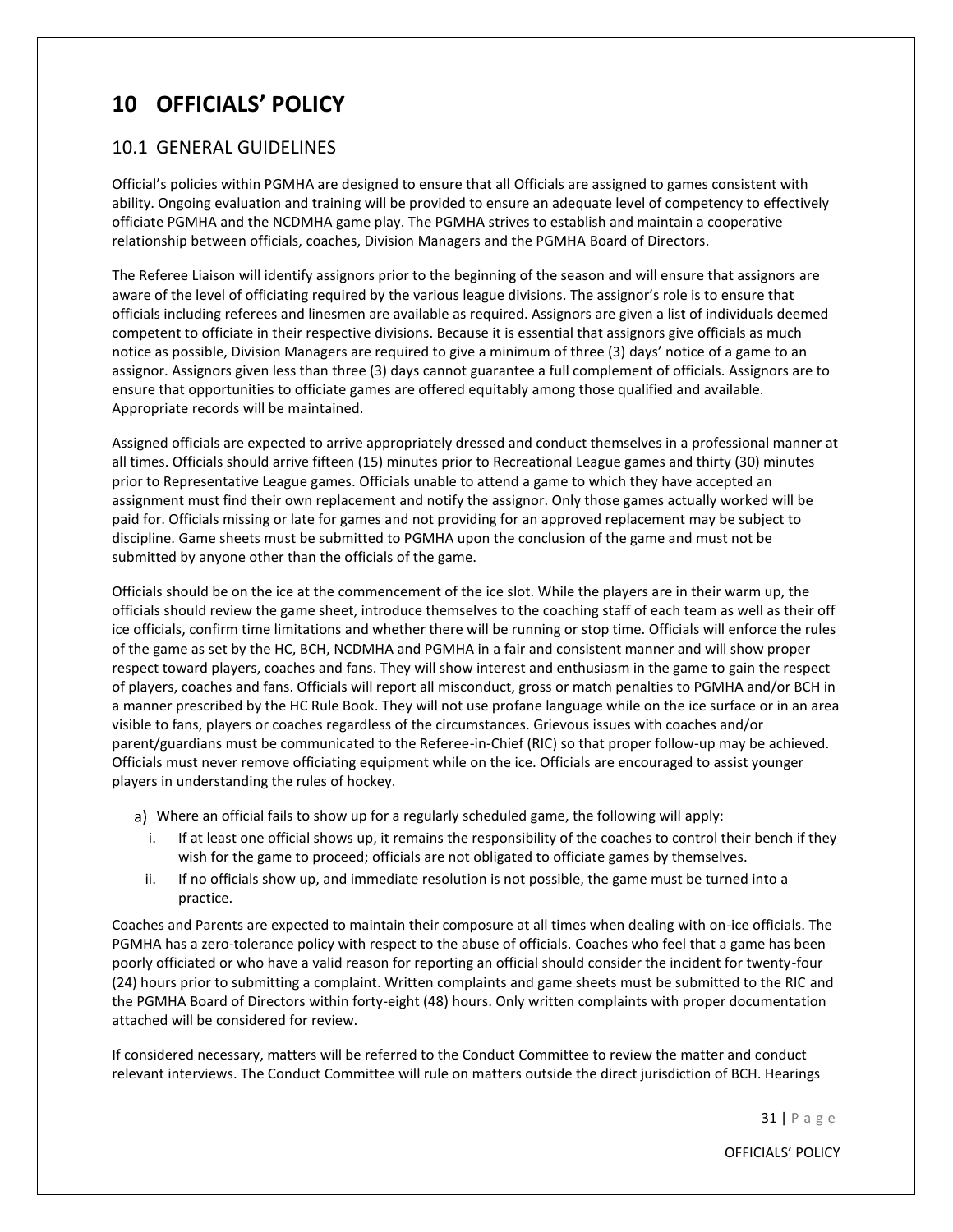# 10 OFFICIALS' POLICY

## 10.1 GENERAL GUIDELINES

Official's policies within PGMHA are designed to ensure that all Officials are assigned to games consistent with ability. Ongoing evaluation and training will be provided to ensure an adequate level of competency to effectively officiate PGMHA and the NCDMHA game play. The PGMHA strives to establish and maintain a cooperative relationship between officials, coaches, Division Managers and the PGMHA Board of Directors.

The Referee Liaison will identify assignors prior to the beginning of the season and will ensure that assignors are aware of the level of officiating required by the various league divisions. The assignor's role is to ensure that officials including referees and linesmen are available as required. Assignors are given a list of individuals deemed competent to officiate in their respective divisions. Because it is essential that assignors give officials as much notice as possible, Division Managers are required to give a minimum of three (3) days' notice of a game to an assignor. Assignors given less than three (3) days cannot guarantee a full complement of officials. Assignors are to ensure that opportunities to officiate games are offered equitably among those qualified and available. Appropriate records will be maintained.

Assigned officials are expected to arrive appropriately dressed and conduct themselves in a professional manner at all times. Officials should arrive fifteen (15) minutes prior to Recreational League games and thirty (30) minutes prior to Representative League games. Officials unable to attend a game to which they have accepted an assignment must find their own replacement and notify the assignor. Only those games actually worked will be paid for. Officials missing or late for games and not providing for an approved replacement may be subject to discipline. Game sheets must be submitted to PGMHA upon the conclusion of the game and must not be submitted by anyone other than the officials of the game.

Officials should be on the ice at the commencement of the ice slot. While the players are in their warm up, the officials should review the game sheet, introduce themselves to the coaching staff of each team as well as their off ice officials, confirm time limitations and whether there will be running or stop time. Officials will enforce the rules of the game as set by the HC, BCH, NCDMHA and PGMHA in a fair and consistent manner and will show proper respect toward players, coaches and fans. They will show interest and enthusiasm in the game to gain the respect of players, coaches and fans. Officials will report all misconduct, gross or match penalties to PGMHA and/or BCH in a manner prescribed by the HC Rule Book. They will not use profane language while on the ice surface or in an area visible to fans, players or coaches regardless of the circumstances. Grievous issues with coaches and/or parent/guardians must be communicated to the Referee-in-Chief (RIC) so that proper follow-up may be achieved. Officials must never remove officiating equipment while on the ice. Officials are encouraged to assist younger players in understanding the rules of hockey.

a) Where an official fails to show up for a regularly scheduled game, the following will apply:
   i. If at least one official shows up, it remains the responsibility of the coaches to control their bench if they wish for the game to proceed; officials are not obligated to officiate games by themselves.
   ii. If no officials show up, and immediate resolution is not possible, the game must be turned into a practice.

Coaches and Parents are expected to maintain their composure at all times when dealing with on-ice officials. The PGMHA has a zero-tolerance policy with respect to the abuse of officials. Coaches who feel that a game has been poorly officiated or who have a valid reason for reporting an official should consider the incident for twenty-four (24) hours prior to submitting a complaint. Written complaints and game sheets must be submitted to the RIC and the PGMHA Board of Directors within forty-eight (48) hours. Only written complaints with proper documentation attached will be considered for review.

If considered necessary, matters will be referred to the Conduct Committee to review the matter and conduct relevant interviews. The Conduct Committee will rule on matters outside the direct jurisdiction of BCH. Hearings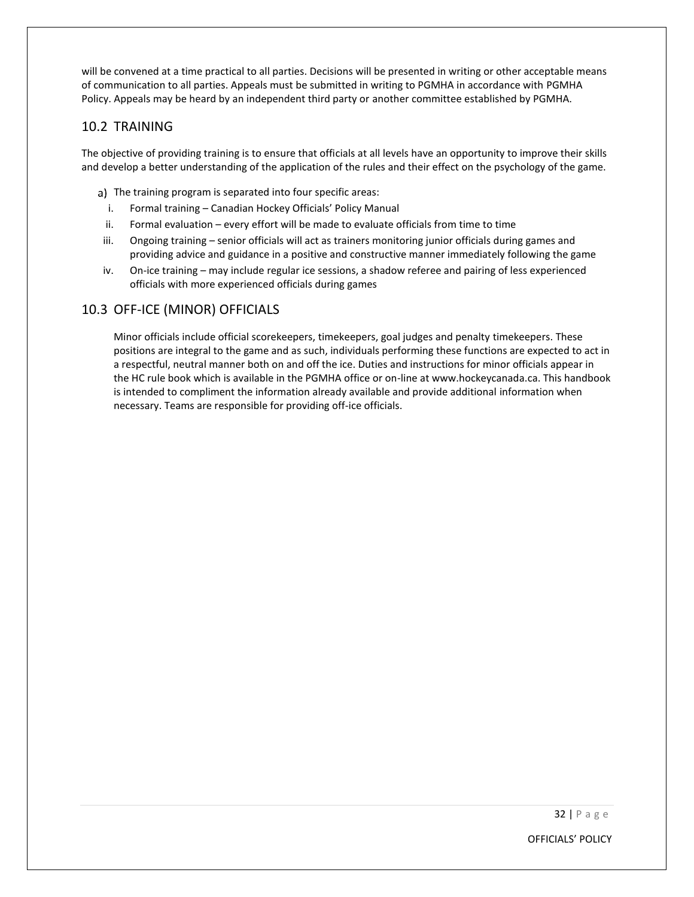will be convened at a time practical to all parties. Decisions will be presented in writing or other acceptable means of communication to all parties. Appeals must be submitted in writing to PGMHA in accordance with PGMHA Policy. Appeals may be heard by an independent third party or another committee established by PGMHA.

## 10.2 TRAINING

The objective of providing training is to ensure that officials at all levels have an opportunity to improve their skills and develop a better understanding of the application of the rules and their effect on the psychology of the game.

a) The training program is separated into four specific areas:
   i. Formal training – Canadian Hockey Officials' Policy Manual
   ii. Formal evaluation – every effort will be made to evaluate officials from time to time
   iii. Ongoing training – senior officials will act as trainers monitoring junior officials during games and providing advice and guidance in a positive and constructive manner immediately following the game
   iv. On-ice training – may include regular ice sessions, a shadow referee and pairing of less experienced officials with more experienced officials during games

## 10.3 OFF-ICE (MINOR) OFFICIALS

Minor officials include official scorekeepers, timekeepers, goal judges and penalty timekeepers. These positions are integral to the game and as such, individuals performing these functions are expected to act in a respectful, neutral manner both on and off the ice. Duties and instructions for minor officials appear in the HC rule book which is available in the PGMHA office or on-line at www.hockeycanada.ca. This handbook is intended to compliment the information already available and provide additional information when necessary. Teams are responsible for providing off-ice officials.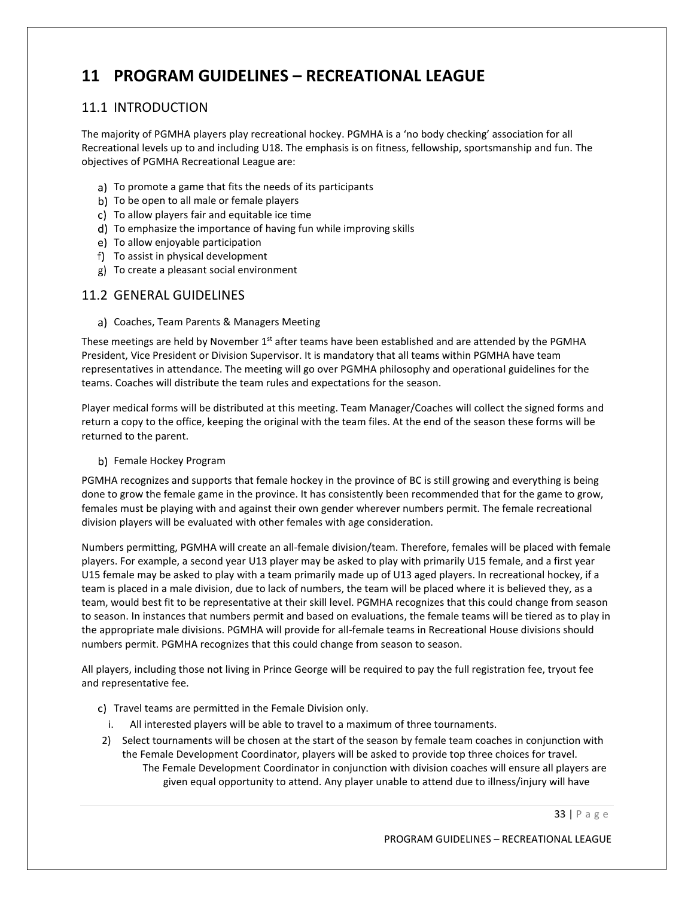# 11 PROGRAM GUIDELINES – RECREATIONAL LEAGUE

## 11.1 INTRODUCTION

The majority of PGMHA players play recreational hockey. PGMHA is a 'no body checking' association for all Recreational levels up to and including U18. The emphasis is on fitness, fellowship, sportsmanship and fun. The objectives of PGMHA Recreational League are:

a) To promote a game that fits the needs of its participants
b) To be open to all male or female players
c) To allow players fair and equitable ice time
d) To emphasize the importance of having fun while improving skills
e) To allow enjoyable participation
f) To assist in physical development
g) To create a pleasant social environment

## 11.2 GENERAL GUIDELINES

a) Coaches, Team Parents & Managers Meeting

These meetings are held by November 1st after teams have been established and are attended by the PGMHA President, Vice President or Division Supervisor. It is mandatory that all teams within PGMHA have team representatives in attendance. The meeting will go over PGMHA philosophy and operational guidelines for the teams. Coaches will distribute the team rules and expectations for the season.

Player medical forms will be distributed at this meeting. Team Manager/Coaches will collect the signed forms and return a copy to the office, keeping the original with the team files. At the end of the season these forms will be returned to the parent.

b) Female Hockey Program

PGMHA recognizes and supports that female hockey in the province of BC is still growing and everything is being done to grow the female game in the province. It has consistently been recommended that for the game to grow, females must be playing with and against their own gender wherever numbers permit. The female recreational division players will be evaluated with other females with age consideration.

Numbers permitting, PGMHA will create an all-female division/team. Therefore, females will be placed with female players. For example, a second year U13 player may be asked to play with primarily U15 female, and a first year U15 female may be asked to play with a team primarily made up of U13 aged players. In recreational hockey, if a team is placed in a male division, due to lack of numbers, the team will be placed where it is believed they, as a team, would best fit to be representative at their skill level. PGMHA recognizes that this could change from season to season. In instances that numbers permit and based on evaluations, the female teams will be tiered as to play in the appropriate male divisions. PGMHA will provide for all-female teams in Recreational House divisions should numbers permit. PGMHA recognizes that this could change from season to season.

All players, including those not living in Prince George will be required to pay the full registration fee, tryout fee and representative fee.

c) Travel teams are permitted in the Female Division only.
   i. All interested players will be able to travel to a maximum of three tournaments.
   2) Select tournaments will be chosen at the start of the season by female team coaches in conjunction with the Female Development Coordinator, players will be asked to provide top three choices for travel.
      The Female Development Coordinator in conjunction with division coaches will ensure all players are given equal opportunity to attend. Any player unable to attend due to illness/injury will have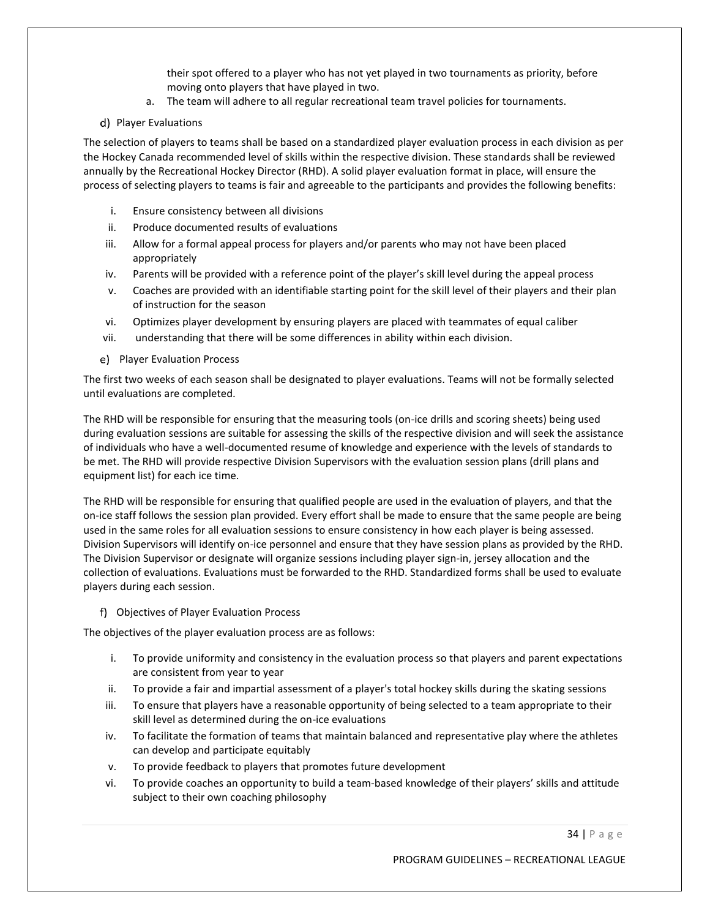their spot offered to a player who has not yet played in two tournaments as priority, before moving onto players that have played in two.

a. The team will adhere to all regular recreational team travel policies for tournaments.

d) Player Evaluations

The selection of players to teams shall be based on a standardized player evaluation process in each division as per the Hockey Canada recommended level of skills within the respective division. These standards shall be reviewed annually by the Recreational Hockey Director (RHD). A solid player evaluation format in place, will ensure the process of selecting players to teams is fair and agreeable to the participants and provides the following benefits:

i. Ensure consistency between all divisions
ii. Produce documented results of evaluations
iii. Allow for a formal appeal process for players and/or parents who may not have been placed appropriately
iv. Parents will be provided with a reference point of the player's skill level during the appeal process
v. Coaches are provided with an identifiable starting point for the skill level of their players and their plan of instruction for the season
vi. Optimizes player development by ensuring players are placed with teammates of equal caliber
vii. understanding that there will be some differences in ability within each division.

e) Player Evaluation Process

The first two weeks of each season shall be designated to player evaluations. Teams will not be formally selected until evaluations are completed.

The RHD will be responsible for ensuring that the measuring tools (on-ice drills and scoring sheets) being used during evaluation sessions are suitable for assessing the skills of the respective division and will seek the assistance of individuals who have a well-documented resume of knowledge and experience with the levels of standards to be met. The RHD will provide respective Division Supervisors with the evaluation session plans (drill plans and equipment list) for each ice time.

The RHD will be responsible for ensuring that qualified people are used in the evaluation of players, and that the on-ice staff follows the session plan provided. Every effort shall be made to ensure that the same people are being used in the same roles for all evaluation sessions to ensure consistency in how each player is being assessed. Division Supervisors will identify on-ice personnel and ensure that they have session plans as provided by the RHD. The Division Supervisor or designate will organize sessions including player sign-in, jersey allocation and the collection of evaluations. Evaluations must be forwarded to the RHD. Standardized forms shall be used to evaluate players during each session.

f) Objectives of Player Evaluation Process

The objectives of the player evaluation process are as follows:

i. To provide uniformity and consistency in the evaluation process so that players and parent expectations are consistent from year to year
ii. To provide a fair and impartial assessment of a player's total hockey skills during the skating sessions
iii. To ensure that players have a reasonable opportunity of being selected to a team appropriate to their skill level as determined during the on-ice evaluations
iv. To facilitate the formation of teams that maintain balanced and representative play where the athletes can develop and participate equitably
v. To provide feedback to players that promotes future development
vi. To provide coaches an opportunity to build a team-based knowledge of their players' skills and attitude subject to their own coaching philosophy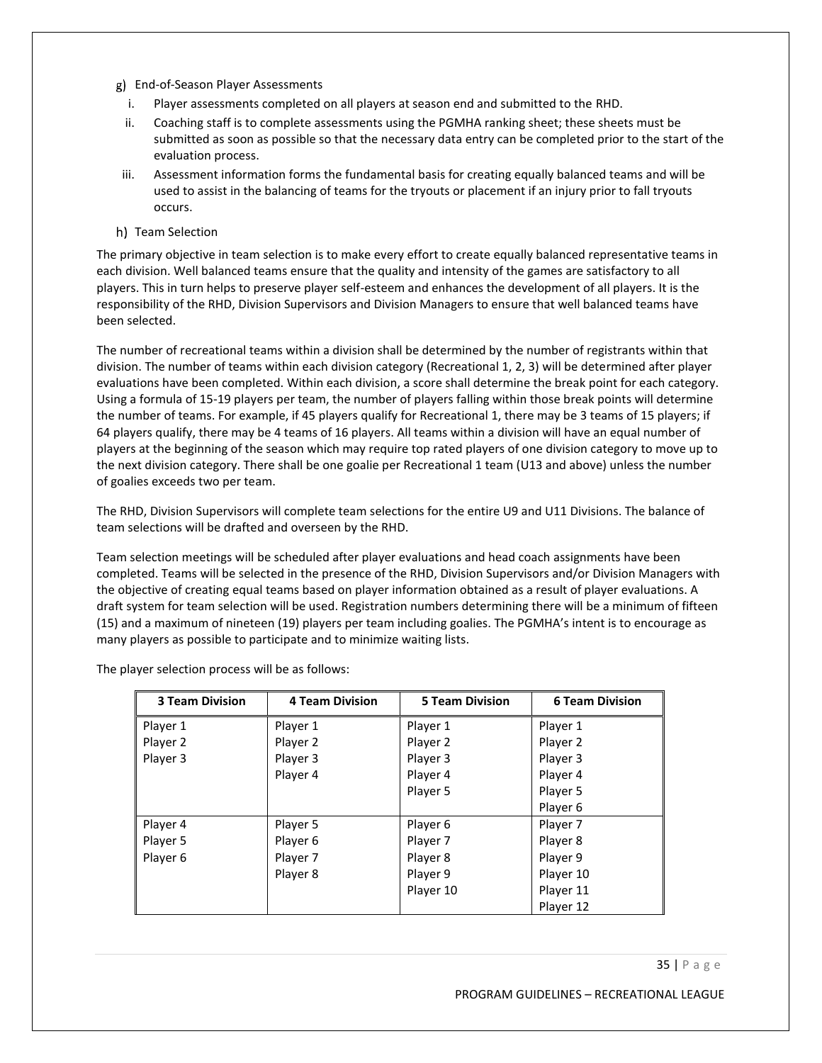g) End-of-Season Player Assessments

i. Player assessments completed on all players at season end and submitted to the RHD.

ii. Coaching staff is to complete assessments using the PGMHA ranking sheet; these sheets must be submitted as soon as possible so that the necessary data entry can be completed prior to the start of the evaluation process.

iii. Assessment information forms the fundamental basis for creating equally balanced teams and will be used to assist in the balancing of teams for the tryouts or placement if an injury prior to fall tryouts occurs.

h) Team Selection

The primary objective in team selection is to make every effort to create equally balanced representative teams in each division. Well balanced teams ensure that the quality and intensity of the games are satisfactory to all players. This in turn helps to preserve player self-esteem and enhances the development of all players. It is the responsibility of the RHD, Division Supervisors and Division Managers to ensure that well balanced teams have been selected.

The number of recreational teams within a division shall be determined by the number of registrants within that division. The number of teams within each division category (Recreational 1, 2, 3) will be determined after player evaluations have been completed. Within each division, a score shall determine the break point for each category. Using a formula of 15-19 players per team, the number of players falling within those break points will determine the number of teams. For example, if 45 players qualify for Recreational 1, there may be 3 teams of 15 players; if 64 players qualify, there may be 4 teams of 16 players. All teams within a division will have an equal number of players at the beginning of the season which may require top rated players of one division category to move up to the next division category. There shall be one goalie per Recreational 1 team (U13 and above) unless the number of goalies exceeds two per team.

The RHD, Division Supervisors will complete team selections for the entire U9 and U11 Divisions. The balance of team selections will be drafted and overseen by the RHD.

Team selection meetings will be scheduled after player evaluations and head coach assignments have been completed. Teams will be selected in the presence of the RHD, Division Supervisors and/or Division Managers with the objective of creating equal teams based on player information obtained as a result of player evaluations. A draft system for team selection will be used. Registration numbers determining there will be a minimum of fifteen (15) and a maximum of nineteen (19) players per team including goalies. The PGMHA's intent is to encourage as many players as possible to participate and to minimize waiting lists.

The player selection process will be as follows:

| 3 Team Division | 4 Team Division | 5 Team Division | 6 Team Division |
|---|---|---|---|
| Player 1<br>Player 2<br>Player 3 | Player 1<br>Player 2<br>Player 3<br>Player 4 | Player 1<br>Player 2<br>Player 3<br>Player 4<br>Player 5 | Player 1<br>Player 2<br>Player 3<br>Player 4<br>Player 5<br>Player 6 |
| Player 4<br>Player 5<br>Player 6 | Player 5<br>Player 6<br>Player 7<br>Player 8 | Player 6<br>Player 7<br>Player 8<br>Player 9<br>Player 10 | Player 7<br>Player 8<br>Player 9<br>Player 10<br>Player 11<br>Player 12 |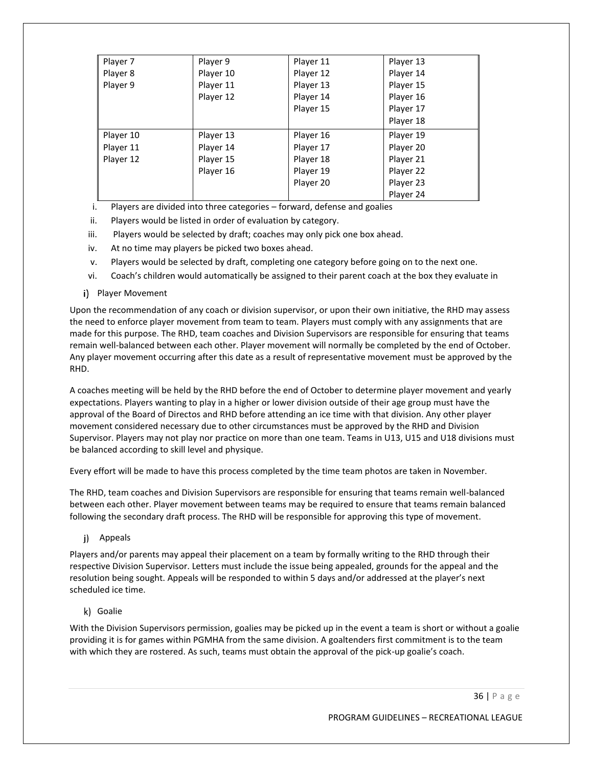| | | | |
|---|---|---|---|
| Player 7<br>Player 8<br>Player 9 | Player 9<br>Player 10<br>Player 11<br>Player 12 | Player 11<br>Player 12<br>Player 13<br>Player 14<br>Player 15 | Player 13<br>Player 14<br>Player 15<br>Player 16<br>Player 17<br>Player 18 |
| Player 10<br>Player 11<br>Player 12 | Player 13<br>Player 14<br>Player 15<br>Player 16 | Player 16<br>Player 17<br>Player 18<br>Player 19<br>Player 20 | Player 19<br>Player 20<br>Player 21<br>Player 22<br>Player 23<br>Player 24 |

i. Players are divided into three categories – forward, defense and goalies
ii. Players would be listed in order of evaluation by category.
iii. Players would be selected by draft; coaches may only pick one box ahead.
iv. At no time may players be picked two boxes ahead.
v. Players would be selected by draft, completing one category before going on to the next one.
vi. Coach's children would automatically be assigned to their parent coach at the box they evaluate in

i) Player Movement

Upon the recommendation of any coach or division supervisor, or upon their own initiative, the RHD may assess the need to enforce player movement from team to team. Players must comply with any assignments that are made for this purpose. The RHD, team coaches and Division Supervisors are responsible for ensuring that teams remain well-balanced between each other. Player movement will normally be completed by the end of October. Any player movement occurring after this date as a result of representative movement must be approved by the RHD.

A coaches meeting will be held by the RHD before the end of October to determine player movement and yearly expectations. Players wanting to play in a higher or lower division outside of their age group must have the approval of the Board of Directos and RHD before attending an ice time with that division. Any other player movement considered necessary due to other circumstances must be approved by the RHD and Division Supervisor. Players may not play nor practice on more than one team. Teams in U13, U15 and U18 divisions must be balanced according to skill level and physique.

Every effort will be made to have this process completed by the time team photos are taken in November.

The RHD, team coaches and Division Supervisors are responsible for ensuring that teams remain well-balanced between each other. Player movement between teams may be required to ensure that teams remain balanced following the secondary draft process. The RHD will be responsible for approving this type of movement.

j) Appeals

Players and/or parents may appeal their placement on a team by formally writing to the RHD through their respective Division Supervisor. Letters must include the issue being appealed, grounds for the appeal and the resolution being sought. Appeals will be responded to within 5 days and/or addressed at the player's next scheduled ice time.

k) Goalie

With the Division Supervisors permission, goalies may be picked up in the event a team is short or without a goalie providing it is for games within PGMHA from the same division. A goaltenders first commitment is to the team with which they are rostered. As such, teams must obtain the approval of the pick-up goalie's coach.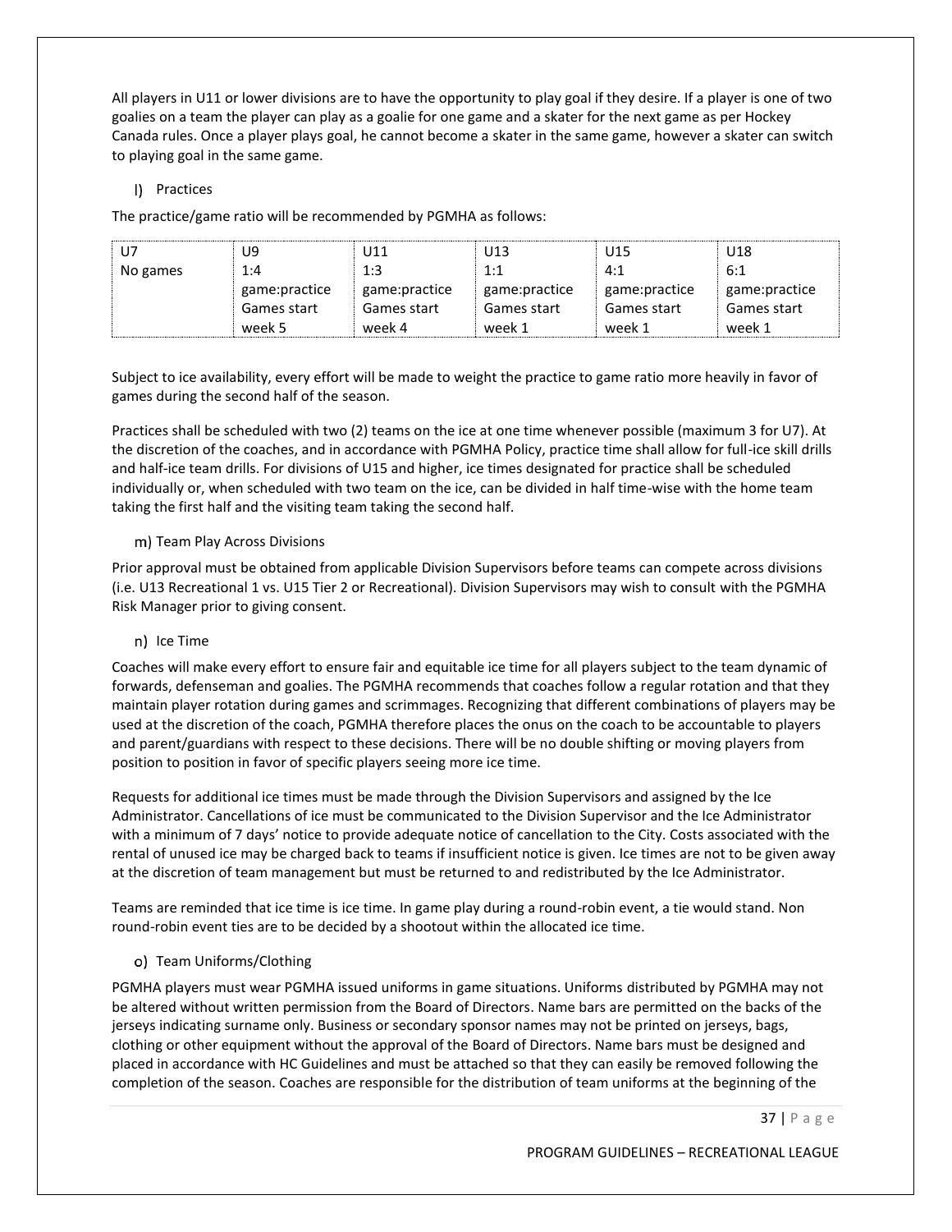All players in U11 or lower divisions are to have the opportunity to play goal if they desire. If a player is one of two goalies on a team the player can play as a goalie for one game and a skater for the next game as per Hockey Canada rules. Once a player plays goal, he cannot become a skater in the same game, however a skater can switch to playing goal in the same game.

l) Practices

The practice/game ratio will be recommended by PGMHA as follows:

| U7 | U9 | U11 | U13 | U15 | U18 |
|---|---|---|---|---|---|
| No games | 1:4 game:practice Games start week 5 | 1:3 game:practice Games start week 4 | 1:1 game:practice Games start week 1 | 4:1 game:practice Games start week 1 | 6:1 game:practice Games start week 1 |

Subject to ice availability, every effort will be made to weight the practice to game ratio more heavily in favor of games during the second half of the season.

Practices shall be scheduled with two (2) teams on the ice at one time whenever possible (maximum 3 for U7). At the discretion of the coaches, and in accordance with PGMHA Policy, practice time shall allow for full-ice skill drills and half-ice team drills. For divisions of U15 and higher, ice times designated for practice shall be scheduled individually or, when scheduled with two team on the ice, can be divided in half time-wise with the home team taking the first half and the visiting team taking the second half.

m) Team Play Across Divisions

Prior approval must be obtained from applicable Division Supervisors before teams can compete across divisions (i.e. U13 Recreational 1 vs. U15 Tier 2 or Recreational). Division Supervisors may wish to consult with the PGMHA Risk Manager prior to giving consent.

n) Ice Time

Coaches will make every effort to ensure fair and equitable ice time for all players subject to the team dynamic of forwards, defenseman and goalies. The PGMHA recommends that coaches follow a regular rotation and that they maintain player rotation during games and scrimmages. Recognizing that different combinations of players may be used at the discretion of the coach, PGMHA therefore places the onus on the coach to be accountable to players and parent/guardians with respect to these decisions. There will be no double shifting or moving players from position to position in favor of specific players seeing more ice time.

Requests for additional ice times must be made through the Division Supervisors and assigned by the Ice Administrator. Cancellations of ice must be communicated to the Division Supervisor and the Ice Administrator with a minimum of 7 days' notice to provide adequate notice of cancellation to the City. Costs associated with the rental of unused ice may be charged back to teams if insufficient notice is given. Ice times are not to be given away at the discretion of team management but must be returned to and redistributed by the Ice Administrator.

Teams are reminded that ice time is ice time. In game play during a round-robin event, a tie would stand. Non round-robin event ties are to be decided by a shootout within the allocated ice time.

o) Team Uniforms/Clothing

PGMHA players must wear PGMHA issued uniforms in game situations. Uniforms distributed by PGMHA may not be altered without written permission from the Board of Directors. Name bars are permitted on the backs of the jerseys indicating surname only. Business or secondary sponsor names may not be printed on jerseys, bags, clothing or other equipment without the approval of the Board of Directors. Name bars must be designed and placed in accordance with HC Guidelines and must be attached so that they can easily be removed following the completion of the season. Coaches are responsible for the distribution of team uniforms at the beginning of the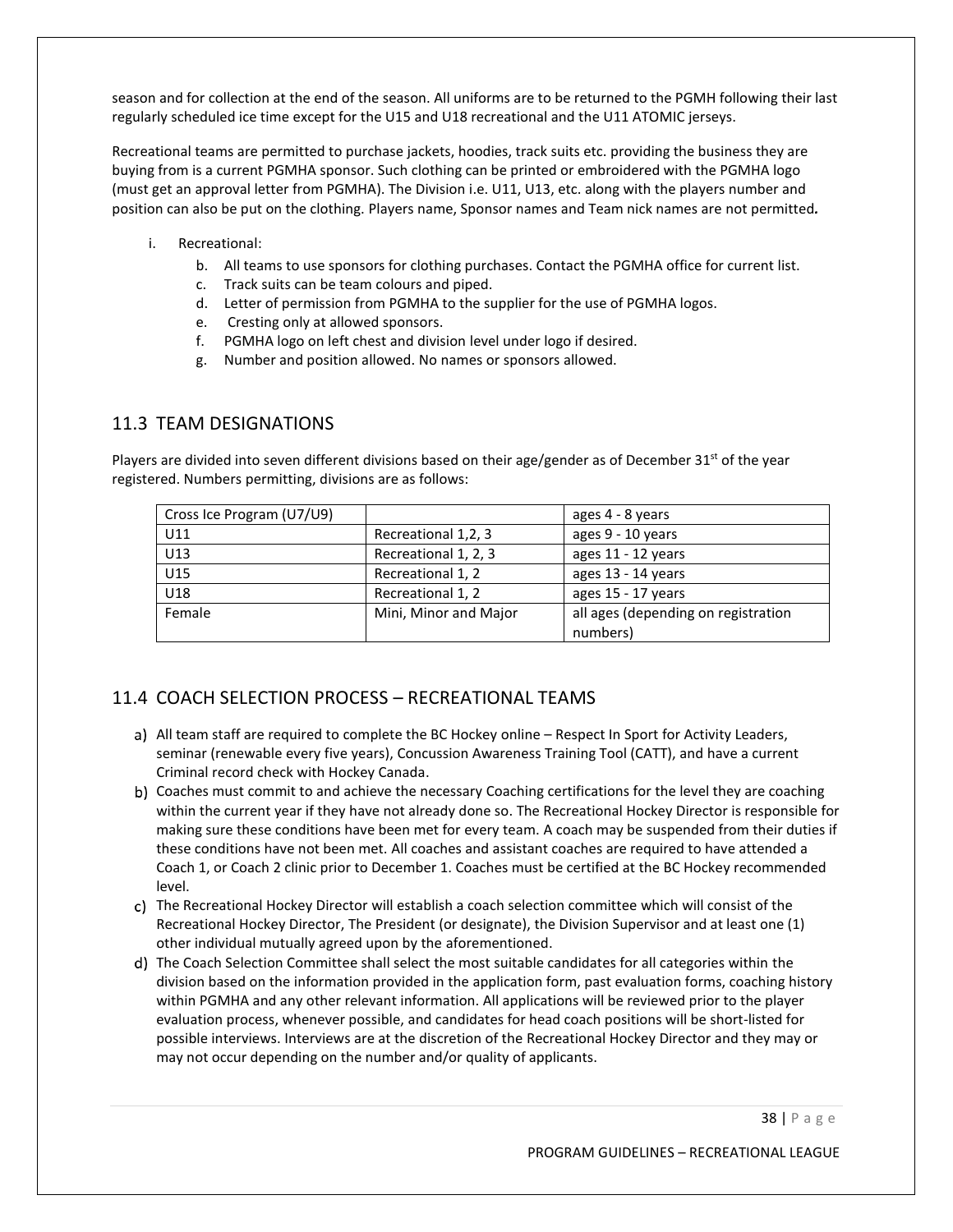season and for collection at the end of the season. All uniforms are to be returned to the PGMH following their last regularly scheduled ice time except for the U15 and U18 recreational and the U11 ATOMIC jerseys.

Recreational teams are permitted to purchase jackets, hoodies, track suits etc. providing the business they are buying from is a current PGMHA sponsor. Such clothing can be printed or embroidered with the PGMHA logo (must get an approval letter from PGMHA). The Division i.e. U11, U13, etc. along with the players number and position can also be put on the clothing. Players name, Sponsor names and Team nick names are not permitted**.**

i. Recreational:
   - b. All teams to use sponsors for clothing purchases. Contact the PGMHA office for current list.
   - c. Track suits can be team colours and piped.
   - d. Letter of permission from PGMHA to the supplier for the use of PGMHA logos.
   - e. Cresting only at allowed sponsors.
   - f. PGMHA logo on left chest and division level under logo if desired.
   - g. Number and position allowed. No names or sponsors allowed.

## 11.3 TEAM DESIGNATIONS

Players are divided into seven different divisions based on their age/gender as of December 31st of the year registered. Numbers permitting, divisions are as follows:

| Cross Ice Program (U7/U9) | | ages 4 - 8 years |
|---|---|---|
| U11 | Recreational 1,2, 3 | ages 9 - 10 years |
| U13 | Recreational 1, 2, 3 | ages 11 - 12 years |
| U15 | Recreational 1, 2 | ages 13 - 14 years |
| U18 | Recreational 1, 2 | ages 15 - 17 years |
| Female | Mini, Minor and Major | all ages (depending on registration numbers) |

## 11.4 COACH SELECTION PROCESS – RECREATIONAL TEAMS

a) All team staff are required to complete the BC Hockey online – Respect In Sport for Activity Leaders, seminar (renewable every five years), Concussion Awareness Training Tool (CATT), and have a current Criminal record check with Hockey Canada.

b) Coaches must commit to and achieve the necessary Coaching certifications for the level they are coaching within the current year if they have not already done so. The Recreational Hockey Director is responsible for making sure these conditions have been met for every team. A coach may be suspended from their duties if these conditions have not been met. All coaches and assistant coaches are required to have attended a Coach 1, or Coach 2 clinic prior to December 1. Coaches must be certified at the BC Hockey recommended level.

c) The Recreational Hockey Director will establish a coach selection committee which will consist of the Recreational Hockey Director, The President (or designate), the Division Supervisor and at least one (1) other individual mutually agreed upon by the aforementioned.

d) The Coach Selection Committee shall select the most suitable candidates for all categories within the division based on the information provided in the application form, past evaluation forms, coaching history within PGMHA and any other relevant information. All applications will be reviewed prior to the player evaluation process, whenever possible, and candidates for head coach positions will be short-listed for possible interviews. Interviews are at the discretion of the Recreational Hockey Director and they may or may not occur depending on the number and/or quality of applicants.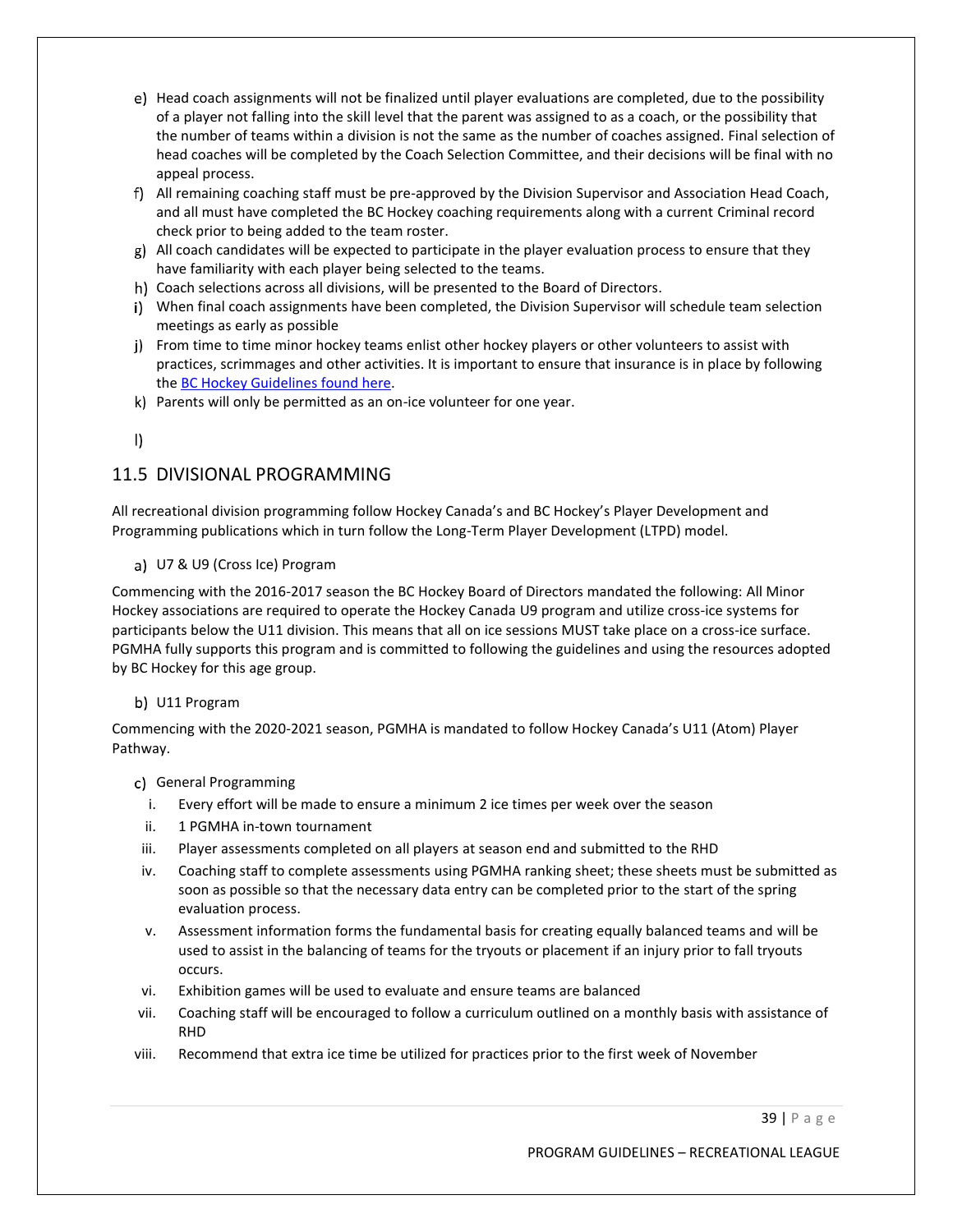e) Head coach assignments will not be finalized until player evaluations are completed, due to the possibility of a player not falling into the skill level that the parent was assigned to as a coach, or the possibility that the number of teams within a division is not the same as the number of coaches assigned. Final selection of head coaches will be completed by the Coach Selection Committee, and their decisions will be final with no appeal process.

f) All remaining coaching staff must be pre-approved by the Division Supervisor and Association Head Coach, and all must have completed the BC Hockey coaching requirements along with a current Criminal record check prior to being added to the team roster.

g) All coach candidates will be expected to participate in the player evaluation process to ensure that they have familiarity with each player being selected to the teams.

h) Coach selections across all divisions, will be presented to the Board of Directors.

i) When final coach assignments have been completed, the Division Supervisor will schedule team selection meetings as early as possible

j) From time to time minor hockey teams enlist other hockey players or other volunteers to assist with practices, scrimmages and other activities. It is important to ensure that insurance is in place by following the BC Hockey Guidelines found here.

k) Parents will only be permitted as an on-ice volunteer for one year.

l)

## 11.5 DIVISIONAL PROGRAMMING

All recreational division programming follow Hockey Canada's and BC Hockey's Player Development and Programming publications which in turn follow the Long-Term Player Development (LTPD) model.

a) U7 & U9 (Cross Ice) Program

Commencing with the 2016-2017 season the BC Hockey Board of Directors mandated the following: All Minor Hockey associations are required to operate the Hockey Canada U9 program and utilize cross-ice systems for participants below the U11 division. This means that all on ice sessions MUST take place on a cross-ice surface. PGMHA fully supports this program and is committed to following the guidelines and using the resources adopted by BC Hockey for this age group.

b) U11 Program

Commencing with the 2020-2021 season, PGMHA is mandated to follow Hockey Canada's U11 (Atom) Player Pathway.

c) General Programming

i. Every effort will be made to ensure a minimum 2 ice times per week over the season
ii. 1 PGMHA in-town tournament
iii. Player assessments completed on all players at season end and submitted to the RHD
iv. Coaching staff to complete assessments using PGMHA ranking sheet; these sheets must be submitted as soon as possible so that the necessary data entry can be completed prior to the start of the spring evaluation process.
v. Assessment information forms the fundamental basis for creating equally balanced teams and will be used to assist in the balancing of teams for the tryouts or placement if an injury prior to fall tryouts occurs.
vi. Exhibition games will be used to evaluate and ensure teams are balanced
vii. Coaching staff will be encouraged to follow a curriculum outlined on a monthly basis with assistance of RHD
viii. Recommend that extra ice time be utilized for practices prior to the first week of November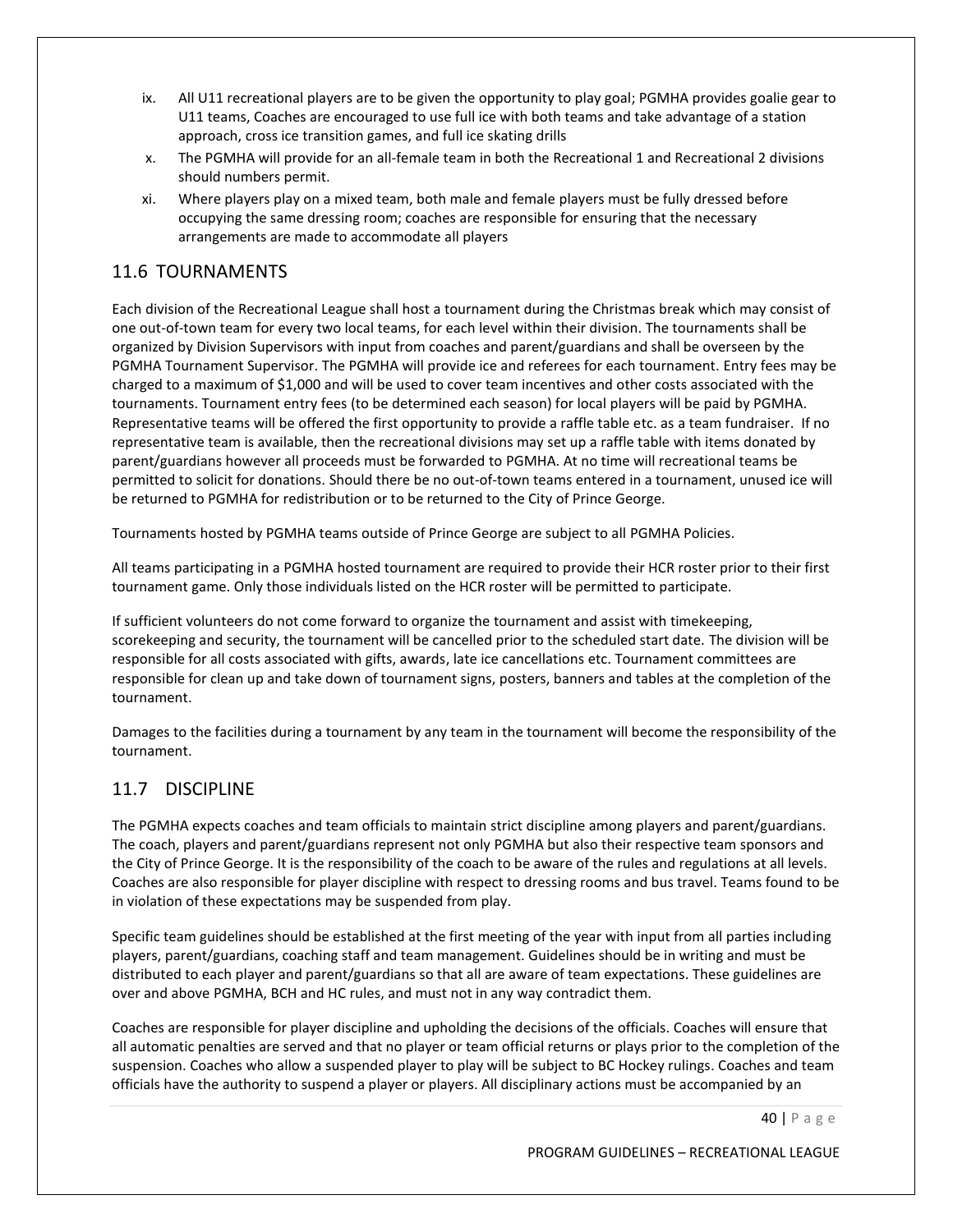ix. All U11 recreational players are to be given the opportunity to play goal; PGMHA provides goalie gear to U11 teams, Coaches are encouraged to use full ice with both teams and take advantage of a station approach, cross ice transition games, and full ice skating drills

x. The PGMHA will provide for an all-female team in both the Recreational 1 and Recreational 2 divisions should numbers permit.

xi. Where players play on a mixed team, both male and female players must be fully dressed before occupying the same dressing room; coaches are responsible for ensuring that the necessary arrangements are made to accommodate all players

## 11.6 TOURNAMENTS

Each division of the Recreational League shall host a tournament during the Christmas break which may consist of one out-of-town team for every two local teams, for each level within their division. The tournaments shall be organized by Division Supervisors with input from coaches and parent/guardians and shall be overseen by the PGMHA Tournament Supervisor. The PGMHA will provide ice and referees for each tournament. Entry fees may be charged to a maximum of $1,000 and will be used to cover team incentives and other costs associated with the tournaments. Tournament entry fees (to be determined each season) for local players will be paid by PGMHA. Representative teams will be offered the first opportunity to provide a raffle table etc. as a team fundraiser. If no representative team is available, then the recreational divisions may set up a raffle table with items donated by parent/guardians however all proceeds must be forwarded to PGMHA. At no time will recreational teams be permitted to solicit for donations. Should there be no out-of-town teams entered in a tournament, unused ice will be returned to PGMHA for redistribution or to be returned to the City of Prince George.

Tournaments hosted by PGMHA teams outside of Prince George are subject to all PGMHA Policies.

All teams participating in a PGMHA hosted tournament are required to provide their HCR roster prior to their first tournament game. Only those individuals listed on the HCR roster will be permitted to participate.

If sufficient volunteers do not come forward to organize the tournament and assist with timekeeping, scorekeeping and security, the tournament will be cancelled prior to the scheduled start date. The division will be responsible for all costs associated with gifts, awards, late ice cancellations etc. Tournament committees are responsible for clean up and take down of tournament signs, posters, banners and tables at the completion of the tournament.

Damages to the facilities during a tournament by any team in the tournament will become the responsibility of the tournament.

## 11.7 DISCIPLINE

The PGMHA expects coaches and team officials to maintain strict discipline among players and parent/guardians. The coach, players and parent/guardians represent not only PGMHA but also their respective team sponsors and the City of Prince George. It is the responsibility of the coach to be aware of the rules and regulations at all levels. Coaches are also responsible for player discipline with respect to dressing rooms and bus travel. Teams found to be in violation of these expectations may be suspended from play.

Specific team guidelines should be established at the first meeting of the year with input from all parties including players, parent/guardians, coaching staff and team management. Guidelines should be in writing and must be distributed to each player and parent/guardians so that all are aware of team expectations. These guidelines are over and above PGMHA, BCH and HC rules, and must not in any way contradict them.

Coaches are responsible for player discipline and upholding the decisions of the officials. Coaches will ensure that all automatic penalties are served and that no player or team official returns or plays prior to the completion of the suspension. Coaches who allow a suspended player to play will be subject to BC Hockey rulings. Coaches and team officials have the authority to suspend a player or players. All disciplinary actions must be accompanied by an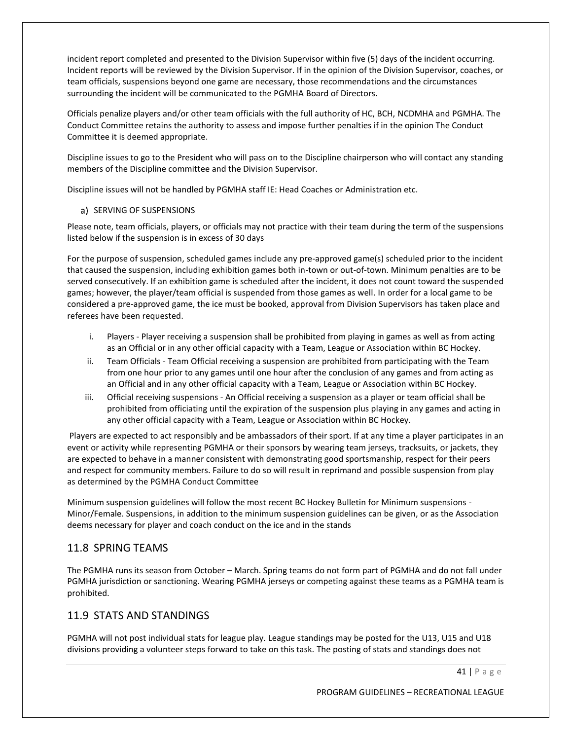incident report completed and presented to the Division Supervisor within five (5) days of the incident occurring. Incident reports will be reviewed by the Division Supervisor. If in the opinion of the Division Supervisor, coaches, or team officials, suspensions beyond one game are necessary, those recommendations and the circumstances surrounding the incident will be communicated to the PGMHA Board of Directors.

Officials penalize players and/or other team officials with the full authority of HC, BCH, NCDMHA and PGMHA. The Conduct Committee retains the authority to assess and impose further penalties if in the opinion The Conduct Committee it is deemed appropriate.

Discipline issues to go to the President who will pass on to the Discipline chairperson who will contact any standing members of the Discipline committee and the Division Supervisor.

Discipline issues will not be handled by PGMHA staff IE: Head Coaches or Administration etc.

a) SERVING OF SUSPENSIONS

Please note, team officials, players, or officials may not practice with their team during the term of the suspensions listed below if the suspension is in excess of 30 days

For the purpose of suspension, scheduled games include any pre-approved game(s) scheduled prior to the incident that caused the suspension, including exhibition games both in-town or out-of-town. Minimum penalties are to be served consecutively. If an exhibition game is scheduled after the incident, it does not count toward the suspended games; however, the player/team official is suspended from those games as well. In order for a local game to be considered a pre-approved game, the ice must be booked, approval from Division Supervisors has taken place and referees have been requested.

i. Players - Player receiving a suspension shall be prohibited from playing in games as well as from acting as an Official or in any other official capacity with a Team, League or Association within BC Hockey.
ii. Team Officials - Team Official receiving a suspension are prohibited from participating with the Team from one hour prior to any games until one hour after the conclusion of any games and from acting as an Official and in any other official capacity with a Team, League or Association within BC Hockey.
iii. Official receiving suspensions - An Official receiving a suspension as a player or team official shall be prohibited from officiating until the expiration of the suspension plus playing in any games and acting in any other official capacity with a Team, League or Association within BC Hockey.

Players are expected to act responsibly and be ambassadors of their sport. If at any time a player participates in an event or activity while representing PGMHA or their sponsors by wearing team jerseys, tracksuits, or jackets, they are expected to behave in a manner consistent with demonstrating good sportsmanship, respect for their peers and respect for community members. Failure to do so will result in reprimand and possible suspension from play as determined by the PGMHA Conduct Committee

Minimum suspension guidelines will follow the most recent BC Hockey Bulletin for Minimum suspensions - Minor/Female. Suspensions, in addition to the minimum suspension guidelines can be given, or as the Association deems necessary for player and coach conduct on the ice and in the stands

## 11.8 SPRING TEAMS

The PGMHA runs its season from October – March. Spring teams do not form part of PGMHA and do not fall under PGMHA jurisdiction or sanctioning. Wearing PGMHA jerseys or competing against these teams as a PGMHA team is prohibited.

## 11.9 STATS AND STANDINGS

PGMHA will not post individual stats for league play. League standings may be posted for the U13, U15 and U18 divisions providing a volunteer steps forward to take on this task. The posting of stats and standings does not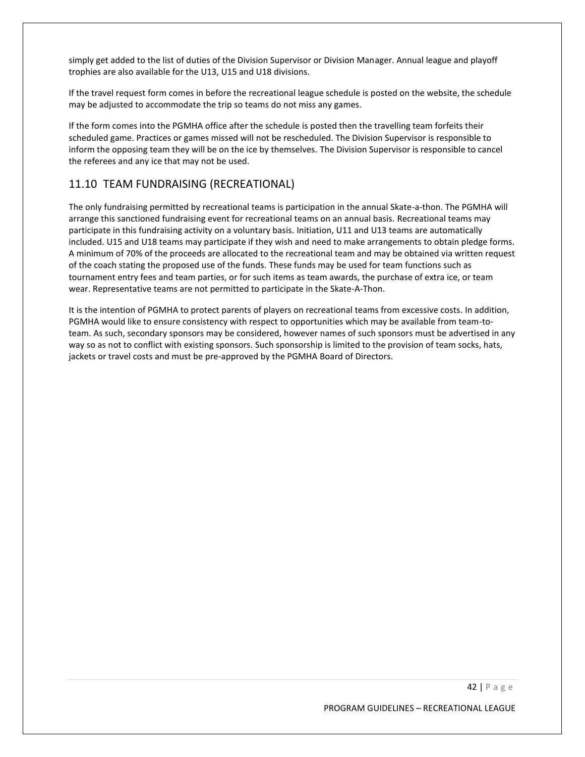simply get added to the list of duties of the Division Supervisor or Division Manager. Annual league and playoff trophies are also available for the U13, U15 and U18 divisions.

If the travel request form comes in before the recreational league schedule is posted on the website, the schedule may be adjusted to accommodate the trip so teams do not miss any games.

If the form comes into the PGMHA office after the schedule is posted then the travelling team forfeits their scheduled game. Practices or games missed will not be rescheduled. The Division Supervisor is responsible to inform the opposing team they will be on the ice by themselves. The Division Supervisor is responsible to cancel the referees and any ice that may not be used.

## 11.10 TEAM FUNDRAISING (RECREATIONAL)

The only fundraising permitted by recreational teams is participation in the annual Skate-a-thon. The PGMHA will arrange this sanctioned fundraising event for recreational teams on an annual basis. Recreational teams may participate in this fundraising activity on a voluntary basis. Initiation, U11 and U13 teams are automatically included. U15 and U18 teams may participate if they wish and need to make arrangements to obtain pledge forms. A minimum of 70% of the proceeds are allocated to the recreational team and may be obtained via written request of the coach stating the proposed use of the funds. These funds may be used for team functions such as tournament entry fees and team parties, or for such items as team awards, the purchase of extra ice, or team wear. Representative teams are not permitted to participate in the Skate-A-Thon.

It is the intention of PGMHA to protect parents of players on recreational teams from excessive costs. In addition, PGMHA would like to ensure consistency with respect to opportunities which may be available from team-to-team. As such, secondary sponsors may be considered, however names of such sponsors must be advertised in any way so as not to conflict with existing sponsors. Such sponsorship is limited to the provision of team socks, hats, jackets or travel costs and must be pre-approved by the PGMHA Board of Directors.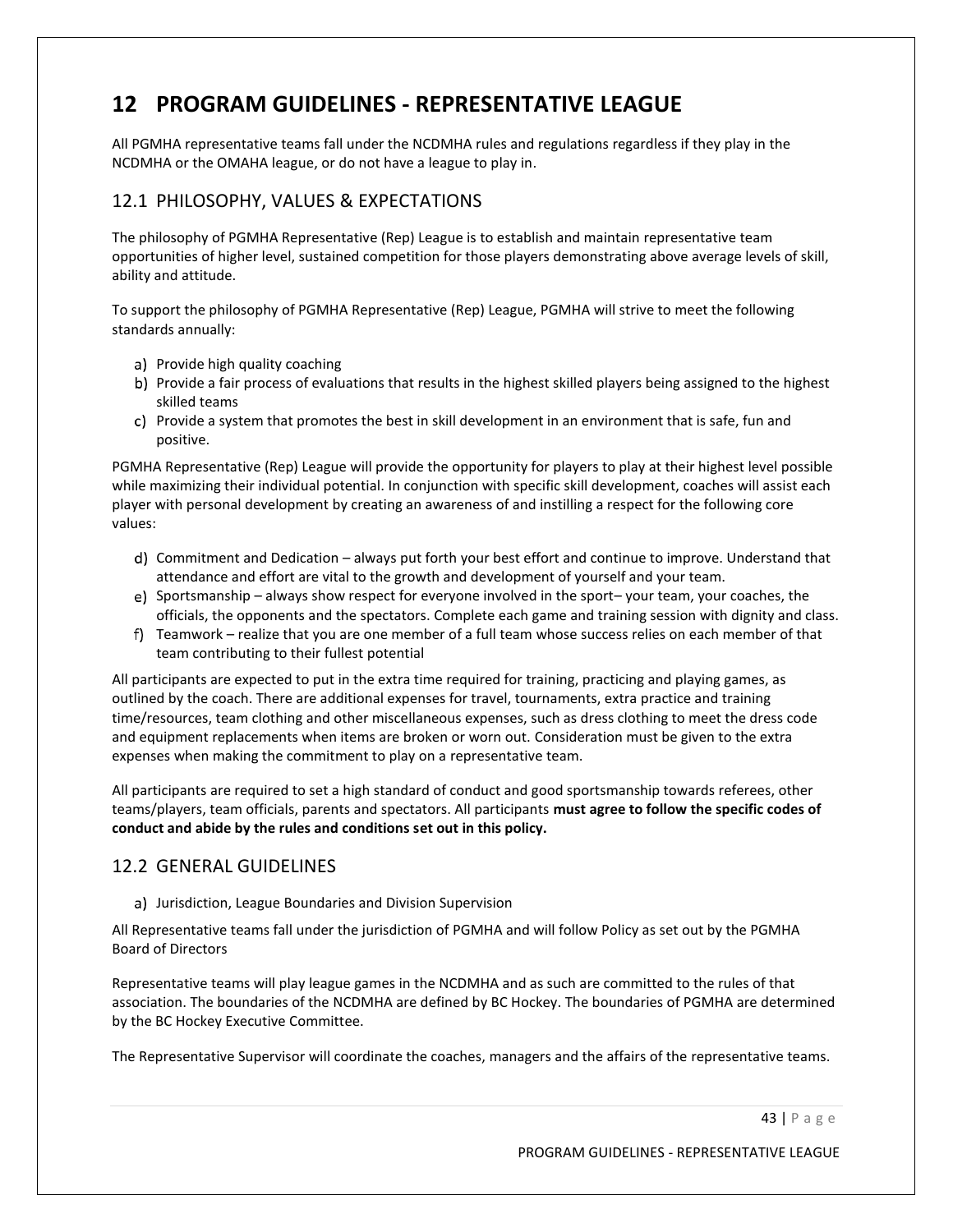# 12 PROGRAM GUIDELINES - REPRESENTATIVE LEAGUE

All PGMHA representative teams fall under the NCDMHA rules and regulations regardless if they play in the NCDMHA or the OMAHA league, or do not have a league to play in.

## 12.1 PHILOSOPHY, VALUES & EXPECTATIONS

The philosophy of PGMHA Representative (Rep) League is to establish and maintain representative team opportunities of higher level, sustained competition for those players demonstrating above average levels of skill, ability and attitude.

To support the philosophy of PGMHA Representative (Rep) League, PGMHA will strive to meet the following standards annually:

a) Provide high quality coaching
b) Provide a fair process of evaluations that results in the highest skilled players being assigned to the highest skilled teams
c) Provide a system that promotes the best in skill development in an environment that is safe, fun and positive.

PGMHA Representative (Rep) League will provide the opportunity for players to play at their highest level possible while maximizing their individual potential. In conjunction with specific skill development, coaches will assist each player with personal development by creating an awareness of and instilling a respect for the following core values:

d) Commitment and Dedication – always put forth your best effort and continue to improve. Understand that attendance and effort are vital to the growth and development of yourself and your team.
e) Sportsmanship – always show respect for everyone involved in the sport– your team, your coaches, the officials, the opponents and the spectators. Complete each game and training session with dignity and class.
f) Teamwork – realize that you are one member of a full team whose success relies on each member of that team contributing to their fullest potential

All participants are expected to put in the extra time required for training, practicing and playing games, as outlined by the coach. There are additional expenses for travel, tournaments, extra practice and training time/resources, team clothing and other miscellaneous expenses, such as dress clothing to meet the dress code and equipment replacements when items are broken or worn out. Consideration must be given to the extra expenses when making the commitment to play on a representative team.

All participants are required to set a high standard of conduct and good sportsmanship towards referees, other teams/players, team officials, parents and spectators. All participants **must agree to follow the specific codes of conduct and abide by the rules and conditions set out in this policy.**

## 12.2 GENERAL GUIDELINES

a) Jurisdiction, League Boundaries and Division Supervision

All Representative teams fall under the jurisdiction of PGMHA and will follow Policy as set out by the PGMHA Board of Directors

Representative teams will play league games in the NCDMHA and as such are committed to the rules of that association. The boundaries of the NCDMHA are defined by BC Hockey. The boundaries of PGMHA are determined by the BC Hockey Executive Committee.

The Representative Supervisor will coordinate the coaches, managers and the affairs of the representative teams.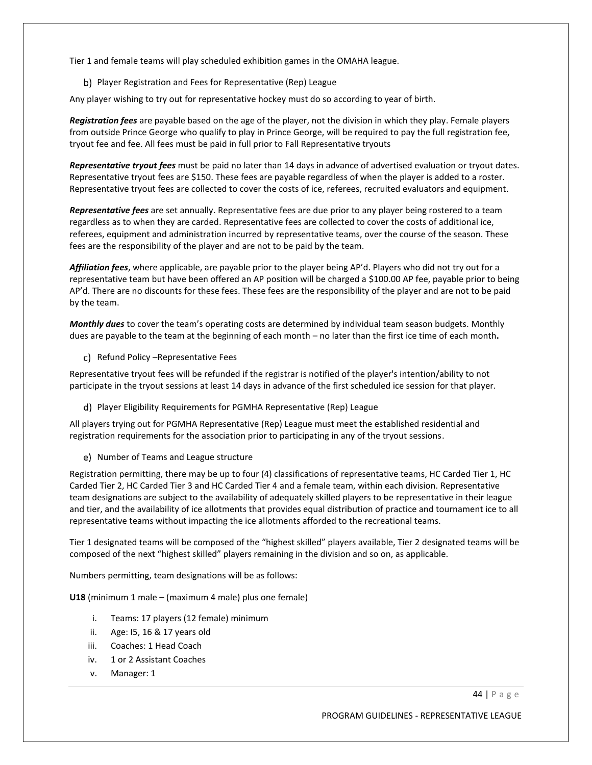Tier 1 and female teams will play scheduled exhibition games in the OMAHA league.

b) Player Registration and Fees for Representative (Rep) League

Any player wishing to try out for representative hockey must do so according to year of birth.

***Registration fees*** are payable based on the age of the player, not the division in which they play. Female players from outside Prince George who qualify to play in Prince George, will be required to pay the full registration fee, tryout fee and fee. All fees must be paid in full prior to Fall Representative tryouts

***Representative tryout fees*** must be paid no later than 14 days in advance of advertised evaluation or tryout dates. Representative tryout fees are $150. These fees are payable regardless of when the player is added to a roster. Representative tryout fees are collected to cover the costs of ice, referees, recruited evaluators and equipment.

***Representative fees*** are set annually. Representative fees are due prior to any player being rostered to a team regardless as to when they are carded. Representative fees are collected to cover the costs of additional ice, referees, equipment and administration incurred by representative teams, over the course of the season. These fees are the responsibility of the player and are not to be paid by the team.

***Affiliation fees***, where applicable, are payable prior to the player being AP'd. Players who did not try out for a representative team but have been offered an AP position will be charged a $100.00 AP fee, payable prior to being AP'd. There are no discounts for these fees. These fees are the responsibility of the player and are not to be paid by the team.

***Monthly dues*** to cover the team's operating costs are determined by individual team season budgets. Monthly dues are payable to the team at the beginning of each month – no later than the first ice time of each month**.**

c) Refund Policy –Representative Fees

Representative tryout fees will be refunded if the registrar is notified of the player's intention/ability to not participate in the tryout sessions at least 14 days in advance of the first scheduled ice session for that player.

d) Player Eligibility Requirements for PGMHA Representative (Rep) League

All players trying out for PGMHA Representative (Rep) League must meet the established residential and registration requirements for the association prior to participating in any of the tryout sessions.

e) Number of Teams and League structure

Registration permitting, there may be up to four (4) classifications of representative teams, HC Carded Tier 1, HC Carded Tier 2, HC Carded Tier 3 and HC Carded Tier 4 and a female team, within each division. Representative team designations are subject to the availability of adequately skilled players to be representative in their league and tier, and the availability of ice allotments that provides equal distribution of practice and tournament ice to all representative teams without impacting the ice allotments afforded to the recreational teams.

Tier 1 designated teams will be composed of the "highest skilled" players available, Tier 2 designated teams will be composed of the next "highest skilled" players remaining in the division and so on, as applicable.

Numbers permitting, team designations will be as follows:

**U18** (minimum 1 male – (maximum 4 male) plus one female)

i. Teams: 17 players (12 female) minimum
ii. Age: I5, 16 & 17 years old
iii. Coaches: 1 Head Coach
iv. 1 or 2 Assistant Coaches
v. Manager: 1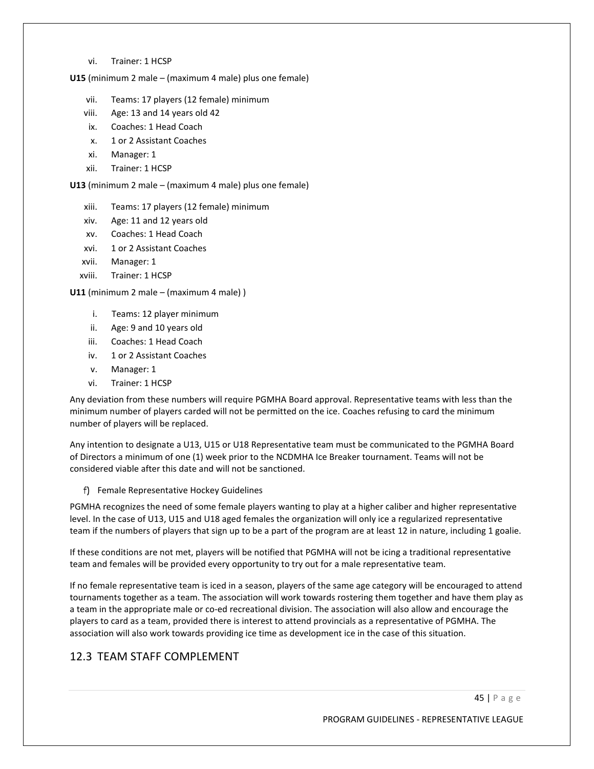vi. Trainer: 1 HCSP

**U15** (minimum 2 male – (maximum 4 male) plus one female)

vii. Teams: 17 players (12 female) minimum
viii. Age: 13 and 14 years old 42
ix. Coaches: 1 Head Coach
x. 1 or 2 Assistant Coaches
xi. Manager: 1
xii. Trainer: 1 HCSP

**U13** (minimum 2 male – (maximum 4 male) plus one female)

xiii. Teams: 17 players (12 female) minimum
xiv. Age: 11 and 12 years old
xv. Coaches: 1 Head Coach
xvi. 1 or 2 Assistant Coaches
xvii. Manager: 1
xviii. Trainer: 1 HCSP

**U11** (minimum 2 male – (maximum 4 male) )

i. Teams: 12 player minimum
ii. Age: 9 and 10 years old
iii. Coaches: 1 Head Coach
iv. 1 or 2 Assistant Coaches
v. Manager: 1
vi. Trainer: 1 HCSP

Any deviation from these numbers will require PGMHA Board approval. Representative teams with less than the minimum number of players carded will not be permitted on the ice. Coaches refusing to card the minimum number of players will be replaced.

Any intention to designate a U13, U15 or U18 Representative team must be communicated to the PGMHA Board of Directors a minimum of one (1) week prior to the NCDMHA Ice Breaker tournament. Teams will not be considered viable after this date and will not be sanctioned.

f) Female Representative Hockey Guidelines

PGMHA recognizes the need of some female players wanting to play at a higher caliber and higher representative level. In the case of U13, U15 and U18 aged females the organization will only ice a regularized representative team if the numbers of players that sign up to be a part of the program are at least 12 in nature, including 1 goalie.

If these conditions are not met, players will be notified that PGMHA will not be icing a traditional representative team and females will be provided every opportunity to try out for a male representative team.

If no female representative team is iced in a season, players of the same age category will be encouraged to attend tournaments together as a team. The association will work towards rostering them together and have them play as a team in the appropriate male or co-ed recreational division. The association will also allow and encourage the players to card as a team, provided there is interest to attend provincials as a representative of PGMHA. The association will also work towards providing ice time as development ice in the case of this situation.

## 12.3 TEAM STAFF COMPLEMENT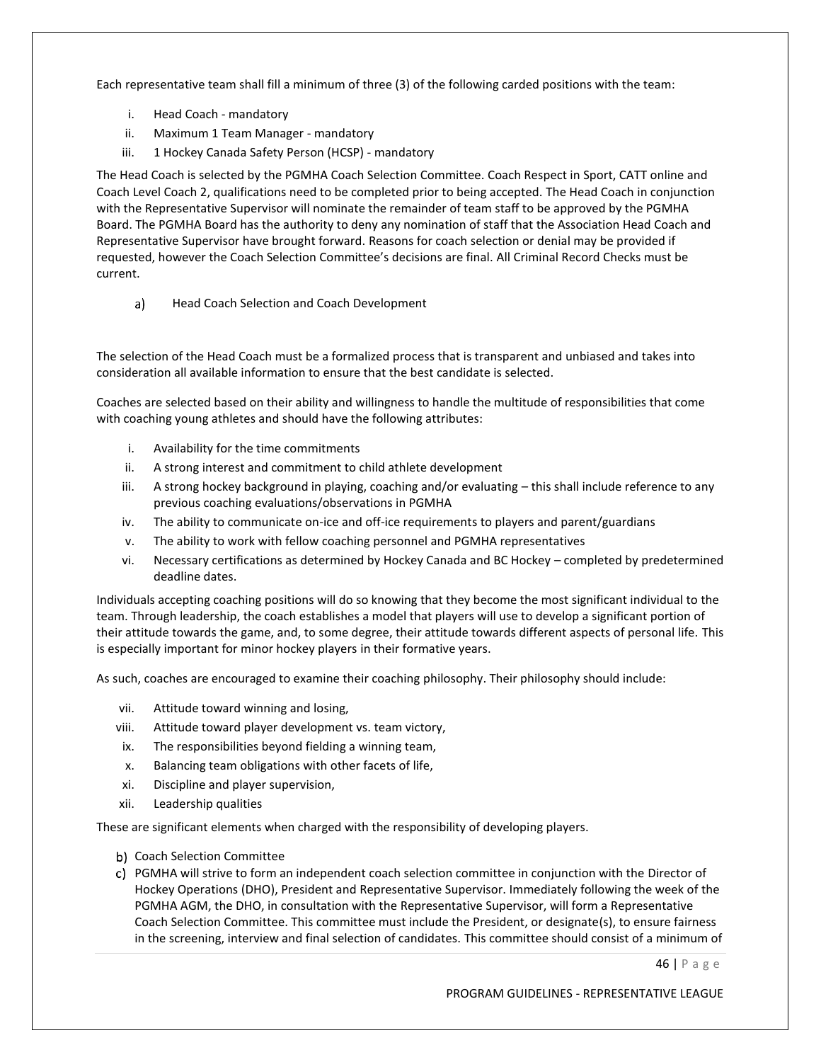Each representative team shall fill a minimum of three (3) of the following carded positions with the team:

i. Head Coach - mandatory
ii. Maximum 1 Team Manager - mandatory
iii. 1 Hockey Canada Safety Person (HCSP) - mandatory

The Head Coach is selected by the PGMHA Coach Selection Committee. Coach Respect in Sport, CATT online and Coach Level Coach 2, qualifications need to be completed prior to being accepted. The Head Coach in conjunction with the Representative Supervisor will nominate the remainder of team staff to be approved by the PGMHA Board. The PGMHA Board has the authority to deny any nomination of staff that the Association Head Coach and Representative Supervisor have brought forward. Reasons for coach selection or denial may be provided if requested, however the Coach Selection Committee's decisions are final. All Criminal Record Checks must be current.

a) Head Coach Selection and Coach Development

The selection of the Head Coach must be a formalized process that is transparent and unbiased and takes into consideration all available information to ensure that the best candidate is selected.

Coaches are selected based on their ability and willingness to handle the multitude of responsibilities that come with coaching young athletes and should have the following attributes:

i. Availability for the time commitments
ii. A strong interest and commitment to child athlete development
iii. A strong hockey background in playing, coaching and/or evaluating – this shall include reference to any previous coaching evaluations/observations in PGMHA
iv. The ability to communicate on-ice and off-ice requirements to players and parent/guardians
v. The ability to work with fellow coaching personnel and PGMHA representatives
vi. Necessary certifications as determined by Hockey Canada and BC Hockey – completed by predetermined deadline dates.

Individuals accepting coaching positions will do so knowing that they become the most significant individual to the team. Through leadership, the coach establishes a model that players will use to develop a significant portion of their attitude towards the game, and, to some degree, their attitude towards different aspects of personal life. This is especially important for minor hockey players in their formative years.

As such, coaches are encouraged to examine their coaching philosophy. Their philosophy should include:

vii. Attitude toward winning and losing,
viii. Attitude toward player development vs. team victory,
ix. The responsibilities beyond fielding a winning team,
x. Balancing team obligations with other facets of life,
xi. Discipline and player supervision,
xii. Leadership qualities

These are significant elements when charged with the responsibility of developing players.

b) Coach Selection Committee
c) PGMHA will strive to form an independent coach selection committee in conjunction with the Director of Hockey Operations (DHO), President and Representative Supervisor. Immediately following the week of the PGMHA AGM, the DHO, in consultation with the Representative Supervisor, will form a Representative Coach Selection Committee. This committee must include the President, or designate(s), to ensure fairness in the screening, interview and final selection of candidates. This committee should consist of a minimum of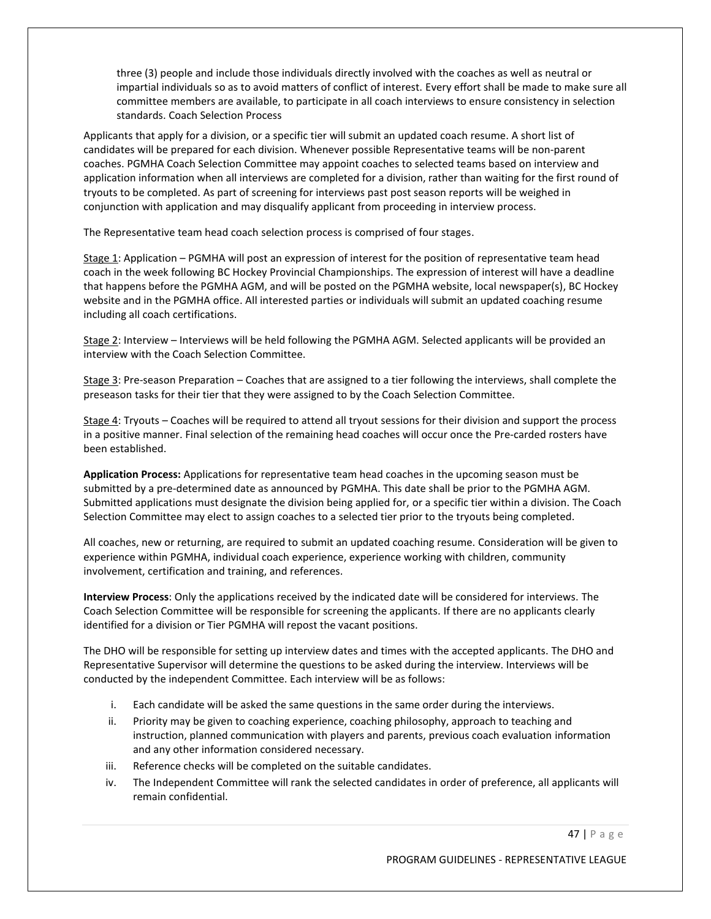three (3) people and include those individuals directly involved with the coaches as well as neutral or impartial individuals so as to avoid matters of conflict of interest. Every effort shall be made to make sure all committee members are available, to participate in all coach interviews to ensure consistency in selection standards. Coach Selection Process

Applicants that apply for a division, or a specific tier will submit an updated coach resume. A short list of candidates will be prepared for each division. Whenever possible Representative teams will be non-parent coaches. PGMHA Coach Selection Committee may appoint coaches to selected teams based on interview and application information when all interviews are completed for a division, rather than waiting for the first round of tryouts to be completed. As part of screening for interviews past post season reports will be weighed in conjunction with application and may disqualify applicant from proceeding in interview process.

The Representative team head coach selection process is comprised of four stages.

<u>Stage 1</u>: Application – PGMHA will post an expression of interest for the position of representative team head coach in the week following BC Hockey Provincial Championships. The expression of interest will have a deadline that happens before the PGMHA AGM, and will be posted on the PGMHA website, local newspaper(s), BC Hockey website and in the PGMHA office. All interested parties or individuals will submit an updated coaching resume including all coach certifications.

<u>Stage 2</u>: Interview – Interviews will be held following the PGMHA AGM. Selected applicants will be provided an interview with the Coach Selection Committee.

<u>Stage 3</u>: Pre-season Preparation – Coaches that are assigned to a tier following the interviews, shall complete the preseason tasks for their tier that they were assigned to by the Coach Selection Committee.

<u>Stage 4</u>: Tryouts – Coaches will be required to attend all tryout sessions for their division and support the process in a positive manner. Final selection of the remaining head coaches will occur once the Pre-carded rosters have been established.

**Application Process:** Applications for representative team head coaches in the upcoming season must be submitted by a pre-determined date as announced by PGMHA. This date shall be prior to the PGMHA AGM. Submitted applications must designate the division being applied for, or a specific tier within a division. The Coach Selection Committee may elect to assign coaches to a selected tier prior to the tryouts being completed.

All coaches, new or returning, are required to submit an updated coaching resume. Consideration will be given to experience within PGMHA, individual coach experience, experience working with children, community involvement, certification and training, and references.

**Interview Process**: Only the applications received by the indicated date will be considered for interviews. The Coach Selection Committee will be responsible for screening the applicants. If there are no applicants clearly identified for a division or Tier PGMHA will repost the vacant positions.

The DHO will be responsible for setting up interview dates and times with the accepted applicants. The DHO and Representative Supervisor will determine the questions to be asked during the interview. Interviews will be conducted by the independent Committee. Each interview will be as follows:

i. Each candidate will be asked the same questions in the same order during the interviews.
ii. Priority may be given to coaching experience, coaching philosophy, approach to teaching and instruction, planned communication with players and parents, previous coach evaluation information and any other information considered necessary.
iii. Reference checks will be completed on the suitable candidates.
iv. The Independent Committee will rank the selected candidates in order of preference, all applicants will remain confidential.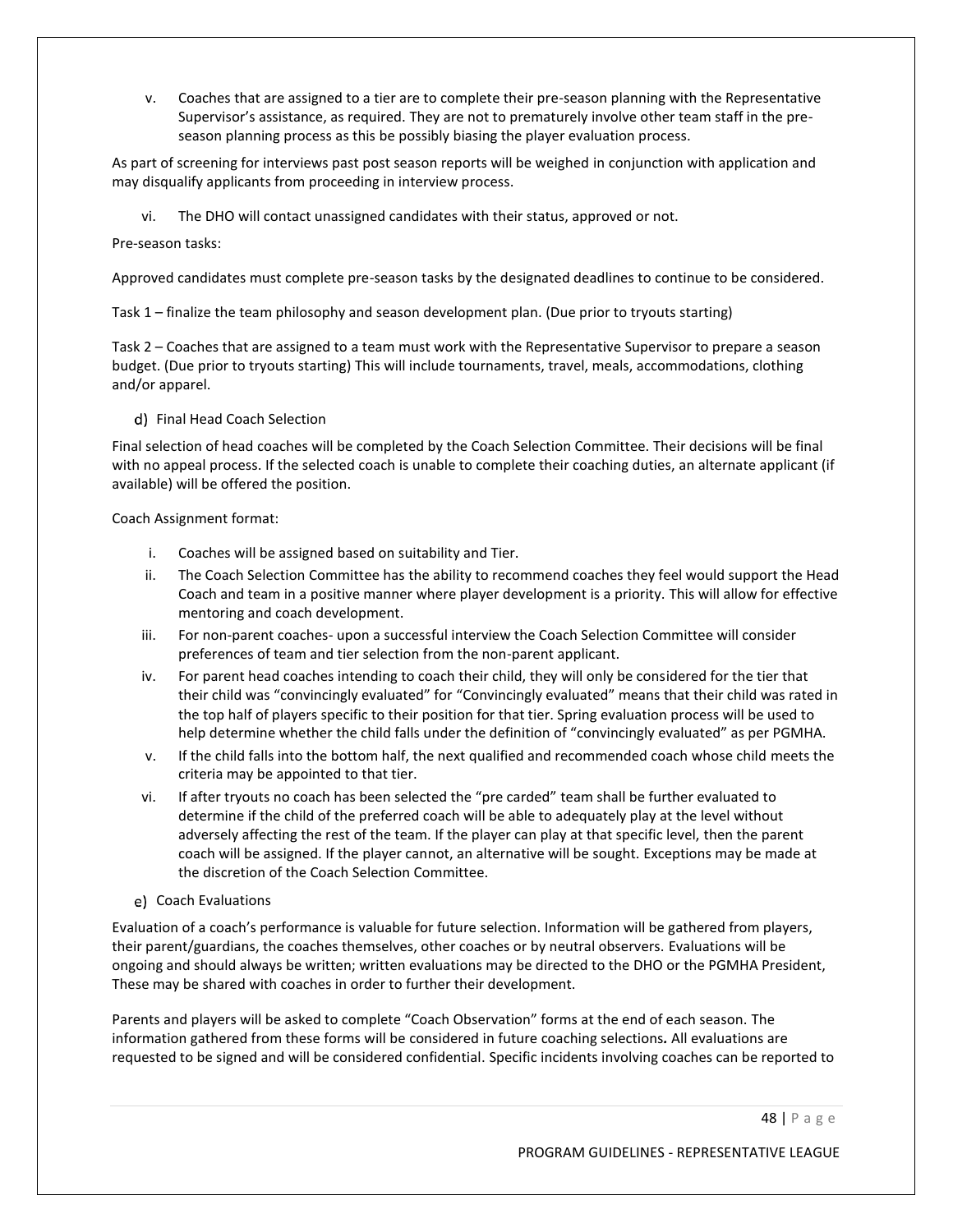v. Coaches that are assigned to a tier are to complete their pre-season planning with the Representative Supervisor's assistance, as required. They are not to prematurely involve other team staff in the pre-season planning process as this be possibly biasing the player evaluation process.

As part of screening for interviews past post season reports will be weighed in conjunction with application and may disqualify applicants from proceeding in interview process.

vi. The DHO will contact unassigned candidates with their status, approved or not.

Pre-season tasks:

Approved candidates must complete pre-season tasks by the designated deadlines to continue to be considered.

Task 1 – finalize the team philosophy and season development plan. (Due prior to tryouts starting)

Task 2 – Coaches that are assigned to a team must work with the Representative Supervisor to prepare a season budget. (Due prior to tryouts starting) This will include tournaments, travel, meals, accommodations, clothing and/or apparel.

d) Final Head Coach Selection

Final selection of head coaches will be completed by the Coach Selection Committee. Their decisions will be final with no appeal process. If the selected coach is unable to complete their coaching duties, an alternate applicant (if available) will be offered the position.

Coach Assignment format:

i. Coaches will be assigned based on suitability and Tier.
ii. The Coach Selection Committee has the ability to recommend coaches they feel would support the Head Coach and team in a positive manner where player development is a priority. This will allow for effective mentoring and coach development.
iii. For non-parent coaches- upon a successful interview the Coach Selection Committee will consider preferences of team and tier selection from the non-parent applicant.
iv. For parent head coaches intending to coach their child, they will only be considered for the tier that their child was "convincingly evaluated" for "Convincingly evaluated" means that their child was rated in the top half of players specific to their position for that tier. Spring evaluation process will be used to help determine whether the child falls under the definition of "convincingly evaluated" as per PGMHA.
v. If the child falls into the bottom half, the next qualified and recommended coach whose child meets the criteria may be appointed to that tier.
vi. If after tryouts no coach has been selected the "pre carded" team shall be further evaluated to determine if the child of the preferred coach will be able to adequately play at the level without adversely affecting the rest of the team. If the player can play at that specific level, then the parent coach will be assigned. If the player cannot, an alternative will be sought. Exceptions may be made at the discretion of the Coach Selection Committee.

e) Coach Evaluations

Evaluation of a coach's performance is valuable for future selection. Information will be gathered from players, their parent/guardians, the coaches themselves, other coaches or by neutral observers. Evaluations will be ongoing and should always be written; written evaluations may be directed to the DHO or the PGMHA President, These may be shared with coaches in order to further their development.

Parents and players will be asked to complete "Coach Observation" forms at the end of each season. The information gathered from these forms will be considered in future coaching selections**.** All evaluations are requested to be signed and will be considered confidential. Specific incidents involving coaches can be reported to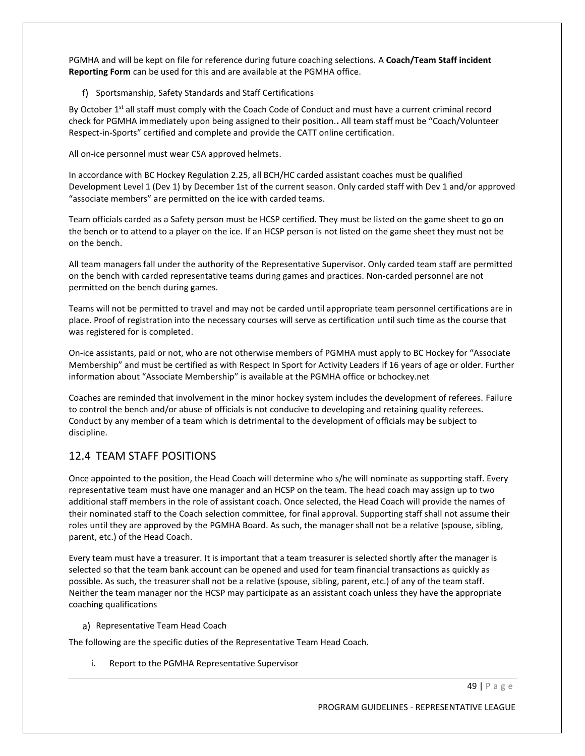PGMHA and will be kept on file for reference during future coaching selections. A **Coach/Team Staff incident Reporting Form** can be used for this and are available at the PGMHA office.

f) Sportsmanship, Safety Standards and Staff Certifications

By October 1st all staff must comply with the Coach Code of Conduct and must have a current criminal record check for PGMHA immediately upon being assigned to their position.**.** All team staff must be "Coach/Volunteer Respect-in-Sports" certified and complete and provide the CATT online certification.

All on-ice personnel must wear CSA approved helmets.

In accordance with BC Hockey Regulation 2.25, all BCH/HC carded assistant coaches must be qualified Development Level 1 (Dev 1) by December 1st of the current season. Only carded staff with Dev 1 and/or approved "associate members" are permitted on the ice with carded teams.

Team officials carded as a Safety person must be HCSP certified. They must be listed on the game sheet to go on the bench or to attend to a player on the ice. If an HCSP person is not listed on the game sheet they must not be on the bench.

All team managers fall under the authority of the Representative Supervisor. Only carded team staff are permitted on the bench with carded representative teams during games and practices. Non-carded personnel are not permitted on the bench during games.

Teams will not be permitted to travel and may not be carded until appropriate team personnel certifications are in place. Proof of registration into the necessary courses will serve as certification until such time as the course that was registered for is completed.

On-ice assistants, paid or not, who are not otherwise members of PGMHA must apply to BC Hockey for "Associate Membership" and must be certified as with Respect In Sport for Activity Leaders if 16 years of age or older. Further information about "Associate Membership" is available at the PGMHA office or bchockey.net

Coaches are reminded that involvement in the minor hockey system includes the development of referees. Failure to control the bench and/or abuse of officials is not conducive to developing and retaining quality referees. Conduct by any member of a team which is detrimental to the development of officials may be subject to discipline.

## 12.4 TEAM STAFF POSITIONS

Once appointed to the position, the Head Coach will determine who s/he will nominate as supporting staff. Every representative team must have one manager and an HCSP on the team. The head coach may assign up to two additional staff members in the role of assistant coach. Once selected, the Head Coach will provide the names of their nominated staff to the Coach selection committee, for final approval. Supporting staff shall not assume their roles until they are approved by the PGMHA Board. As such, the manager shall not be a relative (spouse, sibling, parent, etc.) of the Head Coach.

Every team must have a treasurer. It is important that a team treasurer is selected shortly after the manager is selected so that the team bank account can be opened and used for team financial transactions as quickly as possible. As such, the treasurer shall not be a relative (spouse, sibling, parent, etc.) of any of the team staff. Neither the team manager nor the HCSP may participate as an assistant coach unless they have the appropriate coaching qualifications

a) Representative Team Head Coach

The following are the specific duties of the Representative Team Head Coach.

i. Report to the PGMHA Representative Supervisor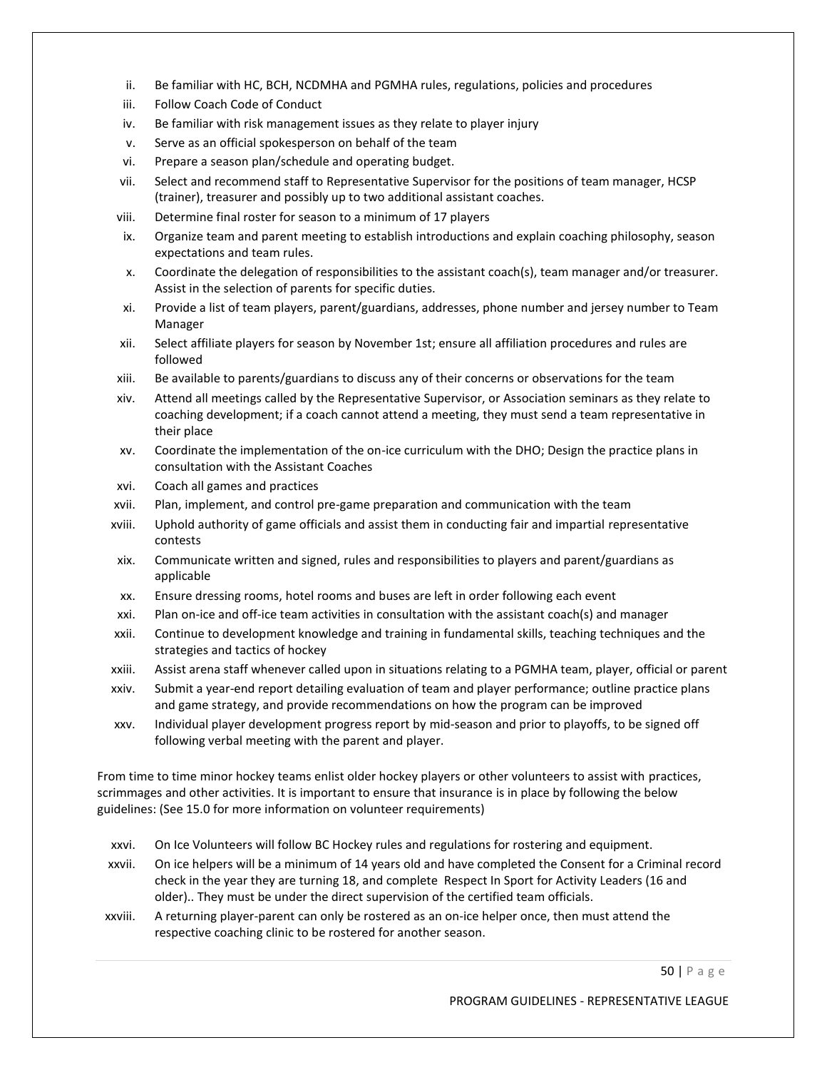ii. Be familiar with HC, BCH, NCDMHA and PGMHA rules, regulations, policies and procedures
iii. Follow Coach Code of Conduct
iv. Be familiar with risk management issues as they relate to player injury
v. Serve as an official spokesperson on behalf of the team
vi. Prepare a season plan/schedule and operating budget.
vii. Select and recommend staff to Representative Supervisor for the positions of team manager, HCSP (trainer), treasurer and possibly up to two additional assistant coaches.
viii. Determine final roster for season to a minimum of 17 players
ix. Organize team and parent meeting to establish introductions and explain coaching philosophy, season expectations and team rules.
x. Coordinate the delegation of responsibilities to the assistant coach(s), team manager and/or treasurer. Assist in the selection of parents for specific duties.
xi. Provide a list of team players, parent/guardians, addresses, phone number and jersey number to Team Manager
xii. Select affiliate players for season by November 1st; ensure all affiliation procedures and rules are followed
xiii. Be available to parents/guardians to discuss any of their concerns or observations for the team
xiv. Attend all meetings called by the Representative Supervisor, or Association seminars as they relate to coaching development; if a coach cannot attend a meeting, they must send a team representative in their place
xv. Coordinate the implementation of the on-ice curriculum with the DHO; Design the practice plans in consultation with the Assistant Coaches
xvi. Coach all games and practices
xvii. Plan, implement, and control pre-game preparation and communication with the team
xviii. Uphold authority of game officials and assist them in conducting fair and impartial representative contests
xix. Communicate written and signed, rules and responsibilities to players and parent/guardians as applicable
xx. Ensure dressing rooms, hotel rooms and buses are left in order following each event
xxi. Plan on-ice and off-ice team activities in consultation with the assistant coach(s) and manager
xxii. Continue to development knowledge and training in fundamental skills, teaching techniques and the strategies and tactics of hockey
xxiii. Assist arena staff whenever called upon in situations relating to a PGMHA team, player, official or parent
xxiv. Submit a year-end report detailing evaluation of team and player performance; outline practice plans and game strategy, and provide recommendations on how the program can be improved
xxv. Individual player development progress report by mid-season and prior to playoffs, to be signed off following verbal meeting with the parent and player.

From time to time minor hockey teams enlist older hockey players or other volunteers to assist with practices, scrimmages and other activities. It is important to ensure that insurance is in place by following the below guidelines: (See 15.0 for more information on volunteer requirements)

xxvi. On Ice Volunteers will follow BC Hockey rules and regulations for rostering and equipment.
xxvii. On ice helpers will be a minimum of 14 years old and have completed the Consent for a Criminal record check in the year they are turning 18, and complete Respect In Sport for Activity Leaders (16 and older).. They must be under the direct supervision of the certified team officials.
xxviii. A returning player-parent can only be rostered as an on-ice helper once, then must attend the respective coaching clinic to be rostered for another season.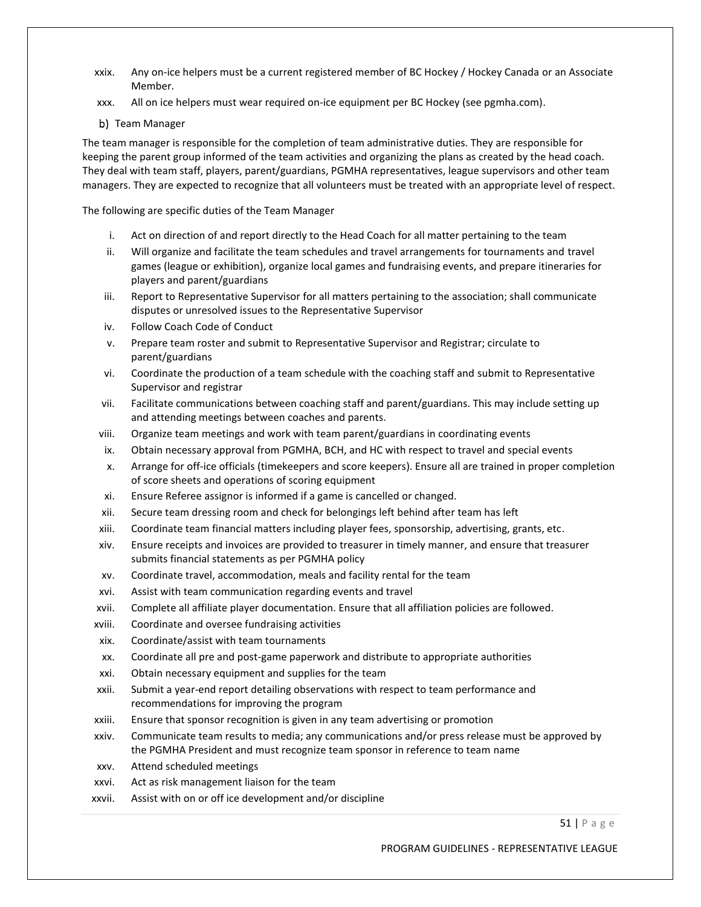xxix. Any on-ice helpers must be a current registered member of BC Hockey / Hockey Canada or an Associate Member.

xxx. All on ice helpers must wear required on-ice equipment per BC Hockey (see pgmha.com).

b) Team Manager

The team manager is responsible for the completion of team administrative duties. They are responsible for keeping the parent group informed of the team activities and organizing the plans as created by the head coach. They deal with team staff, players, parent/guardians, PGMHA representatives, league supervisors and other team managers. They are expected to recognize that all volunteers must be treated with an appropriate level of respect.

The following are specific duties of the Team Manager

i. Act on direction of and report directly to the Head Coach for all matter pertaining to the team

ii. Will organize and facilitate the team schedules and travel arrangements for tournaments and travel games (league or exhibition), organize local games and fundraising events, and prepare itineraries for players and parent/guardians

iii. Report to Representative Supervisor for all matters pertaining to the association; shall communicate disputes or unresolved issues to the Representative Supervisor

iv. Follow Coach Code of Conduct

v. Prepare team roster and submit to Representative Supervisor and Registrar; circulate to parent/guardians

vi. Coordinate the production of a team schedule with the coaching staff and submit to Representative Supervisor and registrar

vii. Facilitate communications between coaching staff and parent/guardians. This may include setting up and attending meetings between coaches and parents.

viii. Organize team meetings and work with team parent/guardians in coordinating events

ix. Obtain necessary approval from PGMHA, BCH, and HC with respect to travel and special events

x. Arrange for off-ice officials (timekeepers and score keepers). Ensure all are trained in proper completion of score sheets and operations of scoring equipment

xi. Ensure Referee assignor is informed if a game is cancelled or changed.

xii. Secure team dressing room and check for belongings left behind after team has left

xiii. Coordinate team financial matters including player fees, sponsorship, advertising, grants, etc.

xiv. Ensure receipts and invoices are provided to treasurer in timely manner, and ensure that treasurer submits financial statements as per PGMHA policy

xv. Coordinate travel, accommodation, meals and facility rental for the team

xvi. Assist with team communication regarding events and travel

xvii. Complete all affiliate player documentation. Ensure that all affiliation policies are followed.

xviii. Coordinate and oversee fundraising activities

xix. Coordinate/assist with team tournaments

xx. Coordinate all pre and post-game paperwork and distribute to appropriate authorities

xxi. Obtain necessary equipment and supplies for the team

xxii. Submit a year-end report detailing observations with respect to team performance and recommendations for improving the program

xxiii. Ensure that sponsor recognition is given in any team advertising or promotion

xxiv. Communicate team results to media; any communications and/or press release must be approved by the PGMHA President and must recognize team sponsor in reference to team name

xxv. Attend scheduled meetings

xxvi. Act as risk management liaison for the team

xxvii. Assist with on or off ice development and/or discipline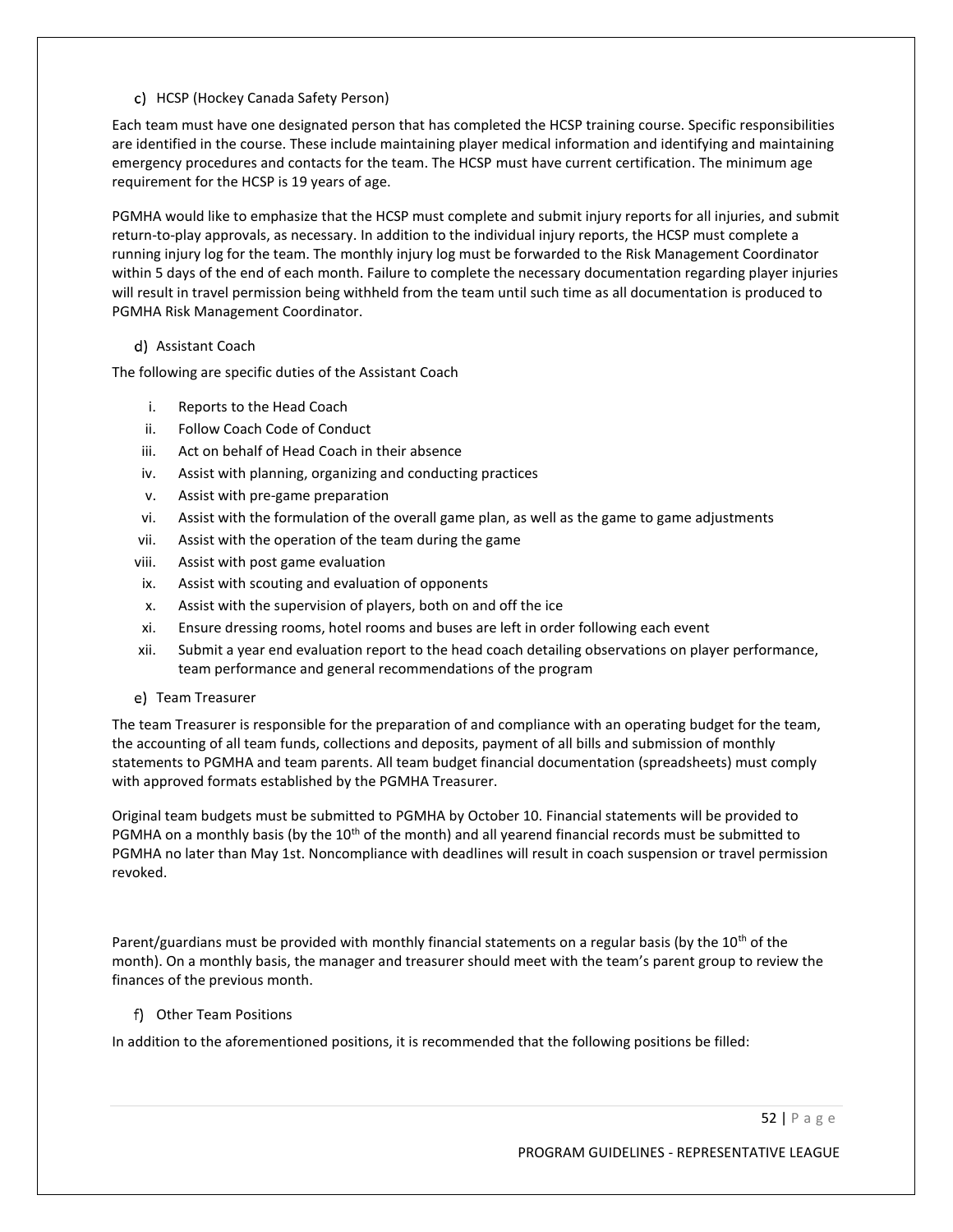### c) HCSP (Hockey Canada Safety Person)

Each team must have one designated person that has completed the HCSP training course. Specific responsibilities are identified in the course. These include maintaining player medical information and identifying and maintaining emergency procedures and contacts for the team. The HCSP must have current certification. The minimum age requirement for the HCSP is 19 years of age.

PGMHA would like to emphasize that the HCSP must complete and submit injury reports for all injuries, and submit return-to-play approvals, as necessary. In addition to the individual injury reports, the HCSP must complete a running injury log for the team. The monthly injury log must be forwarded to the Risk Management Coordinator within 5 days of the end of each month. Failure to complete the necessary documentation regarding player injuries will result in travel permission being withheld from the team until such time as all documentation is produced to PGMHA Risk Management Coordinator.

### d) Assistant Coach

The following are specific duties of the Assistant Coach

- i. Reports to the Head Coach
- ii. Follow Coach Code of Conduct
- iii. Act on behalf of Head Coach in their absence
- iv. Assist with planning, organizing and conducting practices
- v. Assist with pre-game preparation
- vi. Assist with the formulation of the overall game plan, as well as the game to game adjustments
- vii. Assist with the operation of the team during the game
- viii. Assist with post game evaluation
- ix. Assist with scouting and evaluation of opponents
- x. Assist with the supervision of players, both on and off the ice
- xi. Ensure dressing rooms, hotel rooms and buses are left in order following each event
- xii. Submit a year end evaluation report to the head coach detailing observations on player performance, team performance and general recommendations of the program

### e) Team Treasurer

The team Treasurer is responsible for the preparation of and compliance with an operating budget for the team, the accounting of all team funds, collections and deposits, payment of all bills and submission of monthly statements to PGMHA and team parents. All team budget financial documentation (spreadsheets) must comply with approved formats established by the PGMHA Treasurer.

Original team budgets must be submitted to PGMHA by October 10. Financial statements will be provided to PGMHA on a monthly basis (by the 10th of the month) and all yearend financial records must be submitted to PGMHA no later than May 1st. Noncompliance with deadlines will result in coach suspension or travel permission revoked.

Parent/guardians must be provided with monthly financial statements on a regular basis (by the 10th of the month). On a monthly basis, the manager and treasurer should meet with the team's parent group to review the finances of the previous month.

### f) Other Team Positions

In addition to the aforementioned positions, it is recommended that the following positions be filled: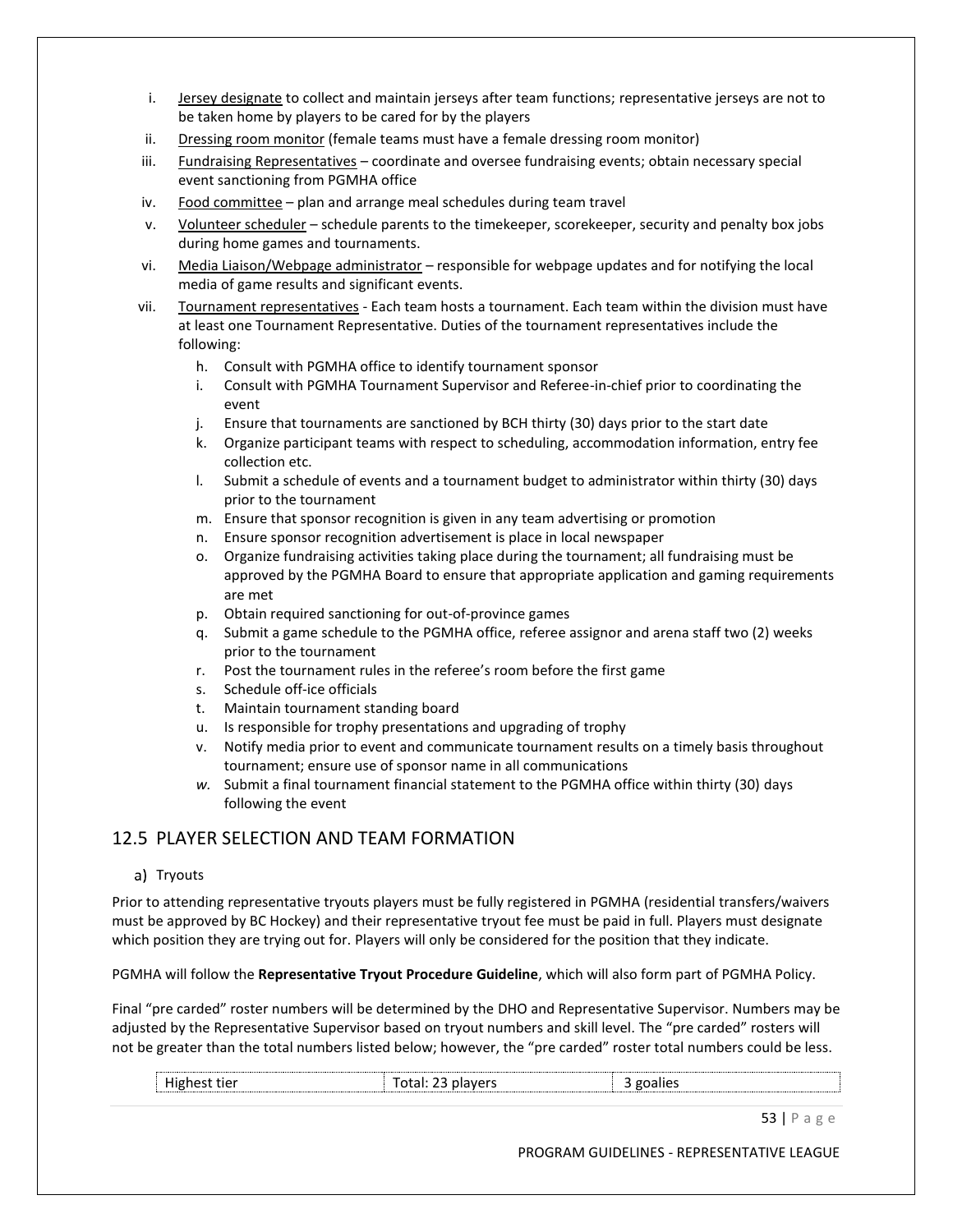i. Jersey designate to collect and maintain jerseys after team functions; representative jerseys are not to be taken home by players to be cared for by the players

ii. Dressing room monitor (female teams must have a female dressing room monitor)

iii. Fundraising Representatives – coordinate and oversee fundraising events; obtain necessary special event sanctioning from PGMHA office

iv. Food committee – plan and arrange meal schedules during team travel

v. Volunteer scheduler – schedule parents to the timekeeper, scorekeeper, security and penalty box jobs during home games and tournaments.

vi. Media Liaison/Webpage administrator – responsible for webpage updates and for notifying the local media of game results and significant events.

vii. Tournament representatives - Each team hosts a tournament. Each team within the division must have at least one Tournament Representative. Duties of the tournament representatives include the following:

   h. Consult with PGMHA office to identify tournament sponsor
   i. Consult with PGMHA Tournament Supervisor and Referee-in-chief prior to coordinating the event
   j. Ensure that tournaments are sanctioned by BCH thirty (30) days prior to the start date
   k. Organize participant teams with respect to scheduling, accommodation information, entry fee collection etc.
   l. Submit a schedule of events and a tournament budget to administrator within thirty (30) days prior to the tournament
   m. Ensure that sponsor recognition is given in any team advertising or promotion
   n. Ensure sponsor recognition advertisement is place in local newspaper
   o. Organize fundraising activities taking place during the tournament; all fundraising must be approved by the PGMHA Board to ensure that appropriate application and gaming requirements are met
   p. Obtain required sanctioning for out-of-province games
   q. Submit a game schedule to the PGMHA office, referee assignor and arena staff two (2) weeks prior to the tournament
   r. Post the tournament rules in the referee's room before the first game
   s. Schedule off-ice officials
   t. Maintain tournament standing board
   u. Is responsible for trophy presentations and upgrading of trophy
   v. Notify media prior to event and communicate tournament results on a timely basis throughout tournament; ensure use of sponsor name in all communications
   *w.* Submit a final tournament financial statement to the PGMHA office within thirty (30) days following the event

## 12.5 PLAYER SELECTION AND TEAM FORMATION

a) Tryouts

Prior to attending representative tryouts players must be fully registered in PGMHA (residential transfers/waivers must be approved by BC Hockey) and their representative tryout fee must be paid in full. Players must designate which position they are trying out for. Players will only be considered for the position that they indicate.

PGMHA will follow the **Representative Tryout Procedure Guideline**, which will also form part of PGMHA Policy.

Final "pre carded" roster numbers will be determined by the DHO and Representative Supervisor. Numbers may be adjusted by the Representative Supervisor based on tryout numbers and skill level. The "pre carded" rosters will not be greater than the total numbers listed below; however, the "pre carded" roster total numbers could be less.

| Highest tier | Total: 23 players | 3 goalies |
|---|---|---|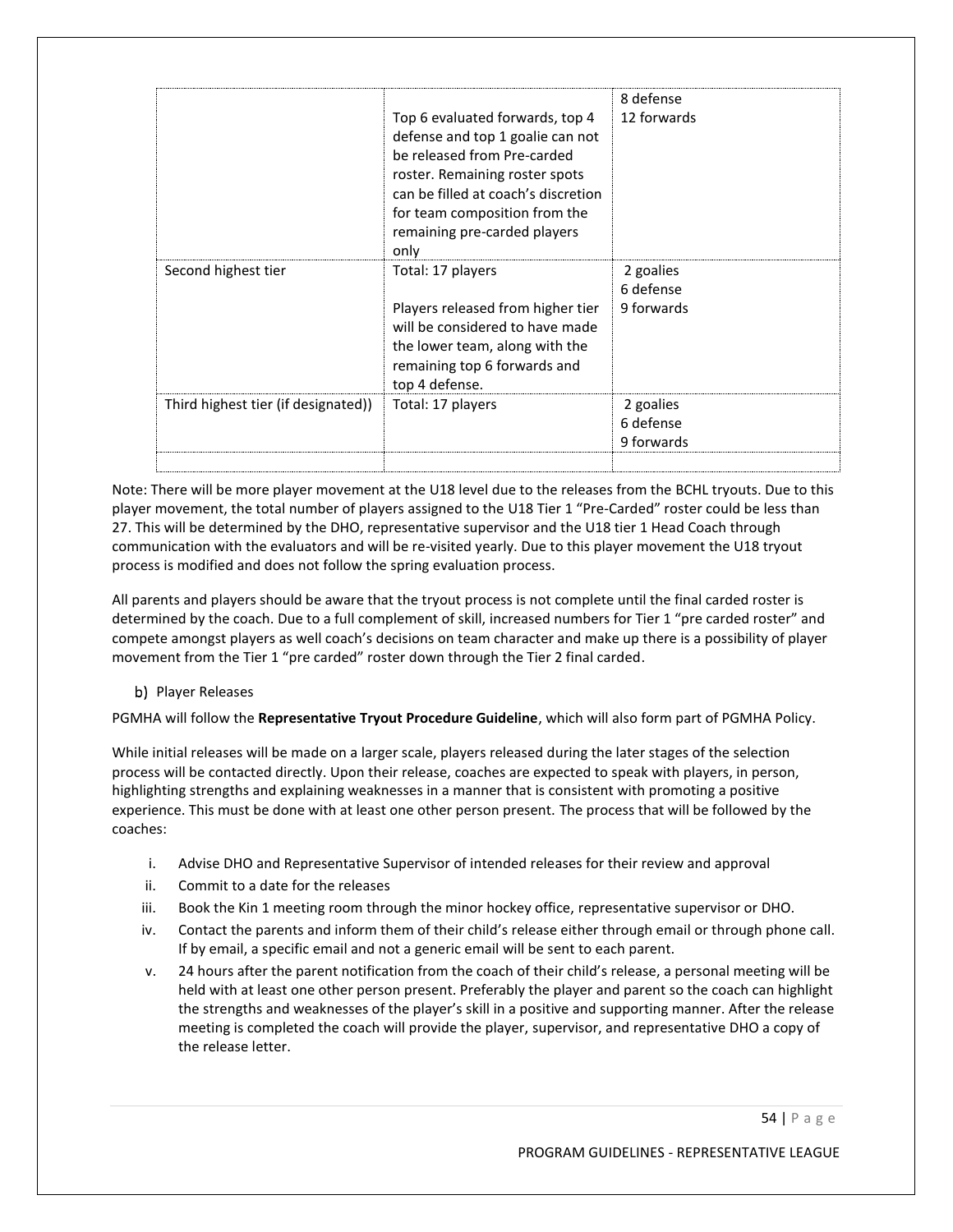| | | |
|---|---|---|
| | Top 6 evaluated forwards, top 4 defense and top 1 goalie can not be released from Pre-carded roster. Remaining roster spots can be filled at coach's discretion for team composition from the remaining pre-carded players only | 8 defense<br>12 forwards |
| Second highest tier | Total: 17 players<br><br>Players released from higher tier will be considered to have made the lower team, along with the remaining top 6 forwards and top 4 defense. | 2 goalies<br>6 defense<br>9 forwards |
| Third highest tier (if designated)) | Total: 17 players | 2 goalies<br>6 defense<br>9 forwards |
| | | |

Note: There will be more player movement at the U18 level due to the releases from the BCHL tryouts. Due to this player movement, the total number of players assigned to the U18 Tier 1 "Pre-Carded" roster could be less than 27. This will be determined by the DHO, representative supervisor and the U18 tier 1 Head Coach through communication with the evaluators and will be re-visited yearly. Due to this player movement the U18 tryout process is modified and does not follow the spring evaluation process.

All parents and players should be aware that the tryout process is not complete until the final carded roster is determined by the coach. Due to a full complement of skill, increased numbers for Tier 1 "pre carded roster" and compete amongst players as well coach's decisions on team character and make up there is a possibility of player movement from the Tier 1 "pre carded" roster down through the Tier 2 final carded.

b) Player Releases

PGMHA will follow the **Representative Tryout Procedure Guideline**, which will also form part of PGMHA Policy.

While initial releases will be made on a larger scale, players released during the later stages of the selection process will be contacted directly. Upon their release, coaches are expected to speak with players, in person, highlighting strengths and explaining weaknesses in a manner that is consistent with promoting a positive experience. This must be done with at least one other person present. The process that will be followed by the coaches:

i. Advise DHO and Representative Supervisor of intended releases for their review and approval
ii. Commit to a date for the releases
iii. Book the Kin 1 meeting room through the minor hockey office, representative supervisor or DHO.
iv. Contact the parents and inform them of their child's release either through email or through phone call. If by email, a specific email and not a generic email will be sent to each parent.
v. 24 hours after the parent notification from the coach of their child's release, a personal meeting will be held with at least one other person present. Preferably the player and parent so the coach can highlight the strengths and weaknesses of the player's skill in a positive and supporting manner. After the release meeting is completed the coach will provide the player, supervisor, and representative DHO a copy of the release letter.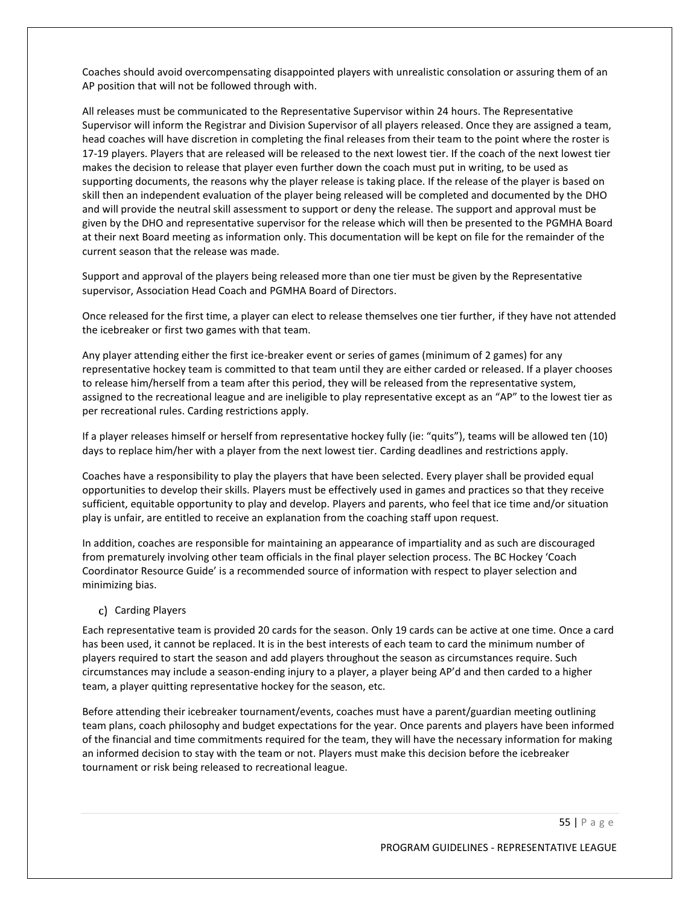Coaches should avoid overcompensating disappointed players with unrealistic consolation or assuring them of an AP position that will not be followed through with.

All releases must be communicated to the Representative Supervisor within 24 hours. The Representative Supervisor will inform the Registrar and Division Supervisor of all players released. Once they are assigned a team, head coaches will have discretion in completing the final releases from their team to the point where the roster is 17-19 players. Players that are released will be released to the next lowest tier. If the coach of the next lowest tier makes the decision to release that player even further down the coach must put in writing, to be used as supporting documents, the reasons why the player release is taking place. If the release of the player is based on skill then an independent evaluation of the player being released will be completed and documented by the DHO and will provide the neutral skill assessment to support or deny the release. The support and approval must be given by the DHO and representative supervisor for the release which will then be presented to the PGMHA Board at their next Board meeting as information only. This documentation will be kept on file for the remainder of the current season that the release was made.

Support and approval of the players being released more than one tier must be given by the Representative supervisor, Association Head Coach and PGMHA Board of Directors.

Once released for the first time, a player can elect to release themselves one tier further, if they have not attended the icebreaker or first two games with that team.

Any player attending either the first ice-breaker event or series of games (minimum of 2 games) for any representative hockey team is committed to that team until they are either carded or released. If a player chooses to release him/herself from a team after this period, they will be released from the representative system, assigned to the recreational league and are ineligible to play representative except as an "AP" to the lowest tier as per recreational rules. Carding restrictions apply.

If a player releases himself or herself from representative hockey fully (ie: "quits"), teams will be allowed ten (10) days to replace him/her with a player from the next lowest tier. Carding deadlines and restrictions apply.

Coaches have a responsibility to play the players that have been selected. Every player shall be provided equal opportunities to develop their skills. Players must be effectively used in games and practices so that they receive sufficient, equitable opportunity to play and develop. Players and parents, who feel that ice time and/or situation play is unfair, are entitled to receive an explanation from the coaching staff upon request.

In addition, coaches are responsible for maintaining an appearance of impartiality and as such are discouraged from prematurely involving other team officials in the final player selection process. The BC Hockey 'Coach Coordinator Resource Guide' is a recommended source of information with respect to player selection and minimizing bias.

c) Carding Players

Each representative team is provided 20 cards for the season. Only 19 cards can be active at one time. Once a card has been used, it cannot be replaced. It is in the best interests of each team to card the minimum number of players required to start the season and add players throughout the season as circumstances require. Such circumstances may include a season-ending injury to a player, a player being AP'd and then carded to a higher team, a player quitting representative hockey for the season, etc.

Before attending their icebreaker tournament/events, coaches must have a parent/guardian meeting outlining team plans, coach philosophy and budget expectations for the year. Once parents and players have been informed of the financial and time commitments required for the team, they will have the necessary information for making an informed decision to stay with the team or not. Players must make this decision before the icebreaker tournament or risk being released to recreational league.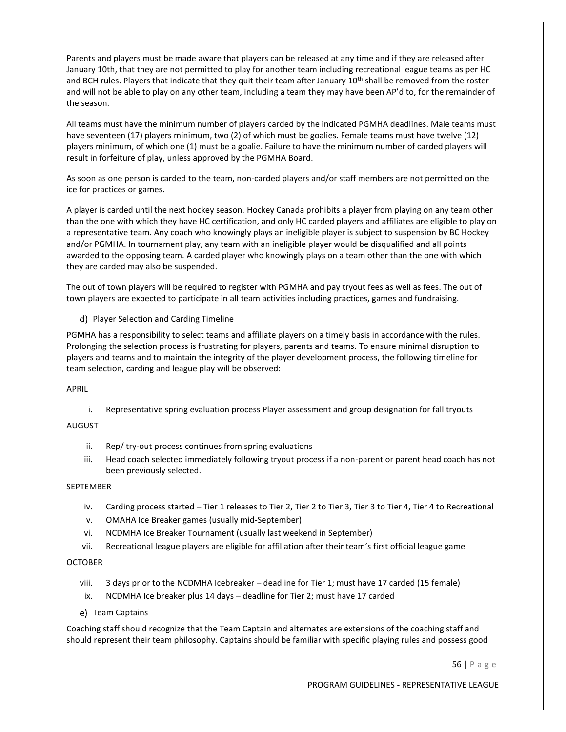Parents and players must be made aware that players can be released at any time and if they are released after January 10th, that they are not permitted to play for another team including recreational league teams as per HC and BCH rules. Players that indicate that they quit their team after January 10th shall be removed from the roster and will not be able to play on any other team, including a team they may have been AP'd to, for the remainder of the season.

All teams must have the minimum number of players carded by the indicated PGMHA deadlines. Male teams must have seventeen (17) players minimum, two (2) of which must be goalies. Female teams must have twelve (12) players minimum, of which one (1) must be a goalie. Failure to have the minimum number of carded players will result in forfeiture of play, unless approved by the PGMHA Board.

As soon as one person is carded to the team, non-carded players and/or staff members are not permitted on the ice for practices or games.

A player is carded until the next hockey season. Hockey Canada prohibits a player from playing on any team other than the one with which they have HC certification, and only HC carded players and affiliates are eligible to play on a representative team. Any coach who knowingly plays an ineligible player is subject to suspension by BC Hockey and/or PGMHA. In tournament play, any team with an ineligible player would be disqualified and all points awarded to the opposing team. A carded player who knowingly plays on a team other than the one with which they are carded may also be suspended.

The out of town players will be required to register with PGMHA and pay tryout fees as well as fees. The out of town players are expected to participate in all team activities including practices, games and fundraising.

d) Player Selection and Carding Timeline

PGMHA has a responsibility to select teams and affiliate players on a timely basis in accordance with the rules. Prolonging the selection process is frustrating for players, parents and teams. To ensure minimal disruption to players and teams and to maintain the integrity of the player development process, the following timeline for team selection, carding and league play will be observed:

APRIL

i. Representative spring evaluation process Player assessment and group designation for fall tryouts

AUGUST

ii. Rep/ try-out process continues from spring evaluations
iii. Head coach selected immediately following tryout process if a non-parent or parent head coach has not been previously selected.

SEPTEMBER

iv. Carding process started – Tier 1 releases to Tier 2, Tier 2 to Tier 3, Tier 3 to Tier 4, Tier 4 to Recreational
v. OMAHA Ice Breaker games (usually mid-September)
vi. NCDMHA Ice Breaker Tournament (usually last weekend in September)
vii. Recreational league players are eligible for affiliation after their team's first official league game

OCTOBER

viii. 3 days prior to the NCDMHA Icebreaker – deadline for Tier 1; must have 17 carded (15 female)
ix. NCDMHA Ice breaker plus 14 days – deadline for Tier 2; must have 17 carded

e) Team Captains

Coaching staff should recognize that the Team Captain and alternates are extensions of the coaching staff and should represent their team philosophy. Captains should be familiar with specific playing rules and possess good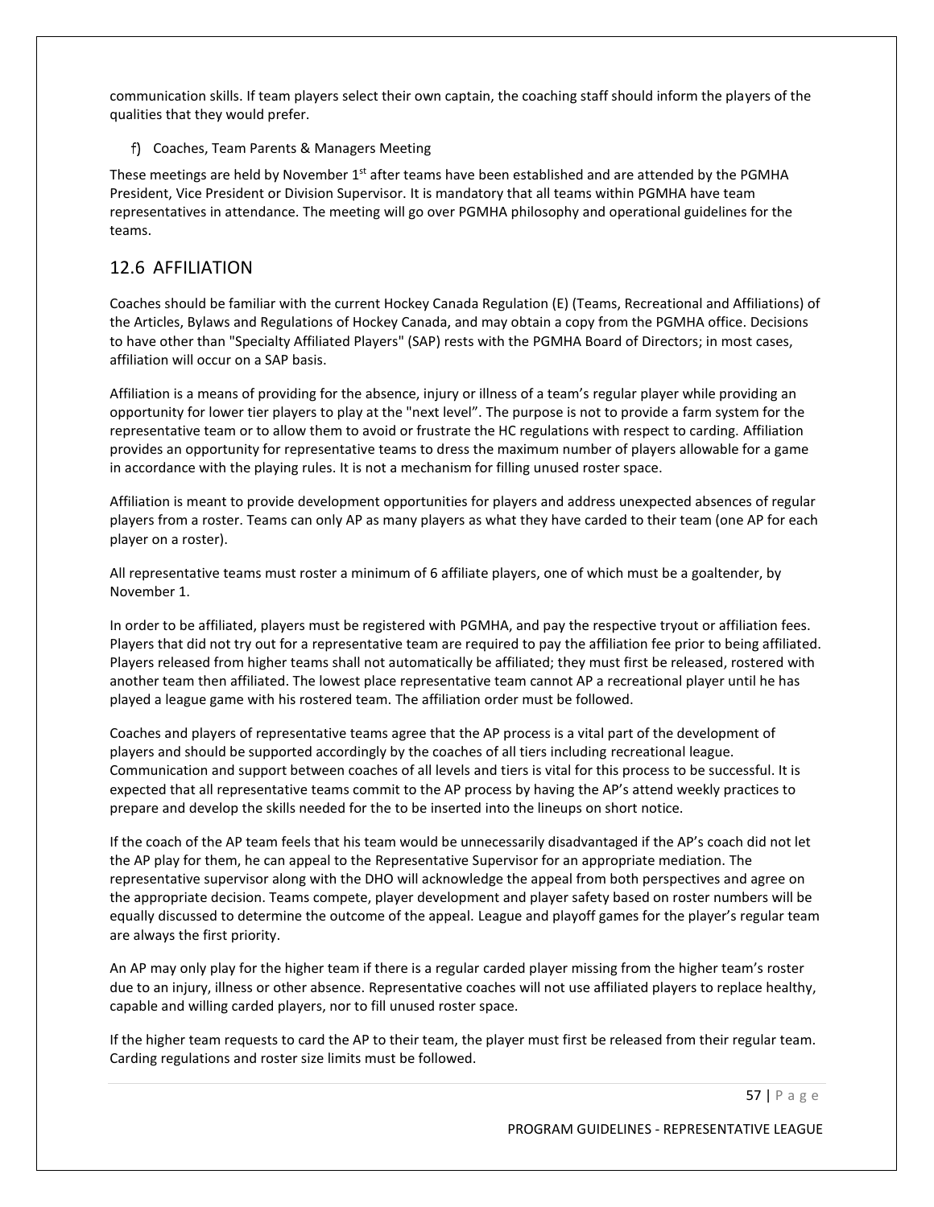communication skills. If team players select their own captain, the coaching staff should inform the players of the qualities that they would prefer.

f) Coaches, Team Parents & Managers Meeting

These meetings are held by November 1st after teams have been established and are attended by the PGMHA President, Vice President or Division Supervisor. It is mandatory that all teams within PGMHA have team representatives in attendance. The meeting will go over PGMHA philosophy and operational guidelines for the teams.

## 12.6 AFFILIATION

Coaches should be familiar with the current Hockey Canada Regulation (E) (Teams, Recreational and Affiliations) of the Articles, Bylaws and Regulations of Hockey Canada, and may obtain a copy from the PGMHA office. Decisions to have other than "Specialty Affiliated Players" (SAP) rests with the PGMHA Board of Directors; in most cases, affiliation will occur on a SAP basis.

Affiliation is a means of providing for the absence, injury or illness of a team's regular player while providing an opportunity for lower tier players to play at the "next level". The purpose is not to provide a farm system for the representative team or to allow them to avoid or frustrate the HC regulations with respect to carding. Affiliation provides an opportunity for representative teams to dress the maximum number of players allowable for a game in accordance with the playing rules. It is not a mechanism for filling unused roster space.

Affiliation is meant to provide development opportunities for players and address unexpected absences of regular players from a roster. Teams can only AP as many players as what they have carded to their team (one AP for each player on a roster).

All representative teams must roster a minimum of 6 affiliate players, one of which must be a goaltender, by November 1.

In order to be affiliated, players must be registered with PGMHA, and pay the respective tryout or affiliation fees. Players that did not try out for a representative team are required to pay the affiliation fee prior to being affiliated. Players released from higher teams shall not automatically be affiliated; they must first be released, rostered with another team then affiliated. The lowest place representative team cannot AP a recreational player until he has played a league game with his rostered team. The affiliation order must be followed.

Coaches and players of representative teams agree that the AP process is a vital part of the development of players and should be supported accordingly by the coaches of all tiers including recreational league. Communication and support between coaches of all levels and tiers is vital for this process to be successful. It is expected that all representative teams commit to the AP process by having the AP's attend weekly practices to prepare and develop the skills needed for the to be inserted into the lineups on short notice.

If the coach of the AP team feels that his team would be unnecessarily disadvantaged if the AP's coach did not let the AP play for them, he can appeal to the Representative Supervisor for an appropriate mediation. The representative supervisor along with the DHO will acknowledge the appeal from both perspectives and agree on the appropriate decision. Teams compete, player development and player safety based on roster numbers will be equally discussed to determine the outcome of the appeal. League and playoff games for the player's regular team are always the first priority.

An AP may only play for the higher team if there is a regular carded player missing from the higher team's roster due to an injury, illness or other absence. Representative coaches will not use affiliated players to replace healthy, capable and willing carded players, nor to fill unused roster space.

If the higher team requests to card the AP to their team, the player must first be released from their regular team. Carding regulations and roster size limits must be followed.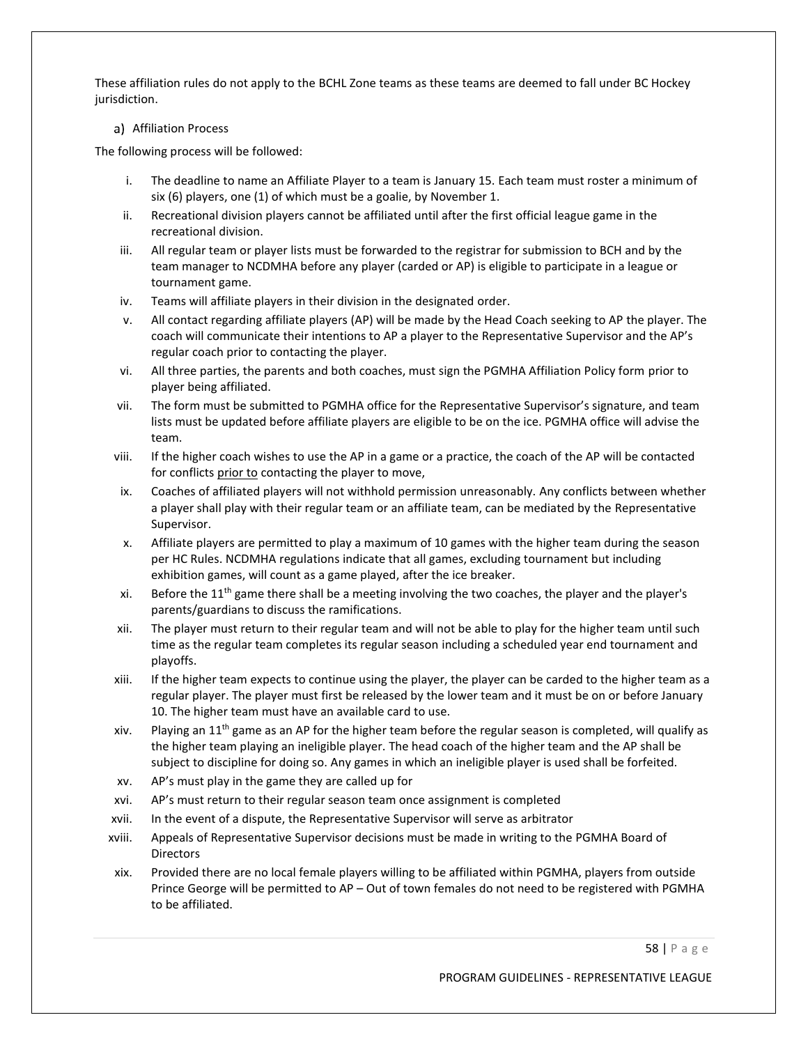These affiliation rules do not apply to the BCHL Zone teams as these teams are deemed to fall under BC Hockey jurisdiction.

a) Affiliation Process

The following process will be followed:

i. The deadline to name an Affiliate Player to a team is January 15. Each team must roster a minimum of six (6) players, one (1) of which must be a goalie, by November 1.
ii. Recreational division players cannot be affiliated until after the first official league game in the recreational division.
iii. All regular team or player lists must be forwarded to the registrar for submission to BCH and by the team manager to NCDMHA before any player (carded or AP) is eligible to participate in a league or tournament game.
iv. Teams will affiliate players in their division in the designated order.
v. All contact regarding affiliate players (AP) will be made by the Head Coach seeking to AP the player. The coach will communicate their intentions to AP a player to the Representative Supervisor and the AP's regular coach prior to contacting the player.
vi. All three parties, the parents and both coaches, must sign the PGMHA Affiliation Policy form prior to player being affiliated.
vii. The form must be submitted to PGMHA office for the Representative Supervisor's signature, and team lists must be updated before affiliate players are eligible to be on the ice. PGMHA office will advise the team.
viii. If the higher coach wishes to use the AP in a game or a practice, the coach of the AP will be contacted for conflicts <u>prior to</u> contacting the player to move,
ix. Coaches of affiliated players will not withhold permission unreasonably. Any conflicts between whether a player shall play with their regular team or an affiliate team, can be mediated by the Representative Supervisor.
x. Affiliate players are permitted to play a maximum of 10 games with the higher team during the season per HC Rules. NCDMHA regulations indicate that all games, excluding tournament but including exhibition games, will count as a game played, after the ice breaker.
xi. Before the 11th game there shall be a meeting involving the two coaches, the player and the player's parents/guardians to discuss the ramifications.
xii. The player must return to their regular team and will not be able to play for the higher team until such time as the regular team completes its regular season including a scheduled year end tournament and playoffs.
xiii. If the higher team expects to continue using the player, the player can be carded to the higher team as a regular player. The player must first be released by the lower team and it must be on or before January 10. The higher team must have an available card to use.
xiv. Playing an 11th game as an AP for the higher team before the regular season is completed, will qualify as the higher team playing an ineligible player. The head coach of the higher team and the AP shall be subject to discipline for doing so. Any games in which an ineligible player is used shall be forfeited.
xv. AP's must play in the game they are called up for
xvi. AP's must return to their regular season team once assignment is completed
xvii. In the event of a dispute, the Representative Supervisor will serve as arbitrator
xviii. Appeals of Representative Supervisor decisions must be made in writing to the PGMHA Board of Directors
xix. Provided there are no local female players willing to be affiliated within PGMHA, players from outside Prince George will be permitted to AP – Out of town females do not need to be registered with PGMHA to be affiliated.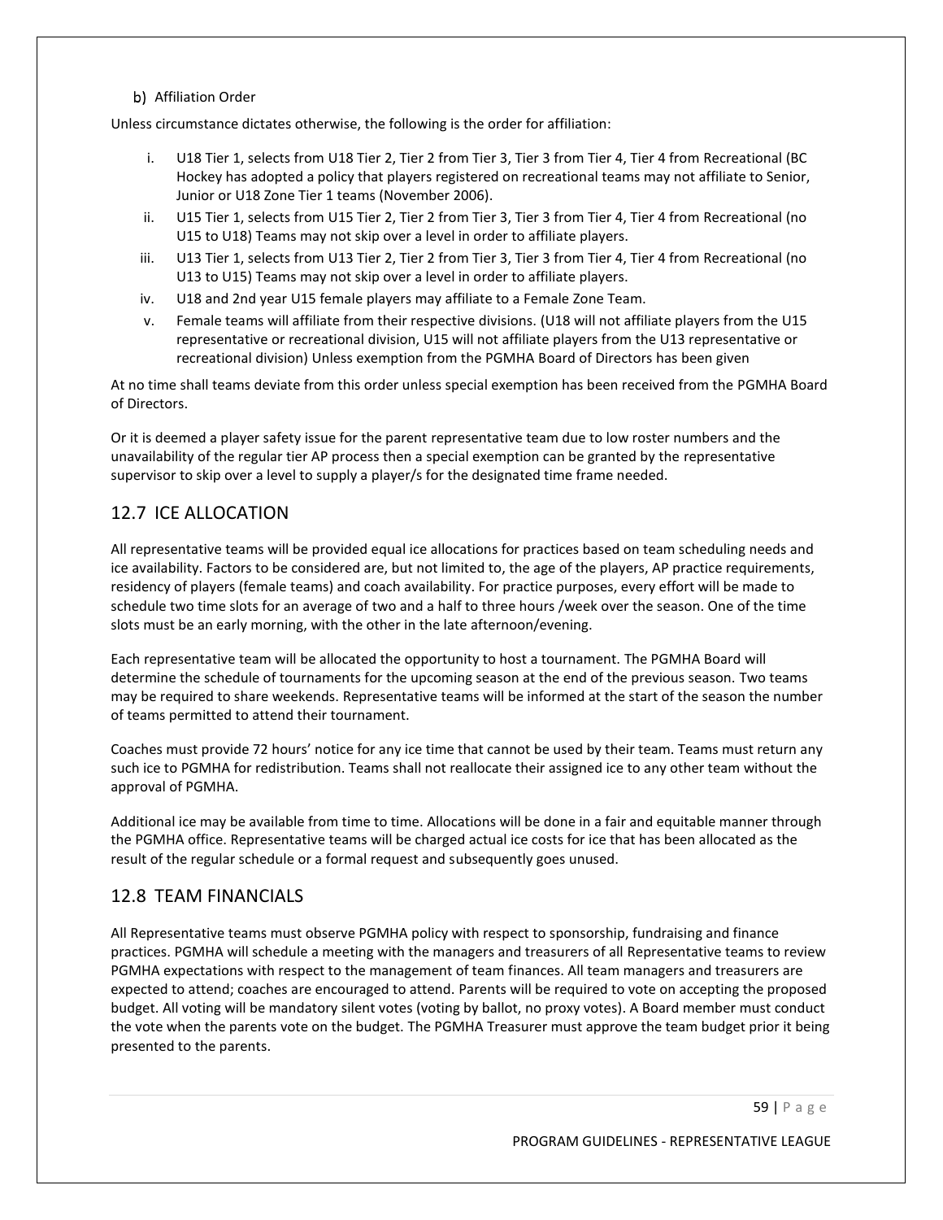b) Affiliation Order

Unless circumstance dictates otherwise, the following is the order for affiliation:

i. U18 Tier 1, selects from U18 Tier 2, Tier 2 from Tier 3, Tier 3 from Tier 4, Tier 4 from Recreational (BC Hockey has adopted a policy that players registered on recreational teams may not affiliate to Senior, Junior or U18 Zone Tier 1 teams (November 2006).
ii. U15 Tier 1, selects from U15 Tier 2, Tier 2 from Tier 3, Tier 3 from Tier 4, Tier 4 from Recreational (no U15 to U18) Teams may not skip over a level in order to affiliate players.
iii. U13 Tier 1, selects from U13 Tier 2, Tier 2 from Tier 3, Tier 3 from Tier 4, Tier 4 from Recreational (no U13 to U15) Teams may not skip over a level in order to affiliate players.
iv. U18 and 2nd year U15 female players may affiliate to a Female Zone Team.
v. Female teams will affiliate from their respective divisions. (U18 will not affiliate players from the U15 representative or recreational division, U15 will not affiliate players from the U13 representative or recreational division) Unless exemption from the PGMHA Board of Directors has been given

At no time shall teams deviate from this order unless special exemption has been received from the PGMHA Board of Directors.

Or it is deemed a player safety issue for the parent representative team due to low roster numbers and the unavailability of the regular tier AP process then a special exemption can be granted by the representative supervisor to skip over a level to supply a player/s for the designated time frame needed.

## 12.7 ICE ALLOCATION

All representative teams will be provided equal ice allocations for practices based on team scheduling needs and ice availability. Factors to be considered are, but not limited to, the age of the players, AP practice requirements, residency of players (female teams) and coach availability. For practice purposes, every effort will be made to schedule two time slots for an average of two and a half to three hours /week over the season. One of the time slots must be an early morning, with the other in the late afternoon/evening.

Each representative team will be allocated the opportunity to host a tournament. The PGMHA Board will determine the schedule of tournaments for the upcoming season at the end of the previous season. Two teams may be required to share weekends. Representative teams will be informed at the start of the season the number of teams permitted to attend their tournament.

Coaches must provide 72 hours' notice for any ice time that cannot be used by their team. Teams must return any such ice to PGMHA for redistribution. Teams shall not reallocate their assigned ice to any other team without the approval of PGMHA.

Additional ice may be available from time to time. Allocations will be done in a fair and equitable manner through the PGMHA office. Representative teams will be charged actual ice costs for ice that has been allocated as the result of the regular schedule or a formal request and subsequently goes unused.

## 12.8 TEAM FINANCIALS

All Representative teams must observe PGMHA policy with respect to sponsorship, fundraising and finance practices. PGMHA will schedule a meeting with the managers and treasurers of all Representative teams to review PGMHA expectations with respect to the management of team finances. All team managers and treasurers are expected to attend; coaches are encouraged to attend. Parents will be required to vote on accepting the proposed budget. All voting will be mandatory silent votes (voting by ballot, no proxy votes). A Board member must conduct the vote when the parents vote on the budget. The PGMHA Treasurer must approve the team budget prior it being presented to the parents.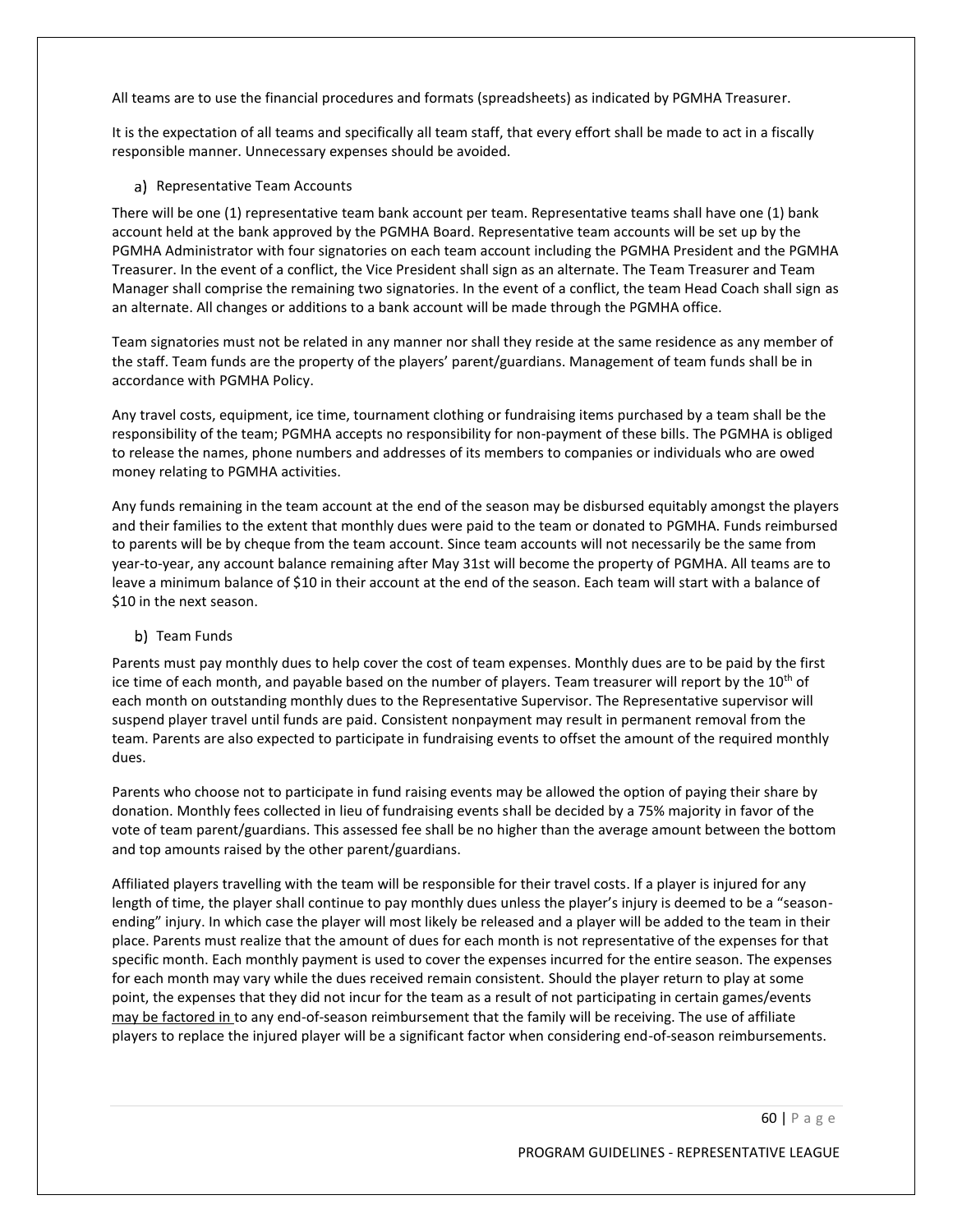All teams are to use the financial procedures and formats (spreadsheets) as indicated by PGMHA Treasurer.

It is the expectation of all teams and specifically all team staff, that every effort shall be made to act in a fiscally responsible manner. Unnecessary expenses should be avoided.

### a) Representative Team Accounts

There will be one (1) representative team bank account per team. Representative teams shall have one (1) bank account held at the bank approved by the PGMHA Board. Representative team accounts will be set up by the PGMHA Administrator with four signatories on each team account including the PGMHA President and the PGMHA Treasurer. In the event of a conflict, the Vice President shall sign as an alternate. The Team Treasurer and Team Manager shall comprise the remaining two signatories. In the event of a conflict, the team Head Coach shall sign as an alternate. All changes or additions to a bank account will be made through the PGMHA office.

Team signatories must not be related in any manner nor shall they reside at the same residence as any member of the staff. Team funds are the property of the players' parent/guardians. Management of team funds shall be in accordance with PGMHA Policy.

Any travel costs, equipment, ice time, tournament clothing or fundraising items purchased by a team shall be the responsibility of the team; PGMHA accepts no responsibility for non-payment of these bills. The PGMHA is obliged to release the names, phone numbers and addresses of its members to companies or individuals who are owed money relating to PGMHA activities.

Any funds remaining in the team account at the end of the season may be disbursed equitably amongst the players and their families to the extent that monthly dues were paid to the team or donated to PGMHA. Funds reimbursed to parents will be by cheque from the team account. Since team accounts will not necessarily be the same from year-to-year, any account balance remaining after May 31st will become the property of PGMHA. All teams are to leave a minimum balance of $10 in their account at the end of the season. Each team will start with a balance of $10 in the next season.

### b) Team Funds

Parents must pay monthly dues to help cover the cost of team expenses. Monthly dues are to be paid by the first ice time of each month, and payable based on the number of players. Team treasurer will report by the 10th of each month on outstanding monthly dues to the Representative Supervisor. The Representative supervisor will suspend player travel until funds are paid. Consistent nonpayment may result in permanent removal from the team. Parents are also expected to participate in fundraising events to offset the amount of the required monthly dues.

Parents who choose not to participate in fund raising events may be allowed the option of paying their share by donation. Monthly fees collected in lieu of fundraising events shall be decided by a 75% majority in favor of the vote of team parent/guardians. This assessed fee shall be no higher than the average amount between the bottom and top amounts raised by the other parent/guardians.

Affiliated players travelling with the team will be responsible for their travel costs. If a player is injured for any length of time, the player shall continue to pay monthly dues unless the player's injury is deemed to be a "season-ending" injury. In which case the player will most likely be released and a player will be added to the team in their place. Parents must realize that the amount of dues for each month is not representative of the expenses for that specific month. Each monthly payment is used to cover the expenses incurred for the entire season. The expenses for each month may vary while the dues received remain consistent. Should the player return to play at some point, the expenses that they did not incur for the team as a result of not participating in certain games/events <u>may be factored in </u>to any end-of-season reimbursement that the family will be receiving. The use of affiliate players to replace the injured player will be a significant factor when considering end-of-season reimbursements.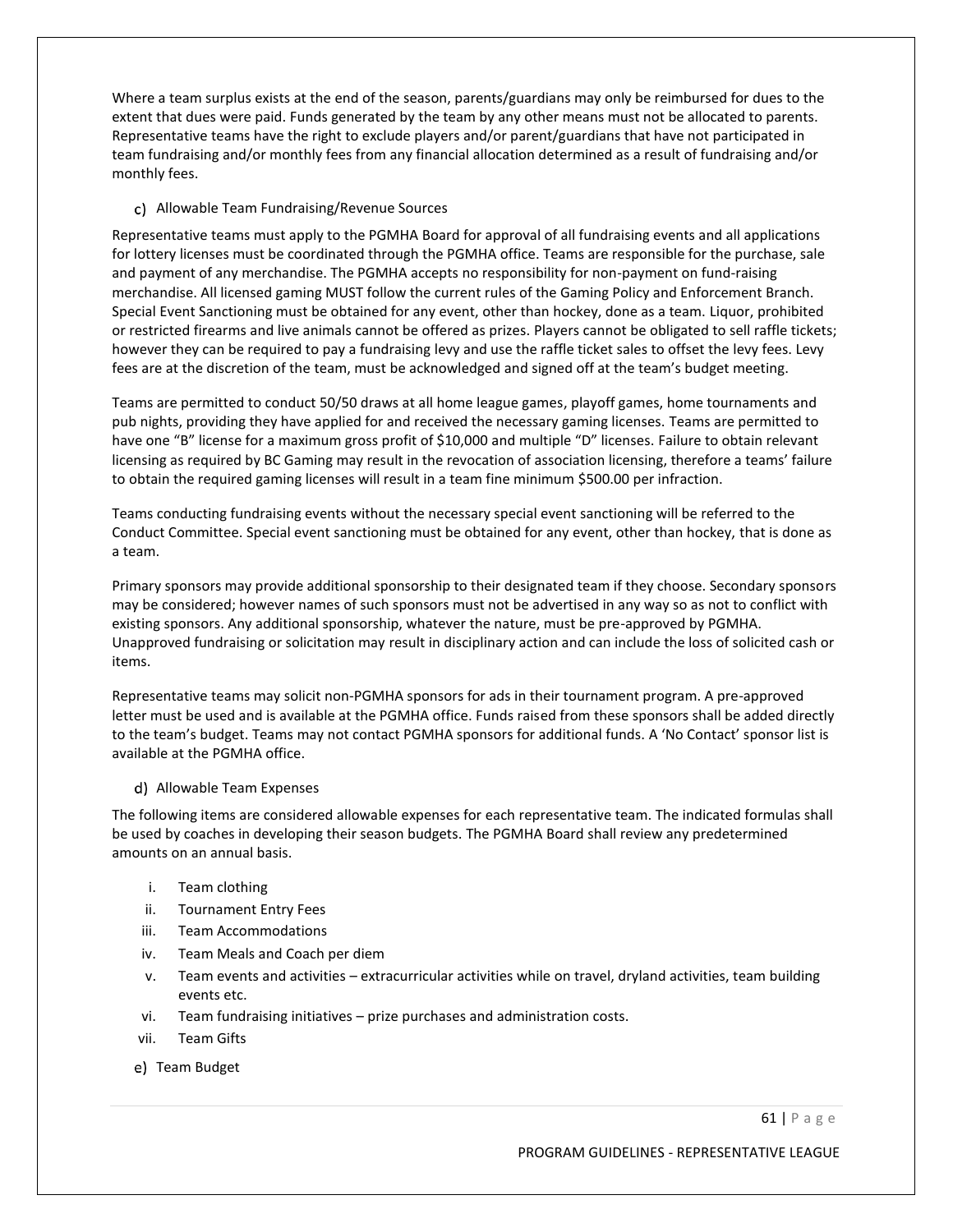Where a team surplus exists at the end of the season, parents/guardians may only be reimbursed for dues to the extent that dues were paid. Funds generated by the team by any other means must not be allocated to parents. Representative teams have the right to exclude players and/or parent/guardians that have not participated in team fundraising and/or monthly fees from any financial allocation determined as a result of fundraising and/or monthly fees.

c) Allowable Team Fundraising/Revenue Sources

Representative teams must apply to the PGMHA Board for approval of all fundraising events and all applications for lottery licenses must be coordinated through the PGMHA office. Teams are responsible for the purchase, sale and payment of any merchandise. The PGMHA accepts no responsibility for non-payment on fund-raising merchandise. All licensed gaming MUST follow the current rules of the Gaming Policy and Enforcement Branch. Special Event Sanctioning must be obtained for any event, other than hockey, done as a team. Liquor, prohibited or restricted firearms and live animals cannot be offered as prizes. Players cannot be obligated to sell raffle tickets; however they can be required to pay a fundraising levy and use the raffle ticket sales to offset the levy fees. Levy fees are at the discretion of the team, must be acknowledged and signed off at the team's budget meeting.

Teams are permitted to conduct 50/50 draws at all home league games, playoff games, home tournaments and pub nights, providing they have applied for and received the necessary gaming licenses. Teams are permitted to have one "B" license for a maximum gross profit of $10,000 and multiple "D" licenses. Failure to obtain relevant licensing as required by BC Gaming may result in the revocation of association licensing, therefore a teams' failure to obtain the required gaming licenses will result in a team fine minimum $500.00 per infraction.

Teams conducting fundraising events without the necessary special event sanctioning will be referred to the Conduct Committee. Special event sanctioning must be obtained for any event, other than hockey, that is done as a team.

Primary sponsors may provide additional sponsorship to their designated team if they choose. Secondary sponsors may be considered; however names of such sponsors must not be advertised in any way so as not to conflict with existing sponsors. Any additional sponsorship, whatever the nature, must be pre-approved by PGMHA. Unapproved fundraising or solicitation may result in disciplinary action and can include the loss of solicited cash or items.

Representative teams may solicit non-PGMHA sponsors for ads in their tournament program. A pre-approved letter must be used and is available at the PGMHA office. Funds raised from these sponsors shall be added directly to the team's budget. Teams may not contact PGMHA sponsors for additional funds. A 'No Contact' sponsor list is available at the PGMHA office.

d) Allowable Team Expenses

The following items are considered allowable expenses for each representative team. The indicated formulas shall be used by coaches in developing their season budgets. The PGMHA Board shall review any predetermined amounts on an annual basis.

i. Team clothing
ii. Tournament Entry Fees
iii. Team Accommodations
iv. Team Meals and Coach per diem
v. Team events and activities – extracurricular activities while on travel, dryland activities, team building events etc.
vi. Team fundraising initiatives – prize purchases and administration costs.
vii. Team Gifts

e) Team Budget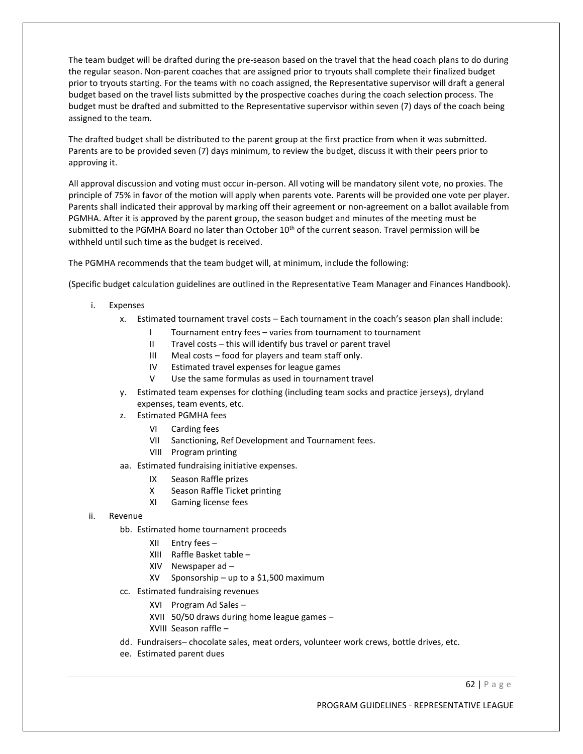The team budget will be drafted during the pre-season based on the travel that the head coach plans to do during the regular season. Non-parent coaches that are assigned prior to tryouts shall complete their finalized budget prior to tryouts starting. For the teams with no coach assigned, the Representative supervisor will draft a general budget based on the travel lists submitted by the prospective coaches during the coach selection process. The budget must be drafted and submitted to the Representative supervisor within seven (7) days of the coach being assigned to the team.

The drafted budget shall be distributed to the parent group at the first practice from when it was submitted. Parents are to be provided seven (7) days minimum, to review the budget, discuss it with their peers prior to approving it.

All approval discussion and voting must occur in-person. All voting will be mandatory silent vote, no proxies. The principle of 75% in favor of the motion will apply when parents vote. Parents will be provided one vote per player. Parents shall indicated their approval by marking off their agreement or non-agreement on a ballot available from PGMHA. After it is approved by the parent group, the season budget and minutes of the meeting must be submitted to the PGMHA Board no later than October 10th of the current season. Travel permission will be withheld until such time as the budget is received.

The PGMHA recommends that the team budget will, at minimum, include the following:

(Specific budget calculation guidelines are outlined in the Representative Team Manager and Finances Handbook).

i. Expenses
   - x. Estimated tournament travel costs – Each tournament in the coach's season plan shall include:
     - I Tournament entry fees – varies from tournament to tournament
     - II Travel costs – this will identify bus travel or parent travel
     - III Meal costs – food for players and team staff only.
     - IV Estimated travel expenses for league games
     - V Use the same formulas as used in tournament travel
   - y. Estimated team expenses for clothing (including team socks and practice jerseys), dryland expenses, team events, etc.
   - z. Estimated PGMHA fees
     - VI Carding fees
     - VII Sanctioning, Ref Development and Tournament fees.
     - VIII Program printing
   - aa. Estimated fundraising initiative expenses.
     - IX Season Raffle prizes
     - X Season Raffle Ticket printing
     - XI Gaming license fees

ii. Revenue
   - bb. Estimated home tournament proceeds
     - XII Entry fees –
     - XIII Raffle Basket table –
     - XIV Newspaper ad –
     - XV Sponsorship – up to a $1,500 maximum
   - cc. Estimated fundraising revenues
     - XVI Program Ad Sales –
     - XVII 50/50 draws during home league games –
     - XVIII Season raffle –
   - dd. Fundraisers– chocolate sales, meat orders, volunteer work crews, bottle drives, etc.
   - ee. Estimated parent dues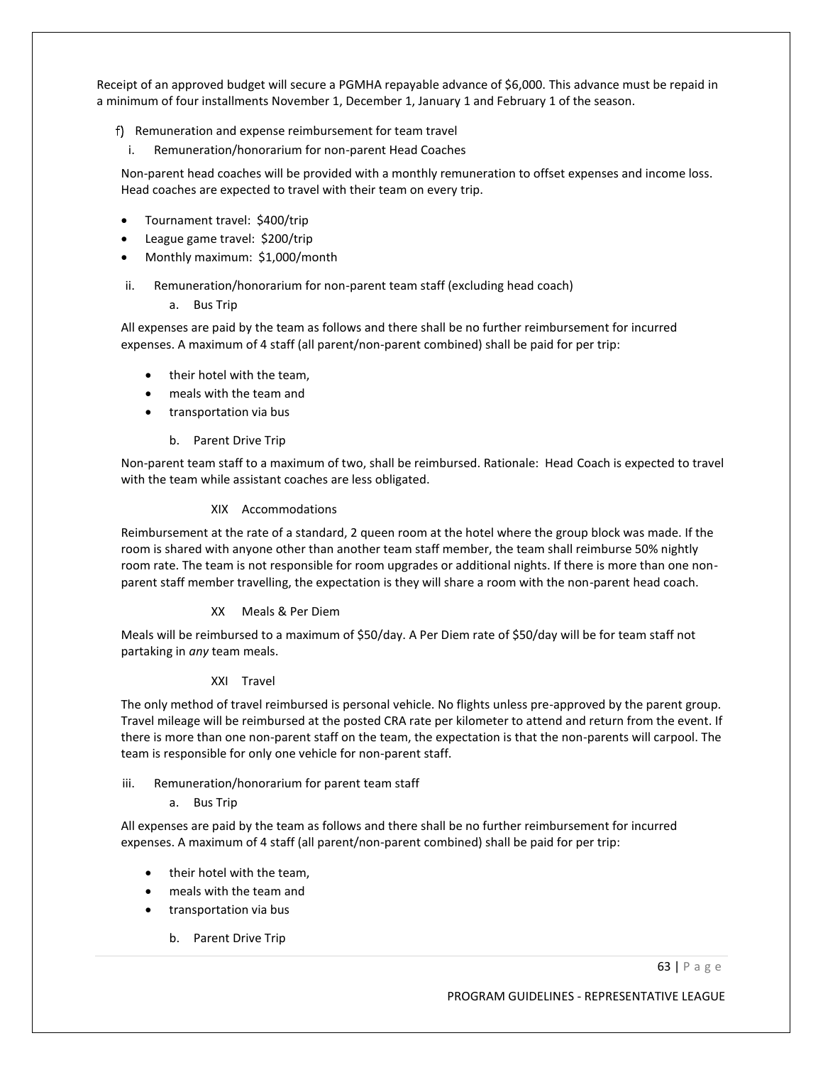Receipt of an approved budget will secure a PGMHA repayable advance of $6,000. This advance must be repaid in a minimum of four installments November 1, December 1, January 1 and February 1 of the season.

f) Remuneration and expense reimbursement for team travel

i. Remuneration/honorarium for non-parent Head Coaches

Non-parent head coaches will be provided with a monthly remuneration to offset expenses and income loss. Head coaches are expected to travel with their team on every trip.

- Tournament travel: $400/trip
- League game travel: $200/trip
- Monthly maximum: $1,000/month

ii. Remuneration/honorarium for non-parent team staff (excluding head coach)

a. Bus Trip

All expenses are paid by the team as follows and there shall be no further reimbursement for incurred expenses. A maximum of 4 staff (all parent/non-parent combined) shall be paid for per trip:

- their hotel with the team,
- meals with the team and
- transportation via bus

b. Parent Drive Trip

Non-parent team staff to a maximum of two, shall be reimbursed. Rationale: Head Coach is expected to travel with the team while assistant coaches are less obligated.

XIX Accommodations

Reimbursement at the rate of a standard, 2 queen room at the hotel where the group block was made. If the room is shared with anyone other than another team staff member, the team shall reimburse 50% nightly room rate. The team is not responsible for room upgrades or additional nights. If there is more than one non-parent staff member travelling, the expectation is they will share a room with the non-parent head coach.

XX Meals & Per Diem

Meals will be reimbursed to a maximum of $50/day. A Per Diem rate of $50/day will be for team staff not partaking in *any* team meals.

XXI Travel

The only method of travel reimbursed is personal vehicle. No flights unless pre-approved by the parent group. Travel mileage will be reimbursed at the posted CRA rate per kilometer to attend and return from the event. If there is more than one non-parent staff on the team, the expectation is that the non-parents will carpool. The team is responsible for only one vehicle for non-parent staff.

iii. Remuneration/honorarium for parent team staff

a. Bus Trip

All expenses are paid by the team as follows and there shall be no further reimbursement for incurred expenses. A maximum of 4 staff (all parent/non-parent combined) shall be paid for per trip:

- their hotel with the team,
- meals with the team and
- transportation via bus

b. Parent Drive Trip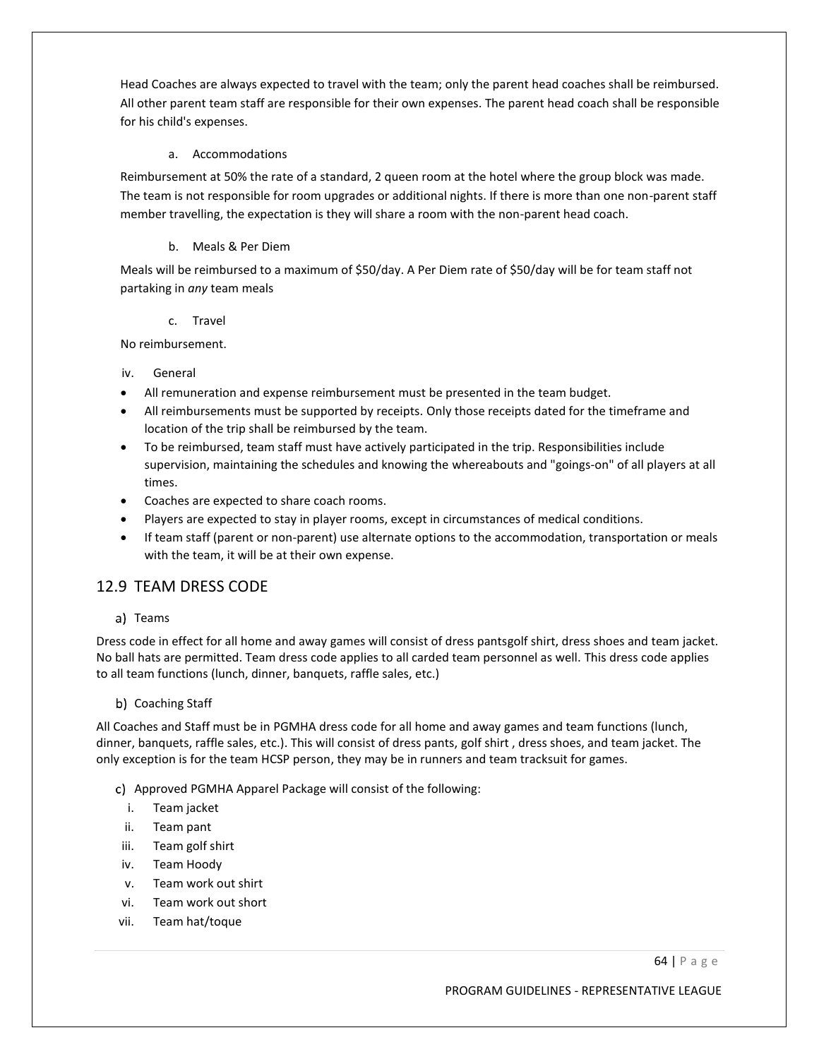Head Coaches are always expected to travel with the team; only the parent head coaches shall be reimbursed. All other parent team staff are responsible for their own expenses. The parent head coach shall be responsible for his child's expenses.

a. Accommodations

Reimbursement at 50% the rate of a standard, 2 queen room at the hotel where the group block was made. The team is not responsible for room upgrades or additional nights. If there is more than one non-parent staff member travelling, the expectation is they will share a room with the non-parent head coach.

b. Meals & Per Diem

Meals will be reimbursed to a maximum of $50/day. A Per Diem rate of $50/day will be for team staff not partaking in *any* team meals

c. Travel

No reimbursement.

iv. General

- All remuneration and expense reimbursement must be presented in the team budget.
- All reimbursements must be supported by receipts. Only those receipts dated for the timeframe and location of the trip shall be reimbursed by the team.
- To be reimbursed, team staff must have actively participated in the trip. Responsibilities include supervision, maintaining the schedules and knowing the whereabouts and "goings-on" of all players at all times.
- Coaches are expected to share coach rooms.
- Players are expected to stay in player rooms, except in circumstances of medical conditions.
- If team staff (parent or non-parent) use alternate options to the accommodation, transportation or meals with the team, it will be at their own expense.

## 12.9 TEAM DRESS CODE

a) Teams

Dress code in effect for all home and away games will consist of dress pantsgolf shirt, dress shoes and team jacket. No ball hats are permitted. Team dress code applies to all carded team personnel as well. This dress code applies to all team functions (lunch, dinner, banquets, raffle sales, etc.)

b) Coaching Staff

All Coaches and Staff must be in PGMHA dress code for all home and away games and team functions (lunch, dinner, banquets, raffle sales, etc.). This will consist of dress pants, golf shirt , dress shoes, and team jacket. The only exception is for the team HCSP person, they may be in runners and team tracksuit for games.

c) Approved PGMHA Apparel Package will consist of the following:

i. Team jacket
ii. Team pant
iii. Team golf shirt
iv. Team Hoody
v. Team work out shirt
vi. Team work out short
vii. Team hat/toque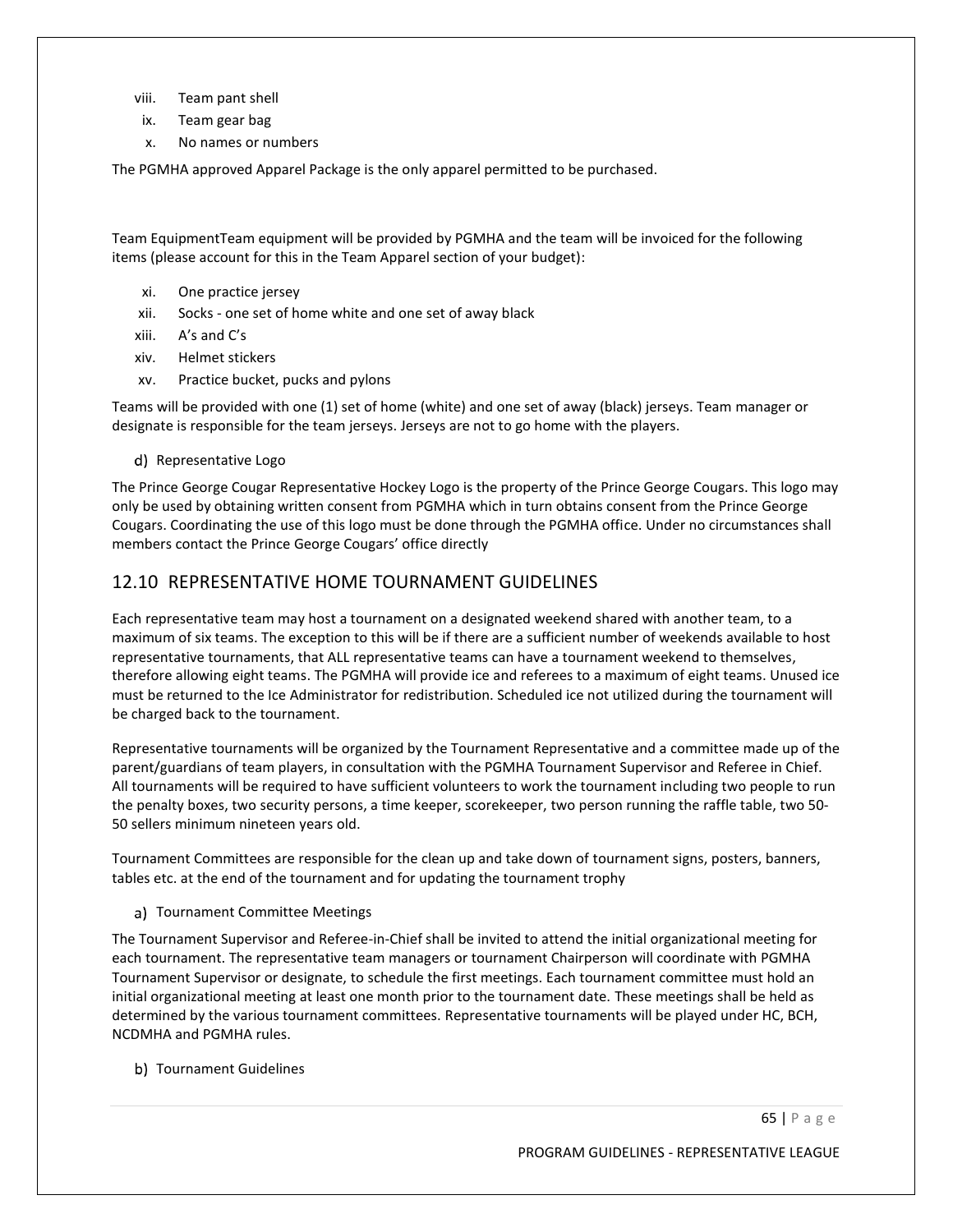viii. Team pant shell
ix. Team gear bag
x. No names or numbers

The PGMHA approved Apparel Package is the only apparel permitted to be purchased.

Team EquipmentTeam equipment will be provided by PGMHA and the team will be invoiced for the following items (please account for this in the Team Apparel section of your budget):

xi. One practice jersey
xii. Socks - one set of home white and one set of away black
xiii. A's and C's
xiv. Helmet stickers
xv. Practice bucket, pucks and pylons

Teams will be provided with one (1) set of home (white) and one set of away (black) jerseys. Team manager or designate is responsible for the team jerseys. Jerseys are not to go home with the players.

d) Representative Logo

The Prince George Cougar Representative Hockey Logo is the property of the Prince George Cougars. This logo may only be used by obtaining written consent from PGMHA which in turn obtains consent from the Prince George Cougars. Coordinating the use of this logo must be done through the PGMHA office. Under no circumstances shall members contact the Prince George Cougars' office directly

## 12.10 REPRESENTATIVE HOME TOURNAMENT GUIDELINES

Each representative team may host a tournament on a designated weekend shared with another team, to a maximum of six teams. The exception to this will be if there are a sufficient number of weekends available to host representative tournaments, that ALL representative teams can have a tournament weekend to themselves, therefore allowing eight teams. The PGMHA will provide ice and referees to a maximum of eight teams. Unused ice must be returned to the Ice Administrator for redistribution. Scheduled ice not utilized during the tournament will be charged back to the tournament.

Representative tournaments will be organized by the Tournament Representative and a committee made up of the parent/guardians of team players, in consultation with the PGMHA Tournament Supervisor and Referee in Chief. All tournaments will be required to have sufficient volunteers to work the tournament including two people to run the penalty boxes, two security persons, a time keeper, scorekeeper, two person running the raffle table, two 50-50 sellers minimum nineteen years old.

Tournament Committees are responsible for the clean up and take down of tournament signs, posters, banners, tables etc. at the end of the tournament and for updating the tournament trophy

a) Tournament Committee Meetings

The Tournament Supervisor and Referee-in-Chief shall be invited to attend the initial organizational meeting for each tournament. The representative team managers or tournament Chairperson will coordinate with PGMHA Tournament Supervisor or designate, to schedule the first meetings. Each tournament committee must hold an initial organizational meeting at least one month prior to the tournament date. These meetings shall be held as determined by the various tournament committees. Representative tournaments will be played under HC, BCH, NCDMHA and PGMHA rules.

b) Tournament Guidelines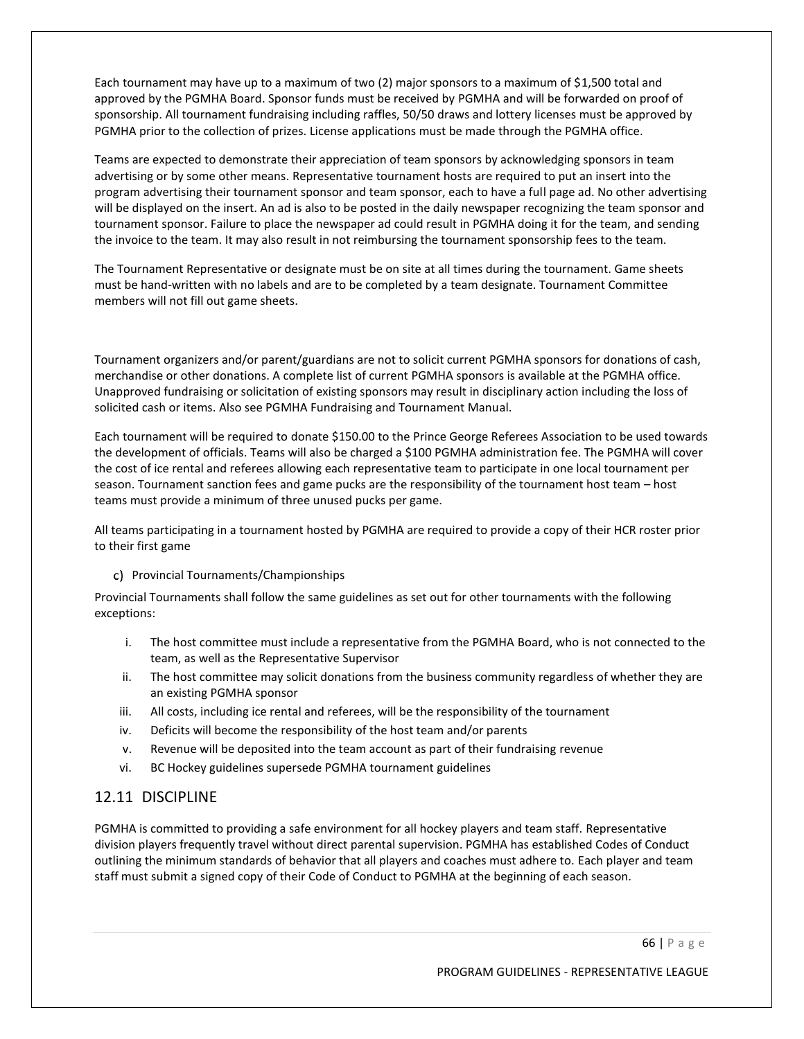Each tournament may have up to a maximum of two (2) major sponsors to a maximum of $1,500 total and approved by the PGMHA Board. Sponsor funds must be received by PGMHA and will be forwarded on proof of sponsorship. All tournament fundraising including raffles, 50/50 draws and lottery licenses must be approved by PGMHA prior to the collection of prizes. License applications must be made through the PGMHA office.

Teams are expected to demonstrate their appreciation of team sponsors by acknowledging sponsors in team advertising or by some other means. Representative tournament hosts are required to put an insert into the program advertising their tournament sponsor and team sponsor, each to have a full page ad. No other advertising will be displayed on the insert. An ad is also to be posted in the daily newspaper recognizing the team sponsor and tournament sponsor. Failure to place the newspaper ad could result in PGMHA doing it for the team, and sending the invoice to the team. It may also result in not reimbursing the tournament sponsorship fees to the team.

The Tournament Representative or designate must be on site at all times during the tournament. Game sheets must be hand-written with no labels and are to be completed by a team designate. Tournament Committee members will not fill out game sheets.

Tournament organizers and/or parent/guardians are not to solicit current PGMHA sponsors for donations of cash, merchandise or other donations. A complete list of current PGMHA sponsors is available at the PGMHA office. Unapproved fundraising or solicitation of existing sponsors may result in disciplinary action including the loss of solicited cash or items. Also see PGMHA Fundraising and Tournament Manual.

Each tournament will be required to donate $150.00 to the Prince George Referees Association to be used towards the development of officials. Teams will also be charged a $100 PGMHA administration fee. The PGMHA will cover the cost of ice rental and referees allowing each representative team to participate in one local tournament per season. Tournament sanction fees and game pucks are the responsibility of the tournament host team – host teams must provide a minimum of three unused pucks per game.

All teams participating in a tournament hosted by PGMHA are required to provide a copy of their HCR roster prior to their first game

c) Provincial Tournaments/Championships

Provincial Tournaments shall follow the same guidelines as set out for other tournaments with the following exceptions:

i. The host committee must include a representative from the PGMHA Board, who is not connected to the team, as well as the Representative Supervisor
ii. The host committee may solicit donations from the business community regardless of whether they are an existing PGMHA sponsor
iii. All costs, including ice rental and referees, will be the responsibility of the tournament
iv. Deficits will become the responsibility of the host team and/or parents
v. Revenue will be deposited into the team account as part of their fundraising revenue
vi. BC Hockey guidelines supersede PGMHA tournament guidelines

## 12.11 DISCIPLINE

PGMHA is committed to providing a safe environment for all hockey players and team staff. Representative division players frequently travel without direct parental supervision. PGMHA has established Codes of Conduct outlining the minimum standards of behavior that all players and coaches must adhere to. Each player and team staff must submit a signed copy of their Code of Conduct to PGMHA at the beginning of each season.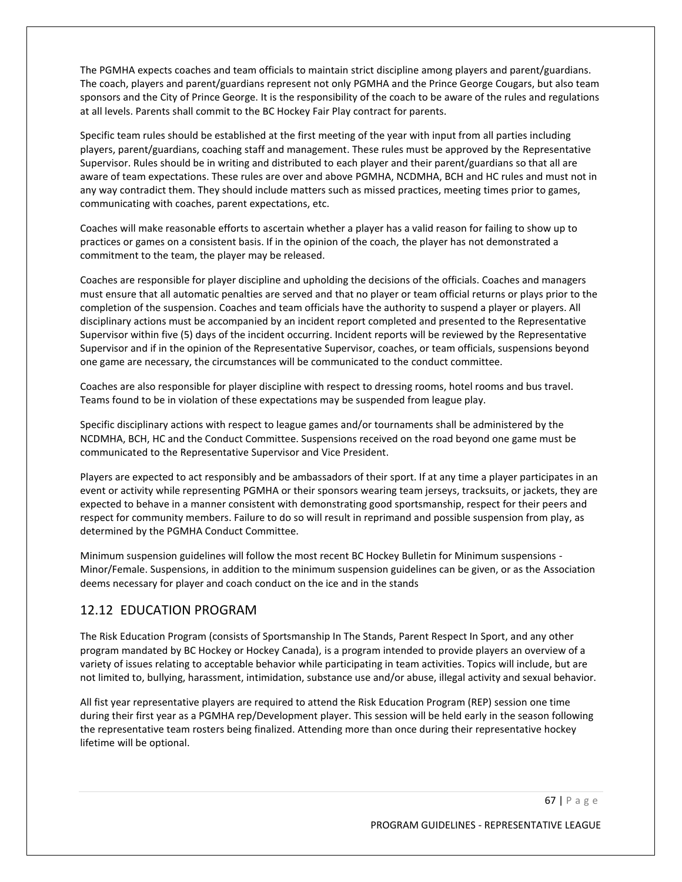The PGMHA expects coaches and team officials to maintain strict discipline among players and parent/guardians. The coach, players and parent/guardians represent not only PGMHA and the Prince George Cougars, but also team sponsors and the City of Prince George. It is the responsibility of the coach to be aware of the rules and regulations at all levels. Parents shall commit to the BC Hockey Fair Play contract for parents.

Specific team rules should be established at the first meeting of the year with input from all parties including players, parent/guardians, coaching staff and management. These rules must be approved by the Representative Supervisor. Rules should be in writing and distributed to each player and their parent/guardians so that all are aware of team expectations. These rules are over and above PGMHA, NCDMHA, BCH and HC rules and must not in any way contradict them. They should include matters such as missed practices, meeting times prior to games, communicating with coaches, parent expectations, etc.

Coaches will make reasonable efforts to ascertain whether a player has a valid reason for failing to show up to practices or games on a consistent basis. If in the opinion of the coach, the player has not demonstrated a commitment to the team, the player may be released.

Coaches are responsible for player discipline and upholding the decisions of the officials. Coaches and managers must ensure that all automatic penalties are served and that no player or team official returns or plays prior to the completion of the suspension. Coaches and team officials have the authority to suspend a player or players. All disciplinary actions must be accompanied by an incident report completed and presented to the Representative Supervisor within five (5) days of the incident occurring. Incident reports will be reviewed by the Representative Supervisor and if in the opinion of the Representative Supervisor, coaches, or team officials, suspensions beyond one game are necessary, the circumstances will be communicated to the conduct committee.

Coaches are also responsible for player discipline with respect to dressing rooms, hotel rooms and bus travel. Teams found to be in violation of these expectations may be suspended from league play.

Specific disciplinary actions with respect to league games and/or tournaments shall be administered by the NCDMHA, BCH, HC and the Conduct Committee. Suspensions received on the road beyond one game must be communicated to the Representative Supervisor and Vice President.

Players are expected to act responsibly and be ambassadors of their sport. If at any time a player participates in an event or activity while representing PGMHA or their sponsors wearing team jerseys, tracksuits, or jackets, they are expected to behave in a manner consistent with demonstrating good sportsmanship, respect for their peers and respect for community members. Failure to do so will result in reprimand and possible suspension from play, as determined by the PGMHA Conduct Committee.

Minimum suspension guidelines will follow the most recent BC Hockey Bulletin for Minimum suspensions - Minor/Female. Suspensions, in addition to the minimum suspension guidelines can be given, or as the Association deems necessary for player and coach conduct on the ice and in the stands

## 12.12 EDUCATION PROGRAM

The Risk Education Program (consists of Sportsmanship In The Stands, Parent Respect In Sport, and any other program mandated by BC Hockey or Hockey Canada), is a program intended to provide players an overview of a variety of issues relating to acceptable behavior while participating in team activities. Topics will include, but are not limited to, bullying, harassment, intimidation, substance use and/or abuse, illegal activity and sexual behavior.

All fist year representative players are required to attend the Risk Education Program (REP) session one time during their first year as a PGMHA rep/Development player. This session will be held early in the season following the representative team rosters being finalized. Attending more than once during their representative hockey lifetime will be optional.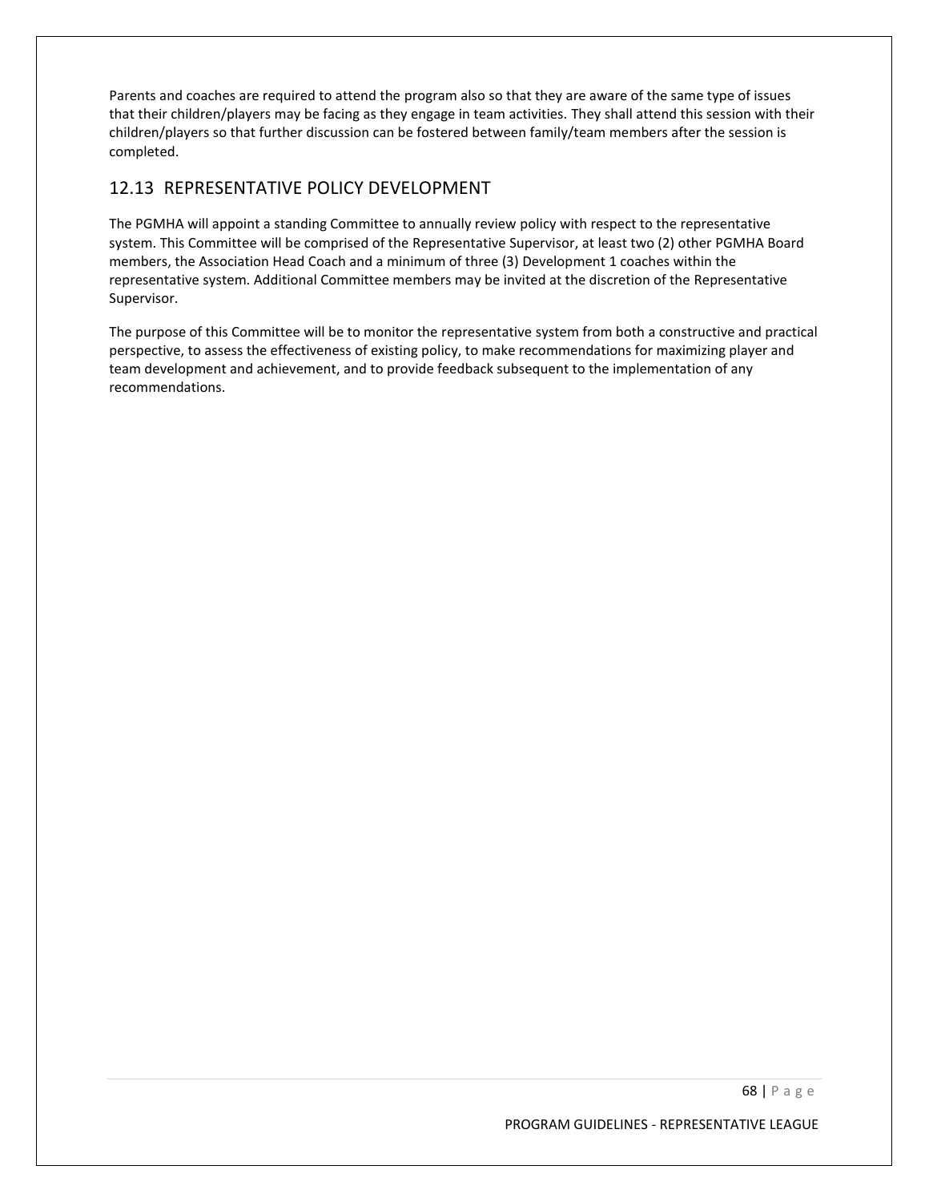Parents and coaches are required to attend the program also so that they are aware of the same type of issues that their children/players may be facing as they engage in team activities. They shall attend this session with their children/players so that further discussion can be fostered between family/team members after the session is completed.

## 12.13 REPRESENTATIVE POLICY DEVELOPMENT

The PGMHA will appoint a standing Committee to annually review policy with respect to the representative system. This Committee will be comprised of the Representative Supervisor, at least two (2) other PGMHA Board members, the Association Head Coach and a minimum of three (3) Development 1 coaches within the representative system. Additional Committee members may be invited at the discretion of the Representative Supervisor.

The purpose of this Committee will be to monitor the representative system from both a constructive and practical perspective, to assess the effectiveness of existing policy, to make recommendations for maximizing player and team development and achievement, and to provide feedback subsequent to the implementation of any recommendations.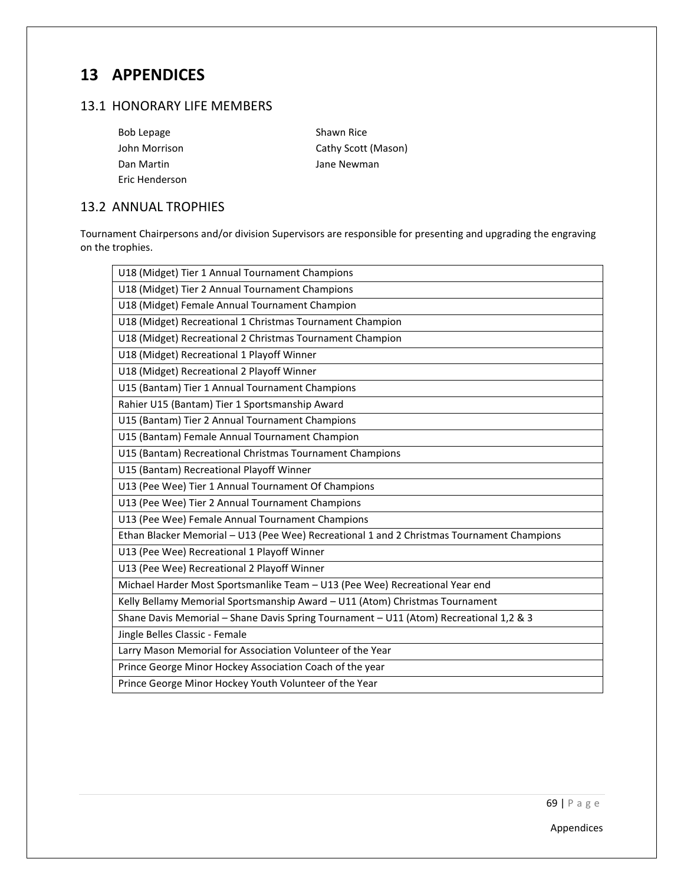# 13 APPENDICES

## 13.1 HONORARY LIFE MEMBERS

Bob Lepage
John Morrison
Dan Martin
Eric Henderson
Shawn Rice
Cathy Scott (Mason)
Jane Newman

## 13.2 ANNUAL TROPHIES

Tournament Chairpersons and/or division Supervisors are responsible for presenting and upgrading the engraving on the trophies.

| U18 (Midget) Tier 1 Annual Tournament Champions |
|---|
| U18 (Midget) Tier 2 Annual Tournament Champions |
| U18 (Midget) Female Annual Tournament Champion |
| U18 (Midget) Recreational 1 Christmas Tournament Champion |
| U18 (Midget) Recreational 2 Christmas Tournament Champion |
| U18 (Midget) Recreational 1 Playoff Winner |
| U18 (Midget) Recreational 2 Playoff Winner |
| U15 (Bantam) Tier 1 Annual Tournament Champions |
| Rahier U15 (Bantam) Tier 1 Sportsmanship Award |
| U15 (Bantam) Tier 2 Annual Tournament Champions |
| U15 (Bantam) Female Annual Tournament Champion |
| U15 (Bantam) Recreational Christmas Tournament Champions |
| U15 (Bantam) Recreational Playoff Winner |
| U13 (Pee Wee) Tier 1 Annual Tournament Of Champions |
| U13 (Pee Wee) Tier 2 Annual Tournament Champions |
| U13 (Pee Wee) Female Annual Tournament Champions |
| Ethan Blacker Memorial – U13 (Pee Wee) Recreational 1 and 2 Christmas Tournament Champions |
| U13 (Pee Wee) Recreational 1 Playoff Winner |
| U13 (Pee Wee) Recreational 2 Playoff Winner |
| Michael Harder Most Sportsmanlike Team – U13 (Pee Wee) Recreational Year end |
| Kelly Bellamy Memorial Sportsmanship Award – U11 (Atom) Christmas Tournament |
| Shane Davis Memorial – Shane Davis Spring Tournament – U11 (Atom) Recreational 1,2 & 3 |
| Jingle Belles Classic - Female |
| Larry Mason Memorial for Association Volunteer of the Year |
| Prince George Minor Hockey Association Coach of the year |
| Prince George Minor Hockey Youth Volunteer of the Year |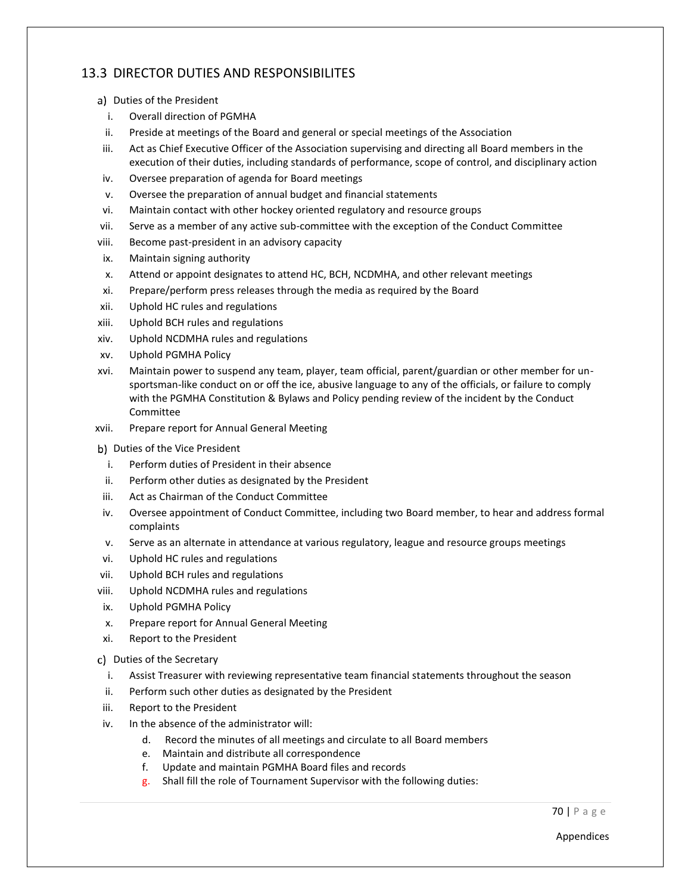## 13.3 DIRECTOR DUTIES AND RESPONSIBILITES

a) Duties of the President

i. Overall direction of PGMHA
ii. Preside at meetings of the Board and general or special meetings of the Association
iii. Act as Chief Executive Officer of the Association supervising and directing all Board members in the execution of their duties, including standards of performance, scope of control, and disciplinary action
iv. Oversee preparation of agenda for Board meetings
v. Oversee the preparation of annual budget and financial statements
vi. Maintain contact with other hockey oriented regulatory and resource groups
vii. Serve as a member of any active sub-committee with the exception of the Conduct Committee
viii. Become past-president in an advisory capacity
ix. Maintain signing authority
x. Attend or appoint designates to attend HC, BCH, NCDMHA, and other relevant meetings
xi. Prepare/perform press releases through the media as required by the Board
xii. Uphold HC rules and regulations
xiii. Uphold BCH rules and regulations
xiv. Uphold NCDMHA rules and regulations
xv. Uphold PGMHA Policy
xvi. Maintain power to suspend any team, player, team official, parent/guardian or other member for un-sportsman-like conduct on or off the ice, abusive language to any of the officials, or failure to comply with the PGMHA Constitution & Bylaws and Policy pending review of the incident by the Conduct Committee
xvii. Prepare report for Annual General Meeting

b) Duties of the Vice President

i. Perform duties of President in their absence
ii. Perform other duties as designated by the President
iii. Act as Chairman of the Conduct Committee
iv. Oversee appointment of Conduct Committee, including two Board member, to hear and address formal complaints
v. Serve as an alternate in attendance at various regulatory, league and resource groups meetings
vi. Uphold HC rules and regulations
vii. Uphold BCH rules and regulations
viii. Uphold NCDMHA rules and regulations
ix. Uphold PGMHA Policy
x. Prepare report for Annual General Meeting
xi. Report to the President

c) Duties of the Secretary

i. Assist Treasurer with reviewing representative team financial statements throughout the season
ii. Perform such other duties as designated by the President
iii. Report to the President
iv. In the absence of the administrator will:
   d. Record the minutes of all meetings and circulate to all Board members
   e. Maintain and distribute all correspondence
   f. Update and maintain PGMHA Board files and records
   g. Shall fill the role of Tournament Supervisor with the following duties: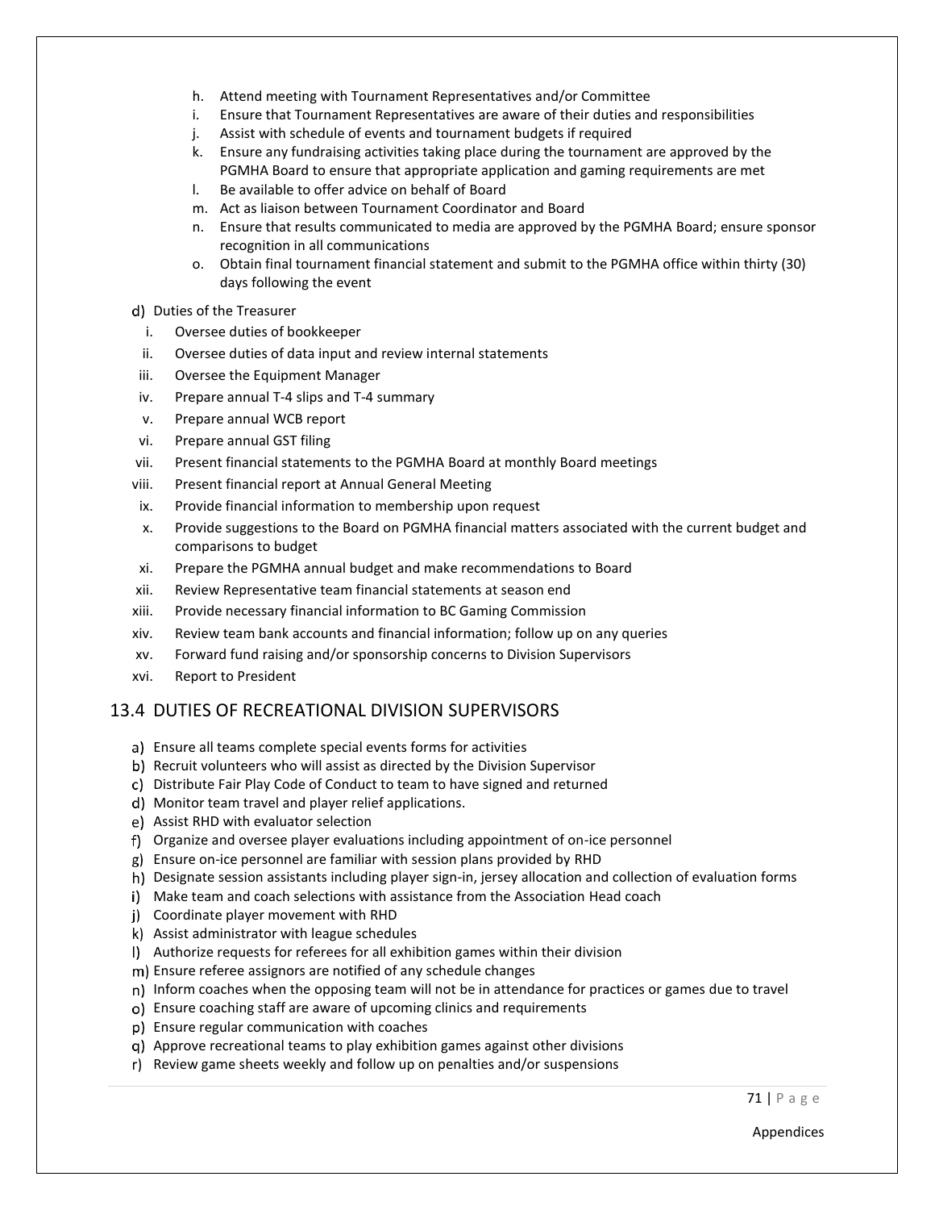h. Attend meeting with Tournament Representatives and/or Committee
i. Ensure that Tournament Representatives are aware of their duties and responsibilities
j. Assist with schedule of events and tournament budgets if required
k. Ensure any fundraising activities taking place during the tournament are approved by the PGMHA Board to ensure that appropriate application and gaming requirements are met
l. Be available to offer advice on behalf of Board
m. Act as liaison between Tournament Coordinator and Board
n. Ensure that results communicated to media are approved by the PGMHA Board; ensure sponsor recognition in all communications
o. Obtain final tournament financial statement and submit to the PGMHA office within thirty (30) days following the event

d) Duties of the Treasurer

i. Oversee duties of bookkeeper
ii. Oversee duties of data input and review internal statements
iii. Oversee the Equipment Manager
iv. Prepare annual T-4 slips and T-4 summary
v. Prepare annual WCB report
vi. Prepare annual GST filing
vii. Present financial statements to the PGMHA Board at monthly Board meetings
viii. Present financial report at Annual General Meeting
ix. Provide financial information to membership upon request
x. Provide suggestions to the Board on PGMHA financial matters associated with the current budget and comparisons to budget
xi. Prepare the PGMHA annual budget and make recommendations to Board
xii. Review Representative team financial statements at season end
xiii. Provide necessary financial information to BC Gaming Commission
xiv. Review team bank accounts and financial information; follow up on any queries
xv. Forward fund raising and/or sponsorship concerns to Division Supervisors
xvi. Report to President

## 13.4 DUTIES OF RECREATIONAL DIVISION SUPERVISORS

a) Ensure all teams complete special events forms for activities
b) Recruit volunteers who will assist as directed by the Division Supervisor
c) Distribute Fair Play Code of Conduct to team to have signed and returned
d) Monitor team travel and player relief applications.
e) Assist RHD with evaluator selection
f) Organize and oversee player evaluations including appointment of on-ice personnel
g) Ensure on-ice personnel are familiar with session plans provided by RHD
h) Designate session assistants including player sign-in, jersey allocation and collection of evaluation forms
i) Make team and coach selections with assistance from the Association Head coach
j) Coordinate player movement with RHD
k) Assist administrator with league schedules
l) Authorize requests for referees for all exhibition games within their division
m) Ensure referee assignors are notified of any schedule changes
n) Inform coaches when the opposing team will not be in attendance for practices or games due to travel
o) Ensure coaching staff are aware of upcoming clinics and requirements
p) Ensure regular communication with coaches
q) Approve recreational teams to play exhibition games against other divisions
r) Review game sheets weekly and follow up on penalties and/or suspensions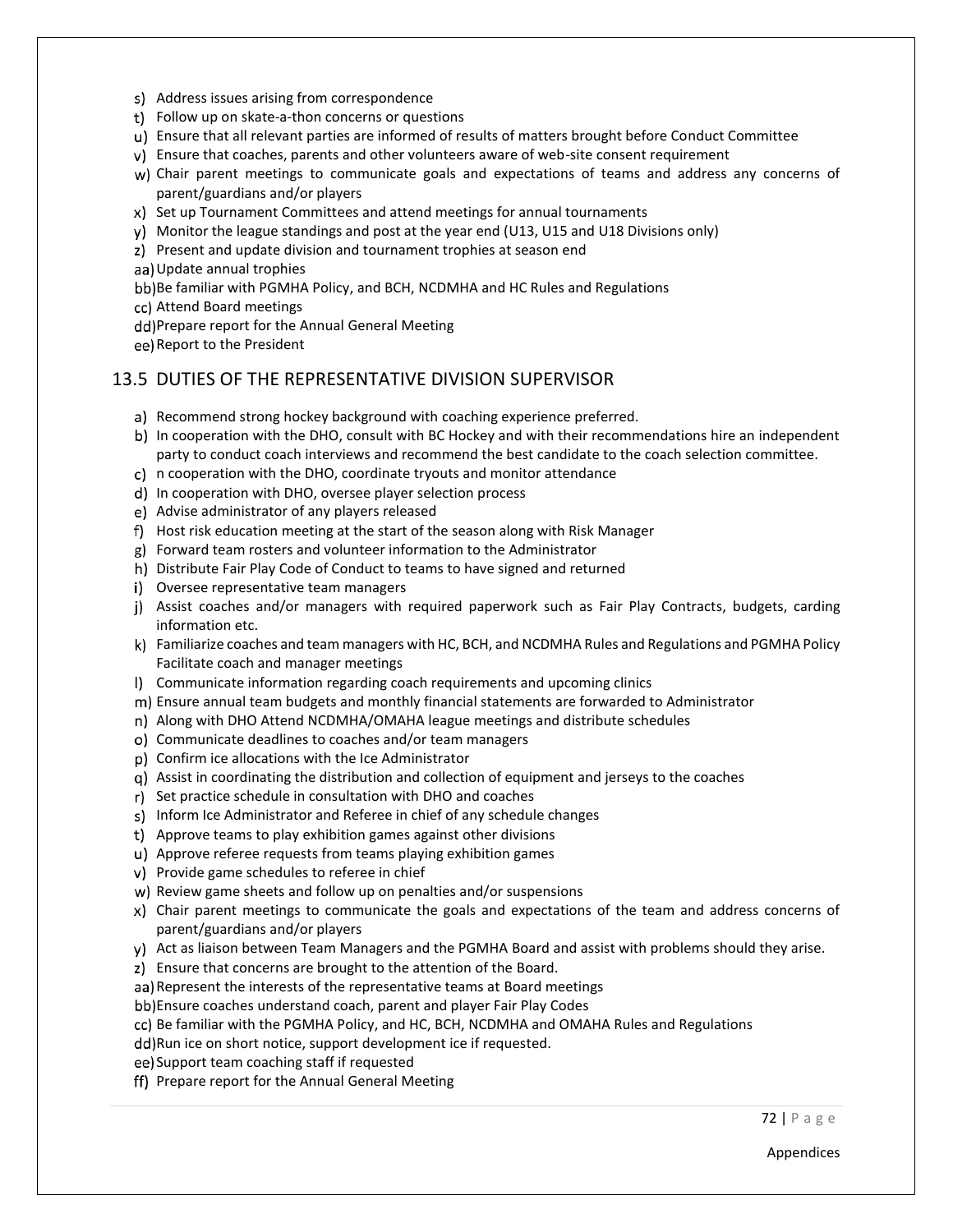s) Address issues arising from correspondence
t) Follow up on skate-a-thon concerns or questions
u) Ensure that all relevant parties are informed of results of matters brought before Conduct Committee
v) Ensure that coaches, parents and other volunteers aware of web-site consent requirement
w) Chair parent meetings to communicate goals and expectations of teams and address any concerns of parent/guardians and/or players
x) Set up Tournament Committees and attend meetings for annual tournaments
y) Monitor the league standings and post at the year end (U13, U15 and U18 Divisions only)
z) Present and update division and tournament trophies at season end
aa) Update annual trophies
bb) Be familiar with PGMHA Policy, and BCH, NCDMHA and HC Rules and Regulations
cc) Attend Board meetings
dd) Prepare report for the Annual General Meeting
ee) Report to the President

## 13.5 DUTIES OF THE REPRESENTATIVE DIVISION SUPERVISOR

a) Recommend strong hockey background with coaching experience preferred.
b) In cooperation with the DHO, consult with BC Hockey and with their recommendations hire an independent party to conduct coach interviews and recommend the best candidate to the coach selection committee.
c) n cooperation with the DHO, coordinate tryouts and monitor attendance
d) In cooperation with DHO, oversee player selection process
e) Advise administrator of any players released
f) Host risk education meeting at the start of the season along with Risk Manager
g) Forward team rosters and volunteer information to the Administrator
h) Distribute Fair Play Code of Conduct to teams to have signed and returned
i) Oversee representative team managers
j) Assist coaches and/or managers with required paperwork such as Fair Play Contracts, budgets, carding information etc.
k) Familiarize coaches and team managers with HC, BCH, and NCDMHA Rules and Regulations and PGMHA Policy Facilitate coach and manager meetings
l) Communicate information regarding coach requirements and upcoming clinics
m) Ensure annual team budgets and monthly financial statements are forwarded to Administrator
n) Along with DHO Attend NCDMHA/OMAHA league meetings and distribute schedules
o) Communicate deadlines to coaches and/or team managers
p) Confirm ice allocations with the Ice Administrator
q) Assist in coordinating the distribution and collection of equipment and jerseys to the coaches
r) Set practice schedule in consultation with DHO and coaches
s) Inform Ice Administrator and Referee in chief of any schedule changes
t) Approve teams to play exhibition games against other divisions
u) Approve referee requests from teams playing exhibition games
v) Provide game schedules to referee in chief
w) Review game sheets and follow up on penalties and/or suspensions
x) Chair parent meetings to communicate the goals and expectations of the team and address concerns of parent/guardians and/or players
y) Act as liaison between Team Managers and the PGMHA Board and assist with problems should they arise.
z) Ensure that concerns are brought to the attention of the Board.
aa) Represent the interests of the representative teams at Board meetings
bb) Ensure coaches understand coach, parent and player Fair Play Codes
cc) Be familiar with the PGMHA Policy, and HC, BCH, NCDMHA and OMAHA Rules and Regulations
dd) Run ice on short notice, support development ice if requested.
ee) Support team coaching staff if requested
ff) Prepare report for the Annual General Meeting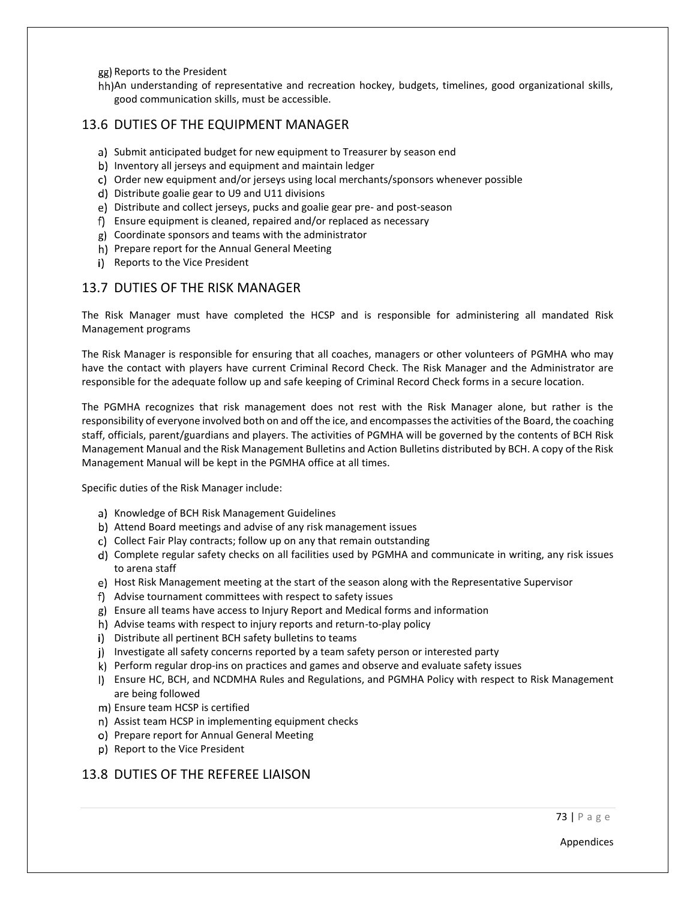gg) Reports to the President

hh) An understanding of representative and recreation hockey, budgets, timelines, good organizational skills, good communication skills, must be accessible.

## 13.6 DUTIES OF THE EQUIPMENT MANAGER

a) Submit anticipated budget for new equipment to Treasurer by season end
b) Inventory all jerseys and equipment and maintain ledger
c) Order new equipment and/or jerseys using local merchants/sponsors whenever possible
d) Distribute goalie gear to U9 and U11 divisions
e) Distribute and collect jerseys, pucks and goalie gear pre- and post-season
f) Ensure equipment is cleaned, repaired and/or replaced as necessary
g) Coordinate sponsors and teams with the administrator
h) Prepare report for the Annual General Meeting
i) Reports to the Vice President

## 13.7 DUTIES OF THE RISK MANAGER

The Risk Manager must have completed the HCSP and is responsible for administering all mandated Risk Management programs

The Risk Manager is responsible for ensuring that all coaches, managers or other volunteers of PGMHA who may have the contact with players have current Criminal Record Check. The Risk Manager and the Administrator are responsible for the adequate follow up and safe keeping of Criminal Record Check forms in a secure location.

The PGMHA recognizes that risk management does not rest with the Risk Manager alone, but rather is the responsibility of everyone involved both on and off the ice, and encompasses the activities of the Board, the coaching staff, officials, parent/guardians and players. The activities of PGMHA will be governed by the contents of BCH Risk Management Manual and the Risk Management Bulletins and Action Bulletins distributed by BCH. A copy of the Risk Management Manual will be kept in the PGMHA office at all times.

Specific duties of the Risk Manager include:

a) Knowledge of BCH Risk Management Guidelines
b) Attend Board meetings and advise of any risk management issues
c) Collect Fair Play contracts; follow up on any that remain outstanding
d) Complete regular safety checks on all facilities used by PGMHA and communicate in writing, any risk issues to arena staff
e) Host Risk Management meeting at the start of the season along with the Representative Supervisor
f) Advise tournament committees with respect to safety issues
g) Ensure all teams have access to Injury Report and Medical forms and information
h) Advise teams with respect to injury reports and return-to-play policy
i) Distribute all pertinent BCH safety bulletins to teams
j) Investigate all safety concerns reported by a team safety person or interested party
k) Perform regular drop-ins on practices and games and observe and evaluate safety issues
l) Ensure HC, BCH, and NCDMHA Rules and Regulations, and PGMHA Policy with respect to Risk Management are being followed
m) Ensure team HCSP is certified
n) Assist team HCSP in implementing equipment checks
o) Prepare report for Annual General Meeting
p) Report to the Vice President

## 13.8 DUTIES OF THE REFEREE LIAISON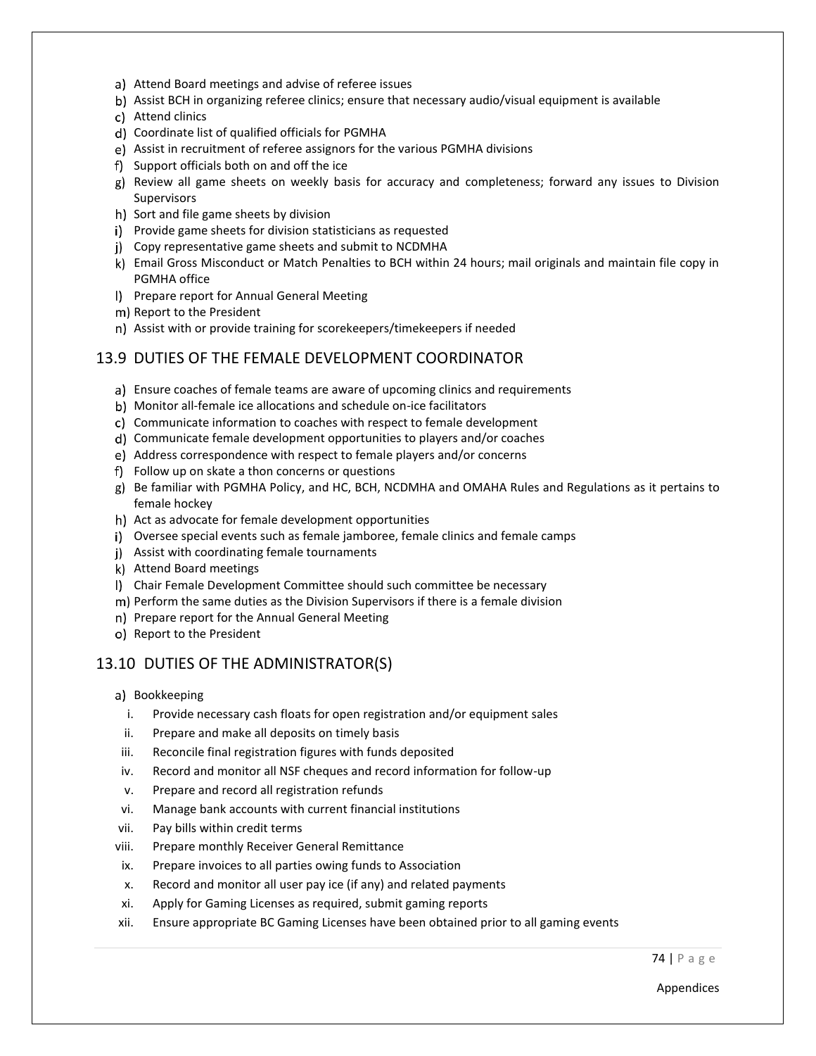a) Attend Board meetings and advise of referee issues
b) Assist BCH in organizing referee clinics; ensure that necessary audio/visual equipment is available
c) Attend clinics
d) Coordinate list of qualified officials for PGMHA
e) Assist in recruitment of referee assignors for the various PGMHA divisions
f) Support officials both on and off the ice
g) Review all game sheets on weekly basis for accuracy and completeness; forward any issues to Division Supervisors
h) Sort and file game sheets by division
i) Provide game sheets for division statisticians as requested
j) Copy representative game sheets and submit to NCDMHA
k) Email Gross Misconduct or Match Penalties to BCH within 24 hours; mail originals and maintain file copy in PGMHA office
l) Prepare report for Annual General Meeting
m) Report to the President
n) Assist with or provide training for scorekeepers/timekeepers if needed

## 13.9 DUTIES OF THE FEMALE DEVELOPMENT COORDINATOR

a) Ensure coaches of female teams are aware of upcoming clinics and requirements
b) Monitor all-female ice allocations and schedule on-ice facilitators
c) Communicate information to coaches with respect to female development
d) Communicate female development opportunities to players and/or coaches
e) Address correspondence with respect to female players and/or concerns
f) Follow up on skate a thon concerns or questions
g) Be familiar with PGMHA Policy, and HC, BCH, NCDMHA and OMAHA Rules and Regulations as it pertains to female hockey
h) Act as advocate for female development opportunities
i) Oversee special events such as female jamboree, female clinics and female camps
j) Assist with coordinating female tournaments
k) Attend Board meetings
l) Chair Female Development Committee should such committee be necessary
m) Perform the same duties as the Division Supervisors if there is a female division
n) Prepare report for the Annual General Meeting
o) Report to the President

## 13.10 DUTIES OF THE ADMINISTRATOR(S)

a) Bookkeeping
   i. Provide necessary cash floats for open registration and/or equipment sales
   ii. Prepare and make all deposits on timely basis
   iii. Reconcile final registration figures with funds deposited
   iv. Record and monitor all NSF cheques and record information for follow-up
   v. Prepare and record all registration refunds
   vi. Manage bank accounts with current financial institutions
   vii. Pay bills within credit terms
   viii. Prepare monthly Receiver General Remittance
   ix. Prepare invoices to all parties owing funds to Association
   x. Record and monitor all user pay ice (if any) and related payments
   xi. Apply for Gaming Licenses as required, submit gaming reports
   xii. Ensure appropriate BC Gaming Licenses have been obtained prior to all gaming events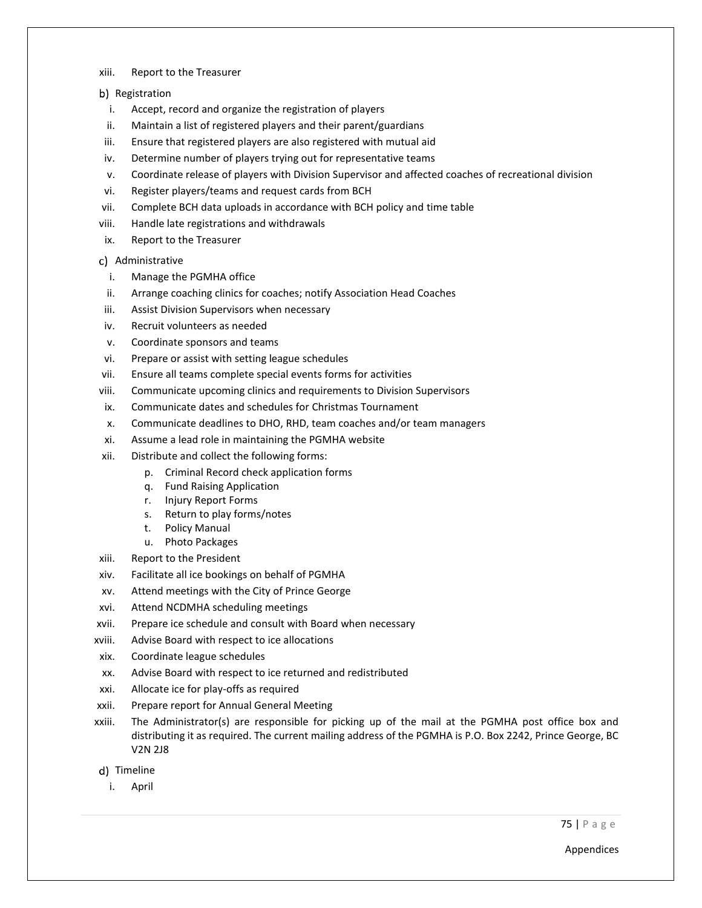xiii. Report to the Treasurer

b) Registration

i. Accept, record and organize the registration of players
ii. Maintain a list of registered players and their parent/guardians
iii. Ensure that registered players are also registered with mutual aid
iv. Determine number of players trying out for representative teams
v. Coordinate release of players with Division Supervisor and affected coaches of recreational division
vi. Register players/teams and request cards from BCH
vii. Complete BCH data uploads in accordance with BCH policy and time table
viii. Handle late registrations and withdrawals
ix. Report to the Treasurer

c) Administrative

i. Manage the PGMHA office
ii. Arrange coaching clinics for coaches; notify Association Head Coaches
iii. Assist Division Supervisors when necessary
iv. Recruit volunteers as needed
v. Coordinate sponsors and teams
vi. Prepare or assist with setting league schedules
vii. Ensure all teams complete special events forms for activities
viii. Communicate upcoming clinics and requirements to Division Supervisors
ix. Communicate dates and schedules for Christmas Tournament
x. Communicate deadlines to DHO, RHD, team coaches and/or team managers
xi. Assume a lead role in maintaining the PGMHA website
xii. Distribute and collect the following forms:
    p. Criminal Record check application forms
    q. Fund Raising Application
    r. Injury Report Forms
    s. Return to play forms/notes
    t. Policy Manual
    u. Photo Packages
xiii. Report to the President
xiv. Facilitate all ice bookings on behalf of PGMHA
xv. Attend meetings with the City of Prince George
xvi. Attend NCDMHA scheduling meetings
xvii. Prepare ice schedule and consult with Board when necessary
xviii. Advise Board with respect to ice allocations
xix. Coordinate league schedules
xx. Advise Board with respect to ice returned and redistributed
xxi. Allocate ice for play-offs as required
xxii. Prepare report for Annual General Meeting
xxiii. The Administrator(s) are responsible for picking up of the mail at the PGMHA post office box and distributing it as required. The current mailing address of the PGMHA is P.O. Box 2242, Prince George, BC V2N 2J8

d) Timeline

i. April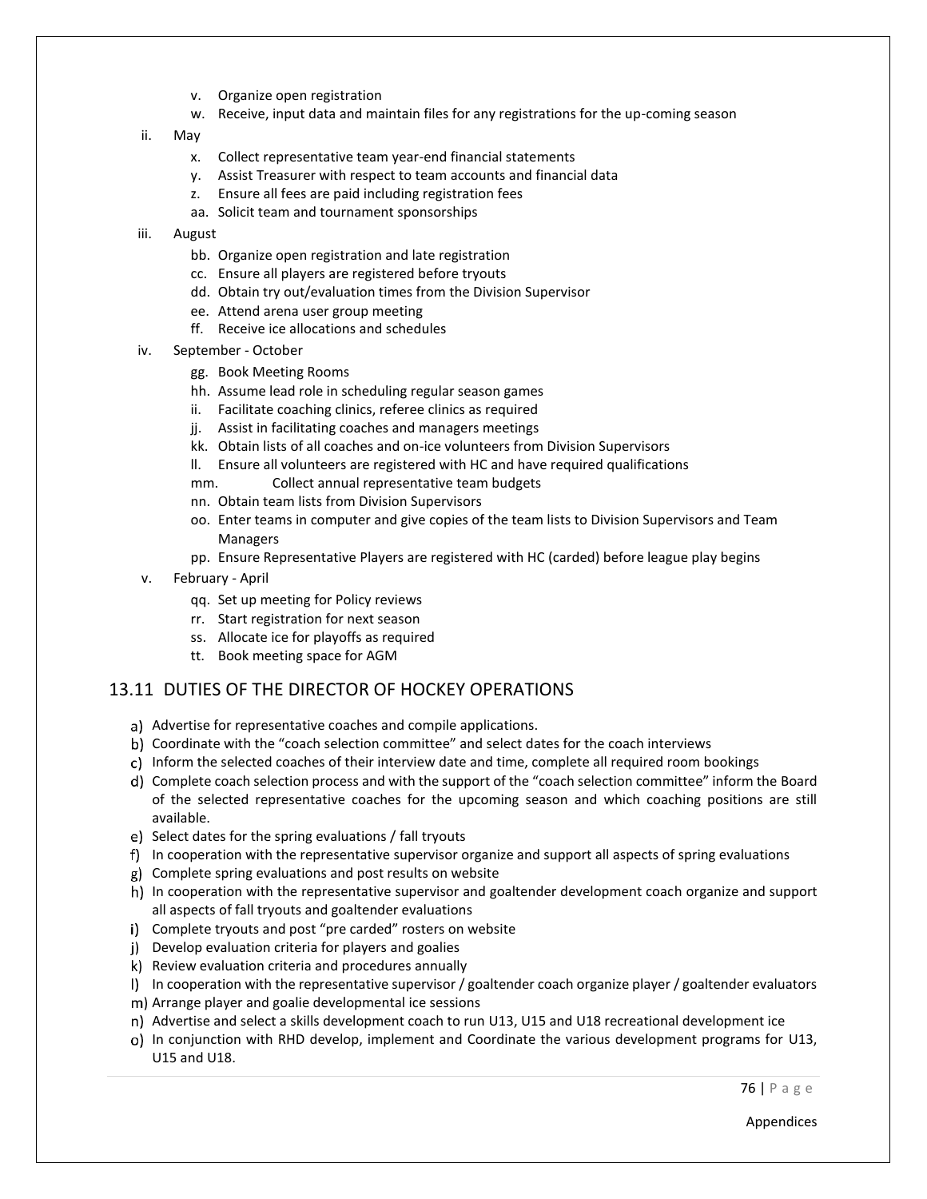- v. Organize open registration
- w. Receive, input data and maintain files for any registrations for the up-coming season

ii. May

- x. Collect representative team year-end financial statements
- y. Assist Treasurer with respect to team accounts and financial data
- z. Ensure all fees are paid including registration fees
- aa. Solicit team and tournament sponsorships

iii. August

- bb. Organize open registration and late registration
- cc. Ensure all players are registered before tryouts
- dd. Obtain try out/evaluation times from the Division Supervisor
- ee. Attend arena user group meeting
- ff. Receive ice allocations and schedules

iv. September - October

- gg. Book Meeting Rooms
- hh. Assume lead role in scheduling regular season games
- ii. Facilitate coaching clinics, referee clinics as required
- jj. Assist in facilitating coaches and managers meetings
- kk. Obtain lists of all coaches and on-ice volunteers from Division Supervisors
- ll. Ensure all volunteers are registered with HC and have required qualifications
- mm. Collect annual representative team budgets
- nn. Obtain team lists from Division Supervisors
- oo. Enter teams in computer and give copies of the team lists to Division Supervisors and Team Managers
- pp. Ensure Representative Players are registered with HC (carded) before league play begins

v. February - April

- qq. Set up meeting for Policy reviews
- rr. Start registration for next season
- ss. Allocate ice for playoffs as required
- tt. Book meeting space for AGM

## 13.11 DUTIES OF THE DIRECTOR OF HOCKEY OPERATIONS

- a) Advertise for representative coaches and compile applications.
- b) Coordinate with the "coach selection committee" and select dates for the coach interviews
- c) Inform the selected coaches of their interview date and time, complete all required room bookings
- d) Complete coach selection process and with the support of the "coach selection committee" inform the Board of the selected representative coaches for the upcoming season and which coaching positions are still available.
- e) Select dates for the spring evaluations / fall tryouts
- f) In cooperation with the representative supervisor organize and support all aspects of spring evaluations
- g) Complete spring evaluations and post results on website
- h) In cooperation with the representative supervisor and goaltender development coach organize and support all aspects of fall tryouts and goaltender evaluations
- i) Complete tryouts and post "pre carded" rosters on website
- j) Develop evaluation criteria for players and goalies
- k) Review evaluation criteria and procedures annually
- l) In cooperation with the representative supervisor / goaltender coach organize player / goaltender evaluators
- m) Arrange player and goalie developmental ice sessions
- n) Advertise and select a skills development coach to run U13, U15 and U18 recreational development ice
- o) In conjunction with RHD develop, implement and Coordinate the various development programs for U13, U15 and U18.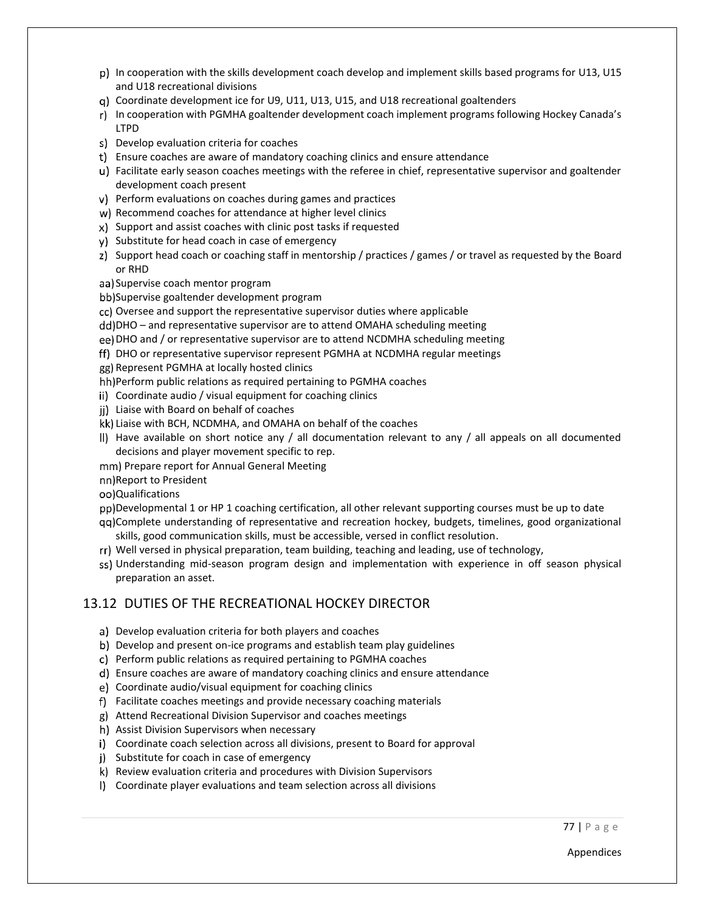p) In cooperation with the skills development coach develop and implement skills based programs for U13, U15 and U18 recreational divisions
q) Coordinate development ice for U9, U11, U13, U15, and U18 recreational goaltenders
r) In cooperation with PGMHA goaltender development coach implement programs following Hockey Canada's LTPD
s) Develop evaluation criteria for coaches
t) Ensure coaches are aware of mandatory coaching clinics and ensure attendance
u) Facilitate early season coaches meetings with the referee in chief, representative supervisor and goaltender development coach present
v) Perform evaluations on coaches during games and practices
w) Recommend coaches for attendance at higher level clinics
x) Support and assist coaches with clinic post tasks if requested
y) Substitute for head coach in case of emergency
z) Support head coach or coaching staff in mentorship / practices / games / or travel as requested by the Board or RHD
aa) Supervise coach mentor program
bb) Supervise goaltender development program
cc) Oversee and support the representative supervisor duties where applicable
dd) DHO – and representative supervisor are to attend OMAHA scheduling meeting
ee) DHO and / or representative supervisor are to attend NCDMHA scheduling meeting
ff) DHO or representative supervisor represent PGMHA at NCDMHA regular meetings
gg) Represent PGMHA at locally hosted clinics
hh) Perform public relations as required pertaining to PGMHA coaches
ii) Coordinate audio / visual equipment for coaching clinics
jj) Liaise with Board on behalf of coaches
kk) Liaise with BCH, NCDMHA, and OMAHA on behalf of the coaches
ll) Have available on short notice any / all documentation relevant to any / all appeals on all documented decisions and player movement specific to rep.
mm) Prepare report for Annual General Meeting
nn) Report to President
oo) Qualifications
pp) Developmental 1 or HP 1 coaching certification, all other relevant supporting courses must be up to date
qq) Complete understanding of representative and recreation hockey, budgets, timelines, good organizational skills, good communication skills, must be accessible, versed in conflict resolution.
rr) Well versed in physical preparation, team building, teaching and leading, use of technology,
ss) Understanding mid-season program design and implementation with experience in off season physical preparation an asset.

## 13.12 DUTIES OF THE RECREATIONAL HOCKEY DIRECTOR

a) Develop evaluation criteria for both players and coaches
b) Develop and present on-ice programs and establish team play guidelines
c) Perform public relations as required pertaining to PGMHA coaches
d) Ensure coaches are aware of mandatory coaching clinics and ensure attendance
e) Coordinate audio/visual equipment for coaching clinics
f) Facilitate coaches meetings and provide necessary coaching materials
g) Attend Recreational Division Supervisor and coaches meetings
h) Assist Division Supervisors when necessary
i) Coordinate coach selection across all divisions, present to Board for approval
j) Substitute for coach in case of emergency
k) Review evaluation criteria and procedures with Division Supervisors
l) Coordinate player evaluations and team selection across all divisions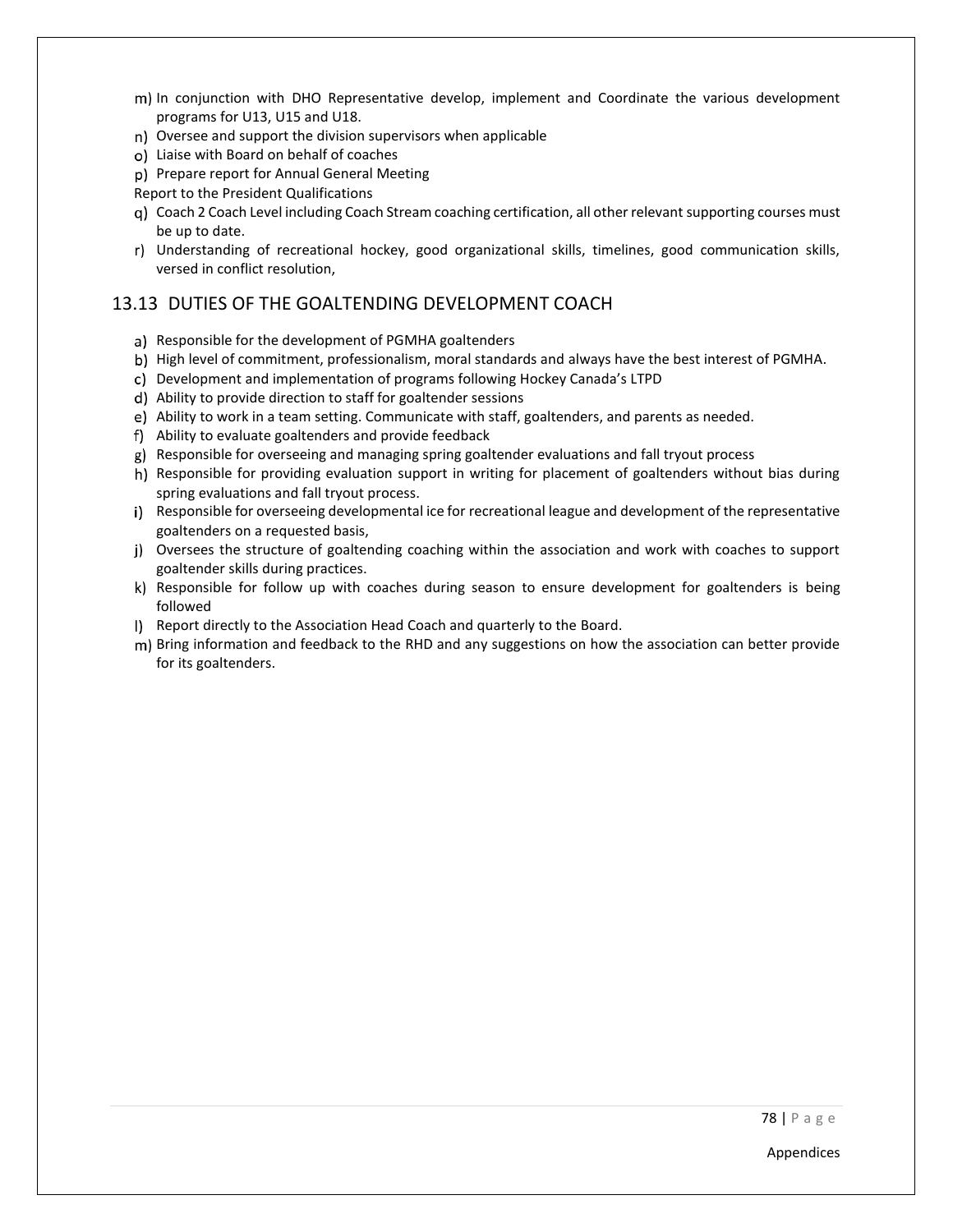m) In conjunction with DHO Representative develop, implement and Coordinate the various development programs for U13, U15 and U18.
n) Oversee and support the division supervisors when applicable
o) Liaise with Board on behalf of coaches
p) Prepare report for Annual General Meeting

Report to the President Qualifications

q) Coach 2 Coach Level including Coach Stream coaching certification, all other relevant supporting courses must be up to date.
r) Understanding of recreational hockey, good organizational skills, timelines, good communication skills, versed in conflict resolution,

## 13.13 DUTIES OF THE GOALTENDING DEVELOPMENT COACH

a) Responsible for the development of PGMHA goaltenders
b) High level of commitment, professionalism, moral standards and always have the best interest of PGMHA.
c) Development and implementation of programs following Hockey Canada's LTPD
d) Ability to provide direction to staff for goaltender sessions
e) Ability to work in a team setting. Communicate with staff, goaltenders, and parents as needed.
f) Ability to evaluate goaltenders and provide feedback
g) Responsible for overseeing and managing spring goaltender evaluations and fall tryout process
h) Responsible for providing evaluation support in writing for placement of goaltenders without bias during spring evaluations and fall tryout process.
i) Responsible for overseeing developmental ice for recreational league and development of the representative goaltenders on a requested basis,
j) Oversees the structure of goaltending coaching within the association and work with coaches to support goaltender skills during practices.
k) Responsible for follow up with coaches during season to ensure development for goaltenders is being followed
l) Report directly to the Association Head Coach and quarterly to the Board.
m) Bring information and feedback to the RHD and any suggestions on how the association can better provide for its goaltenders.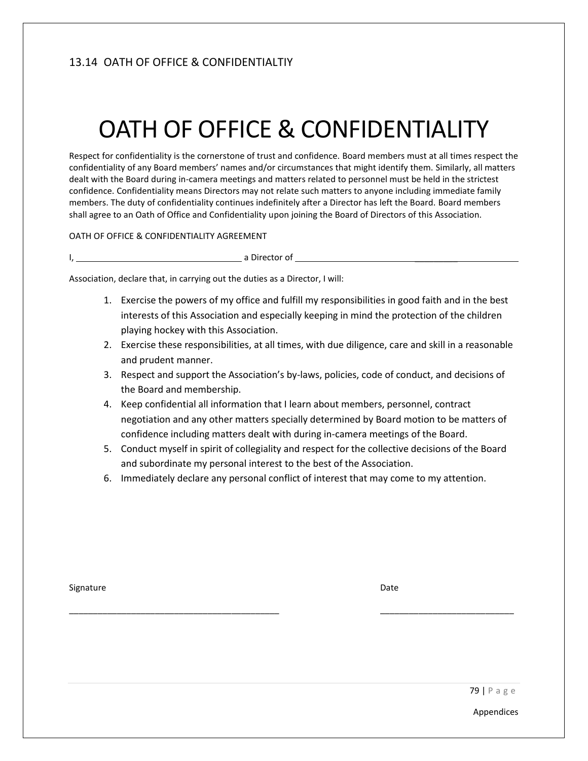## 13.14 OATH OF OFFICE & CONFIDENTIALTIY

# OATH OF OFFICE & CONFIDENTIALITY

Respect for confidentiality is the cornerstone of trust and confidence. Board members must at all times respect the confidentiality of any Board members' names and/or circumstances that might identify them. Similarly, all matters dealt with the Board during in-camera meetings and matters related to personnel must be held in the strictest confidence. Confidentiality means Directors may not relate such matters to anyone including immediate family members. The duty of confidentiality continues indefinitely after a Director has left the Board. Board members shall agree to an Oath of Office and Confidentiality upon joining the Board of Directors of this Association.

OATH OF OFFICE & CONFIDENTIALITY AGREEMENT

I, ___________________________________ a Director of ______________________________________________

Association, declare that, in carrying out the duties as a Director, I will:

1. Exercise the powers of my office and fulfill my responsibilities in good faith and in the best interests of this Association and especially keeping in mind the protection of the children playing hockey with this Association.
2. Exercise these responsibilities, at all times, with due diligence, care and skill in a reasonable and prudent manner.
3. Respect and support the Association's by-laws, policies, code of conduct, and decisions of the Board and membership.
4. Keep confidential all information that I learn about members, personnel, contract negotiation and any other matters specially determined by Board motion to be matters of confidence including matters dealt with during in-camera meetings of the Board.
5. Conduct myself in spirit of collegiality and respect for the collective decisions of the Board and subordinate my personal interest to the best of the Association.
6. Immediately declare any personal conflict of interest that may come to my attention.

Signature ____________________________________________

Date ____________________________

Appendices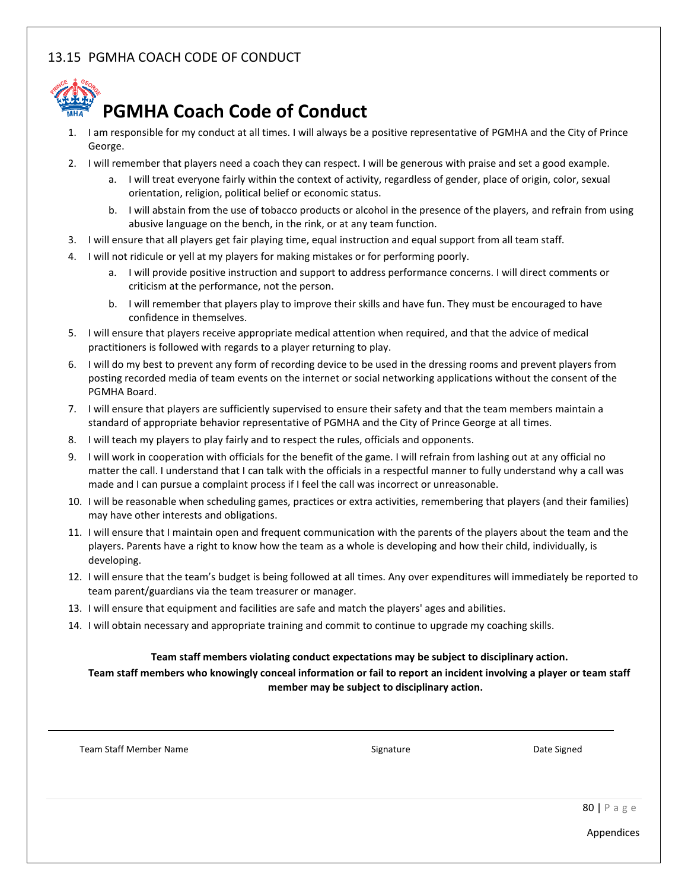## 13.15 PGMHA COACH CODE OF CONDUCT

# PGMHA Coach Code of Conduct

1. I am responsible for my conduct at all times. I will always be a positive representative of PGMHA and the City of Prince George.
2. I will remember that players need a coach they can respect. I will be generous with praise and set a good example.
   a. I will treat everyone fairly within the context of activity, regardless of gender, place of origin, color, sexual orientation, religion, political belief or economic status.
   b. I will abstain from the use of tobacco products or alcohol in the presence of the players, and refrain from using abusive language on the bench, in the rink, or at any team function.
3. I will ensure that all players get fair playing time, equal instruction and equal support from all team staff.
4. I will not ridicule or yell at my players for making mistakes or for performing poorly.
   a. I will provide positive instruction and support to address performance concerns. I will direct comments or criticism at the performance, not the person.
   b. I will remember that players play to improve their skills and have fun. They must be encouraged to have confidence in themselves.
5. I will ensure that players receive appropriate medical attention when required, and that the advice of medical practitioners is followed with regards to a player returning to play.
6. I will do my best to prevent any form of recording device to be used in the dressing rooms and prevent players from posting recorded media of team events on the internet or social networking applications without the consent of the PGMHA Board.
7. I will ensure that players are sufficiently supervised to ensure their safety and that the team members maintain a standard of appropriate behavior representative of PGMHA and the City of Prince George at all times.
8. I will teach my players to play fairly and to respect the rules, officials and opponents.
9. I will work in cooperation with officials for the benefit of the game. I will refrain from lashing out at any official no matter the call. I understand that I can talk with the officials in a respectful manner to fully understand why a call was made and I can pursue a complaint process if I feel the call was incorrect or unreasonable.
10. I will be reasonable when scheduling games, practices or extra activities, remembering that players (and their families) may have other interests and obligations.
11. I will ensure that I maintain open and frequent communication with the parents of the players about the team and the players. Parents have a right to know how the team as a whole is developing and how their child, individually, is developing.
12. I will ensure that the team's budget is being followed at all times. Any over expenditures will immediately be reported to team parent/guardians via the team treasurer or manager.
13. I will ensure that equipment and facilities are safe and match the players' ages and abilities.
14. I will obtain necessary and appropriate training and commit to continue to upgrade my coaching skills.

**Team staff members violating conduct expectations may be subject to disciplinary action.**
**Team staff members who knowingly conceal information or fail to report an incident involving a player or team staff member may be subject to disciplinary action.**

______________________________________________________________________________

Team Staff Member Name    Signature    Date Signed

Appendices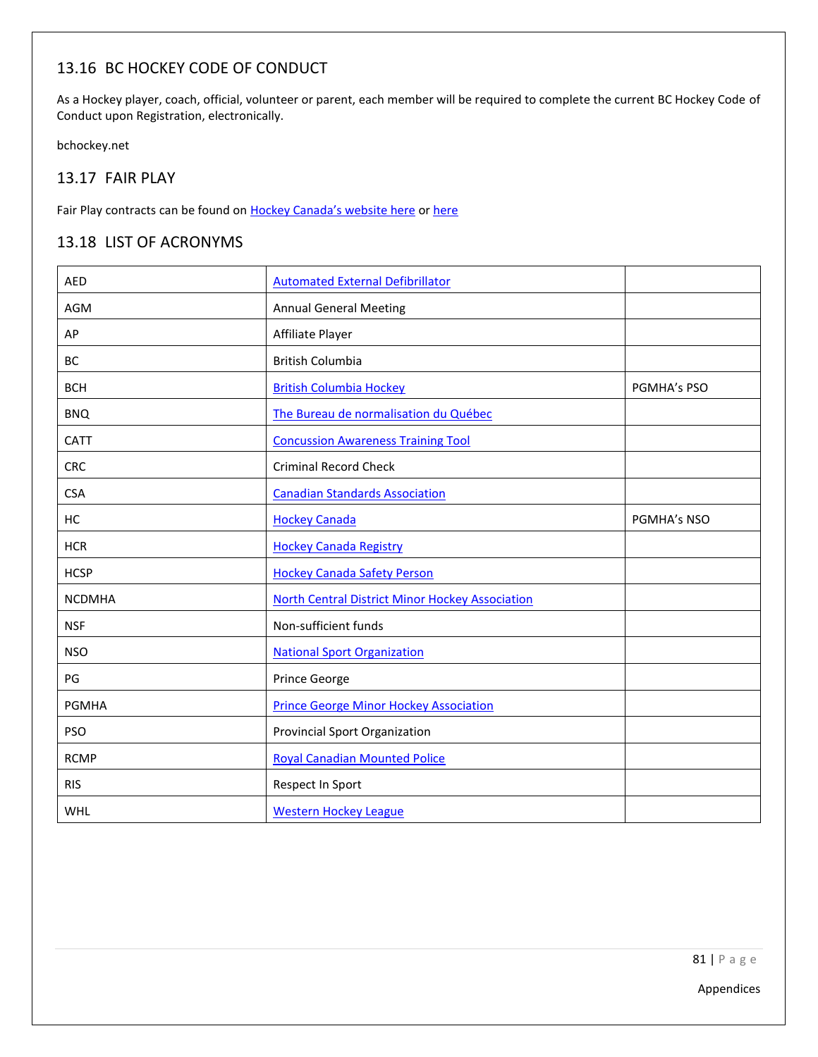## 13.16 BC HOCKEY CODE OF CONDUCT

As a Hockey player, coach, official, volunteer or parent, each member will be required to complete the current BC Hockey Code of Conduct upon Registration, electronically.

bchockey.net

## 13.17 FAIR PLAY

Fair Play contracts can be found on Hockey Canada's website here or here

## 13.18 LIST OF ACRONYMS

| | | |
|---|---|---|
| AED | Automated External Defibrillator | |
| AGM | Annual General Meeting | |
| AP | Affiliate Player | |
| BC | British Columbia | |
| BCH | British Columbia Hockey | PGMHA's PSO |
| BNQ | The Bureau de normalisation du Québec | |
| CATT | Concussion Awareness Training Tool | |
| CRC | Criminal Record Check | |
| CSA | Canadian Standards Association | |
| HC | Hockey Canada | PGMHA's NSO |
| HCR | Hockey Canada Registry | |
| HCSP | Hockey Canada Safety Person | |
| NCDMHA | North Central District Minor Hockey Association | |
| NSF | Non-sufficient funds | |
| NSO | National Sport Organization | |
| PG | Prince George | |
| PGMHA | Prince George Minor Hockey Association | |
| PSO | Provincial Sport Organization | |
| RCMP | Royal Canadian Mounted Police | |
| RIS | Respect In Sport | |
| WHL | Western Hockey League | |

Appendices